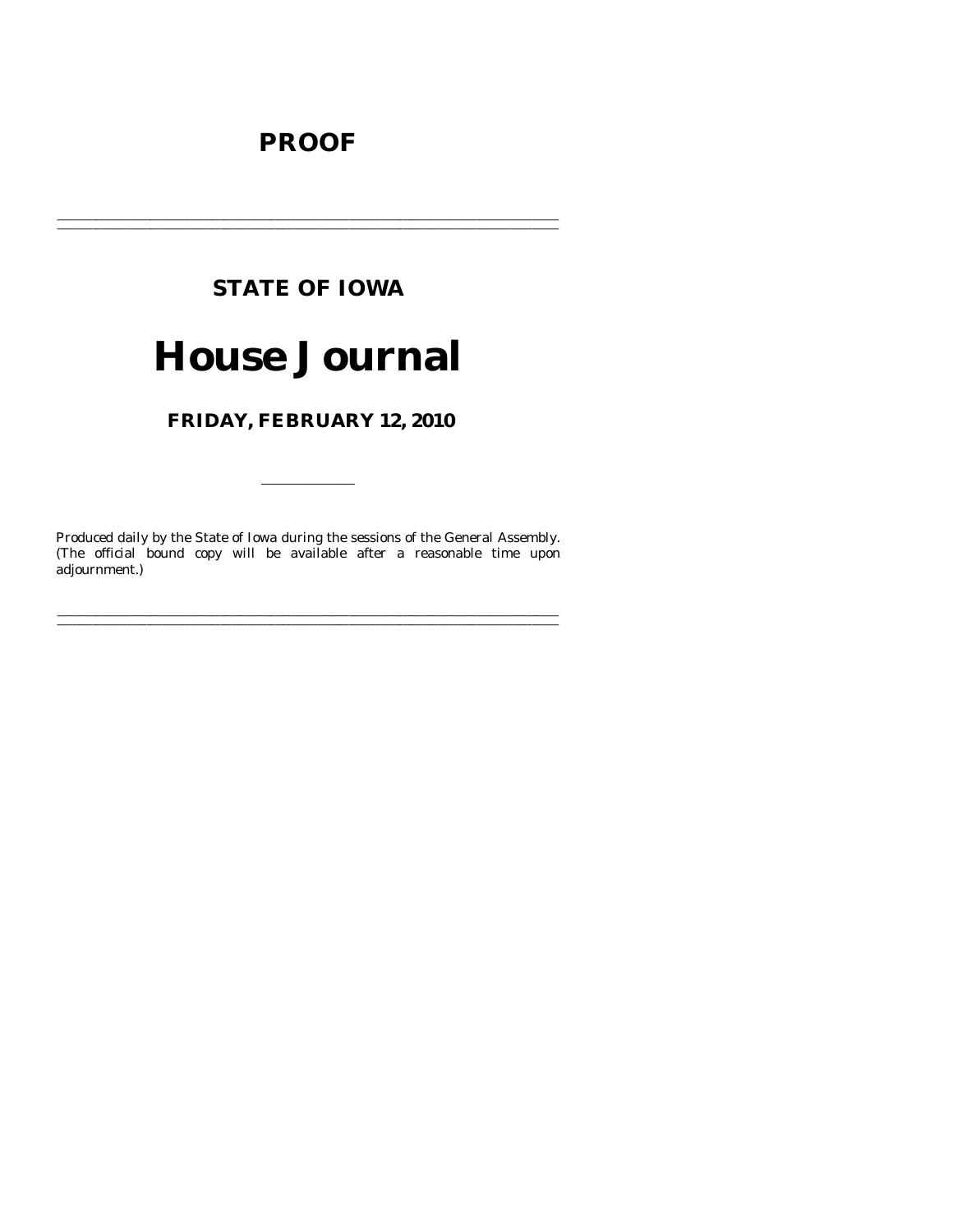# PROOF

---

## STATE OF IOWA

# House Journal

## FRIDAY, FEBRUARY 12, 2010

---

Produced daily by the State of Iowa during the sessions of the General Assembly. (The official bound copy will be available after a reasonable time upon adjournment.)

---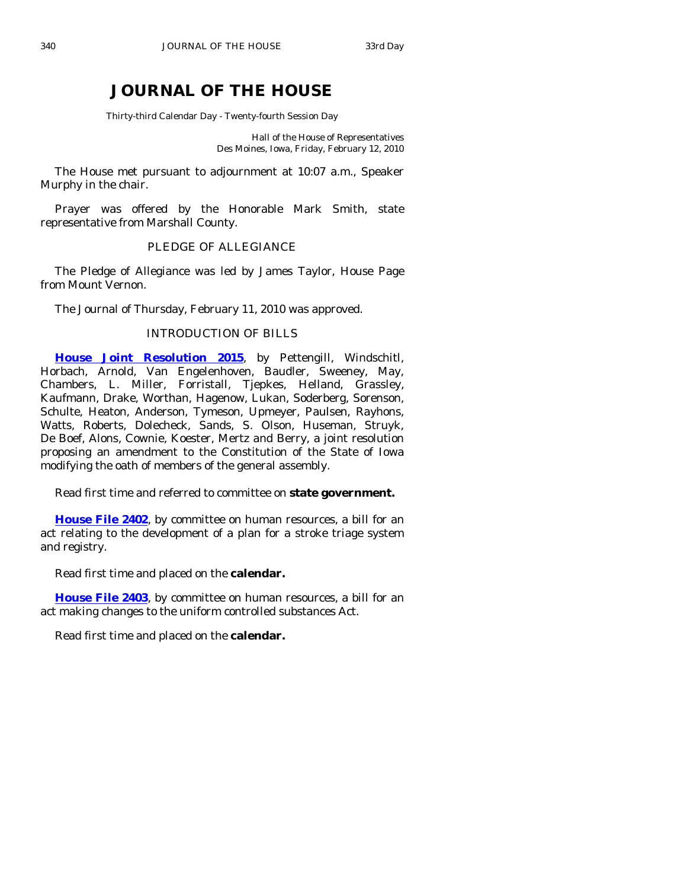# JOURNAL OF THE HOUSE

Thirty-third Calendar Day - Twenty-fourth Session Day

Hall of the House of Representatives
Des Moines, Iowa, Friday, February 12, 2010

The House met pursuant to adjournment at 10:07 a.m., Speaker Murphy in the chair.

Prayer was offered by the Honorable Mark Smith, state representative from Marshall County.

## PLEDGE OF ALLEGIANCE

The Pledge of Allegiance was led by James Taylor, House Page from Mount Vernon.

The Journal of Thursday, February 11, 2010 was approved.

## INTRODUCTION OF BILLS

**House Joint Resolution 2015**, by Pettengill, Windschitl, Horbach, Arnold, Van Engelenhoven, Baudler, Sweeney, May, Chambers, L. Miller, Forristall, Tjepkes, Helland, Grassley, Kaufmann, Drake, Worthan, Hagenow, Lukan, Soderberg, Sorenson, Schulte, Heaton, Anderson, Tymeson, Upmeyer, Paulsen, Rayhons, Watts, Roberts, Dolecheck, Sands, S. Olson, Huseman, Struyk, De Boef, Alons, Cownie, Koester, Mertz and Berry, a joint resolution proposing an amendment to the Constitution of the State of Iowa modifying the oath of members of the general assembly.

Read first time and referred to committee on **state government.**

**House File 2402**, by committee on human resources, a bill for an act relating to the development of a plan for a stroke triage system and registry.

Read first time and placed on the **calendar.**

**House File 2403**, by committee on human resources, a bill for an act making changes to the uniform controlled substances Act.

Read first time and placed on the **calendar.**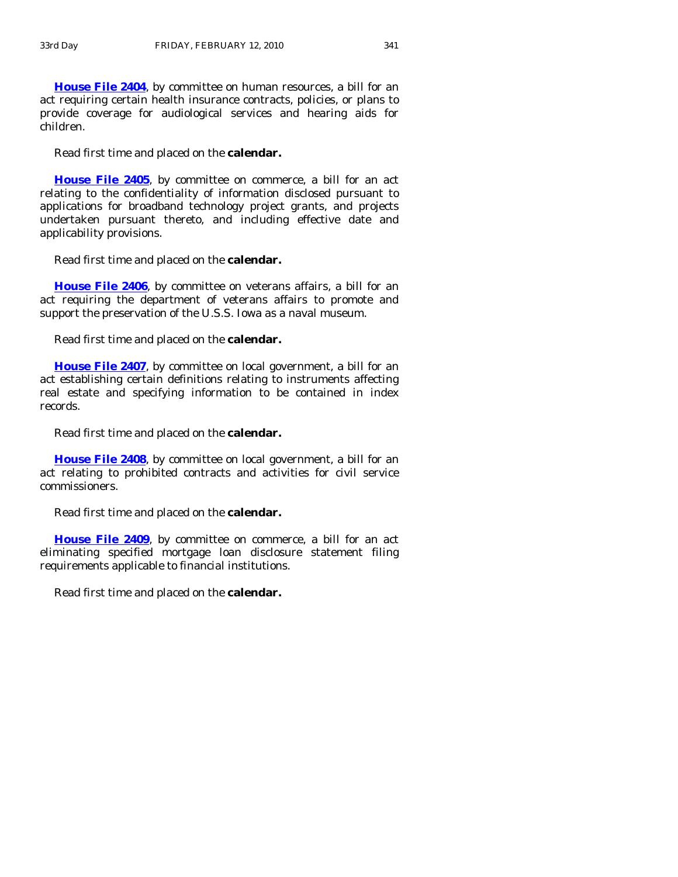**House File 2404**, by committee on human resources, a bill for an act requiring certain health insurance contracts, policies, or plans to provide coverage for audiological services and hearing aids for children.

Read first time and placed on the **calendar.**

**House File 2405**, by committee on commerce, a bill for an act relating to the confidentiality of information disclosed pursuant to applications for broadband technology project grants, and projects undertaken pursuant thereto, and including effective date and applicability provisions.

Read first time and placed on the **calendar.**

**House File 2406**, by committee on veterans affairs, a bill for an act requiring the department of veterans affairs to promote and support the preservation of the U.S.S. Iowa as a naval museum.

Read first time and placed on the **calendar.**

**House File 2407**, by committee on local government, a bill for an act establishing certain definitions relating to instruments affecting real estate and specifying information to be contained in index records.

Read first time and placed on the **calendar.**

**House File 2408**, by committee on local government, a bill for an act relating to prohibited contracts and activities for civil service commissioners.

Read first time and placed on the **calendar.**

**House File 2409**, by committee on commerce, a bill for an act eliminating specified mortgage loan disclosure statement filing requirements applicable to financial institutions.

Read first time and placed on the **calendar.**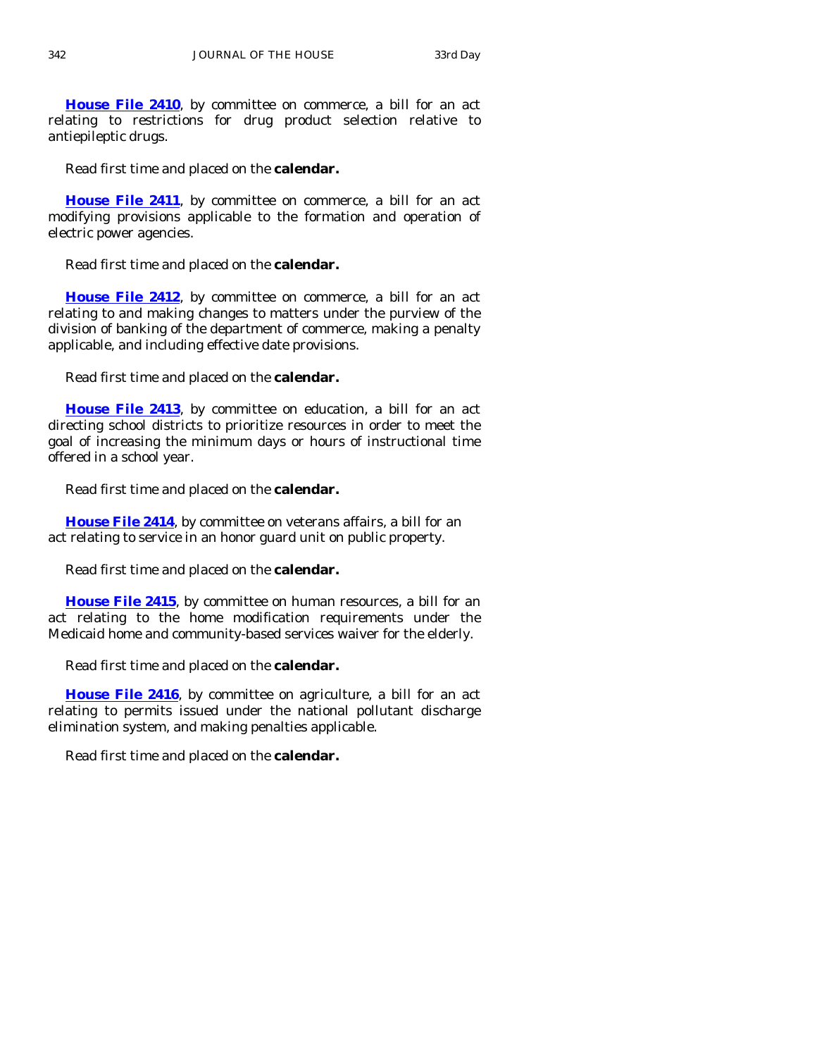**House File 2410**, by committee on commerce, a bill for an act relating to restrictions for drug product selection relative to antiepileptic drugs.

Read first time and placed on the **calendar.**

**House File 2411**, by committee on commerce, a bill for an act modifying provisions applicable to the formation and operation of electric power agencies.

Read first time and placed on the **calendar.**

**House File 2412**, by committee on commerce, a bill for an act relating to and making changes to matters under the purview of the division of banking of the department of commerce, making a penalty applicable, and including effective date provisions.

Read first time and placed on the **calendar.**

**House File 2413**, by committee on education, a bill for an act directing school districts to prioritize resources in order to meet the goal of increasing the minimum days or hours of instructional time offered in a school year.

Read first time and placed on the **calendar.**

**House File 2414**, by committee on veterans affairs, a bill for an act relating to service in an honor guard unit on public property.

Read first time and placed on the **calendar.**

**House File 2415**, by committee on human resources, a bill for an act relating to the home modification requirements under the Medicaid home and community-based services waiver for the elderly.

Read first time and placed on the **calendar.**

**House File 2416**, by committee on agriculture, a bill for an act relating to permits issued under the national pollutant discharge elimination system, and making penalties applicable.

Read first time and placed on the **calendar.**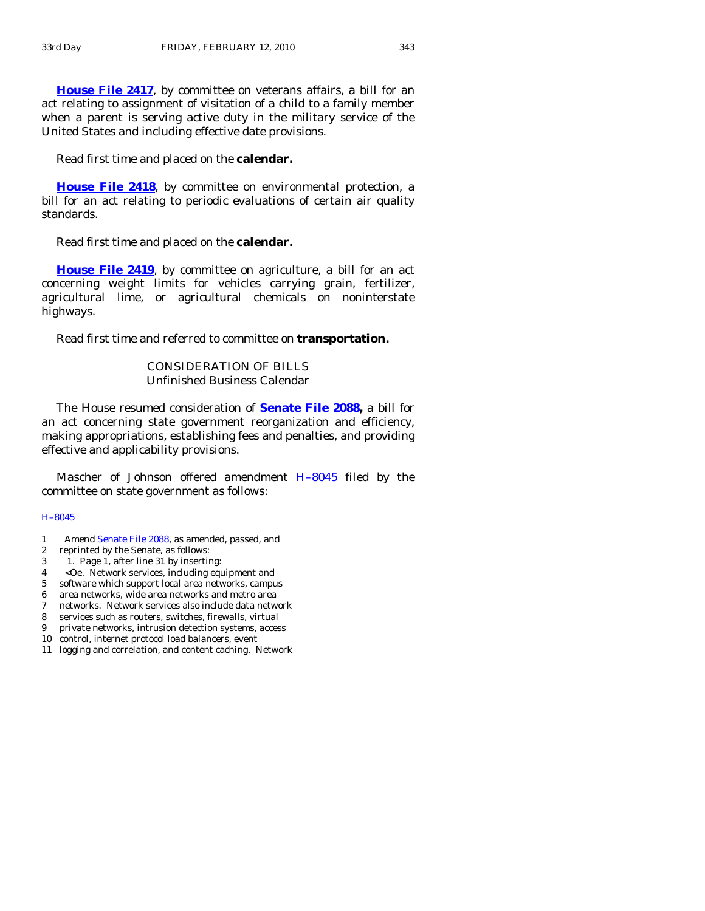**House File 2417**, by committee on veterans affairs, a bill for an act relating to assignment of visitation of a child to a family member when a parent is serving active duty in the military service of the United States and including effective date provisions.

Read first time and placed on the **calendar.**

**House File 2418**, by committee on environmental protection, a bill for an act relating to periodic evaluations of certain air quality standards.

Read first time and placed on the **calendar.**

**House File 2419**, by committee on agriculture, a bill for an act concerning weight limits for vehicles carrying grain, fertilizer, agricultural lime, or agricultural chemicals on noninterstate highways.

Read first time and referred to committee on **transportation.**

CONSIDERATION OF BILLS
Unfinished Business Calendar

The House resumed consideration of **Senate File 2088,** a bill for an act concerning state government reorganization and efficiency, making appropriations, establishing fees and penalties, and providing effective and applicability provisions.

Mascher of Johnson offered amendment H–8045 filed by the committee on state government as follows:

H–8045

1 Amend Senate File 2088, as amended, passed, and
2 reprinted by the Senate, as follows:
3 1. Page 1, after line 31 by inserting:
4 <0e. Network services, including equipment and
5 software which support local area networks, campus
6 area networks, wide area networks and metro area
7 networks. Network services also include data network
8 services such as routers, switches, firewalls, virtual
9 private networks, intrusion detection systems, access
10 control, internet protocol load balancers, event
11 logging and correlation, and content caching. Network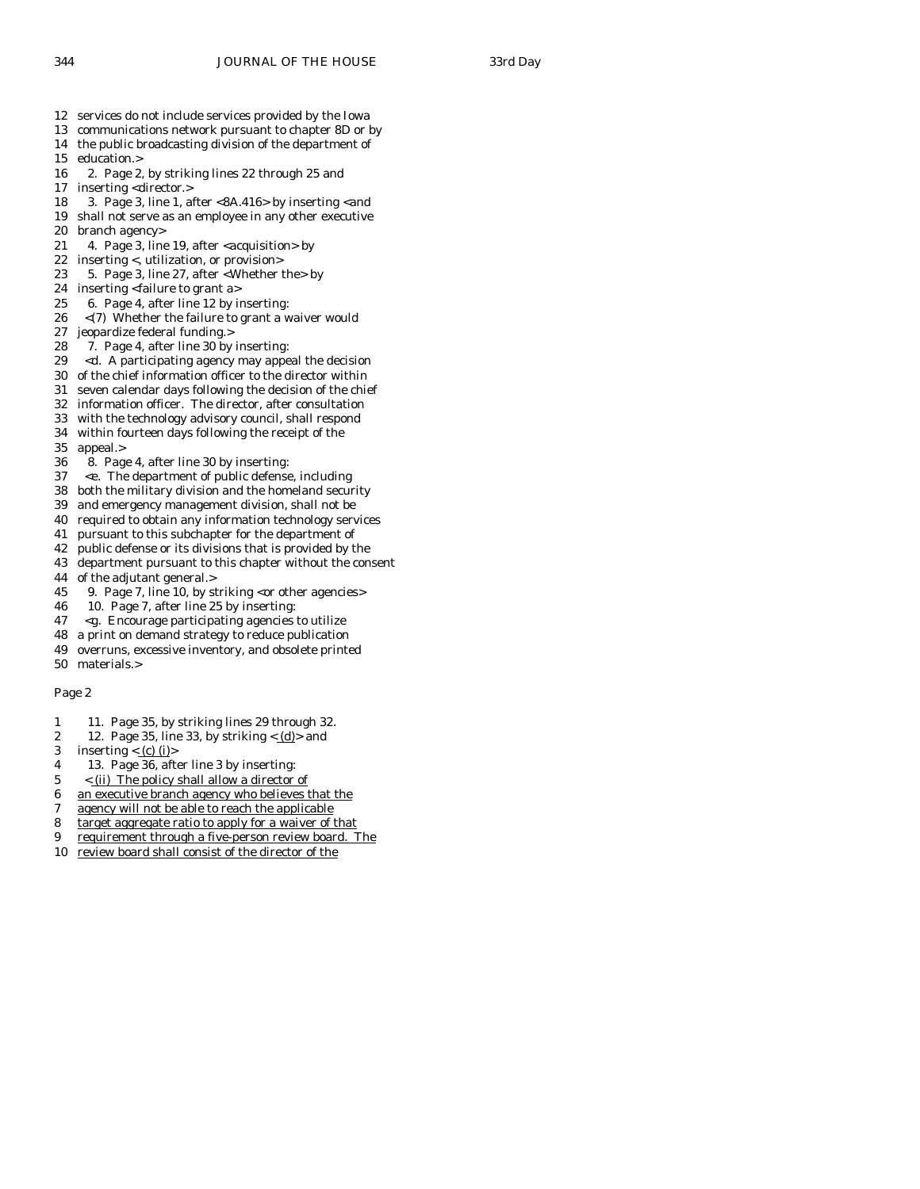12 services do not include services provided by the Iowa
13 communications network pursuant to chapter 8D or by
14 the public broadcasting division of the department of
15 education.>
16 2. Page 2, by striking lines 22 through 25 and
17 inserting <director.>
18 3. Page 3, line 1, after <8A.416> by inserting <and
19 shall not serve as an employee in any other executive
20 branch agency>
21 4. Page 3, line 19, after <acquisition> by
22 inserting <, utilization, or provision>
23 5. Page 3, line 27, after <Whether the> by
24 inserting <failure to grant a>
25 6. Page 4, after line 12 by inserting:
26 <(7) Whether the failure to grant a waiver would
27 jeopardize federal funding.>
28 7. Page 4, after line 30 by inserting:
29 <d. A participating agency may appeal the decision
30 of the chief information officer to the director within
31 seven calendar days following the decision of the chief
32 information officer. The director, after consultation
33 with the technology advisory council, shall respond
34 within fourteen days following the receipt of the
35 appeal.>
36 8. Page 4, after line 30 by inserting:
37 <e. The department of public defense, including
38 both the military division and the homeland security
39 and emergency management division, shall not be
40 required to obtain any information technology services
41 pursuant to this subchapter for the department of
42 public defense or its divisions that is provided by the
43 department pursuant to this chapter without the consent
44 of the adjutant general.>
45 9. Page 7, line 10, by striking <or other agencies>
46 10. Page 7, after line 25 by inserting:
47 <g. Encourage participating agencies to utilize
48 a print on demand strategy to reduce publication
49 overruns, excessive inventory, and obsolete printed
50 materials.>

Page 2

1 11. Page 35, by striking lines 29 through 32.
2 12. Page 35, line 33, by striking <<u>(d)</u>> and
3 inserting <<u>(c) (i)</u>>
4 13. Page 36, after line 3 by inserting:
5 <<u>(ii) The policy shall allow a director of</u>
6 <u>an executive branch agency who believes that the</u>
7 <u>agency will not be able to reach the applicable</u>
8 <u>target aggregate ratio to apply for a waiver of that</u>
9 <u>requirement through a five-person review board. The</u>
10 <u>review board shall consist of the director of the</u>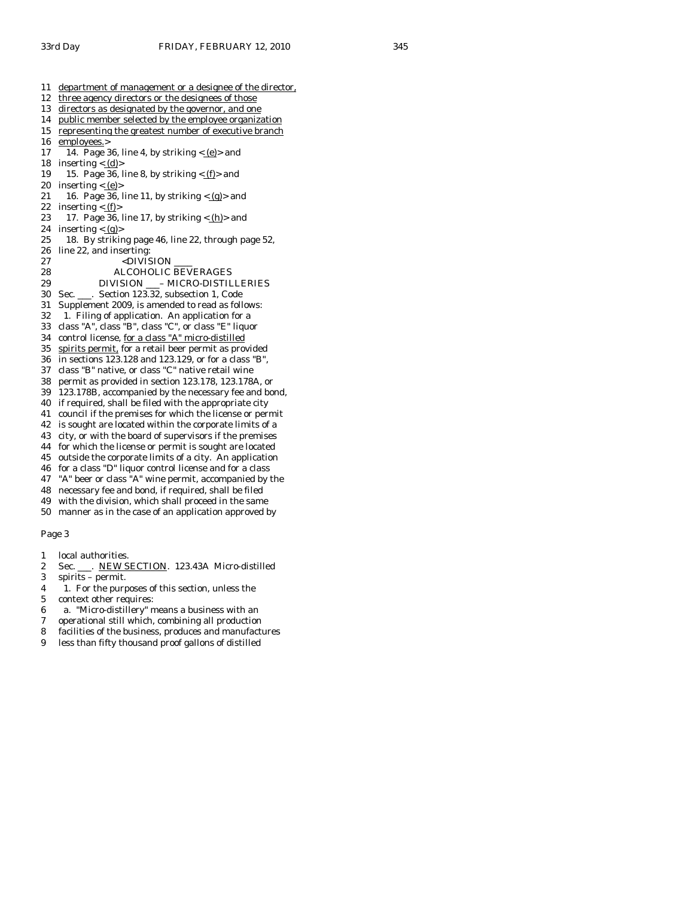11 department of management or a designee of the director,
12 three agency directors or the designees of those
13 directors as designated by the governor, and one
14 public member selected by the employee organization
15 representing the greatest number of executive branch
16 employees.>

17 14. Page 36, line 4, by striking <(e)> and
18 inserting <(d)>

19 15. Page 36, line 8, by striking <(f)> and
20 inserting <(e)>

21 16. Page 36, line 11, by striking <(g)> and
22 inserting <(f)>

23 17. Page 36, line 17, by striking <(h)> and
24 inserting <(g)>

25 18. By striking page 46, line 22, through page 52,
26 line 22, and inserting:

27 <DIVISION ____

28 ALCOHOLIC BEVERAGES

29 DIVISION ___ – MICRO-DISTILLERIES

30 Sec. ___. Section 123.32, subsection 1, Code
31 Supplement 2009, is amended to read as follows:
32 1. Filing of application. An application for a
33 class "A", class "B", class "C", or class "E" liquor
34 control license, for a class "A" micro-distilled
35 spirits permit, for a retail beer permit as provided
36 in sections 123.128 and 123.129, or for a class "B",
37 class "B" native, or class "C" native retail wine
38 permit as provided in section 123.178, 123.178A, or
39 123.178B, accompanied by the necessary fee and bond,
40 if required, shall be filed with the appropriate city
41 council if the premises for which the license or permit
42 is sought are located within the corporate limits of a
43 city, or with the board of supervisors if the premises
44 for which the license or permit is sought are located
45 outside the corporate limits of a city. An application
46 for a class "D" liquor control license and for a class
47 "A" beer or class "A" wine permit, accompanied by the
48 necessary fee and bond, if required, shall be filed
49 with the division, which shall proceed in the same
50 manner as in the case of an application approved by

Page 3

1 local authorities.

2 Sec. ___. NEW SECTION. 123.43A Micro-distilled
3 spirits – permit.

4 1. For the purposes of this section, unless the
5 context other requires:

6 a. "Micro-distillery" means a business with an
7 operational still which, combining all production
8 facilities of the business, produces and manufactures
9 less than fifty thousand proof gallons of distilled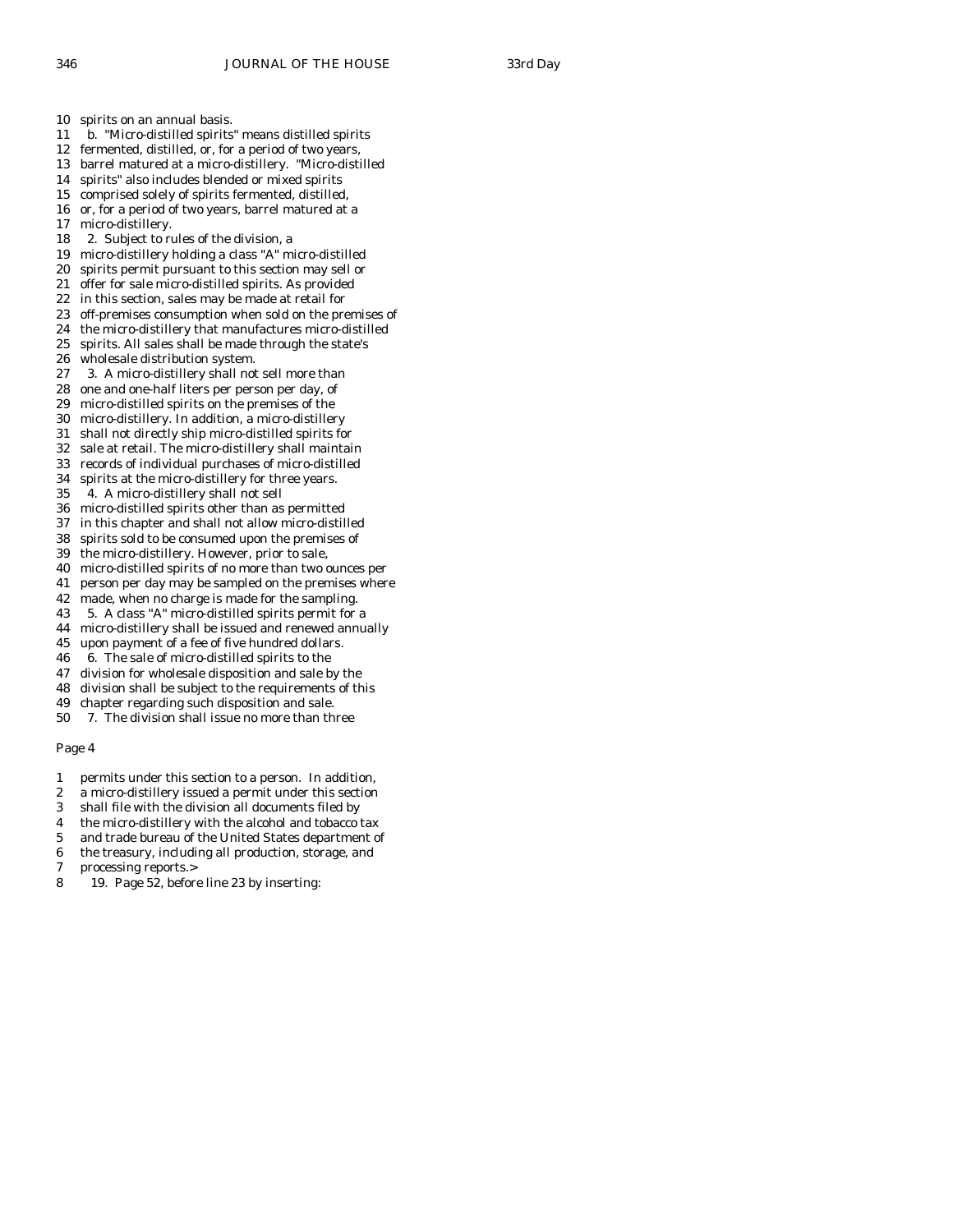10 spirits on an annual basis.
11 b. "Micro-distilled spirits" means distilled spirits
12 fermented, distilled, or, for a period of two years,
13 barrel matured at a micro-distillery. "Micro-distilled
14 spirits" also includes blended or mixed spirits
15 comprised solely of spirits fermented, distilled,
16 or, for a period of two years, barrel matured at a
17 micro-distillery.
18 2. Subject to rules of the division, a
19 micro-distillery holding a class "A" micro-distilled
20 spirits permit pursuant to this section may sell or
21 offer for sale micro-distilled spirits. As provided
22 in this section, sales may be made at retail for
23 off-premises consumption when sold on the premises of
24 the micro-distillery that manufactures micro-distilled
25 spirits. All sales shall be made through the state's
26 wholesale distribution system.
27 3. A micro-distillery shall not sell more than
28 one and one-half liters per person per day, of
29 micro-distilled spirits on the premises of the
30 micro-distillery. In addition, a micro-distillery
31 shall not directly ship micro-distilled spirits for
32 sale at retail. The micro-distillery shall maintain
33 records of individual purchases of micro-distilled
34 spirits at the micro-distillery for three years.
35 4. A micro-distillery shall not sell
36 micro-distilled spirits other than as permitted
37 in this chapter and shall not allow micro-distilled
38 spirits sold to be consumed upon the premises of
39 the micro-distillery. However, prior to sale,
40 micro-distilled spirits of no more than two ounces per
41 person per day may be sampled on the premises where
42 made, when no charge is made for the sampling.
43 5. A class "A" micro-distilled spirits permit for a
44 micro-distillery shall be issued and renewed annually
45 upon payment of a fee of five hundred dollars.
46 6. The sale of micro-distilled spirits to the
47 division for wholesale disposition and sale by the
48 division shall be subject to the requirements of this
49 chapter regarding such disposition and sale.
50 7. The division shall issue no more than three

Page 4

1 permits under this section to a person. In addition,
2 a micro-distillery issued a permit under this section
3 shall file with the division all documents filed by
4 the micro-distillery with the alcohol and tobacco tax
5 and trade bureau of the United States department of
6 the treasury, including all production, storage, and
7 processing reports.>
8 19. Page 52, before line 23 by inserting: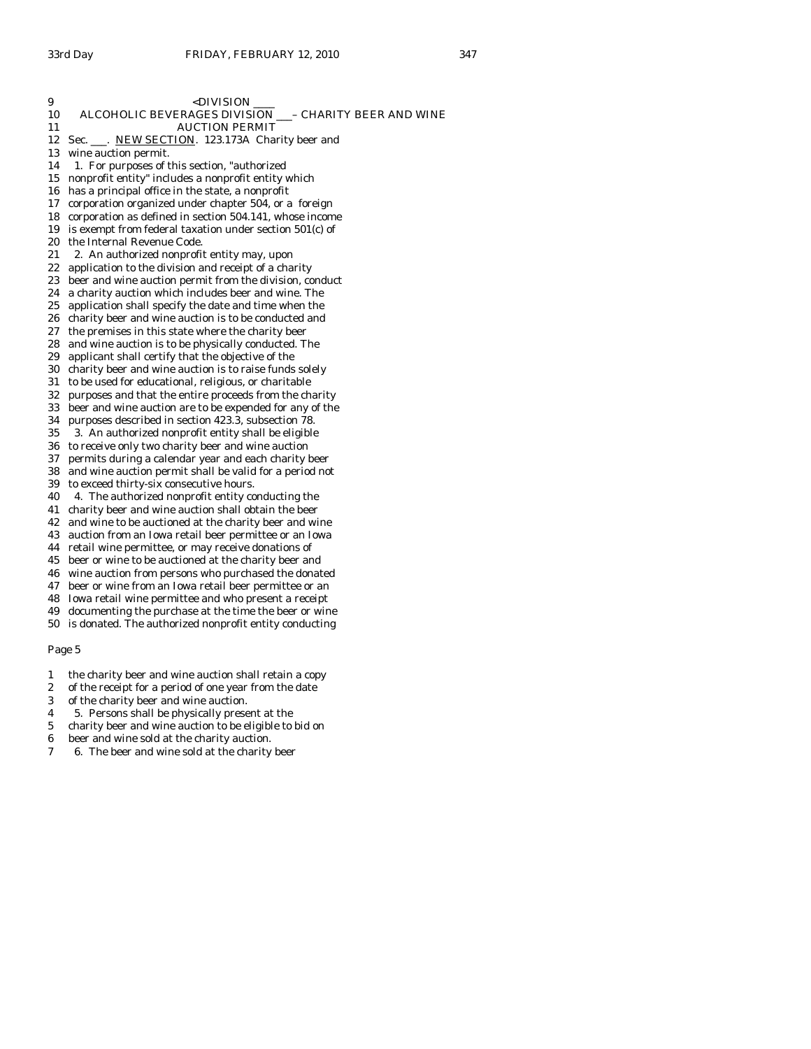9 <DIVISION ____

10 ALCOHOLIC BEVERAGES DIVISION ___ – CHARITY BEER AND WINE

11 AUCTION PERMIT

12 Sec. ___. NEW SECTION. 123.173A Charity beer and
13 wine auction permit.
14 1. For purposes of this section, "authorized
15 nonprofit entity" includes a nonprofit entity which
16 has a principal office in the state, a nonprofit
17 corporation organized under chapter 504, or a foreign
18 corporation as defined in section 504.141, whose income
19 is exempt from federal taxation under section 501(c) of
20 the Internal Revenue Code.
21 2. An authorized nonprofit entity may, upon
22 application to the division and receipt of a charity
23 beer and wine auction permit from the division, conduct
24 a charity auction which includes beer and wine. The
25 application shall specify the date and time when the
26 charity beer and wine auction is to be conducted and
27 the premises in this state where the charity beer
28 and wine auction is to be physically conducted. The
29 applicant shall certify that the objective of the
30 charity beer and wine auction is to raise funds solely
31 to be used for educational, religious, or charitable
32 purposes and that the entire proceeds from the charity
33 beer and wine auction are to be expended for any of the
34 purposes described in section 423.3, subsection 78.
35 3. An authorized nonprofit entity shall be eligible
36 to receive only two charity beer and wine auction
37 permits during a calendar year and each charity beer
38 and wine auction permit shall be valid for a period not
39 to exceed thirty-six consecutive hours.
40 4. The authorized nonprofit entity conducting the
41 charity beer and wine auction shall obtain the beer
42 and wine to be auctioned at the charity beer and wine
43 auction from an Iowa retail beer permittee or an Iowa
44 retail wine permittee, or may receive donations of
45 beer or wine to be auctioned at the charity beer and
46 wine auction from persons who purchased the donated
47 beer or wine from an Iowa retail beer permittee or an
48 Iowa retail wine permittee and who present a receipt
49 documenting the purchase at the time the beer or wine
50 is donated. The authorized nonprofit entity conducting

Page 5

1 the charity beer and wine auction shall retain a copy
2 of the receipt for a period of one year from the date
3 of the charity beer and wine auction.
4 5. Persons shall be physically present at the
5 charity beer and wine auction to be eligible to bid on
6 beer and wine sold at the charity auction.
7 6. The beer and wine sold at the charity beer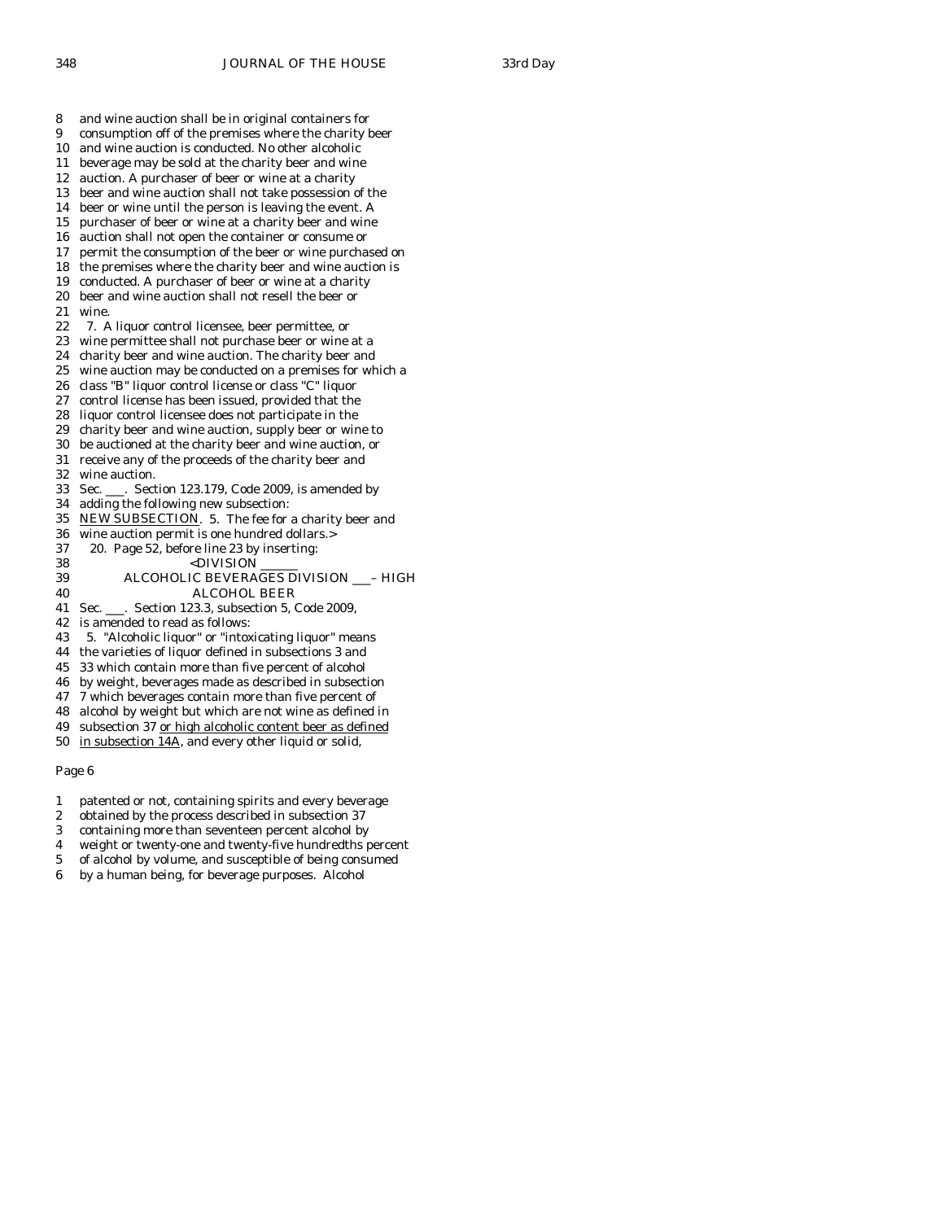8 and wine auction shall be in original containers for
9 consumption off of the premises where the charity beer
10 and wine auction is conducted. No other alcoholic
11 beverage may be sold at the charity beer and wine
12 auction. A purchaser of beer or wine at a charity
13 beer and wine auction shall not take possession of the
14 beer or wine until the person is leaving the event. A
15 purchaser of beer or wine at a charity beer and wine
16 auction shall not open the container or consume or
17 permit the consumption of the beer or wine purchased on
18 the premises where the charity beer and wine auction is
19 conducted. A purchaser of beer or wine at a charity
20 beer and wine auction shall not resell the beer or
21 wine.
22 7. A liquor control licensee, beer permittee, or
23 wine permittee shall not purchase beer or wine at a
24 charity beer and wine auction. The charity beer and
25 wine auction may be conducted on a premises for which a
26 class "B" liquor control license or class "C" liquor
27 control license has been issued, provided that the
28 liquor control licensee does not participate in the
29 charity beer and wine auction, supply beer or wine to
30 be auctioned at the charity beer and wine auction, or
31 receive any of the proceeds of the charity beer and
32 wine auction.
33 Sec. ___. Section 123.179, Code 2009, is amended by
34 adding the following new subsection:
35 NEW SUBSECTION. 5. The fee for a charity beer and
36 wine auction permit is one hundred dollars.>
37 20. Page 52, before line 23 by inserting:
38 <DIVISION ______
39 ALCOHOLIC BEVERAGES DIVISION ___ – HIGH
40 ALCOHOL BEER
41 Sec. ___. Section 123.3, subsection 5, Code 2009,
42 is amended to read as follows:
43 5. "Alcoholic liquor" or "intoxicating liquor" means
44 the varieties of liquor defined in subsections 3 and
45 33 which contain more than five percent of alcohol
46 by weight, beverages made as described in subsection
47 7 which beverages contain more than five percent of
48 alcohol by weight but which are not wine as defined in
49 subsection 37 or high alcoholic content beer as defined
50 in subsection 14A, and every other liquid or solid,

Page 6

1 patented or not, containing spirits and every beverage
2 obtained by the process described in subsection 37
3 containing more than seventeen percent alcohol by
4 weight or twenty-one and twenty-five hundredths percent
5 of alcohol by volume, and susceptible of being consumed
6 by a human being, for beverage purposes. Alcohol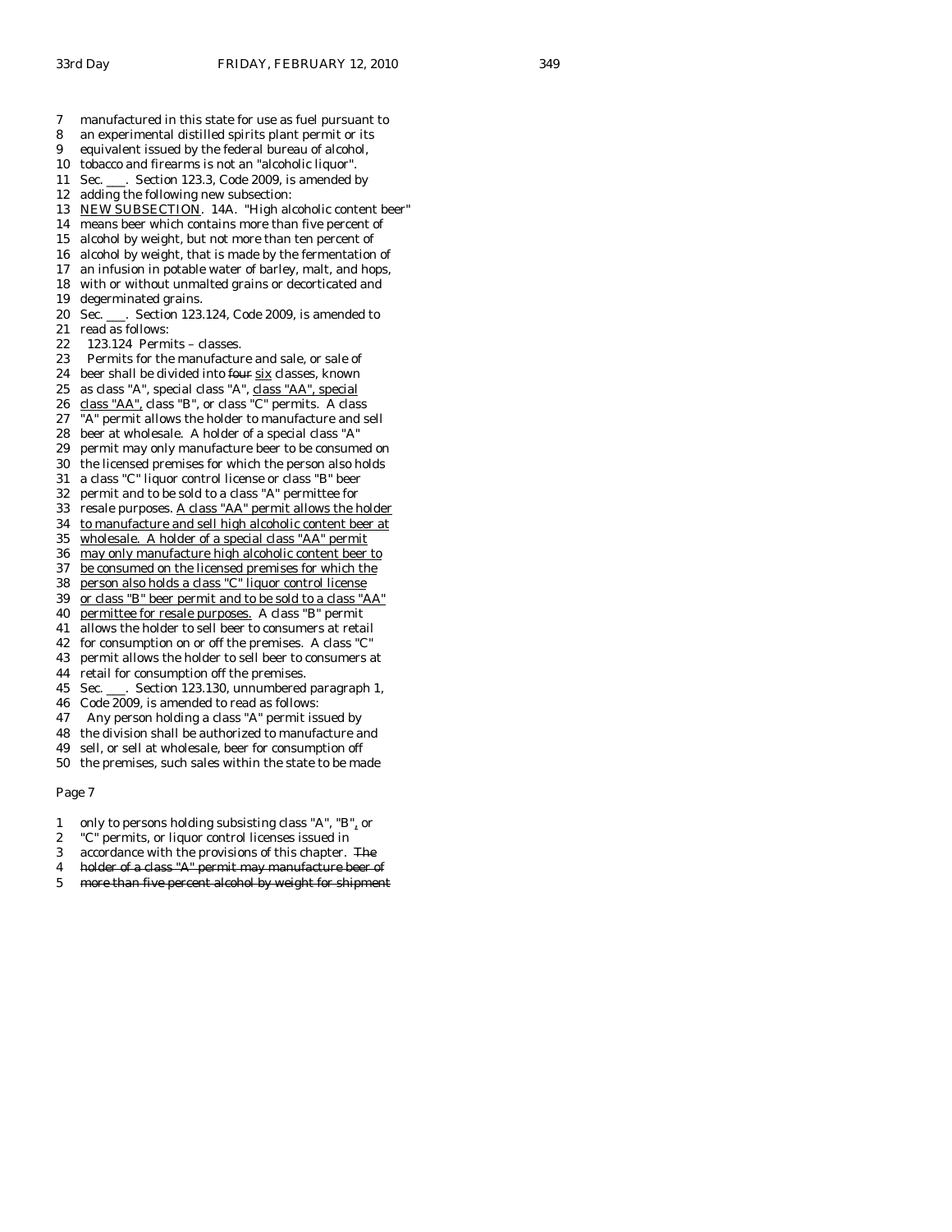7 manufactured in this state for use as fuel pursuant to
8 an experimental distilled spirits plant permit or its
9 equivalent issued by the federal bureau of alcohol,
10 tobacco and firearms is not an "alcoholic liquor".
11 Sec. ___. Section 123.3, Code 2009, is amended by
12 adding the following new subsection:
13 NEW SUBSECTION. 14A. "High alcoholic content beer"
14 means beer which contains more than five percent of
15 alcohol by weight, but not more than ten percent of
16 alcohol by weight, that is made by the fermentation of
17 an infusion in potable water of barley, malt, and hops,
18 with or without unmalted grains or decorticated and
19 degerminated grains.
20 Sec. ___. Section 123.124, Code 2009, is amended to
21 read as follows:
22 123.124 Permits – classes.
23 Permits for the manufacture and sale, or sale of
24 beer shall be divided into ~~four~~ six classes, known
25 as class "A", special class "A", class "AA", special
26 class "AA", class "B", or class "C" permits. A class
27 "A" permit allows the holder to manufacture and sell
28 beer at wholesale. A holder of a special class "A"
29 permit may only manufacture beer to be consumed on
30 the licensed premises for which the person also holds
31 a class "C" liquor control license or class "B" beer
32 permit and to be sold to a class "A" permittee for
33 resale purposes. A class "AA" permit allows the holder
34 to manufacture and sell high alcoholic content beer at
35 wholesale. A holder of a special class "AA" permit
36 may only manufacture high alcoholic content beer to
37 be consumed on the licensed premises for which the
38 person also holds a class "C" liquor control license
39 or class "B" beer permit and to be sold to a class "AA"
40 permittee for resale purposes. A class "B" permit
41 allows the holder to sell beer to consumers at retail
42 for consumption on or off the premises. A class "C"
43 permit allows the holder to sell beer to consumers at
44 retail for consumption off the premises.
45 Sec. ___. Section 123.130, unnumbered paragraph 1,
46 Code 2009, is amended to read as follows:
47 Any person holding a class "A" permit issued by
48 the division shall be authorized to manufacture and
49 sell, or sell at wholesale, beer for consumption off
50 the premises, such sales within the state to be made

Page 7

1 only to persons holding subsisting class "A", "B", or
2 "C" permits, or liquor control licenses issued in
3 accordance with the provisions of this chapter. ~~The~~
4 ~~holder of a class "A" permit may manufacture beer of~~
5 ~~more than five percent alcohol by weight for shipment~~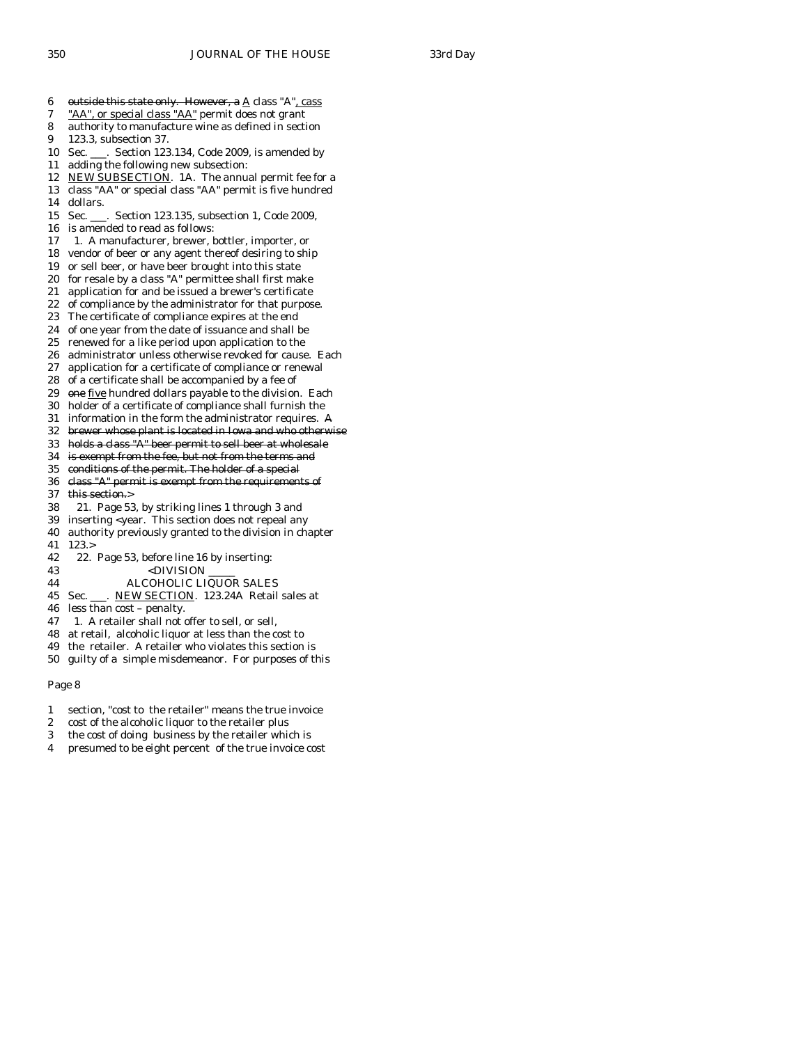6 ~~outside this state only. However, a~~ A class "A", cass
7 "AA", or special class "AA" permit does not grant
8 authority to manufacture wine as defined in section
9 123.3, subsection 37.
10 Sec. ___. Section 123.134, Code 2009, is amended by
11 adding the following new subsection:
12 NEW SUBSECTION. 1A. The annual permit fee for a
13 class "AA" or special class "AA" permit is five hundred
14 dollars.
15 Sec. ___. Section 123.135, subsection 1, Code 2009,
16 is amended to read as follows:
17 1. A manufacturer, brewer, bottler, importer, or
18 vendor of beer or any agent thereof desiring to ship
19 or sell beer, or have beer brought into this state
20 for resale by a class "A" permittee shall first make
21 application for and be issued a brewer's certificate
22 of compliance by the administrator for that purpose.
23 The certificate of compliance expires at the end
24 of one year from the date of issuance and shall be
25 renewed for a like period upon application to the
26 administrator unless otherwise revoked for cause. Each
27 application for a certificate of compliance or renewal
28 of a certificate shall be accompanied by a fee of
29 ~~one~~ five hundred dollars payable to the division. Each
30 holder of a certificate of compliance shall furnish the
31 information in the form the administrator requires. ~~A~~
32 ~~brewer whose plant is located in Iowa and who otherwise~~
33 ~~holds a class "A" beer permit to sell beer at wholesale~~
34 ~~is exempt from the fee, but not from the terms and~~
35 ~~conditions of the permit. The holder of a special~~
36 ~~class "A" permit is exempt from the requirements of~~
37 ~~this section.~~>
38 21. Page 53, by striking lines 1 through 3 and
39 inserting <year. This section does not repeal any
40 authority previously granted to the division in chapter
41 123.>
42 22. Page 53, before line 16 by inserting:
43 <DIVISION _____
44 ALCOHOLIC LIQUOR SALES
45 Sec. ___. NEW SECTION. 123.24A Retail sales at
46 less than cost – penalty.
47 1. A retailer shall not offer to sell, or sell,
48 at retail, alcoholic liquor at less than the cost to
49 the retailer. A retailer who violates this section is
50 guilty of a simple misdemeanor. For purposes of this

Page 8

1 section, "cost to the retailer" means the true invoice
2 cost of the alcoholic liquor to the retailer plus
3 the cost of doing business by the retailer which is
4 presumed to be eight percent of the true invoice cost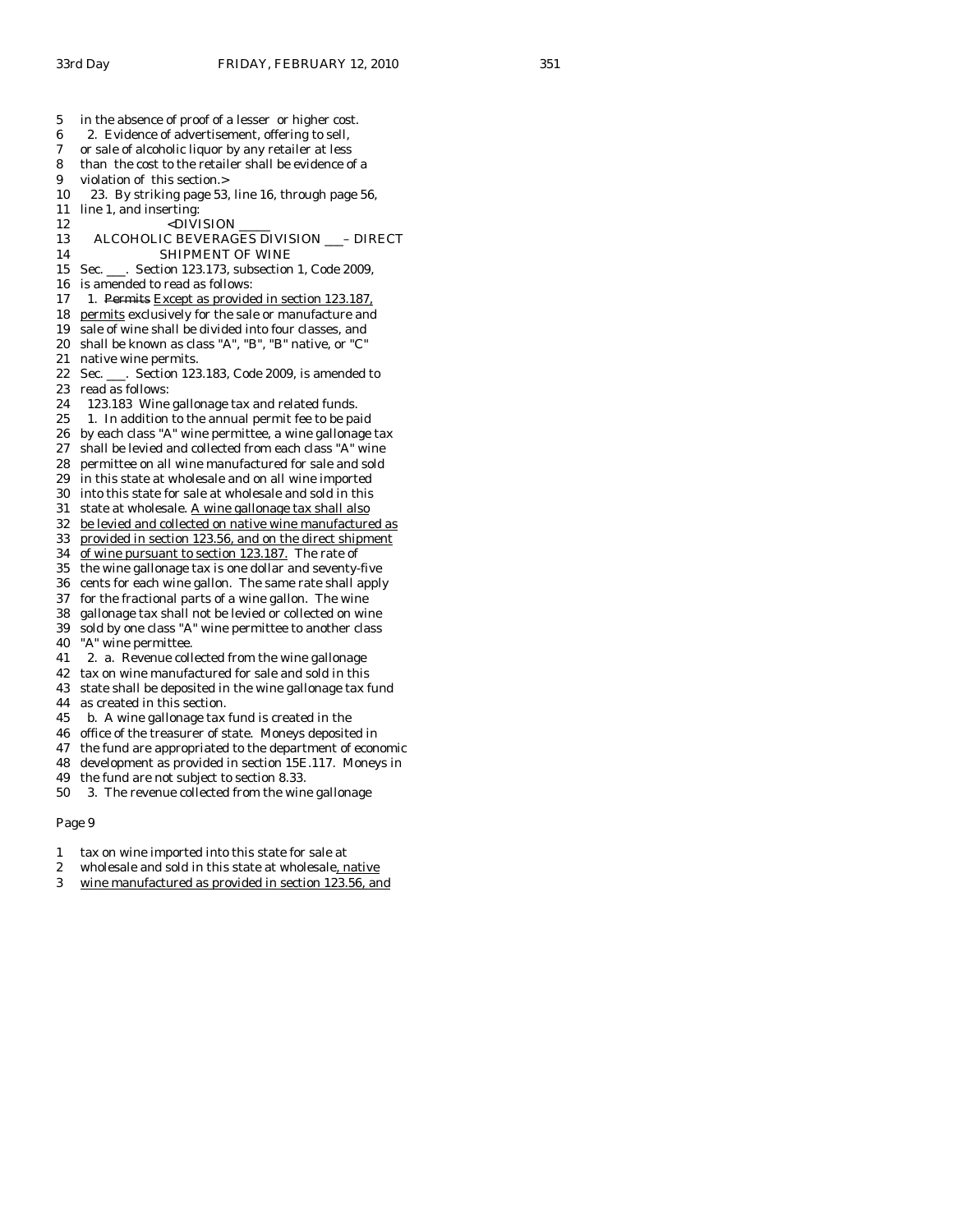5 in the absence of proof of a lesser or higher cost.
6 2. Evidence of advertisement, offering to sell,
7 or sale of alcoholic liquor by any retailer at less
8 than the cost to the retailer shall be evidence of a
9 violation of this section.>
10 23. By striking page 53, line 16, through page 56,
11 line 1, and inserting:
12 <DIVISION _____
13 ALCOHOLIC BEVERAGES DIVISION ___ – DIRECT
14 SHIPMENT OF WINE
15 Sec. ___. Section 123.173, subsection 1, Code 2009,
16 is amended to read as follows:
17 1. ~~Permits~~ Except as provided in section 123.187,
18 permits exclusively for the sale or manufacture and
19 sale of wine shall be divided into four classes, and
20 shall be known as class "A", "B", "B" native, or "C"
21 native wine permits.
22 Sec. ___. Section 123.183, Code 2009, is amended to
23 read as follows:
24 123.183 Wine gallonage tax and related funds.
25 1. In addition to the annual permit fee to be paid
26 by each class "A" wine permittee, a wine gallonage tax
27 shall be levied and collected from each class "A" wine
28 permittee on all wine manufactured for sale and sold
29 in this state at wholesale and on all wine imported
30 into this state for sale at wholesale and sold in this
31 state at wholesale. A wine gallonage tax shall also
32 be levied and collected on native wine manufactured as
33 provided in section 123.56, and on the direct shipment
34 of wine pursuant to section 123.187. The rate of
35 the wine gallonage tax is one dollar and seventy-five
36 cents for each wine gallon. The same rate shall apply
37 for the fractional parts of a wine gallon. The wine
38 gallonage tax shall not be levied or collected on wine
39 sold by one class "A" wine permittee to another class
40 "A" wine permittee.
41 2. a. Revenue collected from the wine gallonage
42 tax on wine manufactured for sale and sold in this
43 state shall be deposited in the wine gallonage tax fund
44 as created in this section.
45 b. A wine gallonage tax fund is created in the
46 office of the treasurer of state. Moneys deposited in
47 the fund are appropriated to the department of economic
48 development as provided in section 15E.117. Moneys in
49 the fund are not subject to section 8.33.
50 3. The revenue collected from the wine gallonage

Page 9

1 tax on wine imported into this state for sale at
2 wholesale and sold in this state at wholesale, native
3 wine manufactured as provided in section 123.56, and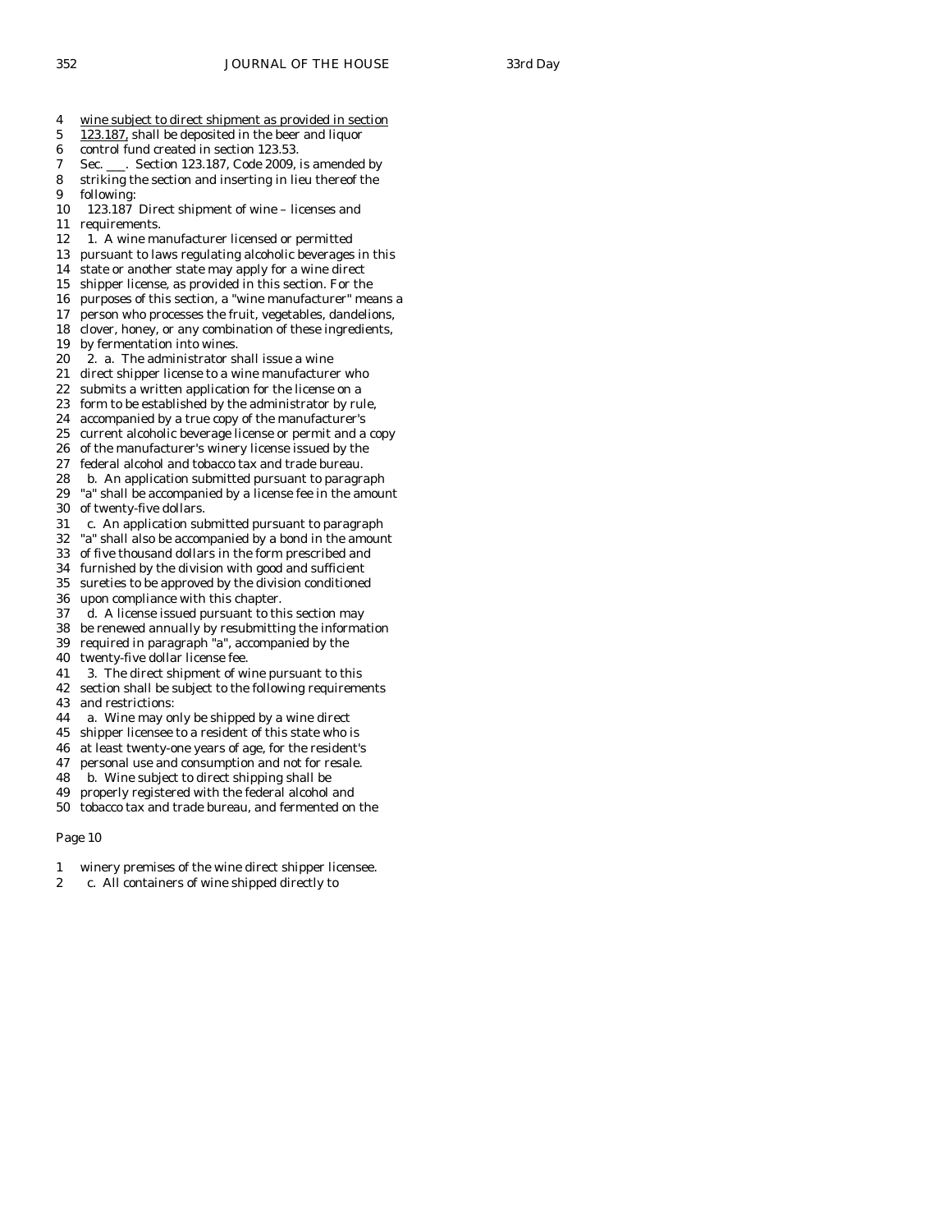4 wine subject to direct shipment as provided in section
5 123.187, shall be deposited in the beer and liquor
6 control fund created in section 123.53.
7 Sec. ___. Section 123.187, Code 2009, is amended by
8 striking the section and inserting in lieu thereof the
9 following:
10 123.187 Direct shipment of wine – licenses and
11 requirements.
12 1. A wine manufacturer licensed or permitted
13 pursuant to laws regulating alcoholic beverages in this
14 state or another state may apply for a wine direct
15 shipper license, as provided in this section. For the
16 purposes of this section, a "wine manufacturer" means a
17 person who processes the fruit, vegetables, dandelions,
18 clover, honey, or any combination of these ingredients,
19 by fermentation into wines.
20 2. a. The administrator shall issue a wine
21 direct shipper license to a wine manufacturer who
22 submits a written application for the license on a
23 form to be established by the administrator by rule,
24 accompanied by a true copy of the manufacturer's
25 current alcoholic beverage license or permit and a copy
26 of the manufacturer's winery license issued by the
27 federal alcohol and tobacco tax and trade bureau.
28 b. An application submitted pursuant to paragraph
29 "a" shall be accompanied by a license fee in the amount
30 of twenty-five dollars.
31 c. An application submitted pursuant to paragraph
32 "a" shall also be accompanied by a bond in the amount
33 of five thousand dollars in the form prescribed and
34 furnished by the division with good and sufficient
35 sureties to be approved by the division conditioned
36 upon compliance with this chapter.
37 d. A license issued pursuant to this section may
38 be renewed annually by resubmitting the information
39 required in paragraph "a", accompanied by the
40 twenty-five dollar license fee.
41 3. The direct shipment of wine pursuant to this
42 section shall be subject to the following requirements
43 and restrictions:
44 a. Wine may only be shipped by a wine direct
45 shipper licensee to a resident of this state who is
46 at least twenty-one years of age, for the resident's
47 personal use and consumption and not for resale.
48 b. Wine subject to direct shipping shall be
49 properly registered with the federal alcohol and
50 tobacco tax and trade bureau, and fermented on the

Page 10

1 winery premises of the wine direct shipper licensee.
2 c. All containers of wine shipped directly to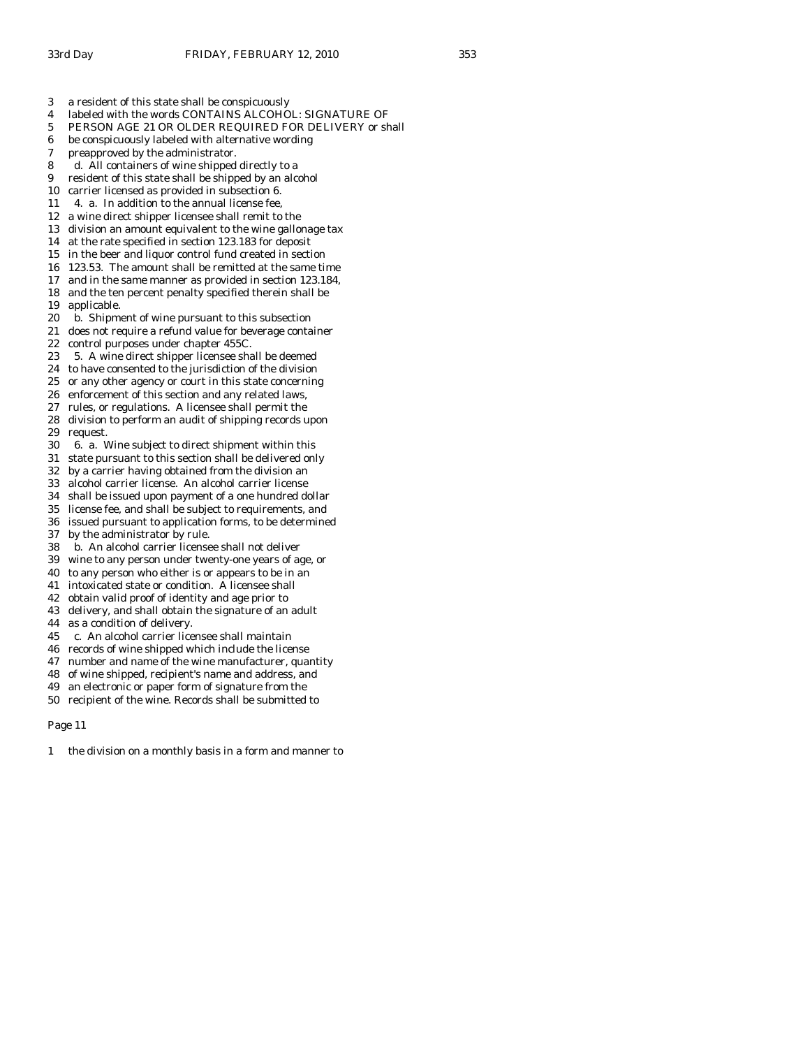3 a resident of this state shall be conspicuously
4 labeled with the words CONTAINS ALCOHOL: SIGNATURE OF
5 PERSON AGE 21 OR OLDER REQUIRED FOR DELIVERY or shall
6 be conspicuously labeled with alternative wording
7 preapproved by the administrator.
8 d. All containers of wine shipped directly to a
9 resident of this state shall be shipped by an alcohol
10 carrier licensed as provided in subsection 6.
11 4. a. In addition to the annual license fee,
12 a wine direct shipper licensee shall remit to the
13 division an amount equivalent to the wine gallonage tax
14 at the rate specified in section 123.183 for deposit
15 in the beer and liquor control fund created in section
16 123.53. The amount shall be remitted at the same time
17 and in the same manner as provided in section 123.184,
18 and the ten percent penalty specified therein shall be
19 applicable.
20 b. Shipment of wine pursuant to this subsection
21 does not require a refund value for beverage container
22 control purposes under chapter 455C.
23 5. A wine direct shipper licensee shall be deemed
24 to have consented to the jurisdiction of the division
25 or any other agency or court in this state concerning
26 enforcement of this section and any related laws,
27 rules, or regulations. A licensee shall permit the
28 division to perform an audit of shipping records upon
29 request.
30 6. a. Wine subject to direct shipment within this
31 state pursuant to this section shall be delivered only
32 by a carrier having obtained from the division an
33 alcohol carrier license. An alcohol carrier license
34 shall be issued upon payment of a one hundred dollar
35 license fee, and shall be subject to requirements, and
36 issued pursuant to application forms, to be determined
37 by the administrator by rule.
38 b. An alcohol carrier licensee shall not deliver
39 wine to any person under twenty-one years of age, or
40 to any person who either is or appears to be in an
41 intoxicated state or condition. A licensee shall
42 obtain valid proof of identity and age prior to
43 delivery, and shall obtain the signature of an adult
44 as a condition of delivery.
45 c. An alcohol carrier licensee shall maintain
46 records of wine shipped which include the license
47 number and name of the wine manufacturer, quantity
48 of wine shipped, recipient's name and address, and
49 an electronic or paper form of signature from the
50 recipient of the wine. Records shall be submitted to

Page 11

1 the division on a monthly basis in a form and manner to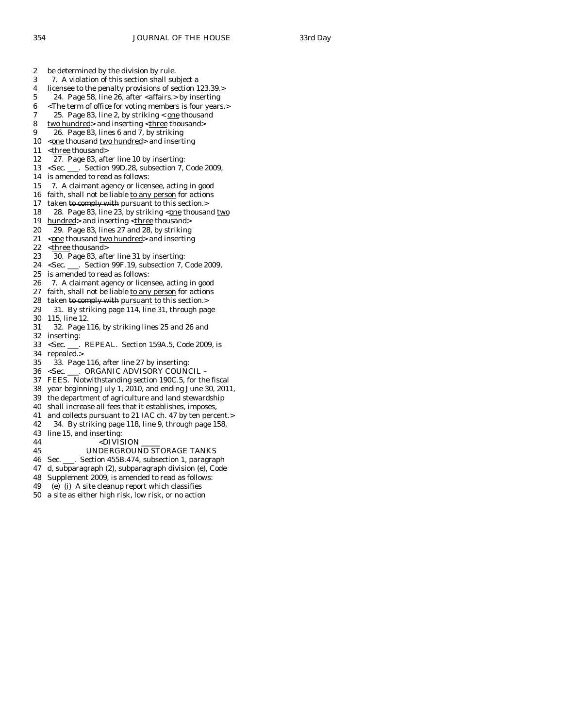be determined by the division by rule.

7. A violation of this section shall subject a licensee to the penalty provisions of section 123.39.>

24. Page 58, line 26, after <affairs.> by inserting <The term of office for voting members is four years.>

25. Page 83, line 2, by striking < one thousand two hundred> and inserting <three thousand>

26. Page 83, lines 6 and 7, by striking <one thousand two hundred> and inserting <three thousand>

27. Page 83, after line 10 by inserting:

<Sec. ___. Section 99D.28, subsection 7, Code 2009, is amended to read as follows:

7. A claimant agency or licensee, acting in good faith, shall not be liable to any person for actions taken ~~to comply with~~ pursuant to this section.>

28. Page 83, line 23, by striking <one thousand two hundred> and inserting <three thousand>

29. Page 83, lines 27 and 28, by striking <one thousand two hundred> and inserting <three thousand>

30. Page 83, after line 31 by inserting:

<Sec. ___. Section 99F.19, subsection 7, Code 2009, is amended to read as follows:

7. A claimant agency or licensee, acting in good faith, shall not be liable to any person for actions taken ~~to comply with~~ pursuant to this section.>

31. By striking page 114, line 31, through page 115, line 12.

32. Page 116, by striking lines 25 and 26 and inserting:

<Sec. ___. REPEAL. Section 159A.5, Code 2009, is repealed.>

33. Page 116, after line 27 by inserting:

<Sec. ___. ORGANIC ADVISORY COUNCIL – FEES. Notwithstanding section 190C.5, for the fiscal year beginning July 1, 2010, and ending June 30, 2011, the department of agriculture and land stewardship shall increase all fees that it establishes, imposes, and collects pursuant to 21 IAC ch. 47 by ten percent.>

34. By striking page 118, line 9, through page 158, line 15, and inserting:

<DIVISION _____

UNDERGROUND STORAGE TANKS

Sec. ___. Section 455B.474, subsection 1, paragraph d, subparagraph (2), subparagraph division (e), Code Supplement 2009, is amended to read as follows:

(e) (i) A site cleanup report which classifies a site as either high risk, low risk, or no action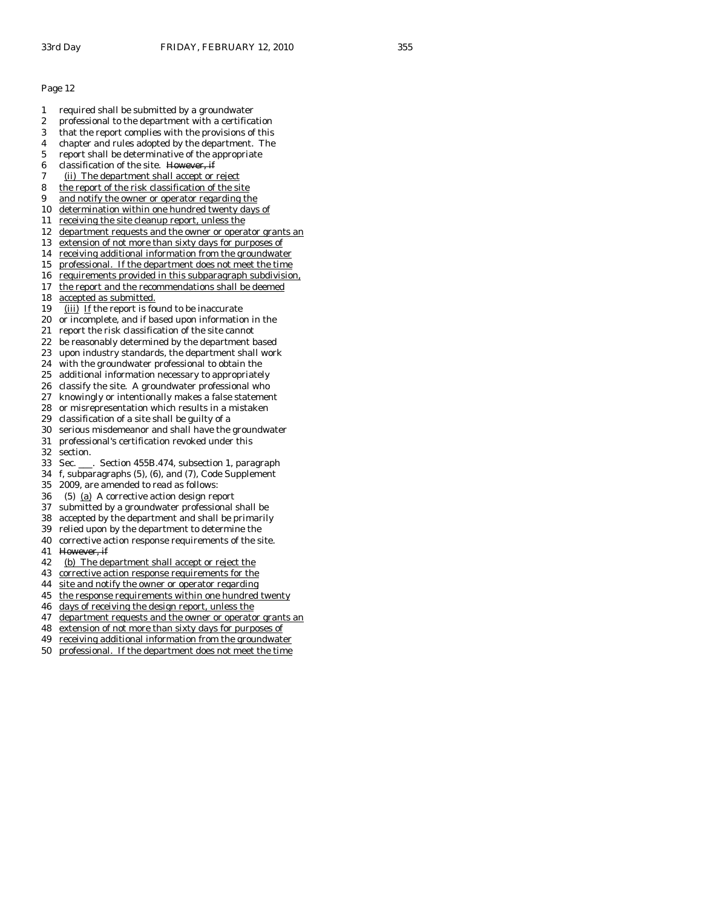Page 12

1 required shall be submitted by a groundwater
2 professional to the department with a certification
3 that the report complies with the provisions of this
4 chapter and rules adopted by the department. The
5 report shall be determinative of the appropriate
6 classification of the site. ~~However, if~~
7 <u>(ii) The department shall accept or reject</u>
8 <u>the report of the risk classification of the site</u>
9 <u>and notify the owner or operator regarding the</u>
10 <u>determination within one hundred twenty days of</u>
11 <u>receiving the site cleanup report, unless the</u>
12 <u>department requests and the owner or operator grants an</u>
13 <u>extension of not more than sixty days for purposes of</u>
14 <u>receiving additional information from the groundwater</u>
15 <u>professional. If the department does not meet the time</u>
16 <u>requirements provided in this subparagraph subdivision,</u>
17 <u>the report and the recommendations shall be deemed</u>
18 <u>accepted as submitted.</u>
19 <u>(iii)</u> <u>If</u> the report is found to be inaccurate
20 or incomplete, and if based upon information in the
21 report the risk classification of the site cannot
22 be reasonably determined by the department based
23 upon industry standards, the department shall work
24 with the groundwater professional to obtain the
25 additional information necessary to appropriately
26 classify the site. A groundwater professional who
27 knowingly or intentionally makes a false statement
28 or misrepresentation which results in a mistaken
29 classification of a site shall be guilty of a
30 serious misdemeanor and shall have the groundwater
31 professional's certification revoked under this
32 section.
33 Sec. ___. Section 455B.474, subsection 1, paragraph
34 f, subparagraphs (5), (6), and (7), Code Supplement
35 2009, are amended to read as follows:
36 (5) <u>(a)</u> A corrective action design report
37 submitted by a groundwater professional shall be
38 accepted by the department and shall be primarily
39 relied upon by the department to determine the
40 corrective action response requirements of the site.
41 ~~However, if~~
42 <u>(b) The department shall accept or reject the</u>
43 <u>corrective action response requirements for the</u>
44 <u>site and notify the owner or operator regarding</u>
45 <u>the response requirements within one hundred twenty</u>
46 <u>days of receiving the design report, unless the</u>
47 <u>department requests and the owner or operator grants an</u>
48 <u>extension of not more than sixty days for purposes of</u>
49 <u>receiving additional information from the groundwater</u>
50 <u>professional. If the department does not meet the time</u>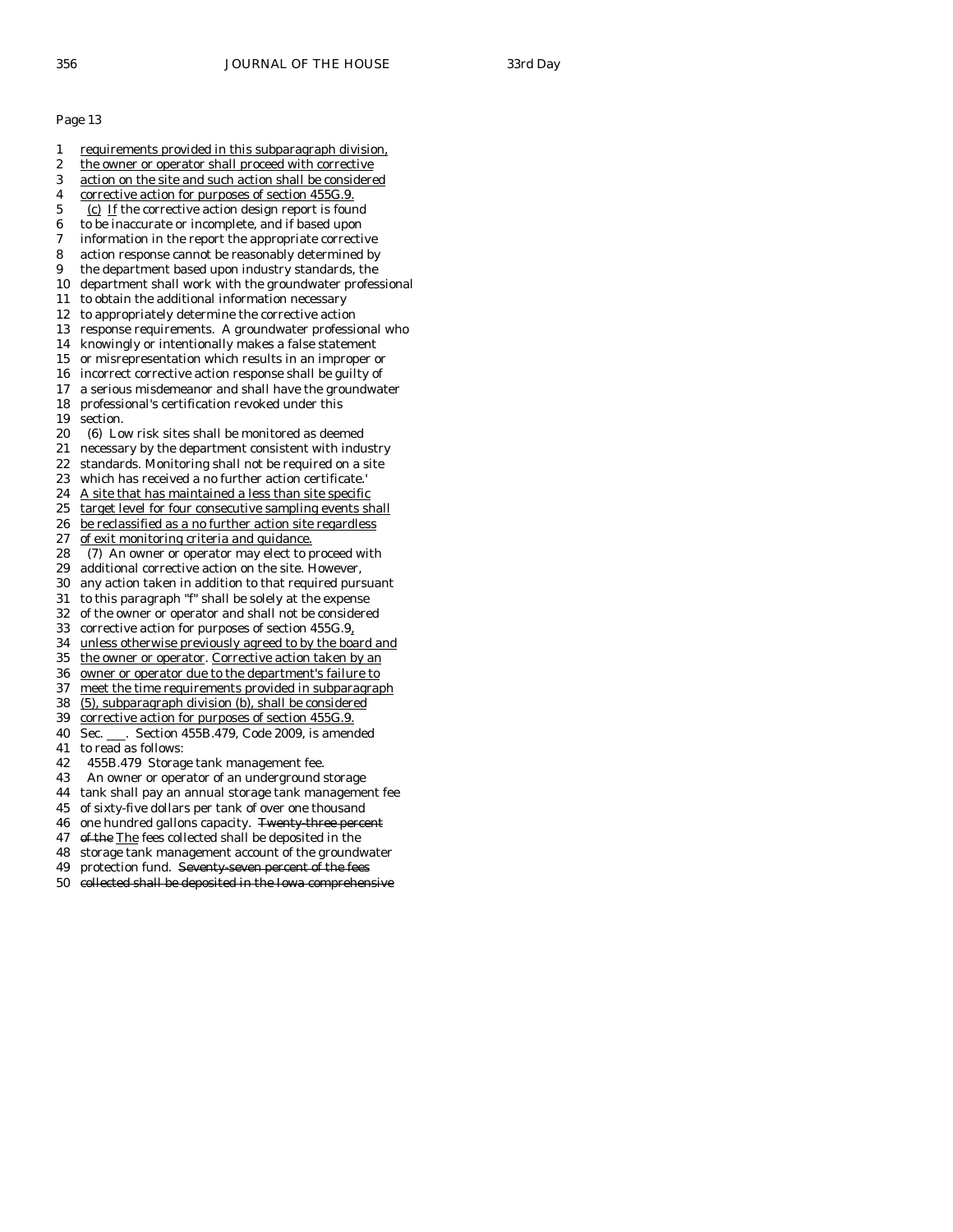Page 13

1 requirements provided in this subparagraph division,
2 the owner or operator shall proceed with corrective
3 action on the site and such action shall be considered
4 corrective action for purposes of section 455G.9.
5 (c) If the corrective action design report is found
6 to be inaccurate or incomplete, and if based upon
7 information in the report the appropriate corrective
8 action response cannot be reasonably determined by
9 the department based upon industry standards, the
10 department shall work with the groundwater professional
11 to obtain the additional information necessary
12 to appropriately determine the corrective action
13 response requirements. A groundwater professional who
14 knowingly or intentionally makes a false statement
15 or misrepresentation which results in an improper or
16 incorrect corrective action response shall be guilty of
17 a serious misdemeanor and shall have the groundwater
18 professional's certification revoked under this
19 section.
20 (6) Low risk sites shall be monitored as deemed
21 necessary by the department consistent with industry
22 standards. Monitoring shall not be required on a site
23 which has received a no further action certificate.'
24 A site that has maintained a less than site specific
25 target level for four consecutive sampling events shall
26 be reclassified as a no further action site regardless
27 of exit monitoring criteria and guidance.
28 (7) An owner or operator may elect to proceed with
29 additional corrective action on the site. However,
30 any action taken in addition to that required pursuant
31 to this paragraph "f" shall be solely at the expense
32 of the owner or operator and shall not be considered
33 corrective action for purposes of section 455G.9,
34 unless otherwise previously agreed to by the board and
35 the owner or operator. Corrective action taken by an
36 owner or operator due to the department's failure to
37 meet the time requirements provided in subparagraph
38 (5), subparagraph division (b), shall be considered
39 corrective action for purposes of section 455G.9.
40 Sec. ___. Section 455B.479, Code 2009, is amended
41 to read as follows:
42 455B.479 Storage tank management fee.
43 An owner or operator of an underground storage
44 tank shall pay an annual storage tank management fee
45 of sixty-five dollars per tank of over one thousand
46 one hundred gallons capacity. ~~Twenty-three percent~~
47 ~~of the~~ The fees collected shall be deposited in the
48 storage tank management account of the groundwater
49 protection fund. ~~Seventy-seven percent of the fees~~
50 ~~collected shall be deposited in the Iowa comprehensive~~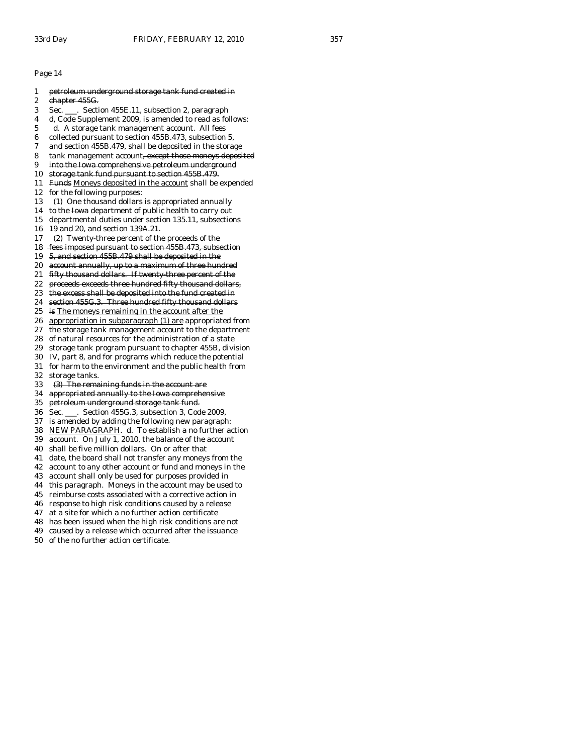Page 14

1 ~~petroleum underground storage tank fund created in~~
2 ~~chapter 455G.~~
3 Sec. ___. Section 455E.11, subsection 2, paragraph
4 d, Code Supplement 2009, is amended to read as follows:
5 d. A storage tank management account. All fees
6 collected pursuant to section 455B.473, subsection 5,
7 and section 455B.479, shall be deposited in the storage
8 tank management account~~, except those moneys deposited~~
9 ~~into the Iowa comprehensive petroleum underground~~
10 ~~storage tank fund pursuant to section 455B.479.~~
11 ~~Funds~~ Moneys deposited in the account shall be expended
12 for the following purposes:
13 (1) One thousand dollars is appropriated annually
14 to the ~~Iowa~~ department of public health to carry out
15 departmental duties under section 135.11, subsections
16 19 and 20, and section 139A.21.
17 (2) ~~Twenty-three percent of the proceeds of the~~
18 ~~fees imposed pursuant to section 455B.473, subsection~~
19 ~~5, and section 455B.479 shall be deposited in the~~
20 ~~account annually, up to a maximum of three hundred~~
21 ~~fifty thousand dollars. If twenty-three percent of the~~
22 ~~proceeds exceeds three hundred fifty thousand dollars,~~
23 ~~the excess shall be deposited into the fund created in~~
24 ~~section 455G.3. Three hundred fifty thousand dollars~~
25 ~~is~~ The moneys remaining in the account after the
26 appropriation in subparagraph (1) are appropriated from
27 the storage tank management account to the department
28 of natural resources for the administration of a state
29 storage tank program pursuant to chapter 455B, division
30 IV, part 8, and for programs which reduce the potential
31 for harm to the environment and the public health from
32 storage tanks.
33 ~~(3) The remaining funds in the account are~~
34 ~~appropriated annually to the Iowa comprehensive~~
35 ~~petroleum underground storage tank fund.~~
36 Sec. ___. Section 455G.3, subsection 3, Code 2009,
37 is amended by adding the following new paragraph:
38 NEW PARAGRAPH. d. To establish a no further action
39 account. On July 1, 2010, the balance of the account
40 shall be five million dollars. On or after that
41 date, the board shall not transfer any moneys from the
42 account to any other account or fund and moneys in the
43 account shall only be used for purposes provided in
44 this paragraph. Moneys in the account may be used to
45 reimburse costs associated with a corrective action in
46 response to high risk conditions caused by a release
47 at a site for which a no further action certificate
48 has been issued when the high risk conditions are not
49 caused by a release which occurred after the issuance
50 of the no further action certificate.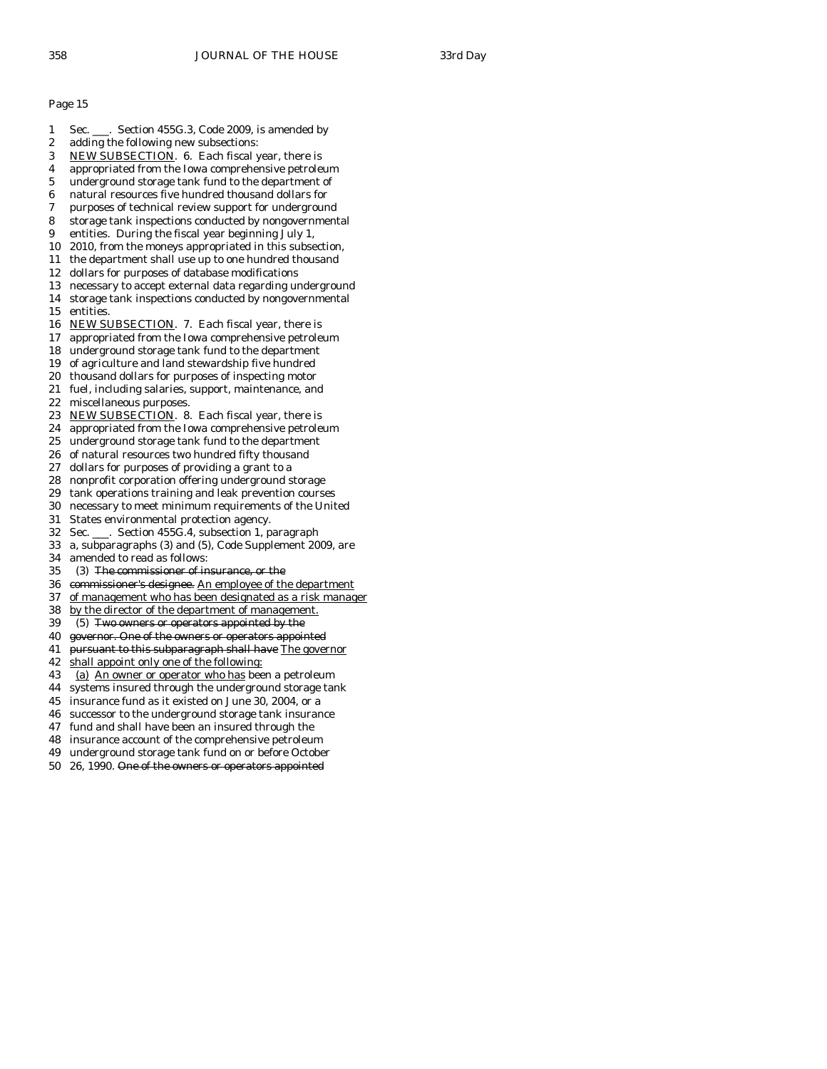Page 15

1 Sec. \_\_\_. Section 455G.3, Code 2009, is amended by
2 adding the following new subsections:
3 <u>NEW SUBSECTION</u>. 6. Each fiscal year, there is
4 appropriated from the Iowa comprehensive petroleum
5 underground storage tank fund to the department of
6 natural resources five hundred thousand dollars for
7 purposes of technical review support for underground
8 storage tank inspections conducted by nongovernmental
9 entities. During the fiscal year beginning July 1,
10 2010, from the moneys appropriated in this subsection,
11 the department shall use up to one hundred thousand
12 dollars for purposes of database modifications
13 necessary to accept external data regarding underground
14 storage tank inspections conducted by nongovernmental
15 entities.
16 <u>NEW SUBSECTION</u>. 7. Each fiscal year, there is
17 appropriated from the Iowa comprehensive petroleum
18 underground storage tank fund to the department
19 of agriculture and land stewardship five hundred
20 thousand dollars for purposes of inspecting motor
21 fuel, including salaries, support, maintenance, and
22 miscellaneous purposes.
23 <u>NEW SUBSECTION</u>. 8. Each fiscal year, there is
24 appropriated from the Iowa comprehensive petroleum
25 underground storage tank fund to the department
26 of natural resources two hundred fifty thousand
27 dollars for purposes of providing a grant to a
28 nonprofit corporation offering underground storage
29 tank operations training and leak prevention courses
30 necessary to meet minimum requirements of the United
31 States environmental protection agency.
32 Sec. \_\_\_. Section 455G.4, subsection 1, paragraph
33 a, subparagraphs (3) and (5), Code Supplement 2009, are
34 amended to read as follows:
35 (3) ~~The commissioner of insurance, or the~~
36 ~~commissioner's designee.~~ <u>An employee of the department</u>
37 <u>of management who has been designated as a risk manager</u>
38 <u>by the director of the department of management.</u>
39 (5) ~~Two owners or operators appointed by the~~
40 ~~governor. One of the owners or operators appointed~~
41 ~~pursuant to this subparagraph shall have~~ <u>The governor</u>
42 <u>shall appoint only one of the following:</u>
43 <u>(a)</u> <u>An owner or operator who has</u> been a petroleum
44 systems insured through the underground storage tank
45 insurance fund as it existed on June 30, 2004, or a
46 successor to the underground storage tank insurance
47 fund and shall have been an insured through the
48 insurance account of the comprehensive petroleum
49 underground storage tank fund on or before October
50 26, 1990. ~~One of the owners or operators appointed~~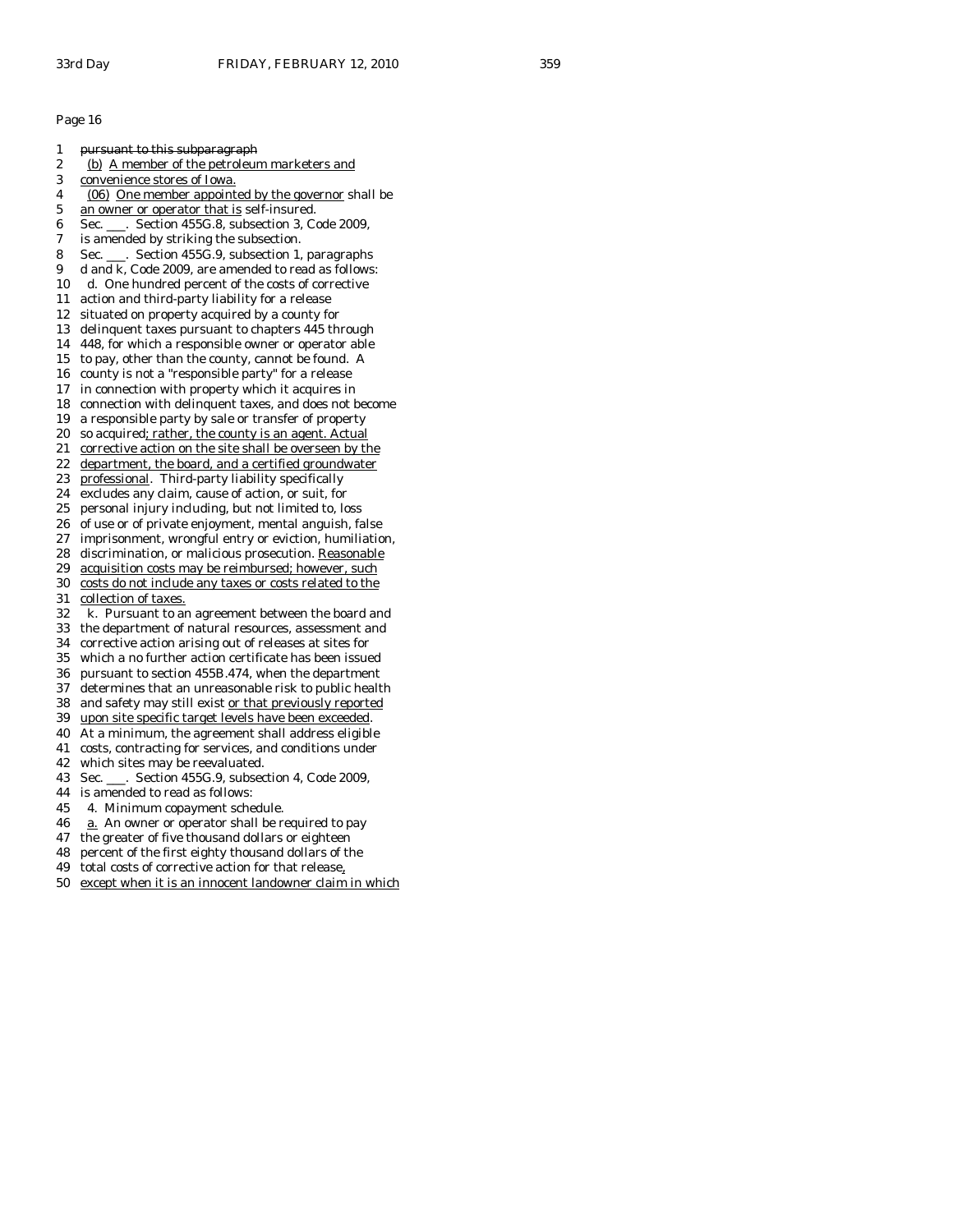Page 16

1 ~~pursuant to this subparagraph~~
2 (b) A member of the petroleum marketers and
3 convenience stores of Iowa.
4 (06) One member appointed by the governor shall be
5 an owner or operator that is self-insured.
6 Sec. ___. Section 455G.8, subsection 3, Code 2009,
7 is amended by striking the subsection.
8 Sec. ___. Section 455G.9, subsection 1, paragraphs
9 d and k, Code 2009, are amended to read as follows:
10 d. One hundred percent of the costs of corrective
11 action and third-party liability for a release
12 situated on property acquired by a county for
13 delinquent taxes pursuant to chapters 445 through
14 448, for which a responsible owner or operator able
15 to pay, other than the county, cannot be found. A
16 county is not a "responsible party" for a release
17 in connection with property which it acquires in
18 connection with delinquent taxes, and does not become
19 a responsible party by sale or transfer of property
20 so acquired; rather, the county is an agent. Actual
21 corrective action on the site shall be overseen by the
22 department, the board, and a certified groundwater
23 professional. Third-party liability specifically
24 excludes any claim, cause of action, or suit, for
25 personal injury including, but not limited to, loss
26 of use or of private enjoyment, mental anguish, false
27 imprisonment, wrongful entry or eviction, humiliation,
28 discrimination, or malicious prosecution. Reasonable
29 acquisition costs may be reimbursed; however, such
30 costs do not include any taxes or costs related to the
31 collection of taxes.
32 k. Pursuant to an agreement between the board and
33 the department of natural resources, assessment and
34 corrective action arising out of releases at sites for
35 which a no further action certificate has been issued
36 pursuant to section 455B.474, when the department
37 determines that an unreasonable risk to public health
38 and safety may still exist or that previously reported
39 upon site specific target levels have been exceeded.
40 At a minimum, the agreement shall address eligible
41 costs, contracting for services, and conditions under
42 which sites may be reevaluated.
43 Sec. ___. Section 455G.9, subsection 4, Code 2009,
44 is amended to read as follows:
45 4. Minimum copayment schedule.
46 a. An owner or operator shall be required to pay
47 the greater of five thousand dollars or eighteen
48 percent of the first eighty thousand dollars of the
49 total costs of corrective action for that release,
50 except when it is an innocent landowner claim in which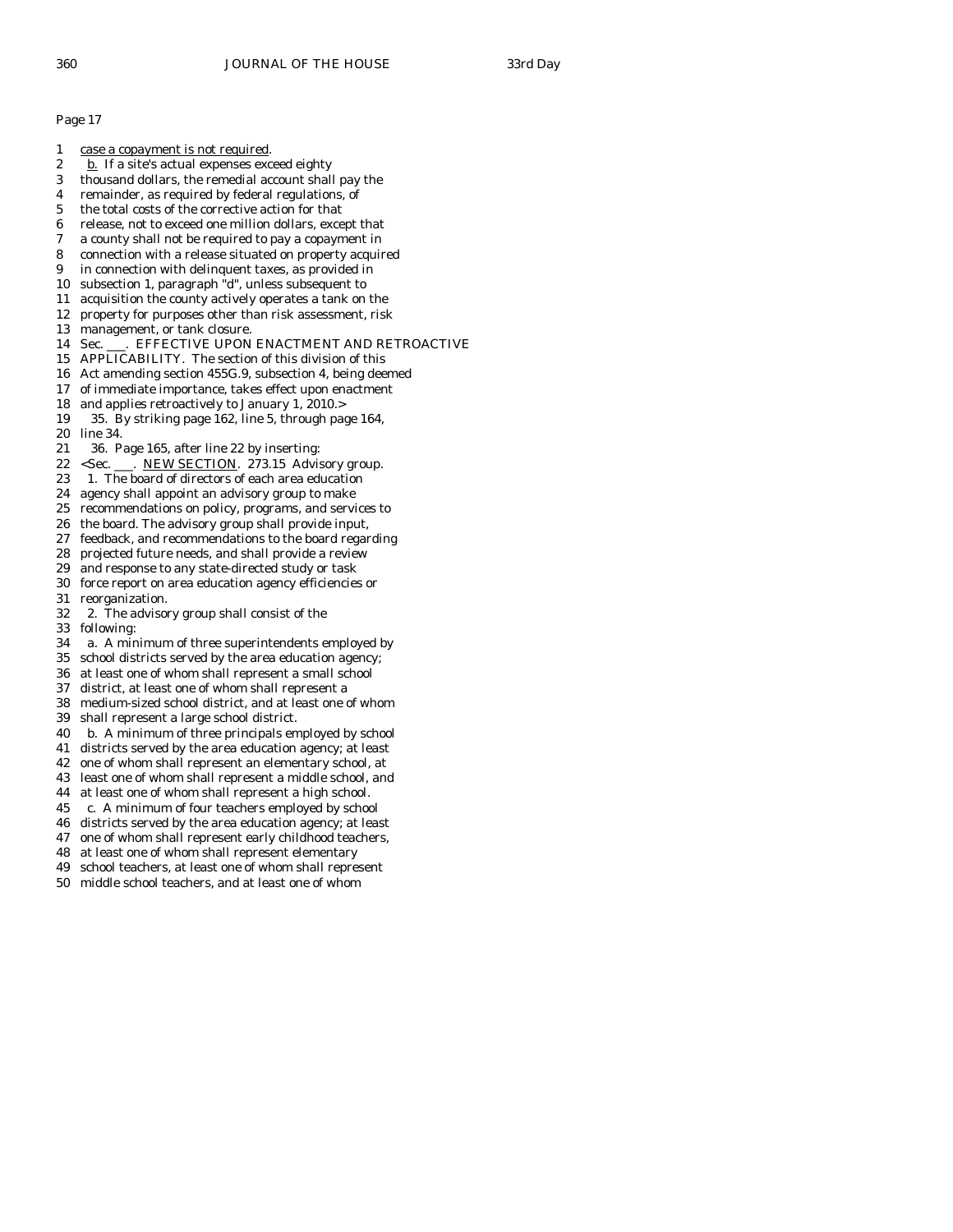Page 17

1 case a copayment is not required.
2 b. If a site's actual expenses exceed eighty
3 thousand dollars, the remedial account shall pay the
4 remainder, as required by federal regulations, of
5 the total costs of the corrective action for that
6 release, not to exceed one million dollars, except that
7 a county shall not be required to pay a copayment in
8 connection with a release situated on property acquired
9 in connection with delinquent taxes, as provided in
10 subsection 1, paragraph "d", unless subsequent to
11 acquisition the county actively operates a tank on the
12 property for purposes other than risk assessment, risk
13 management, or tank closure.
14 Sec. ___. EFFECTIVE UPON ENACTMENT AND RETROACTIVE
15 APPLICABILITY. The section of this division of this
16 Act amending section 455G.9, subsection 4, being deemed
17 of immediate importance, takes effect upon enactment
18 and applies retroactively to January 1, 2010.>
19 35. By striking page 162, line 5, through page 164,
20 line 34.
21 36. Page 165, after line 22 by inserting:
22 <Sec. ___. NEW SECTION. 273.15 Advisory group.
23 1. The board of directors of each area education
24 agency shall appoint an advisory group to make
25 recommendations on policy, programs, and services to
26 the board. The advisory group shall provide input,
27 feedback, and recommendations to the board regarding
28 projected future needs, and shall provide a review
29 and response to any state-directed study or task
30 force report on area education agency efficiencies or
31 reorganization.
32 2. The advisory group shall consist of the
33 following:
34 a. A minimum of three superintendents employed by
35 school districts served by the area education agency;
36 at least one of whom shall represent a small school
37 district, at least one of whom shall represent a
38 medium-sized school district, and at least one of whom
39 shall represent a large school district.
40 b. A minimum of three principals employed by school
41 districts served by the area education agency; at least
42 one of whom shall represent an elementary school, at
43 least one of whom shall represent a middle school, and
44 at least one of whom shall represent a high school.
45 c. A minimum of four teachers employed by school
46 districts served by the area education agency; at least
47 one of whom shall represent early childhood teachers,
48 at least one of whom shall represent elementary
49 school teachers, at least one of whom shall represent
50 middle school teachers, and at least one of whom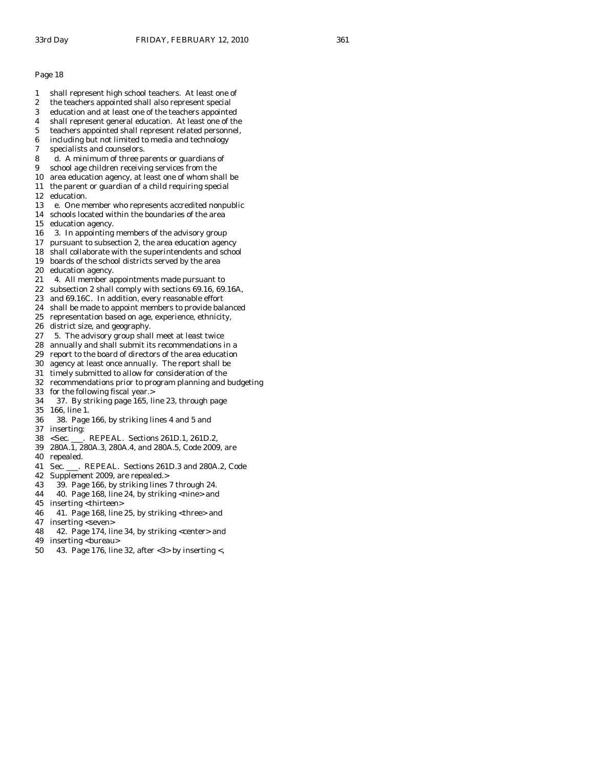Page 18

1 shall represent high school teachers. At least one of
2 the teachers appointed shall also represent special
3 education and at least one of the teachers appointed
4 shall represent general education. At least one of the
5 teachers appointed shall represent related personnel,
6 including but not limited to media and technology
7 specialists and counselors.
8 d. A minimum of three parents or guardians of
9 school age children receiving services from the
10 area education agency, at least one of whom shall be
11 the parent or guardian of a child requiring special
12 education.
13 e. One member who represents accredited nonpublic
14 schools located within the boundaries of the area
15 education agency.
16 3. In appointing members of the advisory group
17 pursuant to subsection 2, the area education agency
18 shall collaborate with the superintendents and school
19 boards of the school districts served by the area
20 education agency.
21 4. All member appointments made pursuant to
22 subsection 2 shall comply with sections 69.16, 69.16A,
23 and 69.16C. In addition, every reasonable effort
24 shall be made to appoint members to provide balanced
25 representation based on age, experience, ethnicity,
26 district size, and geography.
27 5. The advisory group shall meet at least twice
28 annually and shall submit its recommendations in a
29 report to the board of directors of the area education
30 agency at least once annually. The report shall be
31 timely submitted to allow for consideration of the
32 recommendations prior to program planning and budgeting
33 for the following fiscal year.>
34 37. By striking page 165, line 23, through page
35 166, line 1.
36 38. Page 166, by striking lines 4 and 5 and
37 inserting:
38 <Sec. ___. REPEAL. Sections 261D.1, 261D.2,
39 280A.1, 280A.3, 280A.4, and 280A.5, Code 2009, are
40 repealed.
41 Sec. ___. REPEAL. Sections 261D.3 and 280A.2, Code
42 Supplement 2009, are repealed.>
43 39. Page 166, by striking lines 7 through 24.
44 40. Page 168, line 24, by striking <nine> and
45 inserting <thirteen>
46 41. Page 168, line 25, by striking <three> and
47 inserting <seven>
48 42. Page 174, line 34, by striking <center> and
49 inserting <bureau>
50 43. Page 176, line 32, after <3> by inserting <,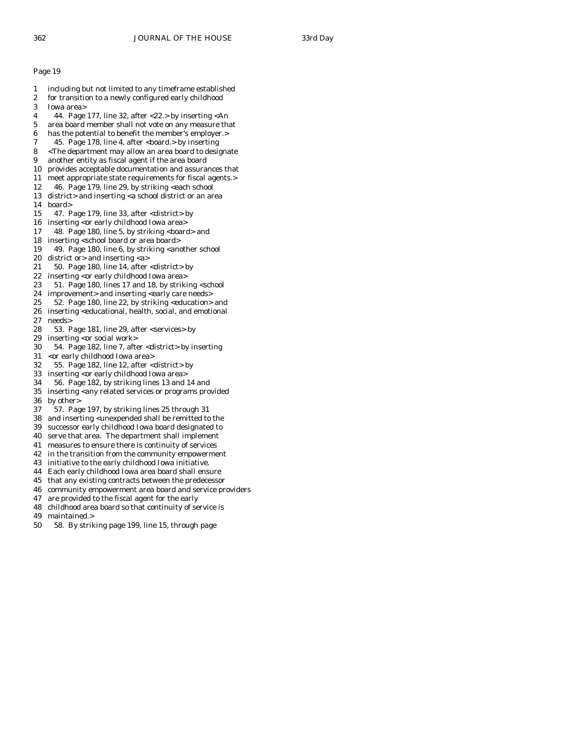Page 19

1 including but not limited to any timeframe established
2 for transition to a newly configured early childhood
3 Iowa area>
4 44. Page 177, line 32, after <22.> by inserting <An
5 area board member shall not vote on any measure that
6 has the potential to benefit the member's employer.>
7 45. Page 178, line 4, after <board.> by inserting
8 <The department may allow an area board to designate
9 another entity as fiscal agent if the area board
10 provides acceptable documentation and assurances that
11 meet appropriate state requirements for fiscal agents.>
12 46. Page 179, line 29, by striking <each school
13 district> and inserting <a school district or an area
14 board>
15 47. Page 179, line 33, after <district> by
16 inserting <or early childhood Iowa area>
17 48. Page 180, line 5, by striking <board> and
18 inserting <school board or area board>
19 49. Page 180, line 6, by striking <another school
20 district or> and inserting <a>
21 50. Page 180, line 14, after <district> by
22 inserting <or early childhood Iowa area>
23 51. Page 180, lines 17 and 18, by striking <school
24 improvement> and inserting <early care needs>
25 52. Page 180, line 22, by striking <education> and
26 inserting <educational, health, social, and emotional
27 needs>
28 53. Page 181, line 29, after <services> by
29 inserting <or social work>
30 54. Page 182, line 7, after <district> by inserting
31 <or early childhood Iowa area>
32 55. Page 182, line 12, after <district> by
33 inserting <or early childhood Iowa area>
34 56. Page 182, by striking lines 13 and 14 and
35 inserting <any related services or programs provided
36 by other>
37 57. Page 197, by striking lines 25 through 31
38 and inserting <unexpended shall be remitted to the
39 successor early childhood Iowa board designated to
40 serve that area. The department shall implement
41 measures to ensure there is continuity of services
42 in the transition from the community empowerment
43 initiative to the early childhood Iowa initiative.
44 Each early childhood Iowa area board shall ensure
45 that any existing contracts between the predecessor
46 community empowerment area board and service providers
47 are provided to the fiscal agent for the early
48 childhood area board so that continuity of service is
49 maintained.>
50 58. By striking page 199, line 15, through page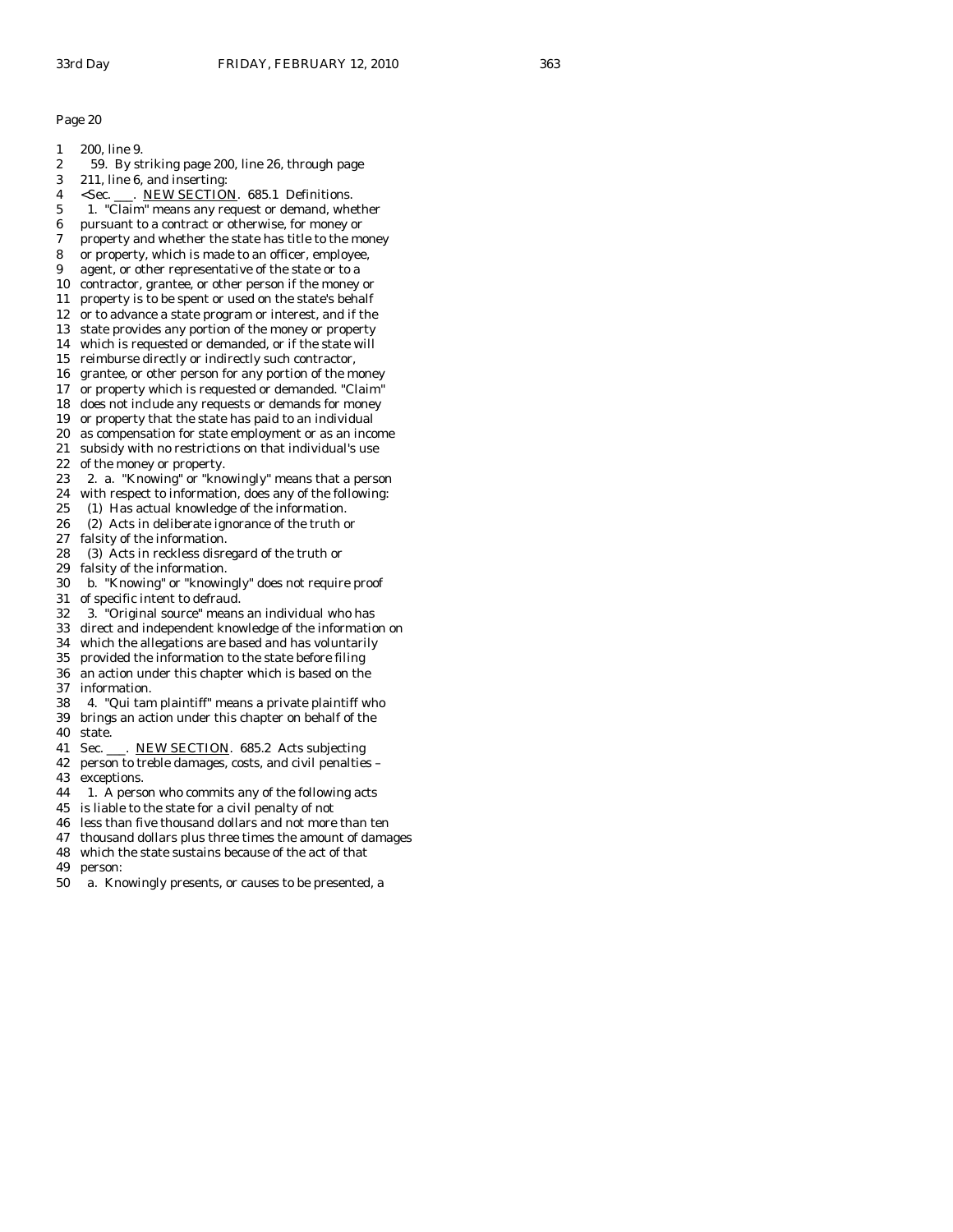Page 20

1 200, line 9.
2 59. By striking page 200, line 26, through page
3 211, line 6, and inserting:
4 <Sec. ___. NEW SECTION. 685.1 Definitions.
5 1. "Claim" means any request or demand, whether
6 pursuant to a contract or otherwise, for money or
7 property and whether the state has title to the money
8 or property, which is made to an officer, employee,
9 agent, or other representative of the state or to a
10 contractor, grantee, or other person if the money or
11 property is to be spent or used on the state's behalf
12 or to advance a state program or interest, and if the
13 state provides any portion of the money or property
14 which is requested or demanded, or if the state will
15 reimburse directly or indirectly such contractor,
16 grantee, or other person for any portion of the money
17 or property which is requested or demanded. "Claim"
18 does not include any requests or demands for money
19 or property that the state has paid to an individual
20 as compensation for state employment or as an income
21 subsidy with no restrictions on that individual's use
22 of the money or property.
23 2. a. "Knowing" or "knowingly" means that a person
24 with respect to information, does any of the following:
25 (1) Has actual knowledge of the information.
26 (2) Acts in deliberate ignorance of the truth or
27 falsity of the information.
28 (3) Acts in reckless disregard of the truth or
29 falsity of the information.
30 b. "Knowing" or "knowingly" does not require proof
31 of specific intent to defraud.
32 3. "Original source" means an individual who has
33 direct and independent knowledge of the information on
34 which the allegations are based and has voluntarily
35 provided the information to the state before filing
36 an action under this chapter which is based on the
37 information.
38 4. "Qui tam plaintiff" means a private plaintiff who
39 brings an action under this chapter on behalf of the
40 state.
41 Sec. ___. NEW SECTION. 685.2 Acts subjecting
42 person to treble damages, costs, and civil penalties –
43 exceptions.
44 1. A person who commits any of the following acts
45 is liable to the state for a civil penalty of not
46 less than five thousand dollars and not more than ten
47 thousand dollars plus three times the amount of damages
48 which the state sustains because of the act of that
49 person:
50 a. Knowingly presents, or causes to be presented, a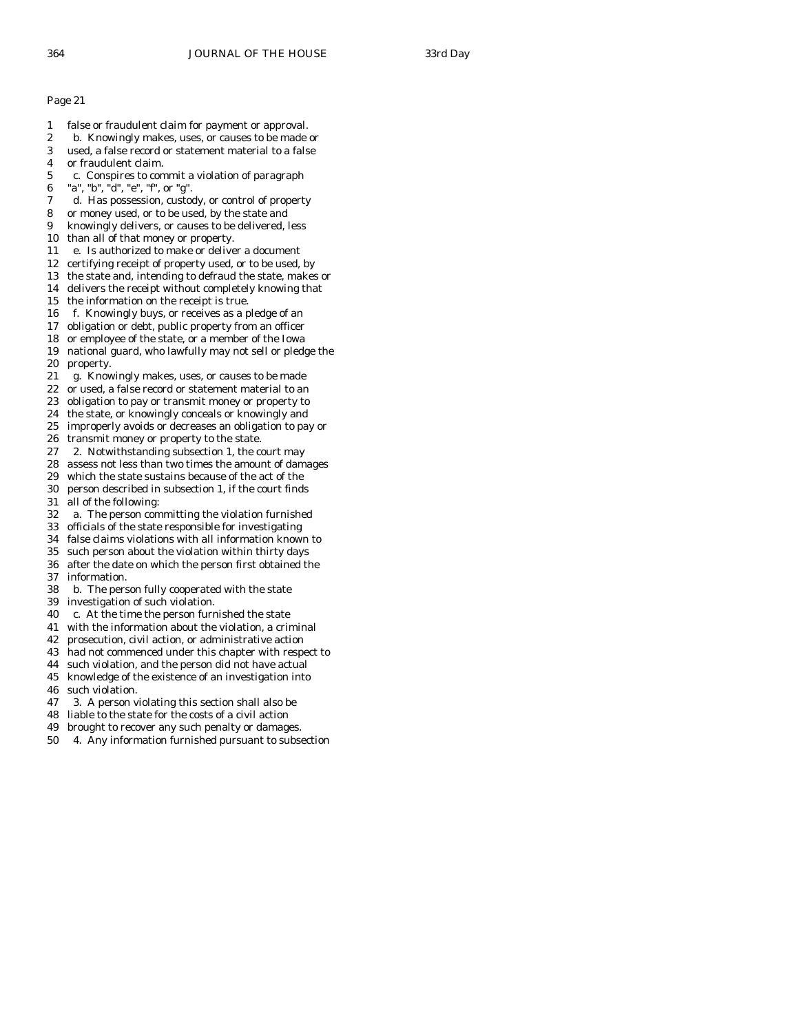Page 21

1 false or fraudulent claim for payment or approval.
2 b. Knowingly makes, uses, or causes to be made or
3 used, a false record or statement material to a false
4 or fraudulent claim.
5 c. Conspires to commit a violation of paragraph
6 "a", "b", "d", "e", "f", or "g".
7 d. Has possession, custody, or control of property
8 or money used, or to be used, by the state and
9 knowingly delivers, or causes to be delivered, less
10 than all of that money or property.
11 e. Is authorized to make or deliver a document
12 certifying receipt of property used, or to be used, by
13 the state and, intending to defraud the state, makes or
14 delivers the receipt without completely knowing that
15 the information on the receipt is true.
16 f. Knowingly buys, or receives as a pledge of an
17 obligation or debt, public property from an officer
18 or employee of the state, or a member of the Iowa
19 national guard, who lawfully may not sell or pledge the
20 property.
21 g. Knowingly makes, uses, or causes to be made
22 or used, a false record or statement material to an
23 obligation to pay or transmit money or property to
24 the state, or knowingly conceals or knowingly and
25 improperly avoids or decreases an obligation to pay or
26 transmit money or property to the state.
27 2. Notwithstanding subsection 1, the court may
28 assess not less than two times the amount of damages
29 which the state sustains because of the act of the
30 person described in subsection 1, if the court finds
31 all of the following:
32 a. The person committing the violation furnished
33 officials of the state responsible for investigating
34 false claims violations with all information known to
35 such person about the violation within thirty days
36 after the date on which the person first obtained the
37 information.
38 b. The person fully cooperated with the state
39 investigation of such violation.
40 c. At the time the person furnished the state
41 with the information about the violation, a criminal
42 prosecution, civil action, or administrative action
43 had not commenced under this chapter with respect to
44 such violation, and the person did not have actual
45 knowledge of the existence of an investigation into
46 such violation.
47 3. A person violating this section shall also be
48 liable to the state for the costs of a civil action
49 brought to recover any such penalty or damages.
50 4. Any information furnished pursuant to subsection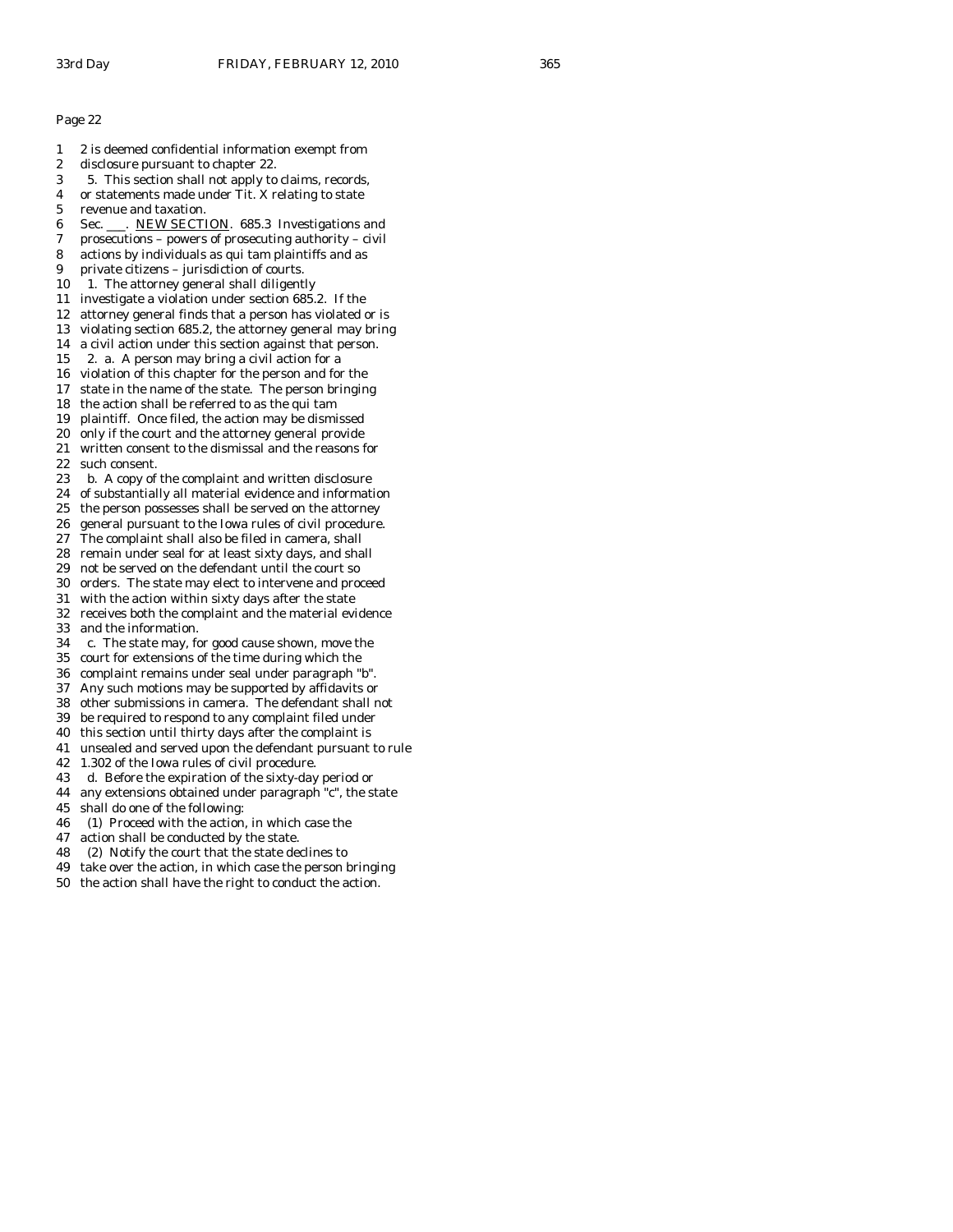Page 22

1 2 is deemed confidential information exempt from
2 disclosure pursuant to chapter 22.
3 5. This section shall not apply to claims, records,
4 or statements made under Tit. X relating to state
5 revenue and taxation.
6 Sec. ___. NEW SECTION. 685.3 Investigations and
7 prosecutions – powers of prosecuting authority – civil
8 actions by individuals as qui tam plaintiffs and as
9 private citizens – jurisdiction of courts.
10 1. The attorney general shall diligently
11 investigate a violation under section 685.2. If the
12 attorney general finds that a person has violated or is
13 violating section 685.2, the attorney general may bring
14 a civil action under this section against that person.
15 2. a. A person may bring a civil action for a
16 violation of this chapter for the person and for the
17 state in the name of the state. The person bringing
18 the action shall be referred to as the qui tam
19 plaintiff. Once filed, the action may be dismissed
20 only if the court and the attorney general provide
21 written consent to the dismissal and the reasons for
22 such consent.
23 b. A copy of the complaint and written disclosure
24 of substantially all material evidence and information
25 the person possesses shall be served on the attorney
26 general pursuant to the Iowa rules of civil procedure.
27 The complaint shall also be filed in camera, shall
28 remain under seal for at least sixty days, and shall
29 not be served on the defendant until the court so
30 orders. The state may elect to intervene and proceed
31 with the action within sixty days after the state
32 receives both the complaint and the material evidence
33 and the information.
34 c. The state may, for good cause shown, move the
35 court for extensions of the time during which the
36 complaint remains under seal under paragraph "b".
37 Any such motions may be supported by affidavits or
38 other submissions in camera. The defendant shall not
39 be required to respond to any complaint filed under
40 this section until thirty days after the complaint is
41 unsealed and served upon the defendant pursuant to rule
42 1.302 of the Iowa rules of civil procedure.
43 d. Before the expiration of the sixty-day period or
44 any extensions obtained under paragraph "c", the state
45 shall do one of the following:
46 (1) Proceed with the action, in which case the
47 action shall be conducted by the state.
48 (2) Notify the court that the state declines to
49 take over the action, in which case the person bringing
50 the action shall have the right to conduct the action.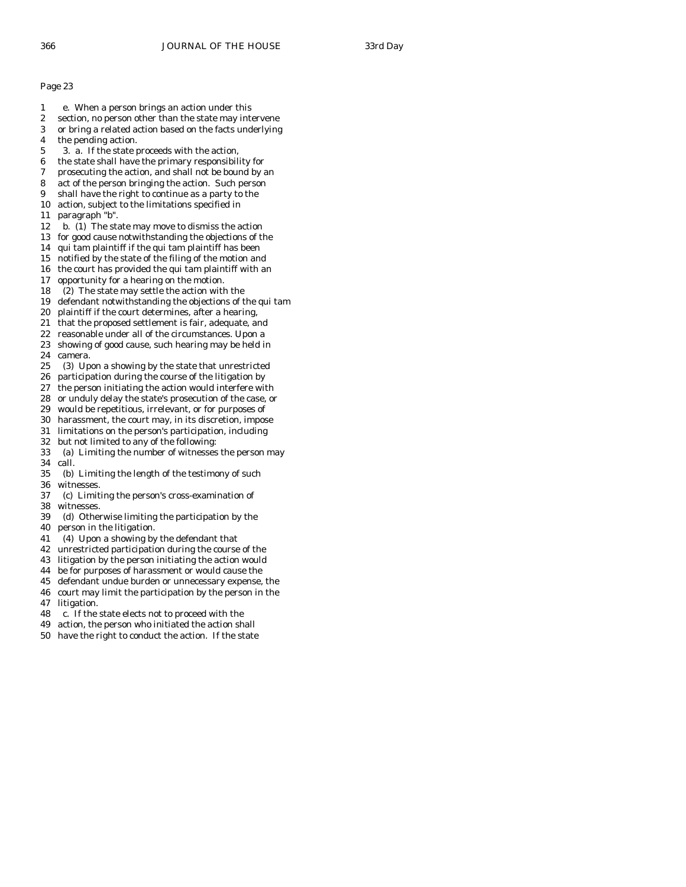Page 23

1 e. When a person brings an action under this
2 section, no person other than the state may intervene
3 or bring a related action based on the facts underlying
4 the pending action.
5 3. a. If the state proceeds with the action,
6 the state shall have the primary responsibility for
7 prosecuting the action, and shall not be bound by an
8 act of the person bringing the action. Such person
9 shall have the right to continue as a party to the
10 action, subject to the limitations specified in
11 paragraph "b".
12 b. (1) The state may move to dismiss the action
13 for good cause notwithstanding the objections of the
14 qui tam plaintiff if the qui tam plaintiff has been
15 notified by the state of the filing of the motion and
16 the court has provided the qui tam plaintiff with an
17 opportunity for a hearing on the motion.
18 (2) The state may settle the action with the
19 defendant notwithstanding the objections of the qui tam
20 plaintiff if the court determines, after a hearing,
21 that the proposed settlement is fair, adequate, and
22 reasonable under all of the circumstances. Upon a
23 showing of good cause, such hearing may be held in
24 camera.
25 (3) Upon a showing by the state that unrestricted
26 participation during the course of the litigation by
27 the person initiating the action would interfere with
28 or unduly delay the state's prosecution of the case, or
29 would be repetitious, irrelevant, or for purposes of
30 harassment, the court may, in its discretion, impose
31 limitations on the person's participation, including
32 but not limited to any of the following:
33 (a) Limiting the number of witnesses the person may
34 call.
35 (b) Limiting the length of the testimony of such
36 witnesses.
37 (c) Limiting the person's cross-examination of
38 witnesses.
39 (d) Otherwise limiting the participation by the
40 person in the litigation.
41 (4) Upon a showing by the defendant that
42 unrestricted participation during the course of the
43 litigation by the person initiating the action would
44 be for purposes of harassment or would cause the
45 defendant undue burden or unnecessary expense, the
46 court may limit the participation by the person in the
47 litigation.
48 c. If the state elects not to proceed with the
49 action, the person who initiated the action shall
50 have the right to conduct the action. If the state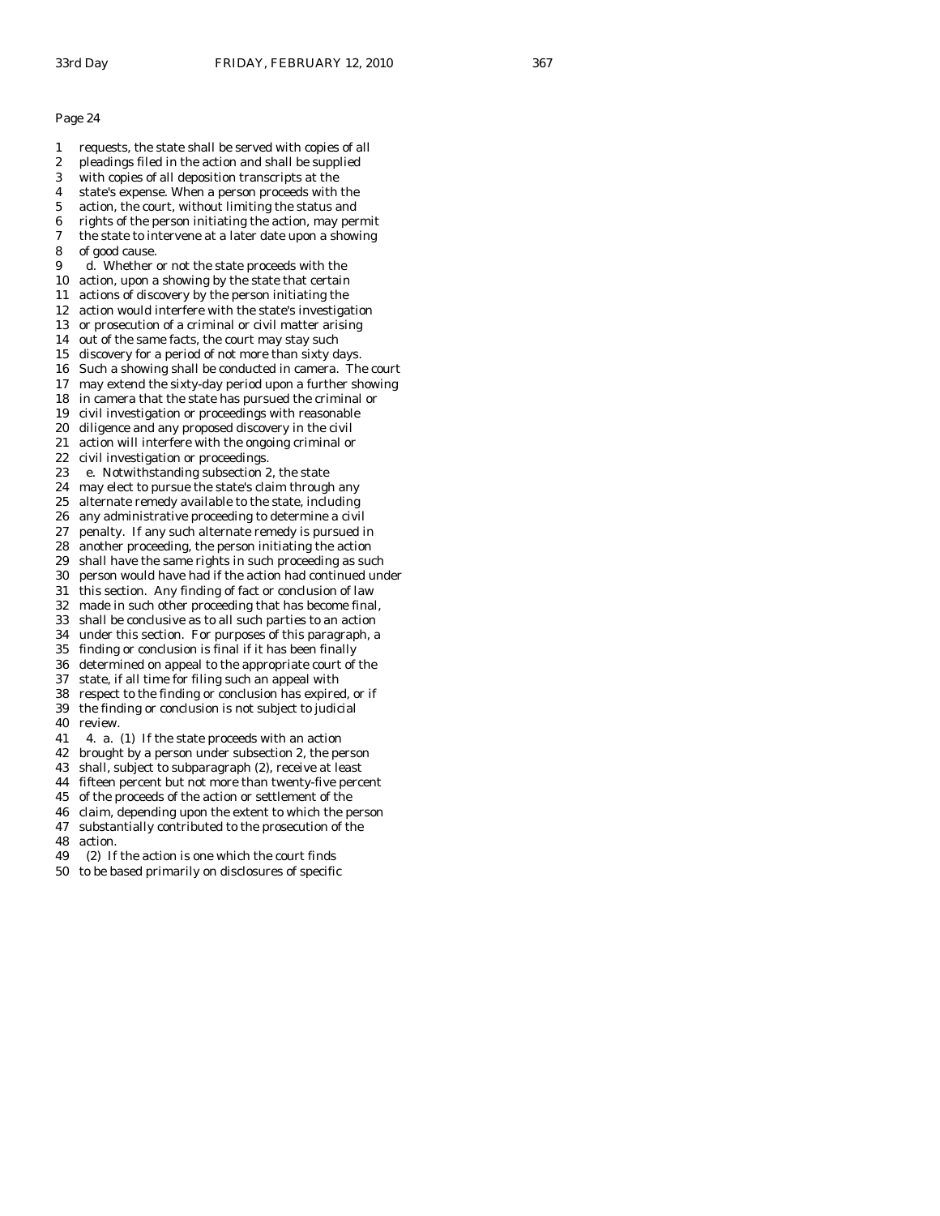Page 24

1 requests, the state shall be served with copies of all
2 pleadings filed in the action and shall be supplied
3 with copies of all deposition transcripts at the
4 state's expense. When a person proceeds with the
5 action, the court, without limiting the status and
6 rights of the person initiating the action, may permit
7 the state to intervene at a later date upon a showing
8 of good cause.
9 d. Whether or not the state proceeds with the
10 action, upon a showing by the state that certain
11 actions of discovery by the person initiating the
12 action would interfere with the state's investigation
13 or prosecution of a criminal or civil matter arising
14 out of the same facts, the court may stay such
15 discovery for a period of not more than sixty days.
16 Such a showing shall be conducted in camera. The court
17 may extend the sixty-day period upon a further showing
18 in camera that the state has pursued the criminal or
19 civil investigation or proceedings with reasonable
20 diligence and any proposed discovery in the civil
21 action will interfere with the ongoing criminal or
22 civil investigation or proceedings.
23 e. Notwithstanding subsection 2, the state
24 may elect to pursue the state's claim through any
25 alternate remedy available to the state, including
26 any administrative proceeding to determine a civil
27 penalty. If any such alternate remedy is pursued in
28 another proceeding, the person initiating the action
29 shall have the same rights in such proceeding as such
30 person would have had if the action had continued under
31 this section. Any finding of fact or conclusion of law
32 made in such other proceeding that has become final,
33 shall be conclusive as to all such parties to an action
34 under this section. For purposes of this paragraph, a
35 finding or conclusion is final if it has been finally
36 determined on appeal to the appropriate court of the
37 state, if all time for filing such an appeal with
38 respect to the finding or conclusion has expired, or if
39 the finding or conclusion is not subject to judicial
40 review.
41 4. a. (1) If the state proceeds with an action
42 brought by a person under subsection 2, the person
43 shall, subject to subparagraph (2), receive at least
44 fifteen percent but not more than twenty-five percent
45 of the proceeds of the action or settlement of the
46 claim, depending upon the extent to which the person
47 substantially contributed to the prosecution of the
48 action.
49 (2) If the action is one which the court finds
50 to be based primarily on disclosures of specific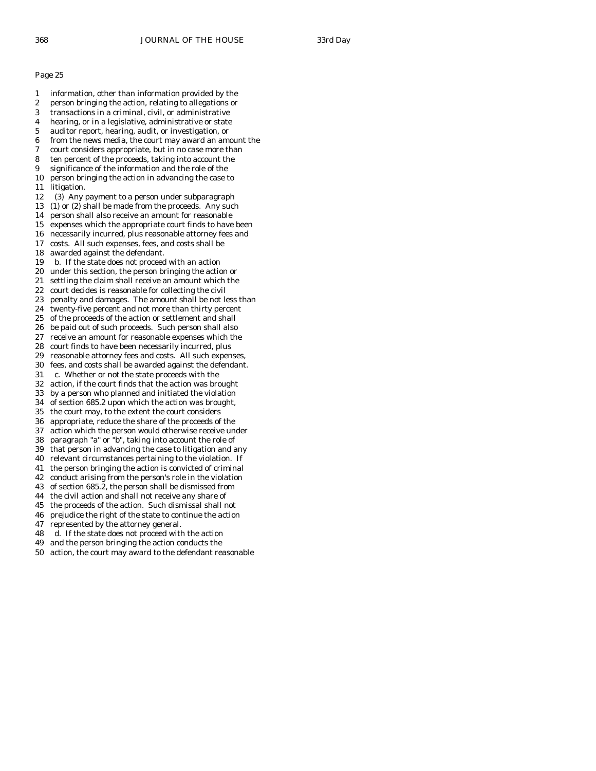Page 25

1 information, other than information provided by the
2 person bringing the action, relating to allegations or
3 transactions in a criminal, civil, or administrative
4 hearing, or in a legislative, administrative or state
5 auditor report, hearing, audit, or investigation, or
6 from the news media, the court may award an amount the
7 court considers appropriate, but in no case more than
8 ten percent of the proceeds, taking into account the
9 significance of the information and the role of the
10 person bringing the action in advancing the case to
11 litigation.
12 (3) Any payment to a person under subparagraph
13 (1) or (2) shall be made from the proceeds. Any such
14 person shall also receive an amount for reasonable
15 expenses which the appropriate court finds to have been
16 necessarily incurred, plus reasonable attorney fees and
17 costs. All such expenses, fees, and costs shall be
18 awarded against the defendant.
19 b. If the state does not proceed with an action
20 under this section, the person bringing the action or
21 settling the claim shall receive an amount which the
22 court decides is reasonable for collecting the civil
23 penalty and damages. The amount shall be not less than
24 twenty-five percent and not more than thirty percent
25 of the proceeds of the action or settlement and shall
26 be paid out of such proceeds. Such person shall also
27 receive an amount for reasonable expenses which the
28 court finds to have been necessarily incurred, plus
29 reasonable attorney fees and costs. All such expenses,
30 fees, and costs shall be awarded against the defendant.
31 c. Whether or not the state proceeds with the
32 action, if the court finds that the action was brought
33 by a person who planned and initiated the violation
34 of section 685.2 upon which the action was brought,
35 the court may, to the extent the court considers
36 appropriate, reduce the share of the proceeds of the
37 action which the person would otherwise receive under
38 paragraph "a" or "b", taking into account the role of
39 that person in advancing the case to litigation and any
40 relevant circumstances pertaining to the violation. If
41 the person bringing the action is convicted of criminal
42 conduct arising from the person's role in the violation
43 of section 685.2, the person shall be dismissed from
44 the civil action and shall not receive any share of
45 the proceeds of the action. Such dismissal shall not
46 prejudice the right of the state to continue the action
47 represented by the attorney general.
48 d. If the state does not proceed with the action
49 and the person bringing the action conducts the
50 action, the court may award to the defendant reasonable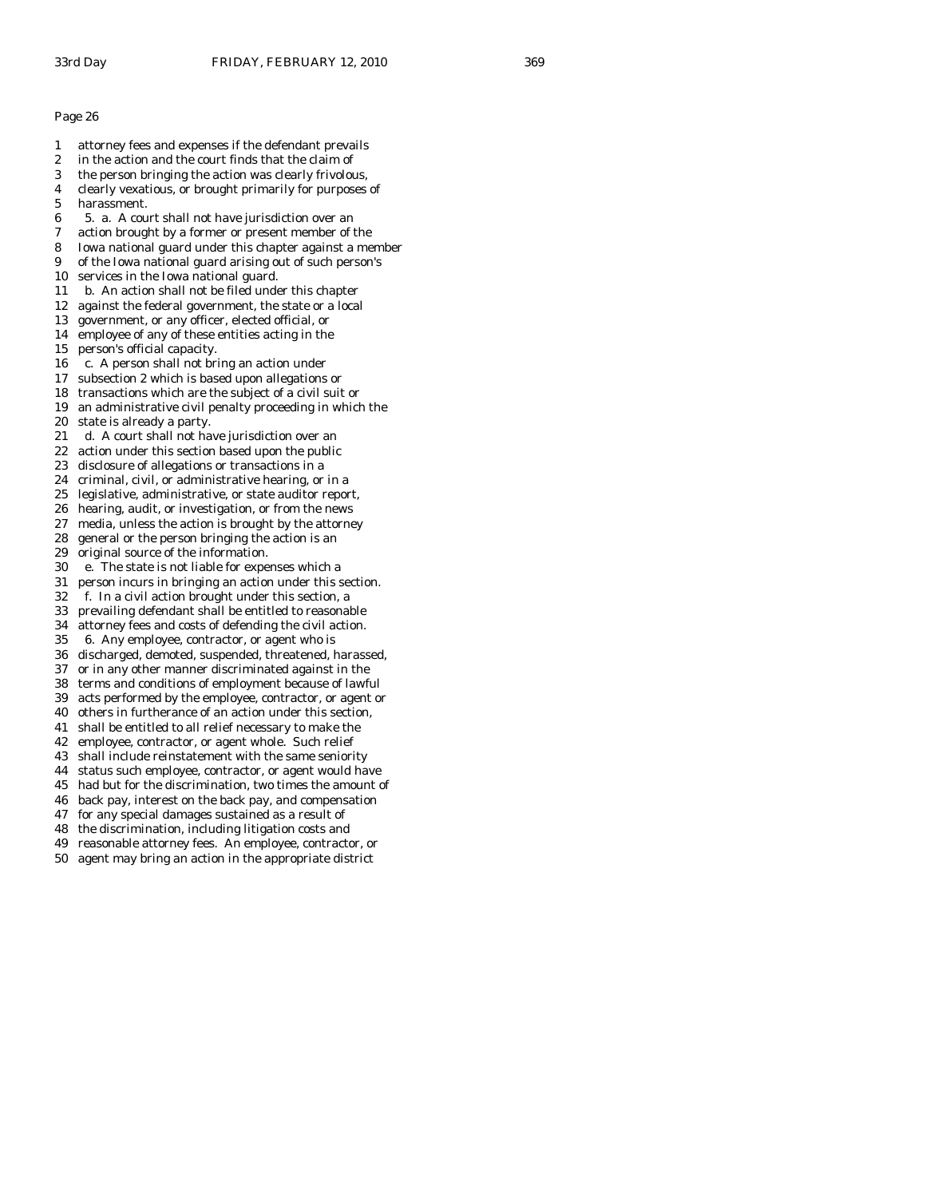Page 26

1 attorney fees and expenses if the defendant prevails
2 in the action and the court finds that the claim of
3 the person bringing the action was clearly frivolous,
4 clearly vexatious, or brought primarily for purposes of
5 harassment.
6 5. a. A court shall not have jurisdiction over an
7 action brought by a former or present member of the
8 Iowa national guard under this chapter against a member
9 of the Iowa national guard arising out of such person's
10 services in the Iowa national guard.
11 b. An action shall not be filed under this chapter
12 against the federal government, the state or a local
13 government, or any officer, elected official, or
14 employee of any of these entities acting in the
15 person's official capacity.
16 c. A person shall not bring an action under
17 subsection 2 which is based upon allegations or
18 transactions which are the subject of a civil suit or
19 an administrative civil penalty proceeding in which the
20 state is already a party.
21 d. A court shall not have jurisdiction over an
22 action under this section based upon the public
23 disclosure of allegations or transactions in a
24 criminal, civil, or administrative hearing, or in a
25 legislative, administrative, or state auditor report,
26 hearing, audit, or investigation, or from the news
27 media, unless the action is brought by the attorney
28 general or the person bringing the action is an
29 original source of the information.
30 e. The state is not liable for expenses which a
31 person incurs in bringing an action under this section.
32 f. In a civil action brought under this section, a
33 prevailing defendant shall be entitled to reasonable
34 attorney fees and costs of defending the civil action.
35 6. Any employee, contractor, or agent who is
36 discharged, demoted, suspended, threatened, harassed,
37 or in any other manner discriminated against in the
38 terms and conditions of employment because of lawful
39 acts performed by the employee, contractor, or agent or
40 others in furtherance of an action under this section,
41 shall be entitled to all relief necessary to make the
42 employee, contractor, or agent whole. Such relief
43 shall include reinstatement with the same seniority
44 status such employee, contractor, or agent would have
45 had but for the discrimination, two times the amount of
46 back pay, interest on the back pay, and compensation
47 for any special damages sustained as a result of
48 the discrimination, including litigation costs and
49 reasonable attorney fees. An employee, contractor, or
50 agent may bring an action in the appropriate district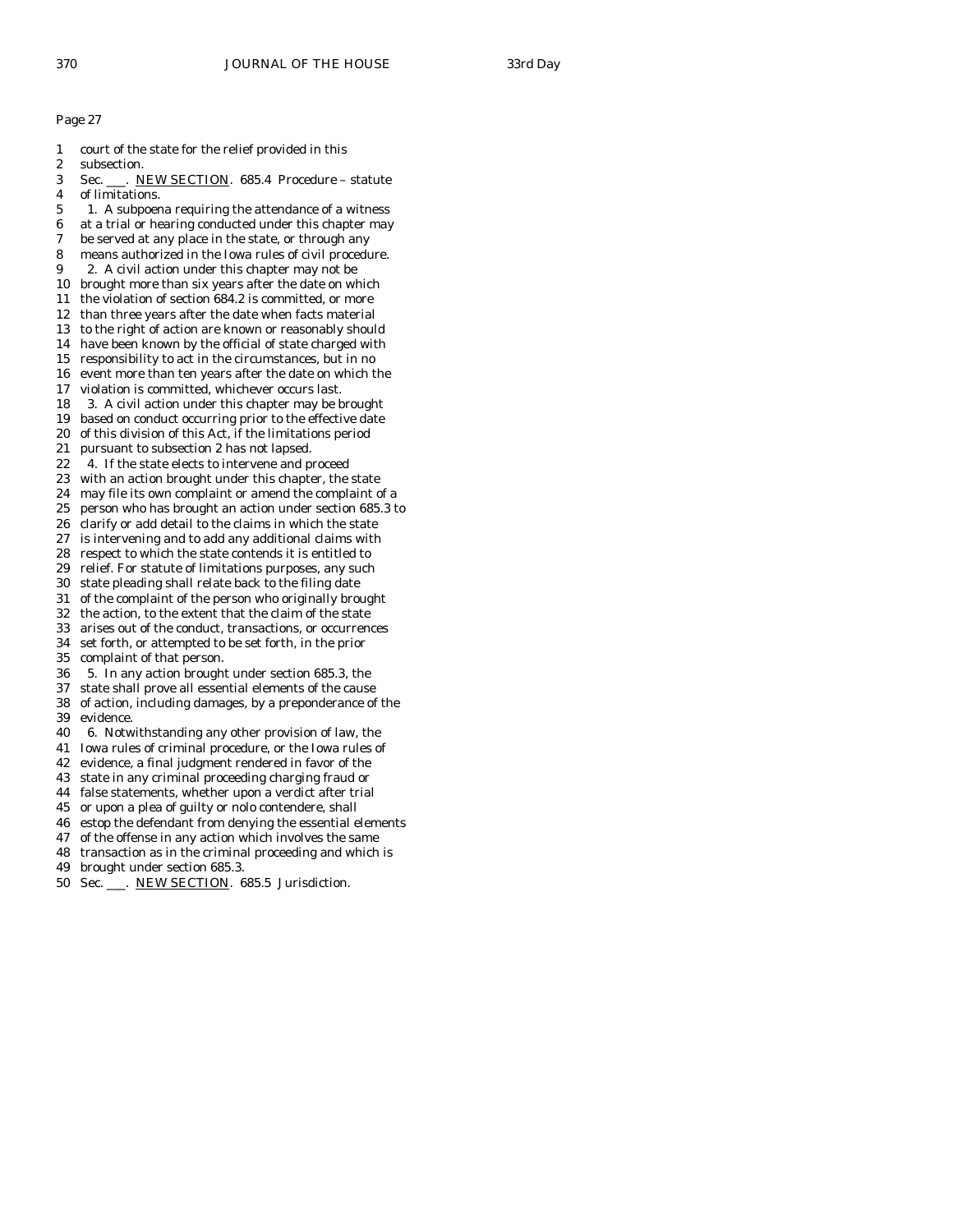Page 27

1 court of the state for the relief provided in this
2 subsection.
3 Sec. \_\_\_. <u>NEW SECTION</u>. 685.4 Procedure – statute
4 of limitations.
5 1. A subpoena requiring the attendance of a witness
6 at a trial or hearing conducted under this chapter may
7 be served at any place in the state, or through any
8 means authorized in the Iowa rules of civil procedure.
9 2. A civil action under this chapter may not be
10 brought more than six years after the date on which
11 the violation of section 684.2 is committed, or more
12 than three years after the date when facts material
13 to the right of action are known or reasonably should
14 have been known by the official of state charged with
15 responsibility to act in the circumstances, but in no
16 event more than ten years after the date on which the
17 violation is committed, whichever occurs last.
18 3. A civil action under this chapter may be brought
19 based on conduct occurring prior to the effective date
20 of this division of this Act, if the limitations period
21 pursuant to subsection 2 has not lapsed.
22 4. If the state elects to intervene and proceed
23 with an action brought under this chapter, the state
24 may file its own complaint or amend the complaint of a
25 person who has brought an action under section 685.3 to
26 clarify or add detail to the claims in which the state
27 is intervening and to add any additional claims with
28 respect to which the state contends it is entitled to
29 relief. For statute of limitations purposes, any such
30 state pleading shall relate back to the filing date
31 of the complaint of the person who originally brought
32 the action, to the extent that the claim of the state
33 arises out of the conduct, transactions, or occurrences
34 set forth, or attempted to be set forth, in the prior
35 complaint of that person.
36 5. In any action brought under section 685.3, the
37 state shall prove all essential elements of the cause
38 of action, including damages, by a preponderance of the
39 evidence.
40 6. Notwithstanding any other provision of law, the
41 Iowa rules of criminal procedure, or the Iowa rules of
42 evidence, a final judgment rendered in favor of the
43 state in any criminal proceeding charging fraud or
44 false statements, whether upon a verdict after trial
45 or upon a plea of guilty or nolo contendere, shall
46 estop the defendant from denying the essential elements
47 of the offense in any action which involves the same
48 transaction as in the criminal proceeding and which is
49 brought under section 685.3.
50 Sec. \_\_\_. <u>NEW SECTION</u>. 685.5 Jurisdiction.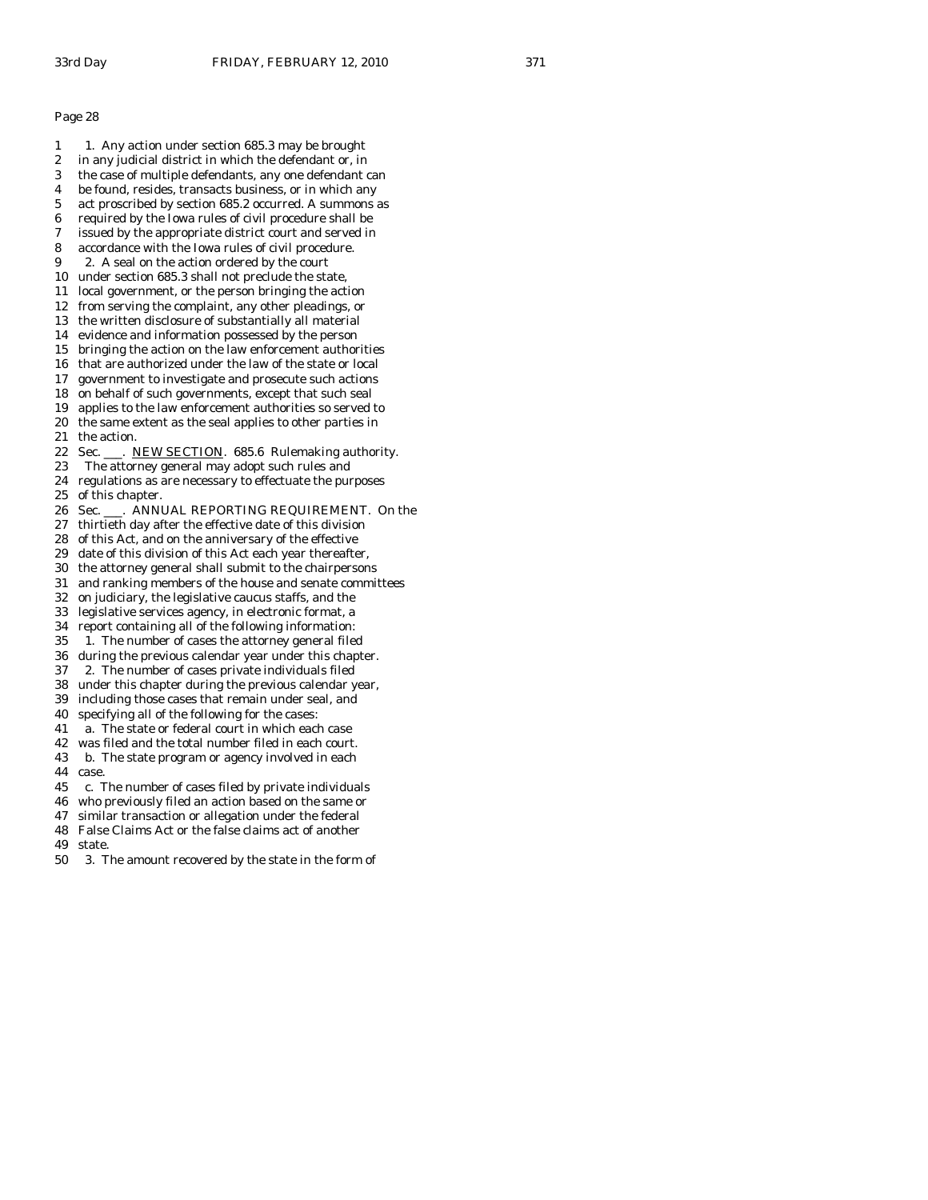Page 28

1 1. Any action under section 685.3 may be brought
2 in any judicial district in which the defendant or, in
3 the case of multiple defendants, any one defendant can
4 be found, resides, transacts business, or in which any
5 act proscribed by section 685.2 occurred. A summons as
6 required by the Iowa rules of civil procedure shall be
7 issued by the appropriate district court and served in
8 accordance with the Iowa rules of civil procedure.
9 2. A seal on the action ordered by the court
10 under section 685.3 shall not preclude the state,
11 local government, or the person bringing the action
12 from serving the complaint, any other pleadings, or
13 the written disclosure of substantially all material
14 evidence and information possessed by the person
15 bringing the action on the law enforcement authorities
16 that are authorized under the law of the state or local
17 government to investigate and prosecute such actions
18 on behalf of such governments, except that such seal
19 applies to the law enforcement authorities so served to
20 the same extent as the seal applies to other parties in
21 the action.
22 Sec. \_\_\_. NEW SECTION. 685.6 Rulemaking authority.
23 The attorney general may adopt such rules and
24 regulations as are necessary to effectuate the purposes
25 of this chapter.
26 Sec. \_\_\_. ANNUAL REPORTING REQUIREMENT. On the
27 thirtieth day after the effective date of this division
28 of this Act, and on the anniversary of the effective
29 date of this division of this Act each year thereafter,
30 the attorney general shall submit to the chairpersons
31 and ranking members of the house and senate committees
32 on judiciary, the legislative caucus staffs, and the
33 legislative services agency, in electronic format, a
34 report containing all of the following information:
35 1. The number of cases the attorney general filed
36 during the previous calendar year under this chapter.
37 2. The number of cases private individuals filed
38 under this chapter during the previous calendar year,
39 including those cases that remain under seal, and
40 specifying all of the following for the cases:
41 a. The state or federal court in which each case
42 was filed and the total number filed in each court.
43 b. The state program or agency involved in each
44 case.
45 c. The number of cases filed by private individuals
46 who previously filed an action based on the same or
47 similar transaction or allegation under the federal
48 False Claims Act or the false claims act of another
49 state.
50 3. The amount recovered by the state in the form of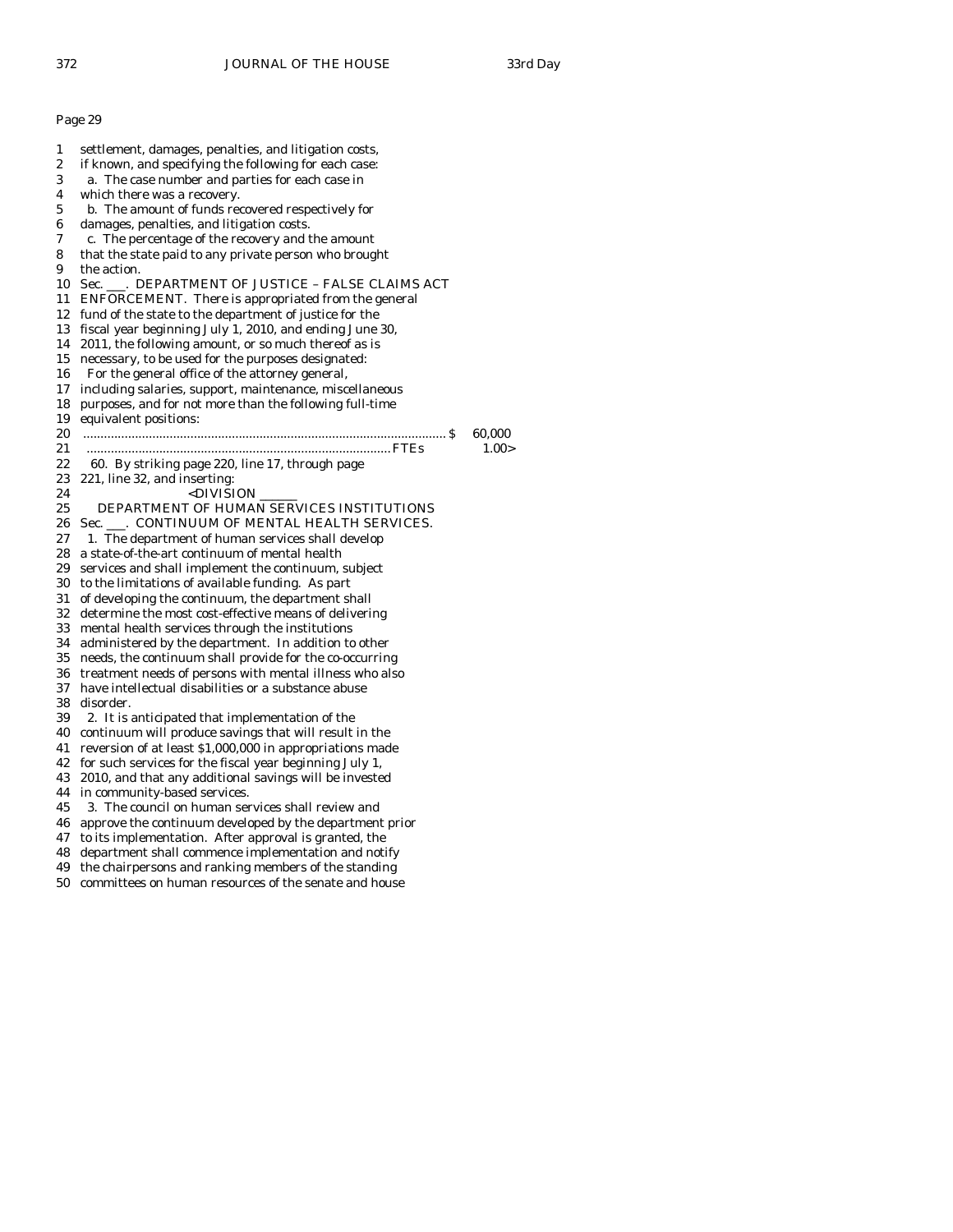Page 29

1 settlement, damages, penalties, and litigation costs,
2 if known, and specifying the following for each case:
3 a. The case number and parties for each case in
4 which there was a recovery.
5 b. The amount of funds recovered respectively for
6 damages, penalties, and litigation costs.
7 c. The percentage of the recovery and the amount
8 that the state paid to any private person who brought
9 the action.
10 Sec. ___. DEPARTMENT OF JUSTICE – FALSE CLAIMS ACT
11 ENFORCEMENT. There is appropriated from the general
12 fund of the state to the department of justice for the
13 fiscal year beginning July 1, 2010, and ending June 30,
14 2011, the following amount, or so much thereof as is
15 necessary, to be used for the purposes designated:
16 For the general office of the attorney general,
17 including salaries, support, maintenance, miscellaneous
18 purposes, and for not more than the following full-time
19 equivalent positions:
20 .......................................................................................................... $ 60,000
21 ........................................................................................ FTEs 1.00>
22 60. By striking page 220, line 17, through page
23 221, line 32, and inserting:
24 <DIVISION ______
25 DEPARTMENT OF HUMAN SERVICES INSTITUTIONS
26 Sec. ___. CONTINUUM OF MENTAL HEALTH SERVICES.
27 1. The department of human services shall develop
28 a state-of-the-art continuum of mental health
29 services and shall implement the continuum, subject
30 to the limitations of available funding. As part
31 of developing the continuum, the department shall
32 determine the most cost-effective means of delivering
33 mental health services through the institutions
34 administered by the department. In addition to other
35 needs, the continuum shall provide for the co-occurring
36 treatment needs of persons with mental illness who also
37 have intellectual disabilities or a substance abuse
38 disorder.
39 2. It is anticipated that implementation of the
40 continuum will produce savings that will result in the
41 reversion of at least $1,000,000 in appropriations made
42 for such services for the fiscal year beginning July 1,
43 2010, and that any additional savings will be invested
44 in community-based services.
45 3. The council on human services shall review and
46 approve the continuum developed by the department prior
47 to its implementation. After approval is granted, the
48 department shall commence implementation and notify
49 the chairpersons and ranking members of the standing
50 committees on human resources of the senate and house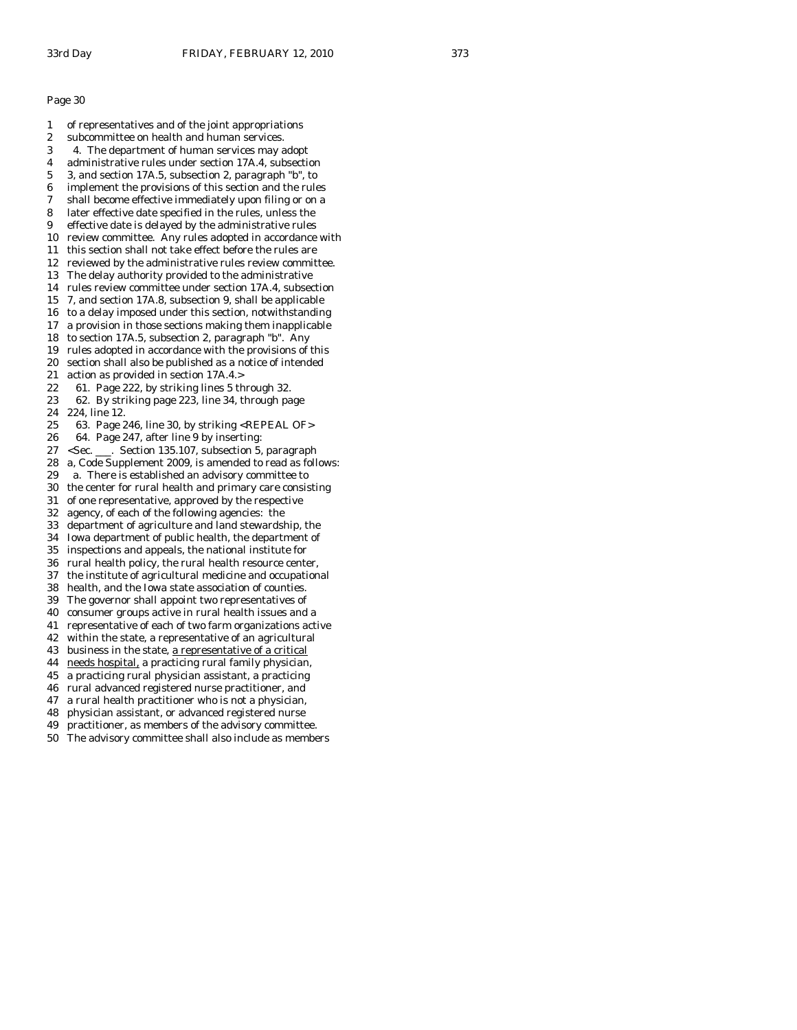Page 30

1 of representatives and of the joint appropriations
2 subcommittee on health and human services.
3 4. The department of human services may adopt
4 administrative rules under section 17A.4, subsection
5 3, and section 17A.5, subsection 2, paragraph "b", to
6 implement the provisions of this section and the rules
7 shall become effective immediately upon filing or on a
8 later effective date specified in the rules, unless the
9 effective date is delayed by the administrative rules
10 review committee. Any rules adopted in accordance with
11 this section shall not take effect before the rules are
12 reviewed by the administrative rules review committee.
13 The delay authority provided to the administrative
14 rules review committee under section 17A.4, subsection
15 7, and section 17A.8, subsection 9, shall be applicable
16 to a delay imposed under this section, notwithstanding
17 a provision in those sections making them inapplicable
18 to section 17A.5, subsection 2, paragraph "b". Any
19 rules adopted in accordance with the provisions of this
20 section shall also be published as a notice of intended
21 action as provided in section 17A.4.>
22 61. Page 222, by striking lines 5 through 32.
23 62. By striking page 223, line 34, through page
24 224, line 12.
25 63. Page 246, line 30, by striking <REPEAL OF>
26 64. Page 247, after line 9 by inserting:
27 <Sec. ___. Section 135.107, subsection 5, paragraph
28 a, Code Supplement 2009, is amended to read as follows:
29 a. There is established an advisory committee to
30 the center for rural health and primary care consisting
31 of one representative, approved by the respective
32 agency, of each of the following agencies: the
33 department of agriculture and land stewardship, the
34 Iowa department of public health, the department of
35 inspections and appeals, the national institute for
36 rural health policy, the rural health resource center,
37 the institute of agricultural medicine and occupational
38 health, and the Iowa state association of counties.
39 The governor shall appoint two representatives of
40 consumer groups active in rural health issues and a
41 representative of each of two farm organizations active
42 within the state, a representative of an agricultural
43 business in the state, <u>a representative of a critical</u>
44 <u>needs hospital,</u> a practicing rural family physician,
45 a practicing rural physician assistant, a practicing
46 rural advanced registered nurse practitioner, and
47 a rural health practitioner who is not a physician,
48 physician assistant, or advanced registered nurse
49 practitioner, as members of the advisory committee.
50 The advisory committee shall also include as members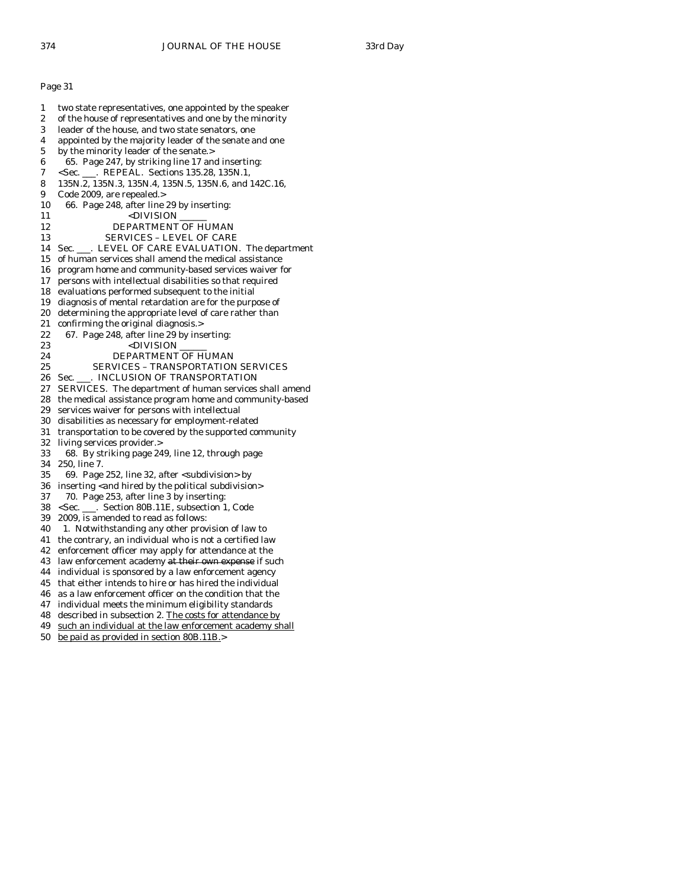Page 31

1 two state representatives, one appointed by the speaker
2 of the house of representatives and one by the minority
3 leader of the house, and two state senators, one
4 appointed by the majority leader of the senate and one
5 by the minority leader of the senate.>
6 65. Page 247, by striking line 17 and inserting:
7 <Sec. ___. REPEAL. Sections 135.28, 135N.1,
8 135N.2, 135N.3, 135N.4, 135N.5, 135N.6, and 142C.16,
9 Code 2009, are repealed.>
10 66. Page 248, after line 29 by inserting:
11 <DIVISION ______
12 DEPARTMENT OF HUMAN
13 SERVICES – LEVEL OF CARE
14 Sec. ___. LEVEL OF CARE EVALUATION. The department
15 of human services shall amend the medical assistance
16 program home and community-based services waiver for
17 persons with intellectual disabilities so that required
18 evaluations performed subsequent to the initial
19 diagnosis of mental retardation are for the purpose of
20 determining the appropriate level of care rather than
21 confirming the original diagnosis.>
22 67. Page 248, after line 29 by inserting:
23 <DIVISION ______
24 DEPARTMENT OF HUMAN
25 SERVICES – TRANSPORTATION SERVICES
26 Sec. ___. INCLUSION OF TRANSPORTATION
27 SERVICES. The department of human services shall amend
28 the medical assistance program home and community-based
29 services waiver for persons with intellectual
30 disabilities as necessary for employment-related
31 transportation to be covered by the supported community
32 living services provider.>
33 68. By striking page 249, line 12, through page
34 250, line 7.
35 69. Page 252, line 32, after <subdivision> by
36 inserting <and hired by the political subdivision>
37 70. Page 253, after line 3 by inserting:
38 <Sec. ___. Section 80B.11E, subsection 1, Code
39 2009, is amended to read as follows:
40 1. Notwithstanding any other provision of law to
41 the contrary, an individual who is not a certified law
42 enforcement officer may apply for attendance at the
43 law enforcement academy ~~at their own expense~~ if such
44 individual is sponsored by a law enforcement agency
45 that either intends to hire or has hired the individual
46 as a law enforcement officer on the condition that the
47 individual meets the minimum eligibility standards
48 described in subsection 2. <u>The costs for attendance by</u>
49 <u>such an individual at the law enforcement academy shall</u>
50 <u>be paid as provided in section 80B.11B.</u>>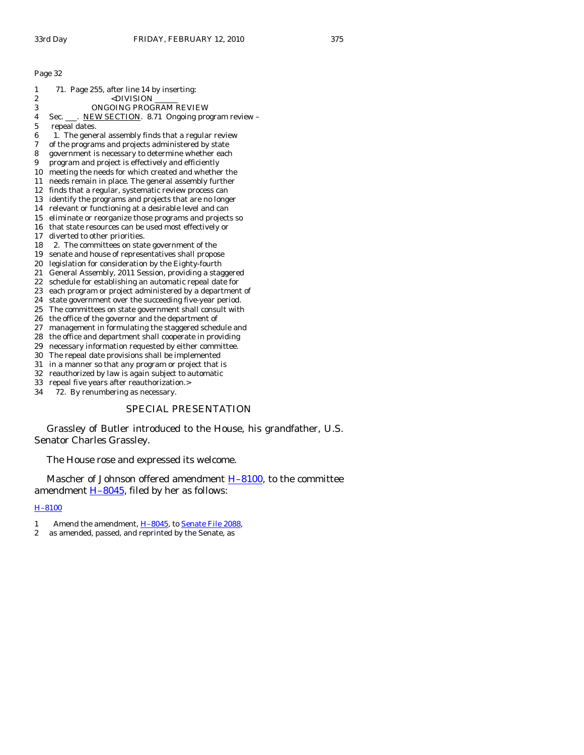Page 32

1 71. Page 255, after line 14 by inserting:
2 <DIVISION ______
3 ONGOING PROGRAM REVIEW
4 Sec. ___. NEW SECTION. 8.71 Ongoing program review –
5 repeal dates.
6 1. The general assembly finds that a regular review
7 of the programs and projects administered by state
8 government is necessary to determine whether each
9 program and project is effectively and efficiently
10 meeting the needs for which created and whether the
11 needs remain in place. The general assembly further
12 finds that a regular, systematic review process can
13 identify the programs and projects that are no longer
14 relevant or functioning at a desirable level and can
15 eliminate or reorganize those programs and projects so
16 that state resources can be used most effectively or
17 diverted to other priorities.
18 2. The committees on state government of the
19 senate and house of representatives shall propose
20 legislation for consideration by the Eighty-fourth
21 General Assembly, 2011 Session, providing a staggered
22 schedule for establishing an automatic repeal date for
23 each program or project administered by a department of
24 state government over the succeeding five-year period.
25 The committees on state government shall consult with
26 the office of the governor and the department of
27 management in formulating the staggered schedule and
28 the office and department shall cooperate in providing
29 necessary information requested by either committee.
30 The repeal date provisions shall be implemented
31 in a manner so that any program or project that is
32 reauthorized by law is again subject to automatic
33 repeal five years after reauthorization.>
34 72. By renumbering as necessary.

## SPECIAL PRESENTATION

Grassley of Butler introduced to the House, his grandfather, U.S. Senator Charles Grassley.

The House rose and expressed its welcome.

Mascher of Johnson offered amendment H–8100, to the committee amendment H–8045, filed by her as follows:

H–8100

1 Amend the amendment, H–8045, to Senate File 2088,
2 as amended, passed, and reprinted by the Senate, as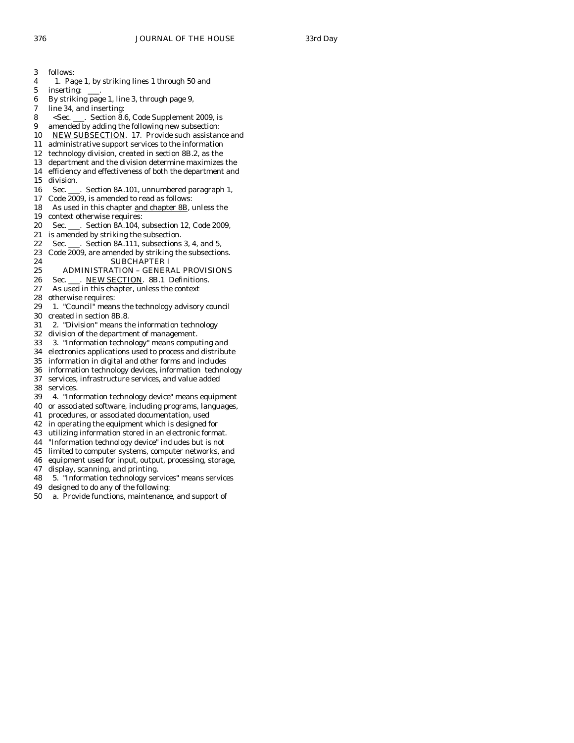follows:

1. Page 1, by striking lines 1 through 50 and inserting: ___.

By striking page 1, line 3, through page 9, line 34, and inserting:

<Sec. ___. Section 8.6, Code Supplement 2009, is amended by adding the following new subsection:

NEW SUBSECTION. 17. Provide such assistance and administrative support services to the information technology division, created in section 8B.2, as the department and the division determine maximizes the efficiency and effectiveness of both the department and division.

Sec. ___. Section 8A.101, unnumbered paragraph 1, Code 2009, is amended to read as follows:

As used in this chapter and chapter 8B, unless the context otherwise requires:

Sec. ___. Section 8A.104, subsection 12, Code 2009, is amended by striking the subsection.

Sec. ___. Section 8A.111, subsections 3, 4, and 5, Code 2009, are amended by striking the subsections.

SUBCHAPTER I

ADMINISTRATION – GENERAL PROVISIONS

Sec. ___. NEW SECTION. 8B.1 Definitions.

As used in this chapter, unless the context otherwise requires:

1. "Council" means the technology advisory council created in section 8B.8.

2. "Division" means the information technology division of the department of management.

3. "Information technology" means computing and electronics applications used to process and distribute information in digital and other forms and includes information technology devices, information technology services, infrastructure services, and value added services.

4. "Information technology device" means equipment or associated software, including programs, languages, procedures, or associated documentation, used in operating the equipment which is designed for utilizing information stored in an electronic format. "Information technology device" includes but is not limited to computer systems, computer networks, and equipment used for input, output, processing, storage, display, scanning, and printing.

5. "Information technology services" means services designed to do any of the following:

a. Provide functions, maintenance, and support of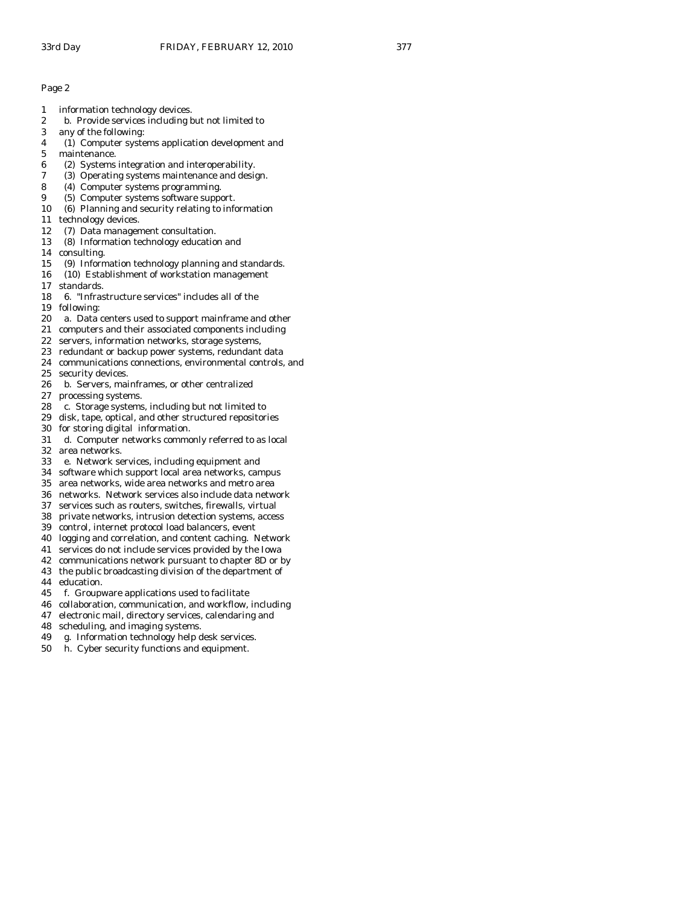Page 2

1 information technology devices.
2 b. Provide services including but not limited to
3 any of the following:
4 (1) Computer systems application development and
5 maintenance.
6 (2) Systems integration and interoperability.
7 (3) Operating systems maintenance and design.
8 (4) Computer systems programming.
9 (5) Computer systems software support.
10 (6) Planning and security relating to information
11 technology devices.
12 (7) Data management consultation.
13 (8) Information technology education and
14 consulting.
15 (9) Information technology planning and standards.
16 (10) Establishment of workstation management
17 standards.
18 6. "Infrastructure services" includes all of the
19 following:
20 a. Data centers used to support mainframe and other
21 computers and their associated components including
22 servers, information networks, storage systems,
23 redundant or backup power systems, redundant data
24 communications connections, environmental controls, and
25 security devices.
26 b. Servers, mainframes, or other centralized
27 processing systems.
28 c. Storage systems, including but not limited to
29 disk, tape, optical, and other structured repositories
30 for storing digital information.
31 d. Computer networks commonly referred to as local
32 area networks.
33 e. Network services, including equipment and
34 software which support local area networks, campus
35 area networks, wide area networks and metro area
36 networks. Network services also include data network
37 services such as routers, switches, firewalls, virtual
38 private networks, intrusion detection systems, access
39 control, internet protocol load balancers, event
40 logging and correlation, and content caching. Network
41 services do not include services provided by the Iowa
42 communications network pursuant to chapter 8D or by
43 the public broadcasting division of the department of
44 education.
45 f. Groupware applications used to facilitate
46 collaboration, communication, and workflow, including
47 electronic mail, directory services, calendaring and
48 scheduling, and imaging systems.
49 g. Information technology help desk services.
50 h. Cyber security functions and equipment.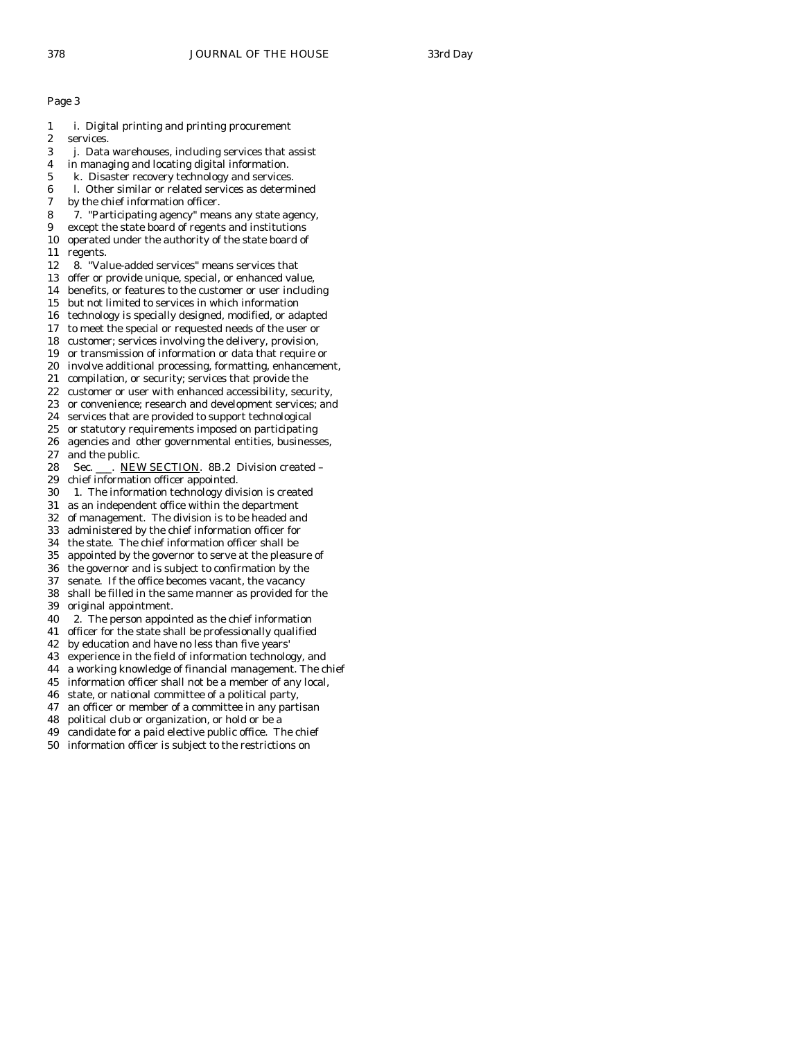Page 3

1 i. Digital printing and printing procurement
2 services.
3 j. Data warehouses, including services that assist
4 in managing and locating digital information.
5 k. Disaster recovery technology and services.
6 l. Other similar or related services as determined
7 by the chief information officer.
8 7. "Participating agency" means any state agency,
9 except the state board of regents and institutions
10 operated under the authority of the state board of
11 regents.
12 8. "Value-added services" means services that
13 offer or provide unique, special, or enhanced value,
14 benefits, or features to the customer or user including
15 but not limited to services in which information
16 technology is specially designed, modified, or adapted
17 to meet the special or requested needs of the user or
18 customer; services involving the delivery, provision,
19 or transmission of information or data that require or
20 involve additional processing, formatting, enhancement,
21 compilation, or security; services that provide the
22 customer or user with enhanced accessibility, security,
23 or convenience; research and development services; and
24 services that are provided to support technological
25 or statutory requirements imposed on participating
26 agencies and other governmental entities, businesses,
27 and the public.
28 Sec. \_\_\_. NEW SECTION. 8B.2 Division created –
29 chief information officer appointed.
30 1. The information technology division is created
31 as an independent office within the department
32 of management. The division is to be headed and
33 administered by the chief information officer for
34 the state. The chief information officer shall be
35 appointed by the governor to serve at the pleasure of
36 the governor and is subject to confirmation by the
37 senate. If the office becomes vacant, the vacancy
38 shall be filled in the same manner as provided for the
39 original appointment.
40 2. The person appointed as the chief information
41 officer for the state shall be professionally qualified
42 by education and have no less than five years'
43 experience in the field of information technology, and
44 a working knowledge of financial management. The chief
45 information officer shall not be a member of any local,
46 state, or national committee of a political party,
47 an officer or member of a committee in any partisan
48 political club or organization, or hold or be a
49 candidate for a paid elective public office. The chief
50 information officer is subject to the restrictions on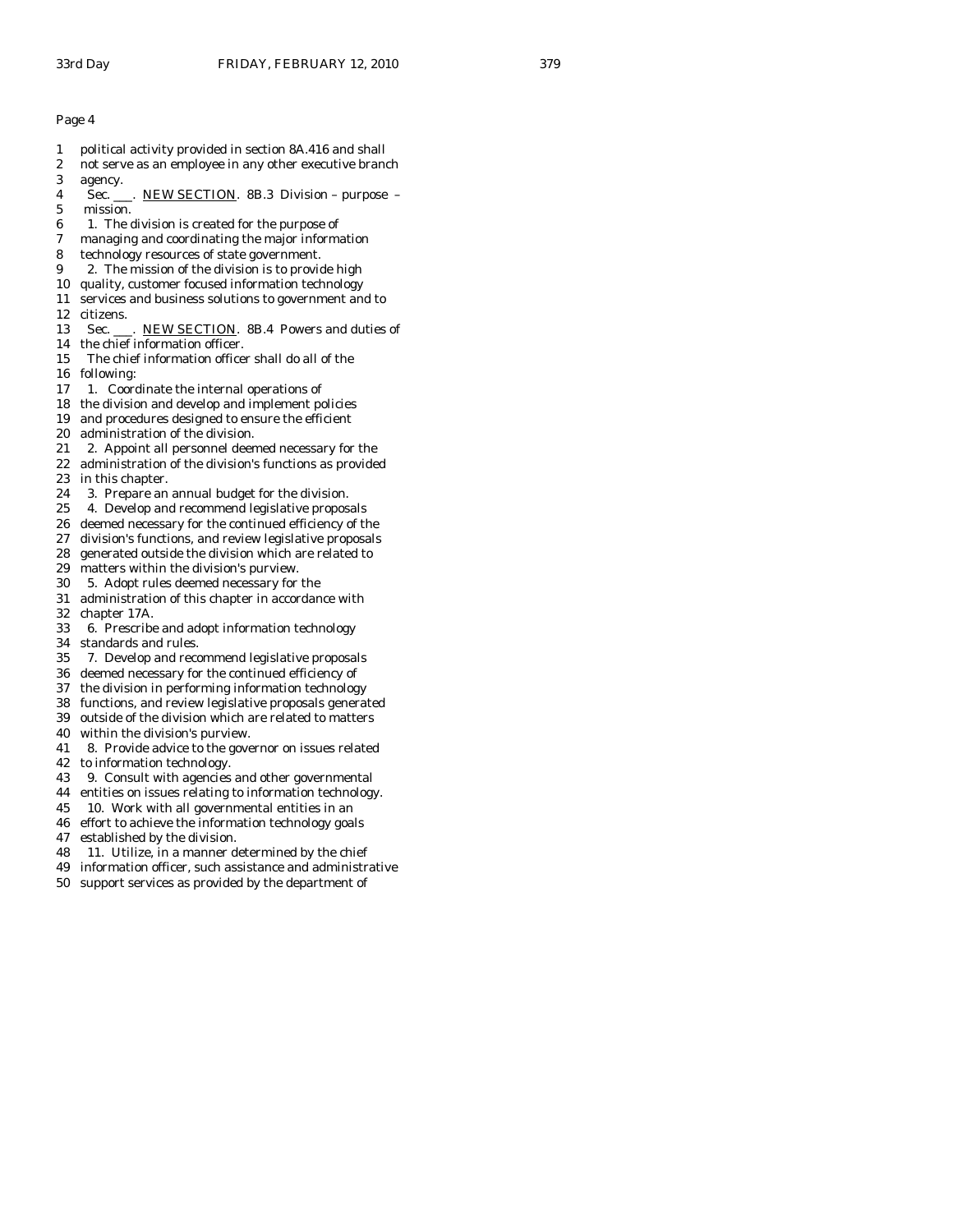Page 4

1 political activity provided in section 8A.416 and shall
2 not serve as an employee in any other executive branch
3 agency.
4 Sec. ___. NEW SECTION. 8B.3 Division – purpose –
5 mission.
6 1. The division is created for the purpose of
7 managing and coordinating the major information
8 technology resources of state government.
9 2. The mission of the division is to provide high
10 quality, customer focused information technology
11 services and business solutions to government and to
12 citizens.
13 Sec. ___. NEW SECTION. 8B.4 Powers and duties of
14 the chief information officer.
15 The chief information officer shall do all of the
16 following:
17 1. Coordinate the internal operations of
18 the division and develop and implement policies
19 and procedures designed to ensure the efficient
20 administration of the division.
21 2. Appoint all personnel deemed necessary for the
22 administration of the division's functions as provided
23 in this chapter.
24 3. Prepare an annual budget for the division.
25 4. Develop and recommend legislative proposals
26 deemed necessary for the continued efficiency of the
27 division's functions, and review legislative proposals
28 generated outside the division which are related to
29 matters within the division's purview.
30 5. Adopt rules deemed necessary for the
31 administration of this chapter in accordance with
32 chapter 17A.
33 6. Prescribe and adopt information technology
34 standards and rules.
35 7. Develop and recommend legislative proposals
36 deemed necessary for the continued efficiency of
37 the division in performing information technology
38 functions, and review legislative proposals generated
39 outside of the division which are related to matters
40 within the division's purview.
41 8. Provide advice to the governor on issues related
42 to information technology.
43 9. Consult with agencies and other governmental
44 entities on issues relating to information technology.
45 10. Work with all governmental entities in an
46 effort to achieve the information technology goals
47 established by the division.
48 11. Utilize, in a manner determined by the chief
49 information officer, such assistance and administrative
50 support services as provided by the department of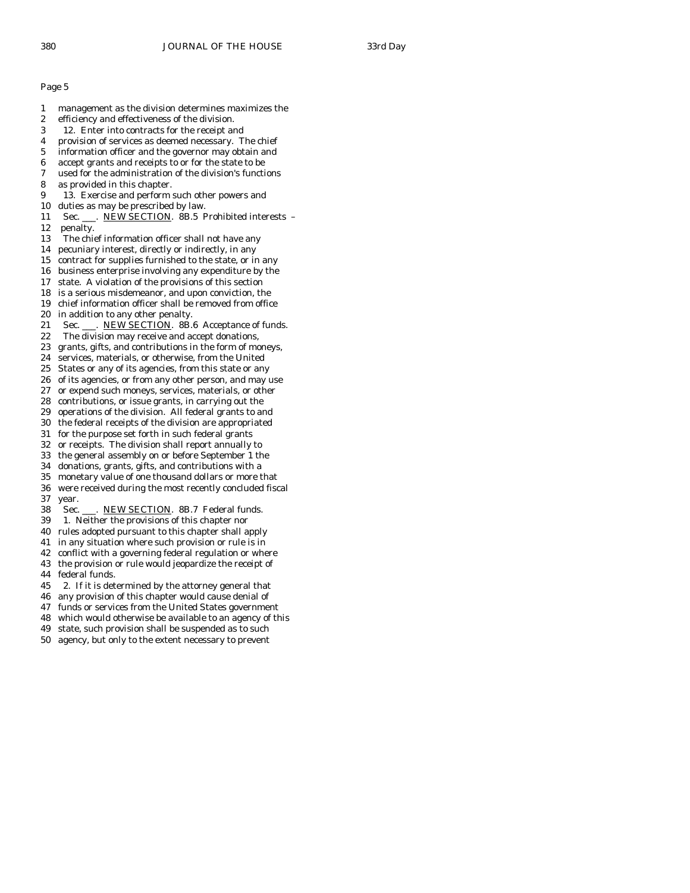Page 5

1 management as the division determines maximizes the
2 efficiency and effectiveness of the division.
3 12. Enter into contracts for the receipt and
4 provision of services as deemed necessary. The chief
5 information officer and the governor may obtain and
6 accept grants and receipts to or for the state to be
7 used for the administration of the division's functions
8 as provided in this chapter.
9 13. Exercise and perform such other powers and
10 duties as may be prescribed by law.
11 Sec. ___. NEW SECTION. 8B.5 Prohibited interests –
12 penalty.
13 The chief information officer shall not have any
14 pecuniary interest, directly or indirectly, in any
15 contract for supplies furnished to the state, or in any
16 business enterprise involving any expenditure by the
17 state. A violation of the provisions of this section
18 is a serious misdemeanor, and upon conviction, the
19 chief information officer shall be removed from office
20 in addition to any other penalty.
21 Sec. ___. NEW SECTION. 8B.6 Acceptance of funds.
22 The division may receive and accept donations,
23 grants, gifts, and contributions in the form of moneys,
24 services, materials, or otherwise, from the United
25 States or any of its agencies, from this state or any
26 of its agencies, or from any other person, and may use
27 or expend such moneys, services, materials, or other
28 contributions, or issue grants, in carrying out the
29 operations of the division. All federal grants to and
30 the federal receipts of the division are appropriated
31 for the purpose set forth in such federal grants
32 or receipts. The division shall report annually to
33 the general assembly on or before September 1 the
34 donations, grants, gifts, and contributions with a
35 monetary value of one thousand dollars or more that
36 were received during the most recently concluded fiscal
37 year.
38 Sec. ___. NEW SECTION. 8B.7 Federal funds.
39 1. Neither the provisions of this chapter nor
40 rules adopted pursuant to this chapter shall apply
41 in any situation where such provision or rule is in
42 conflict with a governing federal regulation or where
43 the provision or rule would jeopardize the receipt of
44 federal funds.
45 2. If it is determined by the attorney general that
46 any provision of this chapter would cause denial of
47 funds or services from the United States government
48 which would otherwise be available to an agency of this
49 state, such provision shall be suspended as to such
50 agency, but only to the extent necessary to prevent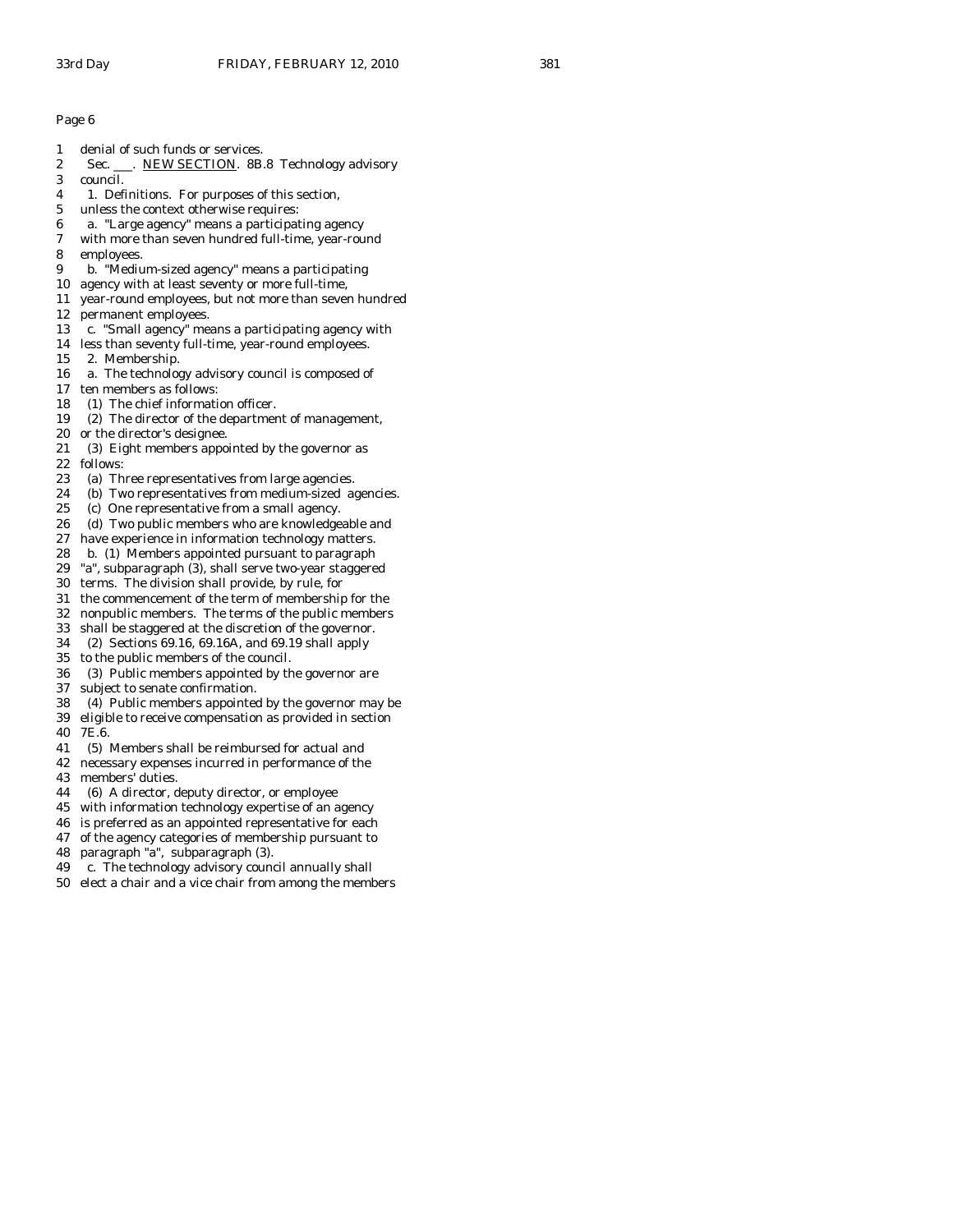Page 6

1 denial of such funds or services.
2 Sec. ___. NEW SECTION. 8B.8 Technology advisory
3 council.
4 1. Definitions. For purposes of this section,
5 unless the context otherwise requires:
6 a. "Large agency" means a participating agency
7 with more than seven hundred full-time, year-round
8 employees.
9 b. "Medium-sized agency" means a participating
10 agency with at least seventy or more full-time,
11 year-round employees, but not more than seven hundred
12 permanent employees.
13 c. "Small agency" means a participating agency with
14 less than seventy full-time, year-round employees.
15 2. Membership.
16 a. The technology advisory council is composed of
17 ten members as follows:
18 (1) The chief information officer.
19 (2) The director of the department of management,
20 or the director's designee.
21 (3) Eight members appointed by the governor as
22 follows:
23 (a) Three representatives from large agencies.
24 (b) Two representatives from medium-sized agencies.
25 (c) One representative from a small agency.
26 (d) Two public members who are knowledgeable and
27 have experience in information technology matters.
28 b. (1) Members appointed pursuant to paragraph
29 "a", subparagraph (3), shall serve two-year staggered
30 terms. The division shall provide, by rule, for
31 the commencement of the term of membership for the
32 nonpublic members. The terms of the public members
33 shall be staggered at the discretion of the governor.
34 (2) Sections 69.16, 69.16A, and 69.19 shall apply
35 to the public members of the council.
36 (3) Public members appointed by the governor are
37 subject to senate confirmation.
38 (4) Public members appointed by the governor may be
39 eligible to receive compensation as provided in section
40 7E.6.
41 (5) Members shall be reimbursed for actual and
42 necessary expenses incurred in performance of the
43 members' duties.
44 (6) A director, deputy director, or employee
45 with information technology expertise of an agency
46 is preferred as an appointed representative for each
47 of the agency categories of membership pursuant to
48 paragraph "a", subparagraph (3).
49 c. The technology advisory council annually shall
50 elect a chair and a vice chair from among the members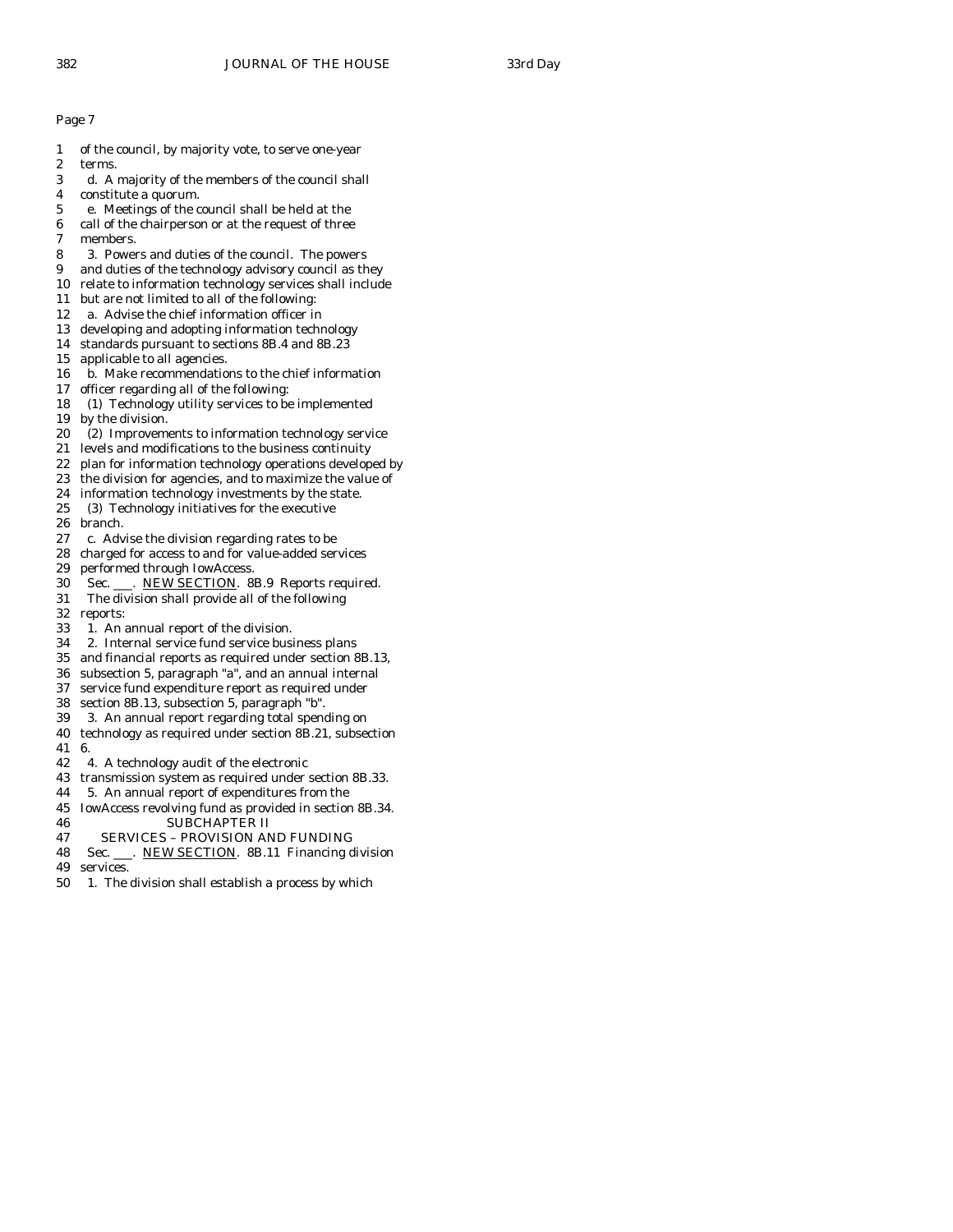Page 7

1 of the council, by majority vote, to serve one-year
2 terms.
3 d. A majority of the members of the council shall
4 constitute a quorum.
5 e. Meetings of the council shall be held at the
6 call of the chairperson or at the request of three
7 members.
8 3. Powers and duties of the council. The powers
9 and duties of the technology advisory council as they
10 relate to information technology services shall include
11 but are not limited to all of the following:
12 a. Advise the chief information officer in
13 developing and adopting information technology
14 standards pursuant to sections 8B.4 and 8B.23
15 applicable to all agencies.
16 b. Make recommendations to the chief information
17 officer regarding all of the following:
18 (1) Technology utility services to be implemented
19 by the division.
20 (2) Improvements to information technology service
21 levels and modifications to the business continuity
22 plan for information technology operations developed by
23 the division for agencies, and to maximize the value of
24 information technology investments by the state.
25 (3) Technology initiatives for the executive
26 branch.
27 c. Advise the division regarding rates to be
28 charged for access to and for value-added services
29 performed through IowAccess.
30 Sec. ___. NEW SECTION. 8B.9 Reports required.
31 The division shall provide all of the following
32 reports:
33 1. An annual report of the division.
34 2. Internal service fund service business plans
35 and financial reports as required under section 8B.13,
36 subsection 5, paragraph "a", and an annual internal
37 service fund expenditure report as required under
38 section 8B.13, subsection 5, paragraph "b".
39 3. An annual report regarding total spending on
40 technology as required under section 8B.21, subsection
41 6.
42 4. A technology audit of the electronic
43 transmission system as required under section 8B.33.
44 5. An annual report of expenditures from the
45 IowAccess revolving fund as provided in section 8B.34.
46 SUBCHAPTER II
47 SERVICES – PROVISION AND FUNDING
48 Sec. ___. NEW SECTION. 8B.11 Financing division
49 services.
50 1. The division shall establish a process by which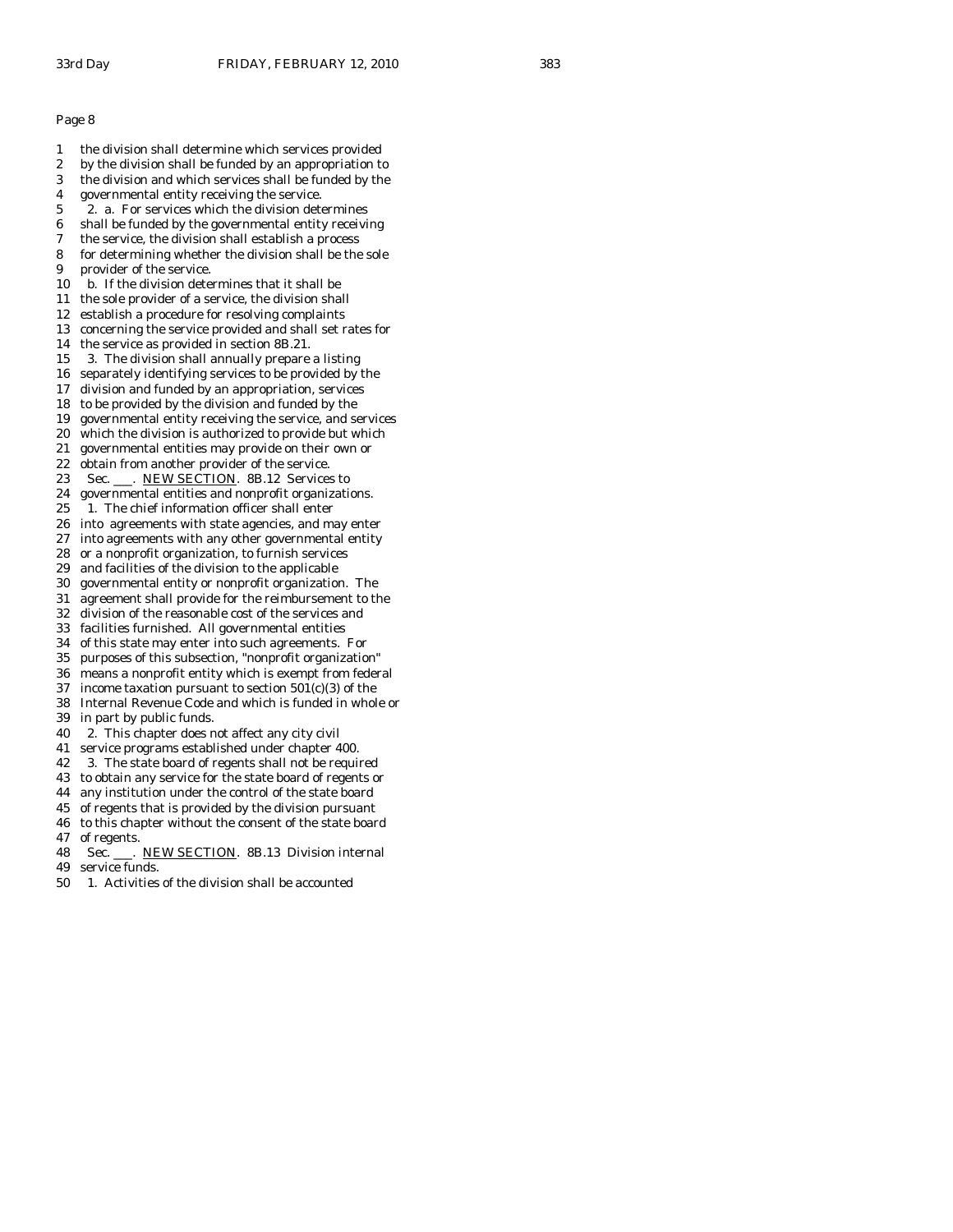Page 8

1 the division shall determine which services provided
2 by the division shall be funded by an appropriation to
3 the division and which services shall be funded by the
4 governmental entity receiving the service.
5 2. a. For services which the division determines
6 shall be funded by the governmental entity receiving
7 the service, the division shall establish a process
8 for determining whether the division shall be the sole
9 provider of the service.
10 b. If the division determines that it shall be
11 the sole provider of a service, the division shall
12 establish a procedure for resolving complaints
13 concerning the service provided and shall set rates for
14 the service as provided in section 8B.21.
15 3. The division shall annually prepare a listing
16 separately identifying services to be provided by the
17 division and funded by an appropriation, services
18 to be provided by the division and funded by the
19 governmental entity receiving the service, and services
20 which the division is authorized to provide but which
21 governmental entities may provide on their own or
22 obtain from another provider of the service.
23 Sec. ___. NEW SECTION. 8B.12 Services to
24 governmental entities and nonprofit organizations.
25 1. The chief information officer shall enter
26 into agreements with state agencies, and may enter
27 into agreements with any other governmental entity
28 or a nonprofit organization, to furnish services
29 and facilities of the division to the applicable
30 governmental entity or nonprofit organization. The
31 agreement shall provide for the reimbursement to the
32 division of the reasonable cost of the services and
33 facilities furnished. All governmental entities
34 of this state may enter into such agreements. For
35 purposes of this subsection, "nonprofit organization"
36 means a nonprofit entity which is exempt from federal
37 income taxation pursuant to section 501(c)(3) of the
38 Internal Revenue Code and which is funded in whole or
39 in part by public funds.
40 2. This chapter does not affect any city civil
41 service programs established under chapter 400.
42 3. The state board of regents shall not be required
43 to obtain any service for the state board of regents or
44 any institution under the control of the state board
45 of regents that is provided by the division pursuant
46 to this chapter without the consent of the state board
47 of regents.
48 Sec. ___. NEW SECTION. 8B.13 Division internal
49 service funds.
50 1. Activities of the division shall be accounted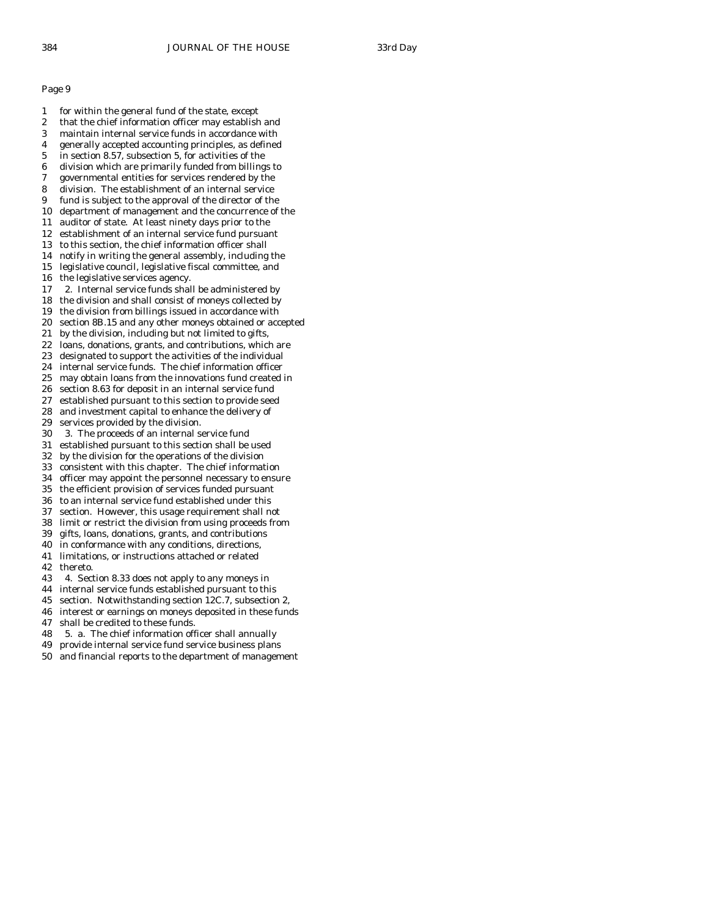Page 9

1 for within the general fund of the state, except
2 that the chief information officer may establish and
3 maintain internal service funds in accordance with
4 generally accepted accounting principles, as defined
5 in section 8.57, subsection 5, for activities of the
6 division which are primarily funded from billings to
7 governmental entities for services rendered by the
8 division. The establishment of an internal service
9 fund is subject to the approval of the director of the
10 department of management and the concurrence of the
11 auditor of state. At least ninety days prior to the
12 establishment of an internal service fund pursuant
13 to this section, the chief information officer shall
14 notify in writing the general assembly, including the
15 legislative council, legislative fiscal committee, and
16 the legislative services agency.
17 2. Internal service funds shall be administered by
18 the division and shall consist of moneys collected by
19 the division from billings issued in accordance with
20 section 8B.15 and any other moneys obtained or accepted
21 by the division, including but not limited to gifts,
22 loans, donations, grants, and contributions, which are
23 designated to support the activities of the individual
24 internal service funds. The chief information officer
25 may obtain loans from the innovations fund created in
26 section 8.63 for deposit in an internal service fund
27 established pursuant to this section to provide seed
28 and investment capital to enhance the delivery of
29 services provided by the division.
30 3. The proceeds of an internal service fund
31 established pursuant to this section shall be used
32 by the division for the operations of the division
33 consistent with this chapter. The chief information
34 officer may appoint the personnel necessary to ensure
35 the efficient provision of services funded pursuant
36 to an internal service fund established under this
37 section. However, this usage requirement shall not
38 limit or restrict the division from using proceeds from
39 gifts, loans, donations, grants, and contributions
40 in conformance with any conditions, directions,
41 limitations, or instructions attached or related
42 thereto.
43 4. Section 8.33 does not apply to any moneys in
44 internal service funds established pursuant to this
45 section. Notwithstanding section 12C.7, subsection 2,
46 interest or earnings on moneys deposited in these funds
47 shall be credited to these funds.
48 5. a. The chief information officer shall annually
49 provide internal service fund service business plans
50 and financial reports to the department of management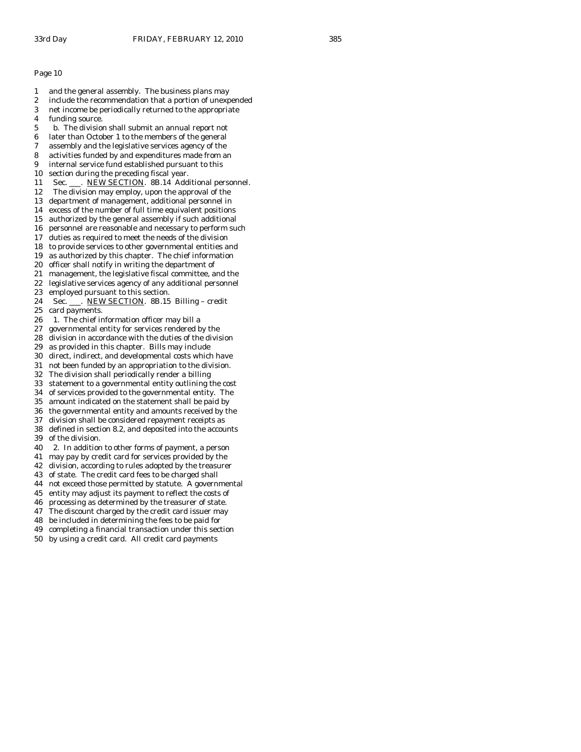Page 10

1 and the general assembly. The business plans may
2 include the recommendation that a portion of unexpended
3 net income be periodically returned to the appropriate
4 funding source.
5 b. The division shall submit an annual report not
6 later than October 1 to the members of the general
7 assembly and the legislative services agency of the
8 activities funded by and expenditures made from an
9 internal service fund established pursuant to this
10 section during the preceding fiscal year.
11 Sec. ___. NEW SECTION. 8B.14 Additional personnel.
12 The division may employ, upon the approval of the
13 department of management, additional personnel in
14 excess of the number of full time equivalent positions
15 authorized by the general assembly if such additional
16 personnel are reasonable and necessary to perform such
17 duties as required to meet the needs of the division
18 to provide services to other governmental entities and
19 as authorized by this chapter. The chief information
20 officer shall notify in writing the department of
21 management, the legislative fiscal committee, and the
22 legislative services agency of any additional personnel
23 employed pursuant to this section.
24 Sec. ___. NEW SECTION. 8B.15 Billing – credit
25 card payments.
26 1. The chief information officer may bill a
27 governmental entity for services rendered by the
28 division in accordance with the duties of the division
29 as provided in this chapter. Bills may include
30 direct, indirect, and developmental costs which have
31 not been funded by an appropriation to the division.
32 The division shall periodically render a billing
33 statement to a governmental entity outlining the cost
34 of services provided to the governmental entity. The
35 amount indicated on the statement shall be paid by
36 the governmental entity and amounts received by the
37 division shall be considered repayment receipts as
38 defined in section 8.2, and deposited into the accounts
39 of the division.
40 2. In addition to other forms of payment, a person
41 may pay by credit card for services provided by the
42 division, according to rules adopted by the treasurer
43 of state. The credit card fees to be charged shall
44 not exceed those permitted by statute. A governmental
45 entity may adjust its payment to reflect the costs of
46 processing as determined by the treasurer of state.
47 The discount charged by the credit card issuer may
48 be included in determining the fees to be paid for
49 completing a financial transaction under this section
50 by using a credit card. All credit card payments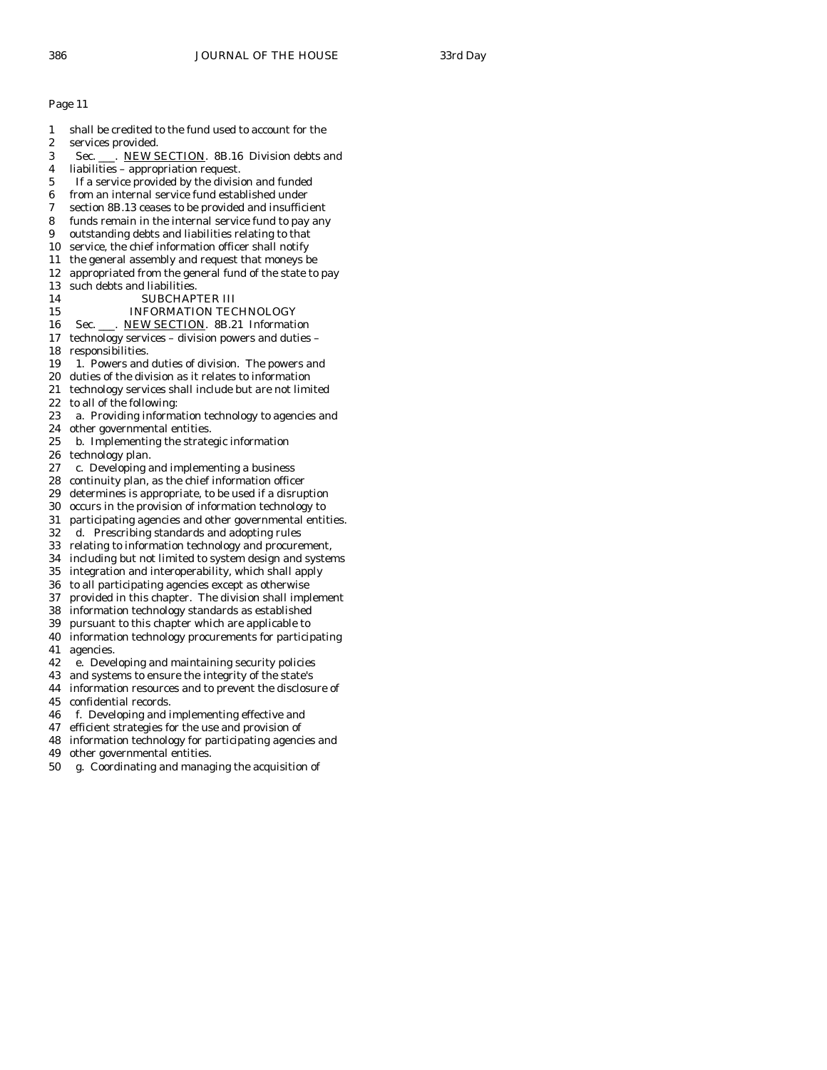Page 11

1 shall be credited to the fund used to account for the
2 services provided.
3 Sec. ___. NEW SECTION. 8B.16 Division debts and
4 liabilities – appropriation request.
5 If a service provided by the division and funded
6 from an internal service fund established under
7 section 8B.13 ceases to be provided and insufficient
8 funds remain in the internal service fund to pay any
9 outstanding debts and liabilities relating to that
10 service, the chief information officer shall notify
11 the general assembly and request that moneys be
12 appropriated from the general fund of the state to pay
13 such debts and liabilities.
14 SUBCHAPTER III
15 INFORMATION TECHNOLOGY
16 Sec. ___. NEW SECTION. 8B.21 Information
17 technology services – division powers and duties –
18 responsibilities.
19 1. Powers and duties of division. The powers and
20 duties of the division as it relates to information
21 technology services shall include but are not limited
22 to all of the following:
23 a. Providing information technology to agencies and
24 other governmental entities.
25 b. Implementing the strategic information
26 technology plan.
27 c. Developing and implementing a business
28 continuity plan, as the chief information officer
29 determines is appropriate, to be used if a disruption
30 occurs in the provision of information technology to
31 participating agencies and other governmental entities.
32 d. Prescribing standards and adopting rules
33 relating to information technology and procurement,
34 including but not limited to system design and systems
35 integration and interoperability, which shall apply
36 to all participating agencies except as otherwise
37 provided in this chapter. The division shall implement
38 information technology standards as established
39 pursuant to this chapter which are applicable to
40 information technology procurements for participating
41 agencies.
42 e. Developing and maintaining security policies
43 and systems to ensure the integrity of the state's
44 information resources and to prevent the disclosure of
45 confidential records.
46 f. Developing and implementing effective and
47 efficient strategies for the use and provision of
48 information technology for participating agencies and
49 other governmental entities.
50 g. Coordinating and managing the acquisition of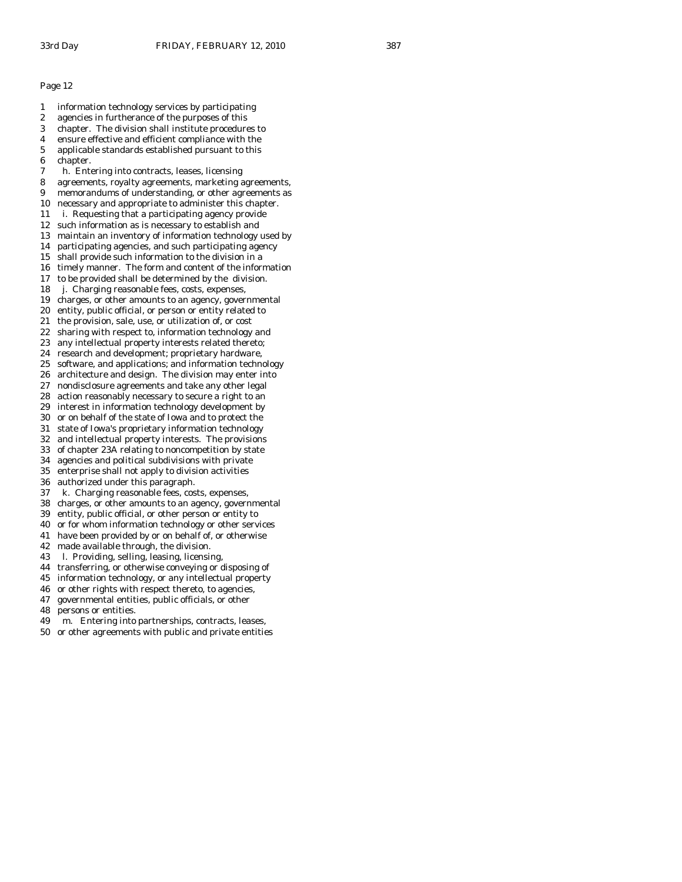Page 12

1 information technology services by participating
2 agencies in furtherance of the purposes of this
3 chapter. The division shall institute procedures to
4 ensure effective and efficient compliance with the
5 applicable standards established pursuant to this
6 chapter.
7 h. Entering into contracts, leases, licensing
8 agreements, royalty agreements, marketing agreements,
9 memorandums of understanding, or other agreements as
10 necessary and appropriate to administer this chapter.
11 i. Requesting that a participating agency provide
12 such information as is necessary to establish and
13 maintain an inventory of information technology used by
14 participating agencies, and such participating agency
15 shall provide such information to the division in a
16 timely manner. The form and content of the information
17 to be provided shall be determined by the division.
18 j. Charging reasonable fees, costs, expenses,
19 charges, or other amounts to an agency, governmental
20 entity, public official, or person or entity related to
21 the provision, sale, use, or utilization of, or cost
22 sharing with respect to, information technology and
23 any intellectual property interests related thereto;
24 research and development; proprietary hardware,
25 software, and applications; and information technology
26 architecture and design. The division may enter into
27 nondisclosure agreements and take any other legal
28 action reasonably necessary to secure a right to an
29 interest in information technology development by
30 or on behalf of the state of Iowa and to protect the
31 state of Iowa's proprietary information technology
32 and intellectual property interests. The provisions
33 of chapter 23A relating to noncompetition by state
34 agencies and political subdivisions with private
35 enterprise shall not apply to division activities
36 authorized under this paragraph.
37 k. Charging reasonable fees, costs, expenses,
38 charges, or other amounts to an agency, governmental
39 entity, public official, or other person or entity to
40 or for whom information technology or other services
41 have been provided by or on behalf of, or otherwise
42 made available through, the division.
43 l. Providing, selling, leasing, licensing,
44 transferring, or otherwise conveying or disposing of
45 information technology, or any intellectual property
46 or other rights with respect thereto, to agencies,
47 governmental entities, public officials, or other
48 persons or entities.
49 m. Entering into partnerships, contracts, leases,
50 or other agreements with public and private entities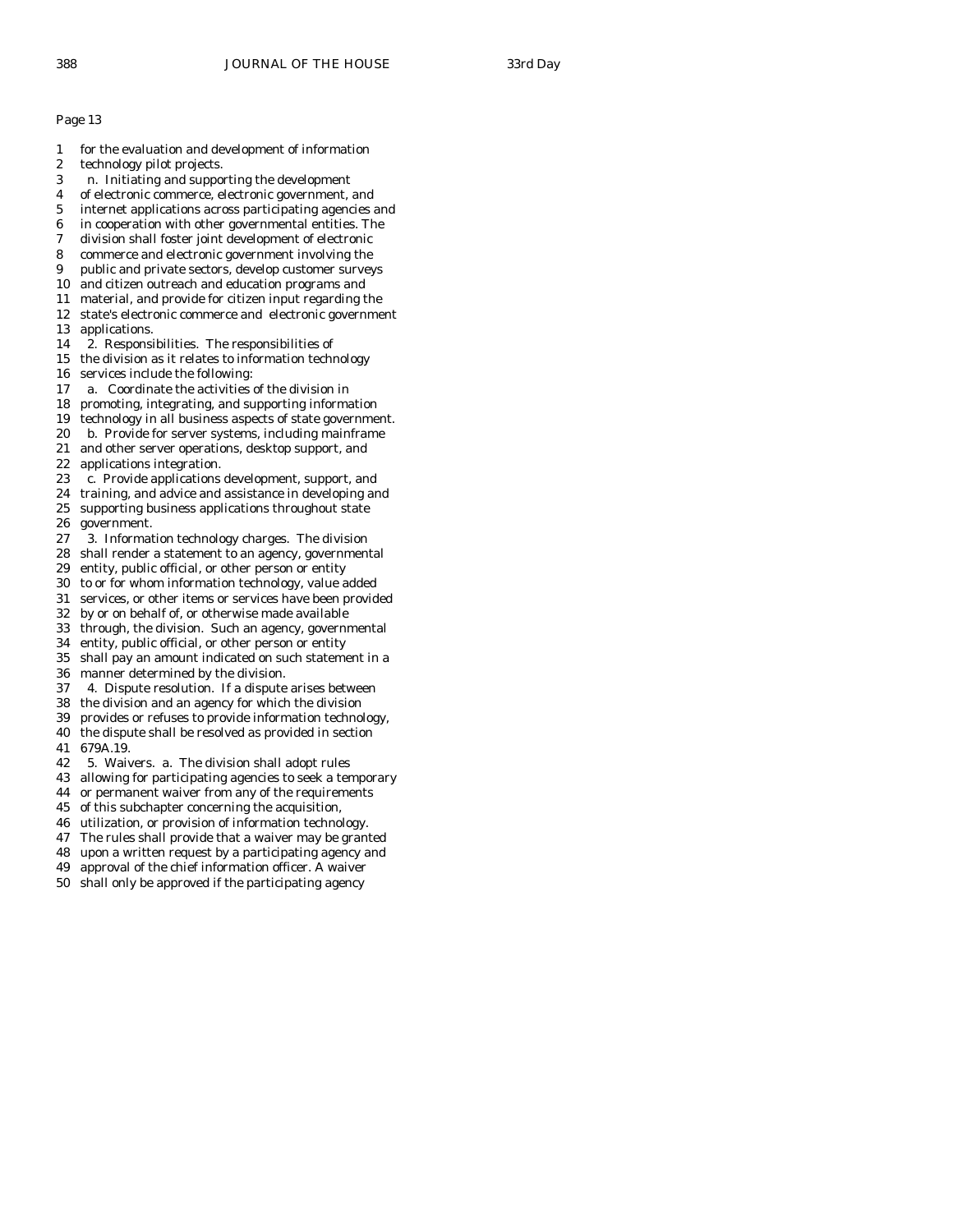Page 13

1 for the evaluation and development of information
2 technology pilot projects.
3 n. Initiating and supporting the development
4 of electronic commerce, electronic government, and
5 internet applications across participating agencies and
6 in cooperation with other governmental entities. The
7 division shall foster joint development of electronic
8 commerce and electronic government involving the
9 public and private sectors, develop customer surveys
10 and citizen outreach and education programs and
11 material, and provide for citizen input regarding the
12 state's electronic commerce and electronic government
13 applications.
14 2. Responsibilities. The responsibilities of
15 the division as it relates to information technology
16 services include the following:
17 a. Coordinate the activities of the division in
18 promoting, integrating, and supporting information
19 technology in all business aspects of state government.
20 b. Provide for server systems, including mainframe
21 and other server operations, desktop support, and
22 applications integration.
23 c. Provide applications development, support, and
24 training, and advice and assistance in developing and
25 supporting business applications throughout state
26 government.
27 3. Information technology charges. The division
28 shall render a statement to an agency, governmental
29 entity, public official, or other person or entity
30 to or for whom information technology, value added
31 services, or other items or services have been provided
32 by or on behalf of, or otherwise made available
33 through, the division. Such an agency, governmental
34 entity, public official, or other person or entity
35 shall pay an amount indicated on such statement in a
36 manner determined by the division.
37 4. Dispute resolution. If a dispute arises between
38 the division and an agency for which the division
39 provides or refuses to provide information technology,
40 the dispute shall be resolved as provided in section
41 679A.19.
42 5. Waivers. a. The division shall adopt rules
43 allowing for participating agencies to seek a temporary
44 or permanent waiver from any of the requirements
45 of this subchapter concerning the acquisition,
46 utilization, or provision of information technology.
47 The rules shall provide that a waiver may be granted
48 upon a written request by a participating agency and
49 approval of the chief information officer. A waiver
50 shall only be approved if the participating agency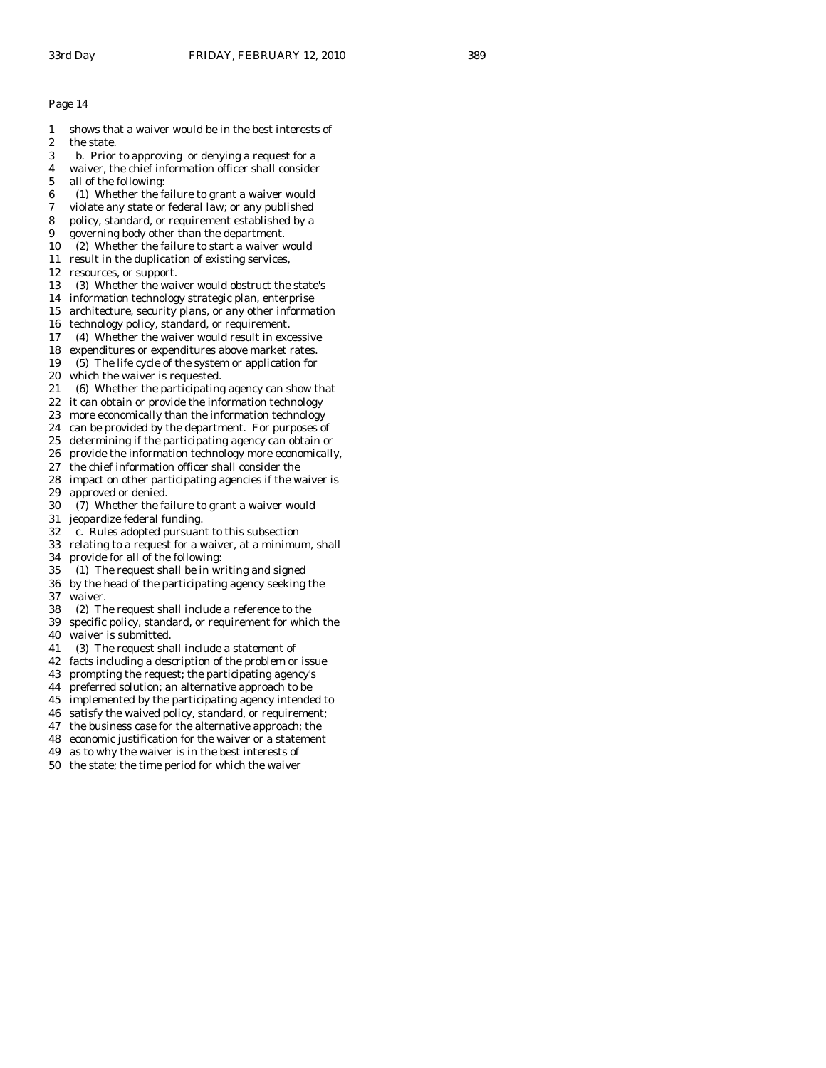Page 14

1 shows that a waiver would be in the best interests of
2 the state.
3 b. Prior to approving or denying a request for a
4 waiver, the chief information officer shall consider
5 all of the following:
6 (1) Whether the failure to grant a waiver would
7 violate any state or federal law; or any published
8 policy, standard, or requirement established by a
9 governing body other than the department.
10 (2) Whether the failure to start a waiver would
11 result in the duplication of existing services,
12 resources, or support.
13 (3) Whether the waiver would obstruct the state's
14 information technology strategic plan, enterprise
15 architecture, security plans, or any other information
16 technology policy, standard, or requirement.
17 (4) Whether the waiver would result in excessive
18 expenditures or expenditures above market rates.
19 (5) The life cycle of the system or application for
20 which the waiver is requested.
21 (6) Whether the participating agency can show that
22 it can obtain or provide the information technology
23 more economically than the information technology
24 can be provided by the department. For purposes of
25 determining if the participating agency can obtain or
26 provide the information technology more economically,
27 the chief information officer shall consider the
28 impact on other participating agencies if the waiver is
29 approved or denied.
30 (7) Whether the failure to grant a waiver would
31 jeopardize federal funding.
32 c. Rules adopted pursuant to this subsection
33 relating to a request for a waiver, at a minimum, shall
34 provide for all of the following:
35 (1) The request shall be in writing and signed
36 by the head of the participating agency seeking the
37 waiver.
38 (2) The request shall include a reference to the
39 specific policy, standard, or requirement for which the
40 waiver is submitted.
41 (3) The request shall include a statement of
42 facts including a description of the problem or issue
43 prompting the request; the participating agency's
44 preferred solution; an alternative approach to be
45 implemented by the participating agency intended to
46 satisfy the waived policy, standard, or requirement;
47 the business case for the alternative approach; the
48 economic justification for the waiver or a statement
49 as to why the waiver is in the best interests of
50 the state; the time period for which the waiver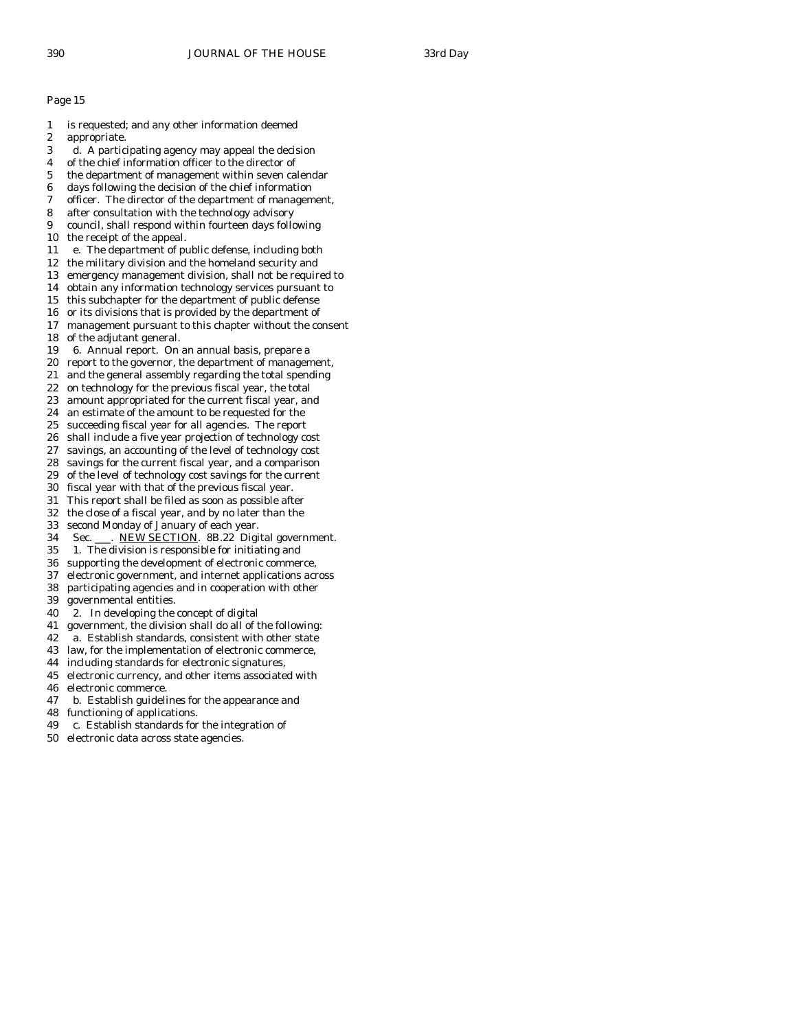Page 15

1 is requested; and any other information deemed
2 appropriate.
3 d. A participating agency may appeal the decision
4 of the chief information officer to the director of
5 the department of management within seven calendar
6 days following the decision of the chief information
7 officer. The director of the department of management,
8 after consultation with the technology advisory
9 council, shall respond within fourteen days following
10 the receipt of the appeal.
11 e. The department of public defense, including both
12 the military division and the homeland security and
13 emergency management division, shall not be required to
14 obtain any information technology services pursuant to
15 this subchapter for the department of public defense
16 or its divisions that is provided by the department of
17 management pursuant to this chapter without the consent
18 of the adjutant general.
19 6. Annual report. On an annual basis, prepare a
20 report to the governor, the department of management,
21 and the general assembly regarding the total spending
22 on technology for the previous fiscal year, the total
23 amount appropriated for the current fiscal year, and
24 an estimate of the amount to be requested for the
25 succeeding fiscal year for all agencies. The report
26 shall include a five year projection of technology cost
27 savings, an accounting of the level of technology cost
28 savings for the current fiscal year, and a comparison
29 of the level of technology cost savings for the current
30 fiscal year with that of the previous fiscal year.
31 This report shall be filed as soon as possible after
32 the close of a fiscal year, and by no later than the
33 second Monday of January of each year.
34 Sec. ___. NEW SECTION. 8B.22 Digital government.
35 1. The division is responsible for initiating and
36 supporting the development of electronic commerce,
37 electronic government, and internet applications across
38 participating agencies and in cooperation with other
39 governmental entities.
40 2. In developing the concept of digital
41 government, the division shall do all of the following:
42 a. Establish standards, consistent with other state
43 law, for the implementation of electronic commerce,
44 including standards for electronic signatures,
45 electronic currency, and other items associated with
46 electronic commerce.
47 b. Establish guidelines for the appearance and
48 functioning of applications.
49 c. Establish standards for the integration of
50 electronic data across state agencies.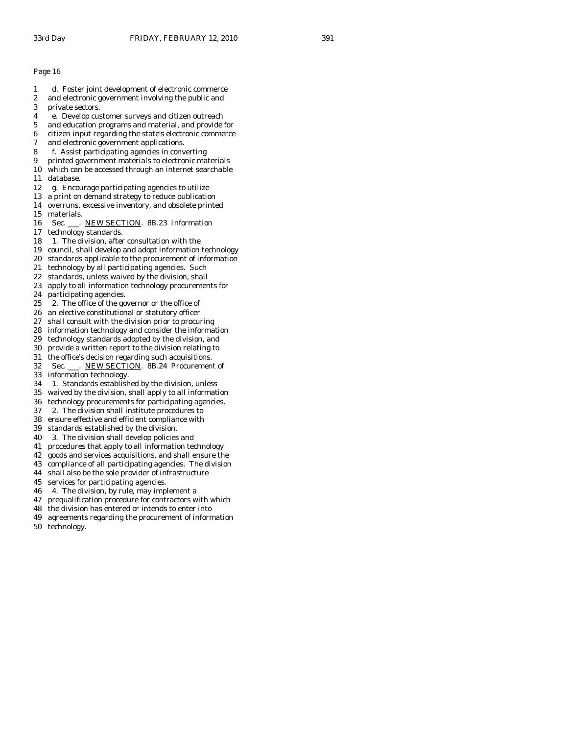Page 16

1 d. Foster joint development of electronic commerce
2 and electronic government involving the public and
3 private sectors.
4 e. Develop customer surveys and citizen outreach
5 and education programs and material, and provide for
6 citizen input regarding the state's electronic commerce
7 and electronic government applications.
8 f. Assist participating agencies in converting
9 printed government materials to electronic materials
10 which can be accessed through an internet searchable
11 database.
12 g. Encourage participating agencies to utilize
13 a print on demand strategy to reduce publication
14 overruns, excessive inventory, and obsolete printed
15 materials.
16 Sec. ___. NEW SECTION. 8B.23 Information
17 technology standards.
18 1. The division, after consultation with the
19 council, shall develop and adopt information technology
20 standards applicable to the procurement of information
21 technology by all participating agencies. Such
22 standards, unless waived by the division, shall
23 apply to all information technology procurements for
24 participating agencies.
25 2. The office of the governor or the office of
26 an elective constitutional or statutory officer
27 shall consult with the division prior to procuring
28 information technology and consider the information
29 technology standards adopted by the division, and
30 provide a written report to the division relating to
31 the office's decision regarding such acquisitions.
32 Sec. ___. NEW SECTION. 8B.24 Procurement of
33 information technology.
34 1. Standards established by the division, unless
35 waived by the division, shall apply to all information
36 technology procurements for participating agencies.
37 2. The division shall institute procedures to
38 ensure effective and efficient compliance with
39 standards established by the division.
40 3. The division shall develop policies and
41 procedures that apply to all information technology
42 goods and services acquisitions, and shall ensure the
43 compliance of all participating agencies. The division
44 shall also be the sole provider of infrastructure
45 services for participating agencies.
46 4. The division, by rule, may implement a
47 prequalification procedure for contractors with which
48 the division has entered or intends to enter into
49 agreements regarding the procurement of information
50 technology.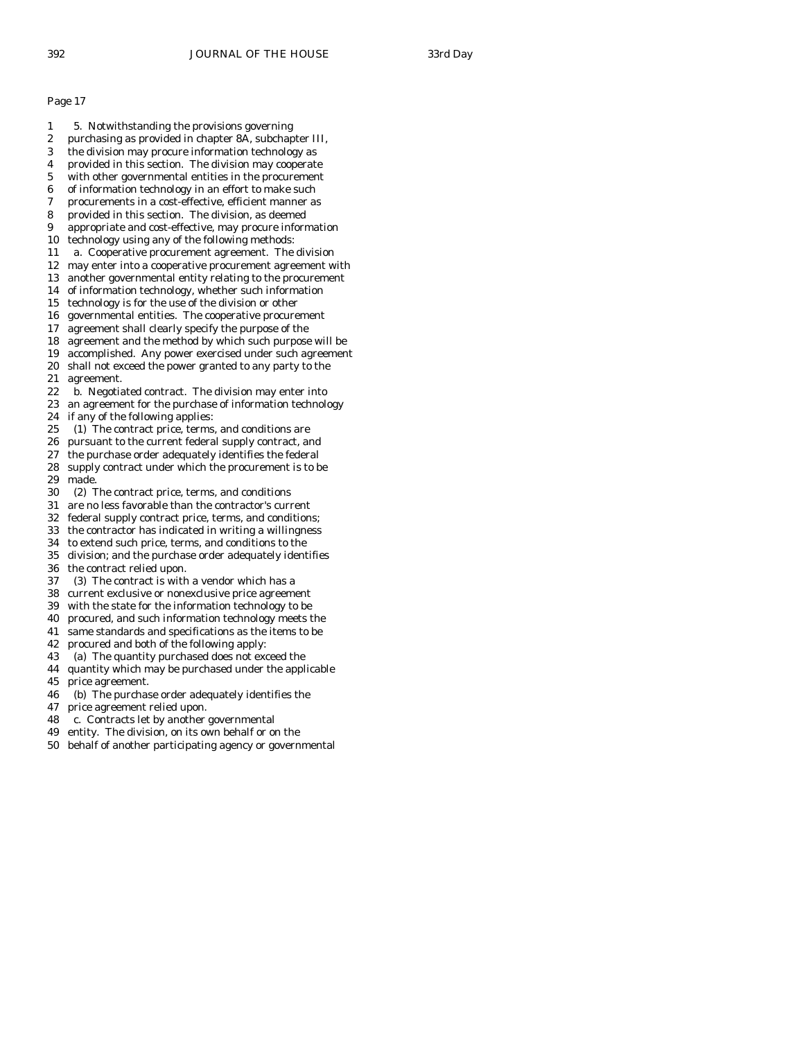Page 17

1 5. Notwithstanding the provisions governing
2 purchasing as provided in chapter 8A, subchapter III,
3 the division may procure information technology as
4 provided in this section. The division may cooperate
5 with other governmental entities in the procurement
6 of information technology in an effort to make such
7 procurements in a cost-effective, efficient manner as
8 provided in this section. The division, as deemed
9 appropriate and cost-effective, may procure information
10 technology using any of the following methods:
11 a. Cooperative procurement agreement. The division
12 may enter into a cooperative procurement agreement with
13 another governmental entity relating to the procurement
14 of information technology, whether such information
15 technology is for the use of the division or other
16 governmental entities. The cooperative procurement
17 agreement shall clearly specify the purpose of the
18 agreement and the method by which such purpose will be
19 accomplished. Any power exercised under such agreement
20 shall not exceed the power granted to any party to the
21 agreement.
22 b. Negotiated contract. The division may enter into
23 an agreement for the purchase of information technology
24 if any of the following applies:
25 (1) The contract price, terms, and conditions are
26 pursuant to the current federal supply contract, and
27 the purchase order adequately identifies the federal
28 supply contract under which the procurement is to be
29 made.
30 (2) The contract price, terms, and conditions
31 are no less favorable than the contractor's current
32 federal supply contract price, terms, and conditions;
33 the contractor has indicated in writing a willingness
34 to extend such price, terms, and conditions to the
35 division; and the purchase order adequately identifies
36 the contract relied upon.
37 (3) The contract is with a vendor which has a
38 current exclusive or nonexclusive price agreement
39 with the state for the information technology to be
40 procured, and such information technology meets the
41 same standards and specifications as the items to be
42 procured and both of the following apply:
43 (a) The quantity purchased does not exceed the
44 quantity which may be purchased under the applicable
45 price agreement.
46 (b) The purchase order adequately identifies the
47 price agreement relied upon.
48 c. Contracts let by another governmental
49 entity. The division, on its own behalf or on the
50 behalf of another participating agency or governmental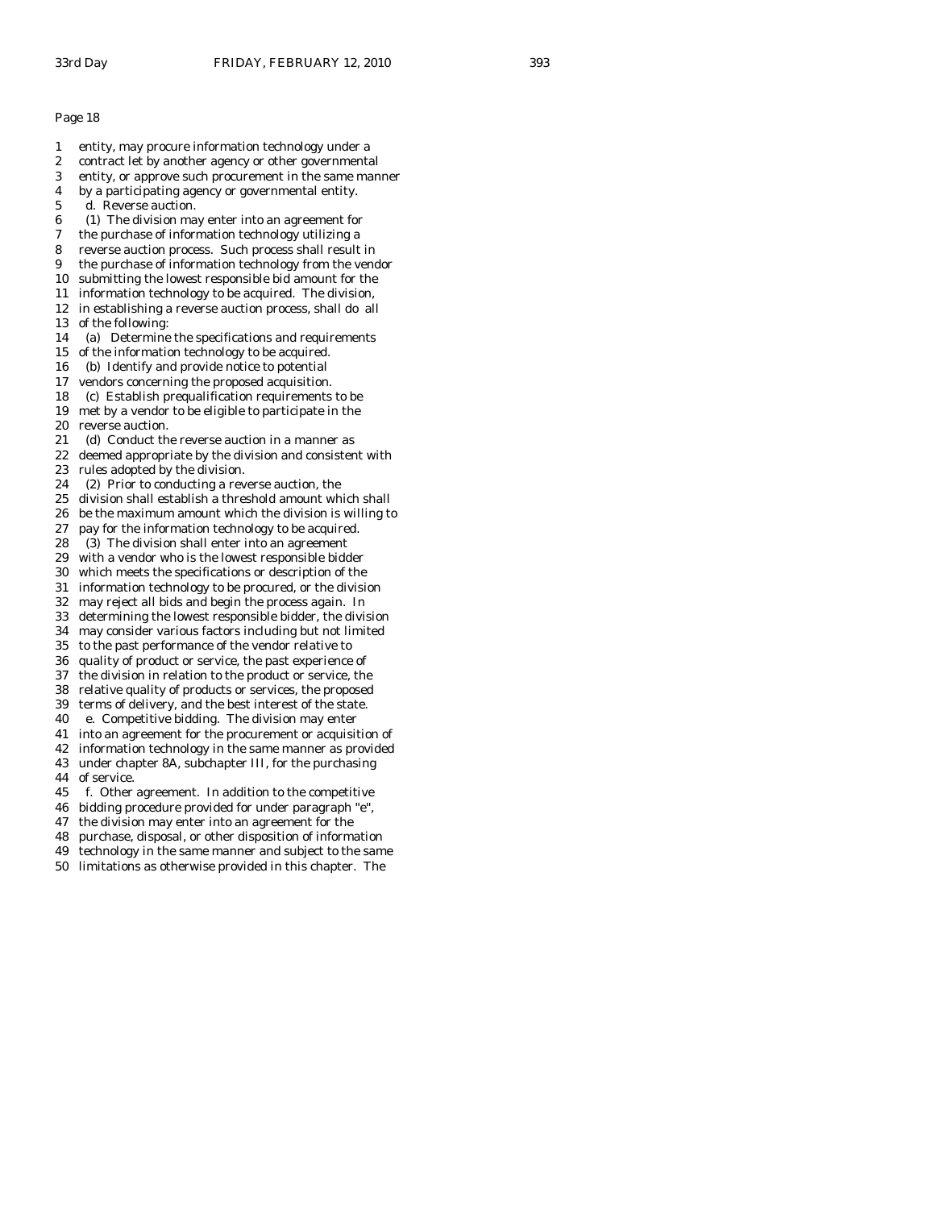Page 18

1 entity, may procure information technology under a
2 contract let by another agency or other governmental
3 entity, or approve such procurement in the same manner
4 by a participating agency or governmental entity.
5 d. Reverse auction.
6 (1) The division may enter into an agreement for
7 the purchase of information technology utilizing a
8 reverse auction process. Such process shall result in
9 the purchase of information technology from the vendor
10 submitting the lowest responsible bid amount for the
11 information technology to be acquired. The division,
12 in establishing a reverse auction process, shall do all
13 of the following:
14 (a) Determine the specifications and requirements
15 of the information technology to be acquired.
16 (b) Identify and provide notice to potential
17 vendors concerning the proposed acquisition.
18 (c) Establish prequalification requirements to be
19 met by a vendor to be eligible to participate in the
20 reverse auction.
21 (d) Conduct the reverse auction in a manner as
22 deemed appropriate by the division and consistent with
23 rules adopted by the division.
24 (2) Prior to conducting a reverse auction, the
25 division shall establish a threshold amount which shall
26 be the maximum amount which the division is willing to
27 pay for the information technology to be acquired.
28 (3) The division shall enter into an agreement
29 with a vendor who is the lowest responsible bidder
30 which meets the specifications or description of the
31 information technology to be procured, or the division
32 may reject all bids and begin the process again. In
33 determining the lowest responsible bidder, the division
34 may consider various factors including but not limited
35 to the past performance of the vendor relative to
36 quality of product or service, the past experience of
37 the division in relation to the product or service, the
38 relative quality of products or services, the proposed
39 terms of delivery, and the best interest of the state.
40 e. Competitive bidding. The division may enter
41 into an agreement for the procurement or acquisition of
42 information technology in the same manner as provided
43 under chapter 8A, subchapter III, for the purchasing
44 of service.
45 f. Other agreement. In addition to the competitive
46 bidding procedure provided for under paragraph "e",
47 the division may enter into an agreement for the
48 purchase, disposal, or other disposition of information
49 technology in the same manner and subject to the same
50 limitations as otherwise provided in this chapter. The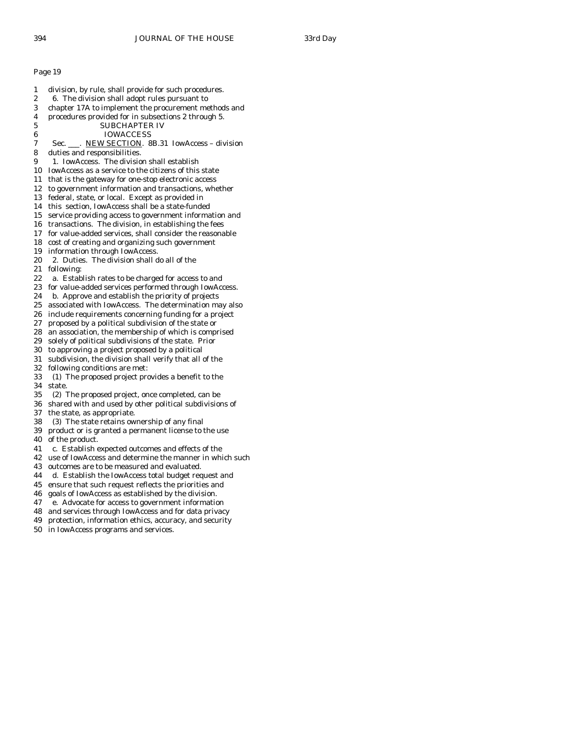Page 19

1 division, by rule, shall provide for such procedures.
2 6. The division shall adopt rules pursuant to
3 chapter 17A to implement the procurement methods and
4 procedures provided for in subsections 2 through 5.
5 SUBCHAPTER IV
6 IOWACCESS
7 Sec. ___. NEW SECTION. 8B.31 IowAccess – division
8 duties and responsibilities.
9 1. IowAccess. The division shall establish
10 IowAccess as a service to the citizens of this state
11 that is the gateway for one-stop electronic access
12 to government information and transactions, whether
13 federal, state, or local. Except as provided in
14 this section, IowAccess shall be a state-funded
15 service providing access to government information and
16 transactions. The division, in establishing the fees
17 for value-added services, shall consider the reasonable
18 cost of creating and organizing such government
19 information through IowAccess.
20 2. Duties. The division shall do all of the
21 following:
22 a. Establish rates to be charged for access to and
23 for value-added services performed through IowAccess.
24 b. Approve and establish the priority of projects
25 associated with IowAccess. The determination may also
26 include requirements concerning funding for a project
27 proposed by a political subdivision of the state or
28 an association, the membership of which is comprised
29 solely of political subdivisions of the state. Prior
30 to approving a project proposed by a political
31 subdivision, the division shall verify that all of the
32 following conditions are met:
33 (1) The proposed project provides a benefit to the
34 state.
35 (2) The proposed project, once completed, can be
36 shared with and used by other political subdivisions of
37 the state, as appropriate.
38 (3) The state retains ownership of any final
39 product or is granted a permanent license to the use
40 of the product.
41 c. Establish expected outcomes and effects of the
42 use of IowAccess and determine the manner in which such
43 outcomes are to be measured and evaluated.
44 d. Establish the IowAccess total budget request and
45 ensure that such request reflects the priorities and
46 goals of IowAccess as established by the division.
47 e. Advocate for access to government information
48 and services through IowAccess and for data privacy
49 protection, information ethics, accuracy, and security
50 in IowAccess programs and services.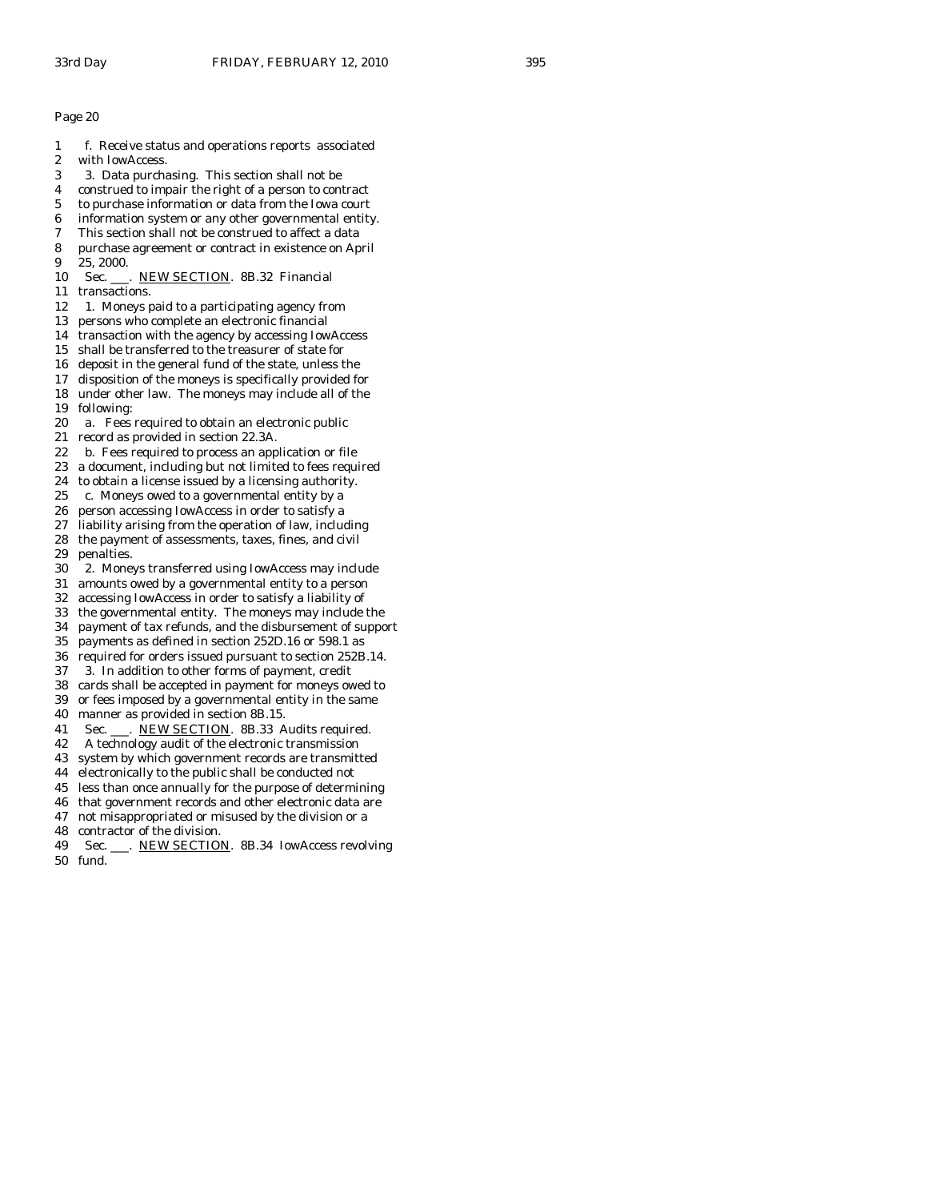Page 20

1 f. Receive status and operations reports associated
2 with IowAccess.
3 3. Data purchasing. This section shall not be
4 construed to impair the right of a person to contract
5 to purchase information or data from the Iowa court
6 information system or any other governmental entity.
7 This section shall not be construed to affect a data
8 purchase agreement or contract in existence on April
9 25, 2000.
10 Sec. ___. NEW SECTION. 8B.32 Financial
11 transactions.
12 1. Moneys paid to a participating agency from
13 persons who complete an electronic financial
14 transaction with the agency by accessing IowAccess
15 shall be transferred to the treasurer of state for
16 deposit in the general fund of the state, unless the
17 disposition of the moneys is specifically provided for
18 under other law. The moneys may include all of the
19 following:
20 a. Fees required to obtain an electronic public
21 record as provided in section 22.3A.
22 b. Fees required to process an application or file
23 a document, including but not limited to fees required
24 to obtain a license issued by a licensing authority.
25 c. Moneys owed to a governmental entity by a
26 person accessing IowAccess in order to satisfy a
27 liability arising from the operation of law, including
28 the payment of assessments, taxes, fines, and civil
29 penalties.
30 2. Moneys transferred using IowAccess may include
31 amounts owed by a governmental entity to a person
32 accessing IowAccess in order to satisfy a liability of
33 the governmental entity. The moneys may include the
34 payment of tax refunds, and the disbursement of support
35 payments as defined in section 252D.16 or 598.1 as
36 required for orders issued pursuant to section 252B.14.
37 3. In addition to other forms of payment, credit
38 cards shall be accepted in payment for moneys owed to
39 or fees imposed by a governmental entity in the same
40 manner as provided in section 8B.15.
41 Sec. ___. NEW SECTION. 8B.33 Audits required.
42 A technology audit of the electronic transmission
43 system by which government records are transmitted
44 electronically to the public shall be conducted not
45 less than once annually for the purpose of determining
46 that government records and other electronic data are
47 not misappropriated or misused by the division or a
48 contractor of the division.
49 Sec. ___. NEW SECTION. 8B.34 IowAccess revolving
50 fund.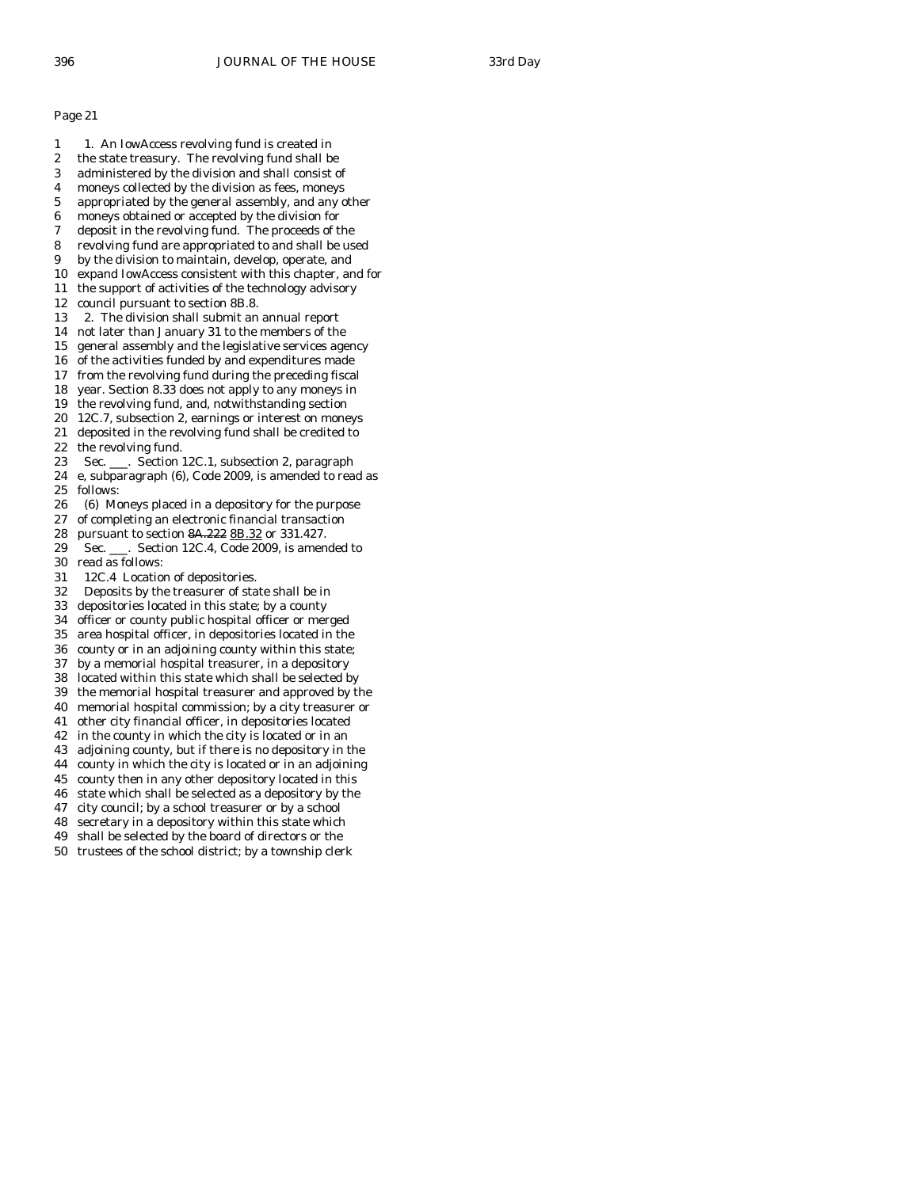Page 21

1 1. An IowAccess revolving fund is created in
2 the state treasury. The revolving fund shall be
3 administered by the division and shall consist of
4 moneys collected by the division as fees, moneys
5 appropriated by the general assembly, and any other
6 moneys obtained or accepted by the division for
7 deposit in the revolving fund. The proceeds of the
8 revolving fund are appropriated to and shall be used
9 by the division to maintain, develop, operate, and
10 expand IowAccess consistent with this chapter, and for
11 the support of activities of the technology advisory
12 council pursuant to section 8B.8.
13 2. The division shall submit an annual report
14 not later than January 31 to the members of the
15 general assembly and the legislative services agency
16 of the activities funded by and expenditures made
17 from the revolving fund during the preceding fiscal
18 year. Section 8.33 does not apply to any moneys in
19 the revolving fund, and, notwithstanding section
20 12C.7, subsection 2, earnings or interest on moneys
21 deposited in the revolving fund shall be credited to
22 the revolving fund.
23 Sec. ___. Section 12C.1, subsection 2, paragraph
24 e, subparagraph (6), Code 2009, is amended to read as
25 follows:
26 (6) Moneys placed in a depository for the purpose
27 of completing an electronic financial transaction
28 pursuant to section ~~8A.222~~ <u>8B.32</u> or 331.427.
29 Sec. ___. Section 12C.4, Code 2009, is amended to
30 read as follows:
31 12C.4 Location of depositories.
32 Deposits by the treasurer of state shall be in
33 depositories located in this state; by a county
34 officer or county public hospital officer or merged
35 area hospital officer, in depositories located in the
36 county or in an adjoining county within this state;
37 by a memorial hospital treasurer, in a depository
38 located within this state which shall be selected by
39 the memorial hospital treasurer and approved by the
40 memorial hospital commission; by a city treasurer or
41 other city financial officer, in depositories located
42 in the county in which the city is located or in an
43 adjoining county, but if there is no depository in the
44 county in which the city is located or in an adjoining
45 county then in any other depository located in this
46 state which shall be selected as a depository by the
47 city council; by a school treasurer or by a school
48 secretary in a depository within this state which
49 shall be selected by the board of directors or the
50 trustees of the school district; by a township clerk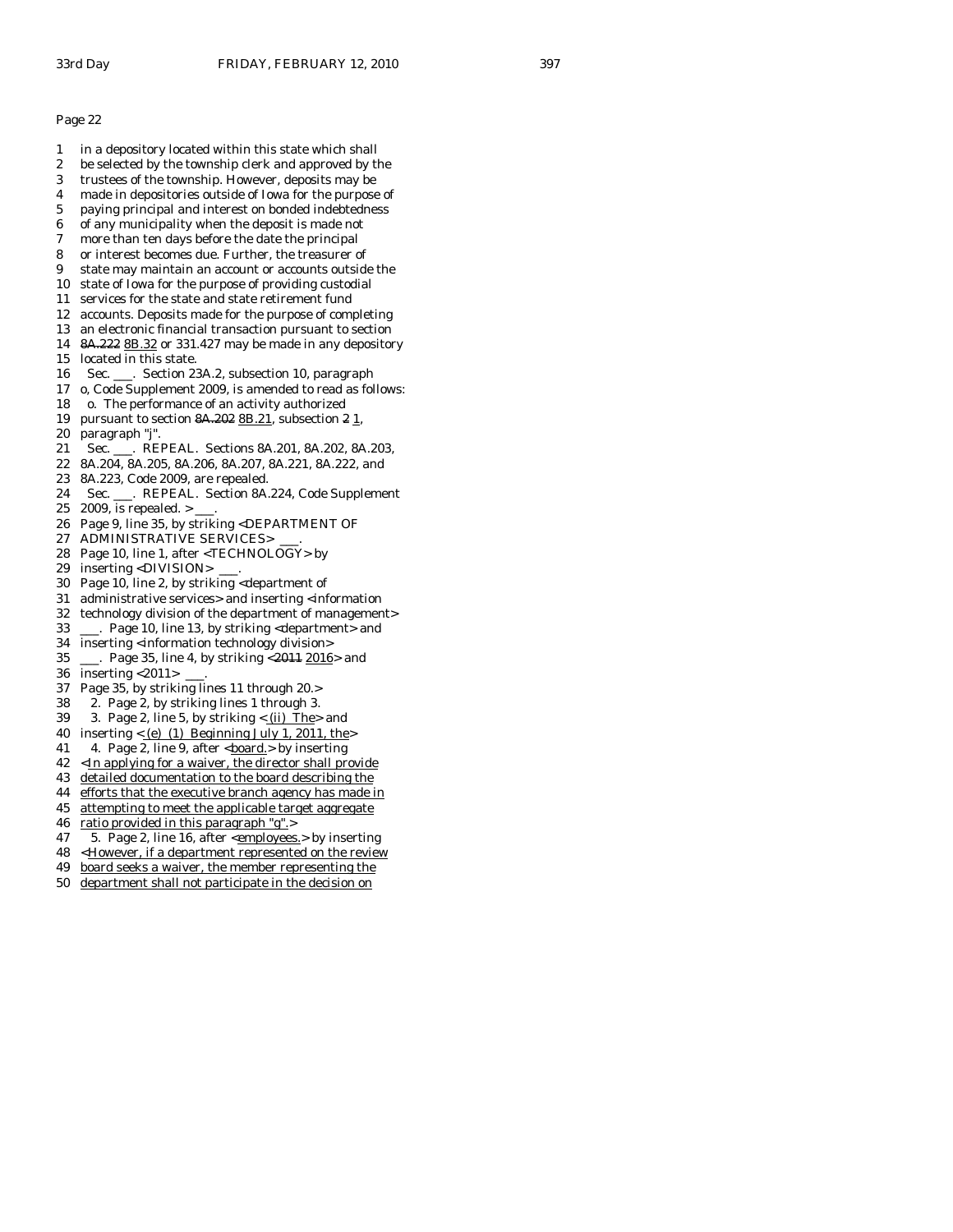Page 22

1 in a depository located within this state which shall
2 be selected by the township clerk and approved by the
3 trustees of the township. However, deposits may be
4 made in depositories outside of Iowa for the purpose of
5 paying principal and interest on bonded indebtedness
6 of any municipality when the deposit is made not
7 more than ten days before the date the principal
8 or interest becomes due. Further, the treasurer of
9 state may maintain an account or accounts outside the
10 state of Iowa for the purpose of providing custodial
11 services for the state and state retirement fund
12 accounts. Deposits made for the purpose of completing
13 an electronic financial transaction pursuant to section
14 ~~8A.222~~ 8B.32 or 331.427 may be made in any depository
15 located in this state.
16 Sec. ___. Section 23A.2, subsection 10, paragraph
17 o, Code Supplement 2009, is amended to read as follows:
18 o. The performance of an activity authorized
19 pursuant to section ~~8A.202~~ 8B.21, subsection ~~2~~ 1,
20 paragraph "j".
21 Sec. ___. REPEAL. Sections 8A.201, 8A.202, 8A.203,
22 8A.204, 8A.205, 8A.206, 8A.207, 8A.221, 8A.222, and
23 8A.223, Code 2009, are repealed.
24 Sec. ___. REPEAL. Section 8A.224, Code Supplement
25 2009, is repealed. > ___.
26 Page 9, line 35, by striking <DEPARTMENT OF
27 ADMINISTRATIVE SERVICES> ___.
28 Page 10, line 1, after <TECHNOLOGY> by
29 inserting <DIVISION> ___.
30 Page 10, line 2, by striking <department of
31 administrative services> and inserting <information
32 technology division of the department of management>
33 ___. Page 10, line 13, by striking <department> and
34 inserting <information technology division>
35 ___. Page 35, line 4, by striking <~~2011~~ 2016> and
36 inserting <2011> ___.
37 Page 35, by striking lines 11 through 20.>
38 2. Page 2, by striking lines 1 through 3.
39 3. Page 2, line 5, by striking <(ii) The> and
40 inserting <(e) (1) Beginning July 1, 2011, the>
41 4. Page 2, line 9, after <board.> by inserting
42 <In applying for a waiver, the director shall provide
43 detailed documentation to the board describing the
44 efforts that the executive branch agency has made in
45 attempting to meet the applicable target aggregate
46 ratio provided in this paragraph "g".>
47 5. Page 2, line 16, after <employees.> by inserting
48 <However, if a department represented on the review
49 board seeks a waiver, the member representing the
50 department shall not participate in the decision on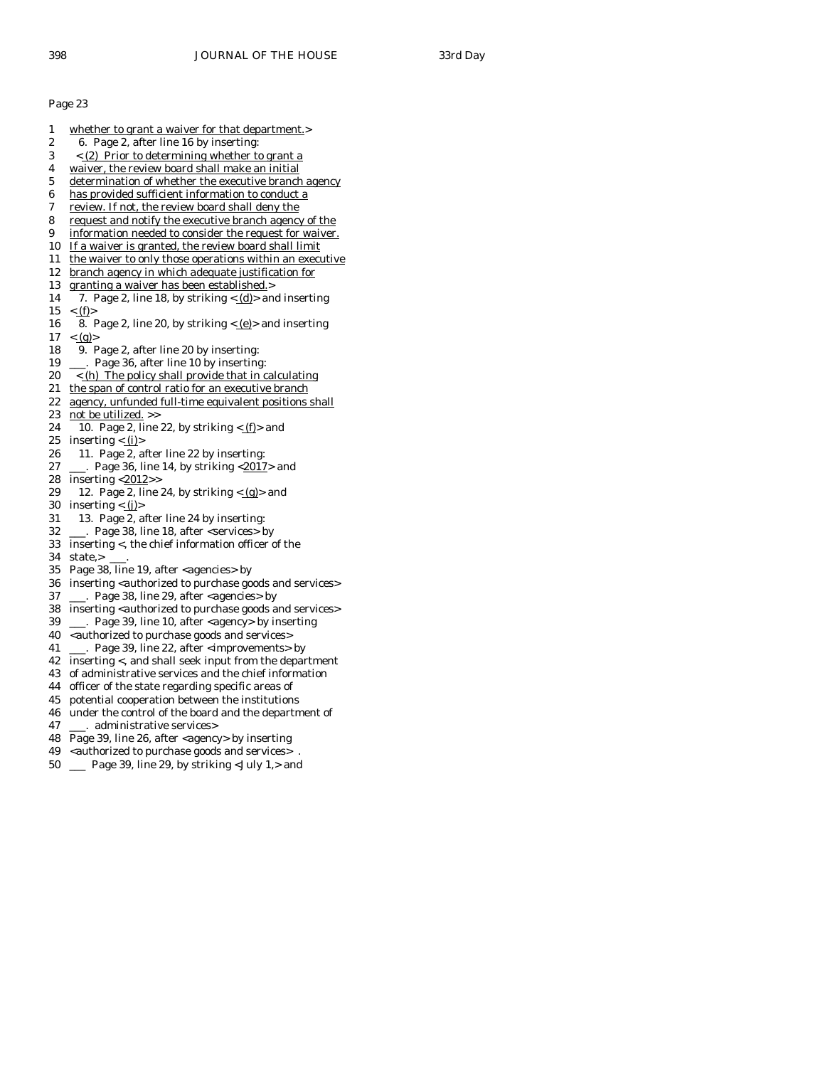Page 23

1 whether to grant a waiver for that department.>
2 6. Page 2, after line 16 by inserting:
3 <(2) Prior to determining whether to grant a
4 waiver, the review board shall make an initial
5 determination of whether the executive branch agency
6 has provided sufficient information to conduct a
7 review. If not, the review board shall deny the
8 request and notify the executive branch agency of the
9 information needed to consider the request for waiver.
10 If a waiver is granted, the review board shall limit
11 the waiver to only those operations within an executive
12 branch agency in which adequate justification for
13 granting a waiver has been established.>
14 7. Page 2, line 18, by striking <(d)> and inserting
15 <(f)>
16 8. Page 2, line 20, by striking <(e)> and inserting
17 <(g)>
18 9. Page 2, after line 20 by inserting:
19 \_\_\_. Page 36, after line 10 by inserting:
20 <(h) The policy shall provide that in calculating
21 the span of control ratio for an executive branch
22 agency, unfunded full-time equivalent positions shall
23 not be utilized. >>
24 10. Page 2, line 22, by striking <(f)> and
25 inserting <(i)>
26 11. Page 2, after line 22 by inserting:
27 \_\_\_. Page 36, line 14, by striking <2017> and
28 inserting <2012>>
29 12. Page 2, line 24, by striking <(g)> and
30 inserting <(j)>
31 13. Page 2, after line 24 by inserting:
32 \_\_\_. Page 38, line 18, after <services> by
33 inserting <, the chief information officer of the
34 state,> \_\_\_.
35 Page 38, line 19, after <agencies> by
36 inserting <authorized to purchase goods and services>
37 \_\_\_. Page 38, line 29, after <agencies> by
38 inserting <authorized to purchase goods and services>
39 \_\_\_. Page 39, line 10, after <agency> by inserting
40 <authorized to purchase goods and services>
41 \_\_\_. Page 39, line 22, after <improvements> by
42 inserting <, and shall seek input from the department
43 of administrative services and the chief information
44 officer of the state regarding specific areas of
45 potential cooperation between the institutions
46 under the control of the board and the department of
47 \_\_\_. administrative services>
48 Page 39, line 26, after <agency> by inserting
49 <authorized to purchase goods and services> .
50 \_\_\_ Page 39, line 29, by striking <July 1,> and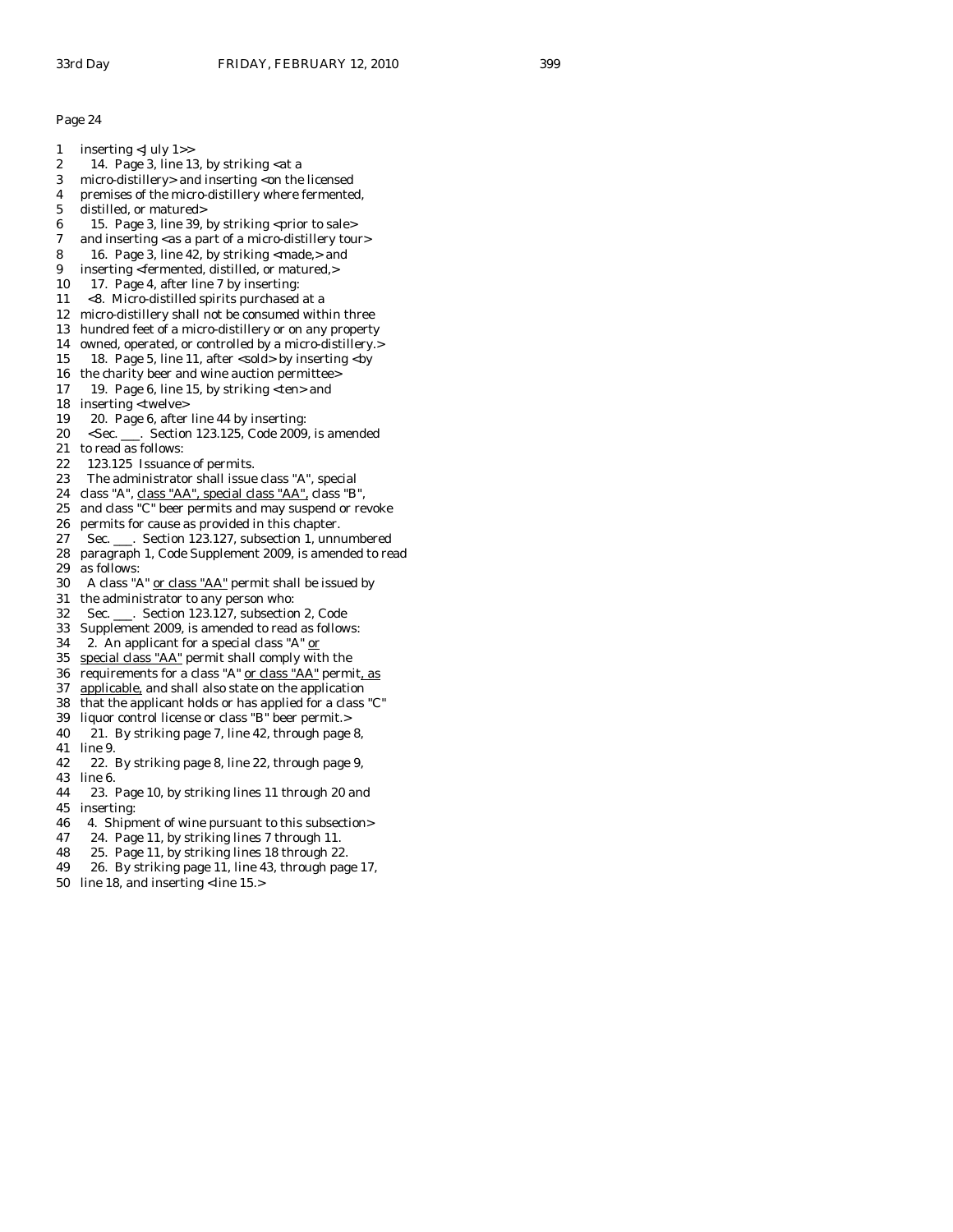Page 24

1 inserting <July 1>>
2 14. Page 3, line 13, by striking <at a
3 micro-distillery> and inserting <on the licensed
4 premises of the micro-distillery where fermented,
5 distilled, or matured>
6 15. Page 3, line 39, by striking <prior to sale>
7 and inserting <as a part of a micro-distillery tour>
8 16. Page 3, line 42, by striking <made,> and
9 inserting <fermented, distilled, or matured,>
10 17. Page 4, after line 7 by inserting:
11 <8. Micro-distilled spirits purchased at a
12 micro-distillery shall not be consumed within three
13 hundred feet of a micro-distillery or on any property
14 owned, operated, or controlled by a micro-distillery.>
15 18. Page 5, line 11, after <sold> by inserting <by
16 the charity beer and wine auction permittee>
17 19. Page 6, line 15, by striking <ten> and
18 inserting <twelve>
19 20. Page 6, after line 44 by inserting:
20 <Sec. ___. Section 123.125, Code 2009, is amended
21 to read as follows:
22 123.125 Issuance of permits.
23 The administrator shall issue class "A", special
24 class "A", class "AA", special class "AA", class "B",
25 and class "C" beer permits and may suspend or revoke
26 permits for cause as provided in this chapter.
27 Sec. ___. Section 123.127, subsection 1, unnumbered
28 paragraph 1, Code Supplement 2009, is amended to read
29 as follows:
30 A class "A" or class "AA" permit shall be issued by
31 the administrator to any person who:
32 Sec. ___. Section 123.127, subsection 2, Code
33 Supplement 2009, is amended to read as follows:
34 2. An applicant for a special class "A" or
35 special class "AA" permit shall comply with the
36 requirements for a class "A" or class "AA" permit, as
37 applicable, and shall also state on the application
38 that the applicant holds or has applied for a class "C"
39 liquor control license or class "B" beer permit.>
40 21. By striking page 7, line 42, through page 8,
41 line 9.
42 22. By striking page 8, line 22, through page 9,
43 line 6.
44 23. Page 10, by striking lines 11 through 20 and
45 inserting:
46 4. Shipment of wine pursuant to this subsection>
47 24. Page 11, by striking lines 7 through 11.
48 25. Page 11, by striking lines 18 through 22.
49 26. By striking page 11, line 43, through page 17,
50 line 18, and inserting <line 15.>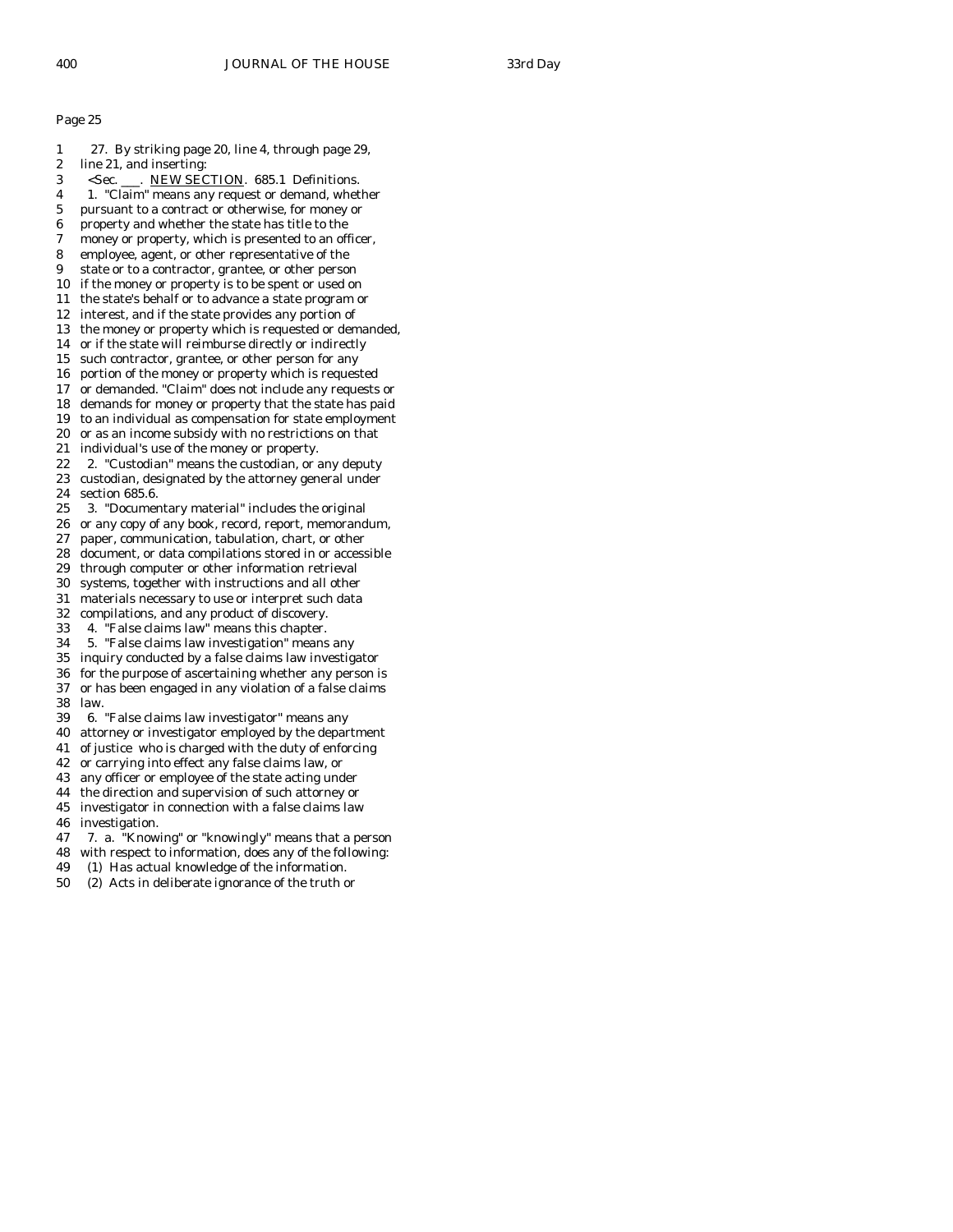Page 25

1 27. By striking page 20, line 4, through page 29,
2 line 21, and inserting:
3 <Sec. ___. NEW SECTION. 685.1 Definitions.
4 1. "Claim" means any request or demand, whether
5 pursuant to a contract or otherwise, for money or
6 property and whether the state has title to the
7 money or property, which is presented to an officer,
8 employee, agent, or other representative of the
9 state or to a contractor, grantee, or other person
10 if the money or property is to be spent or used on
11 the state's behalf or to advance a state program or
12 interest, and if the state provides any portion of
13 the money or property which is requested or demanded,
14 or if the state will reimburse directly or indirectly
15 such contractor, grantee, or other person for any
16 portion of the money or property which is requested
17 or demanded. "Claim" does not include any requests or
18 demands for money or property that the state has paid
19 to an individual as compensation for state employment
20 or as an income subsidy with no restrictions on that
21 individual's use of the money or property.
22 2. "Custodian" means the custodian, or any deputy
23 custodian, designated by the attorney general under
24 section 685.6.
25 3. "Documentary material" includes the original
26 or any copy of any book, record, report, memorandum,
27 paper, communication, tabulation, chart, or other
28 document, or data compilations stored in or accessible
29 through computer or other information retrieval
30 systems, together with instructions and all other
31 materials necessary to use or interpret such data
32 compilations, and any product of discovery.
33 4. "False claims law" means this chapter.
34 5. "False claims law investigation" means any
35 inquiry conducted by a false claims law investigator
36 for the purpose of ascertaining whether any person is
37 or has been engaged in any violation of a false claims
38 law.
39 6. "False claims law investigator" means any
40 attorney or investigator employed by the department
41 of justice who is charged with the duty of enforcing
42 or carrying into effect any false claims law, or
43 any officer or employee of the state acting under
44 the direction and supervision of such attorney or
45 investigator in connection with a false claims law
46 investigation.
47 7. a. "Knowing" or "knowingly" means that a person
48 with respect to information, does any of the following:
49 (1) Has actual knowledge of the information.
50 (2) Acts in deliberate ignorance of the truth or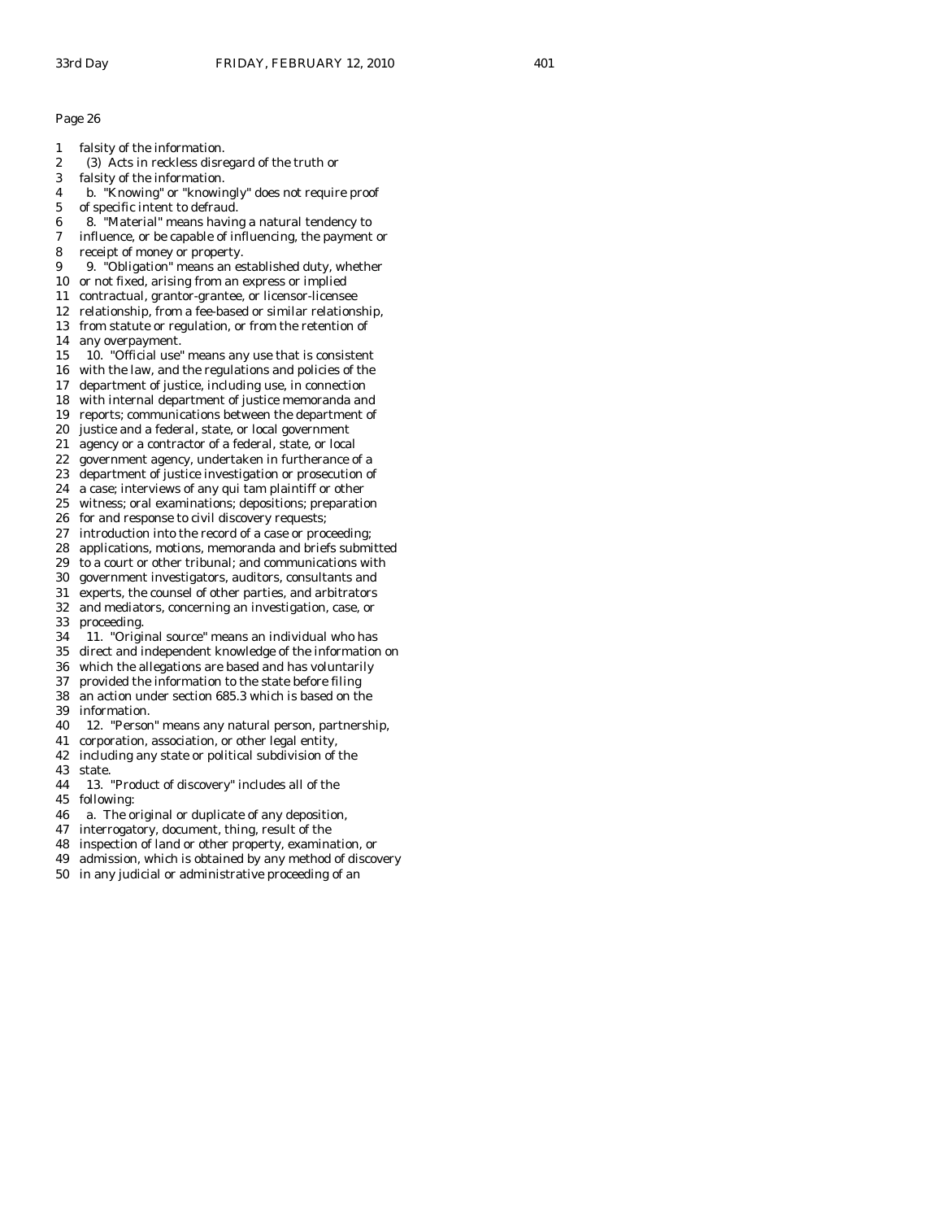Page 26

1 falsity of the information.
2 (3) Acts in reckless disregard of the truth or
3 falsity of the information.
4 b. "Knowing" or "knowingly" does not require proof
5 of specific intent to defraud.
6 8. "Material" means having a natural tendency to
7 influence, or be capable of influencing, the payment or
8 receipt of money or property.
9 9. "Obligation" means an established duty, whether
10 or not fixed, arising from an express or implied
11 contractual, grantor-grantee, or licensor-licensee
12 relationship, from a fee-based or similar relationship,
13 from statute or regulation, or from the retention of
14 any overpayment.
15 10. "Official use" means any use that is consistent
16 with the law, and the regulations and policies of the
17 department of justice, including use, in connection
18 with internal department of justice memoranda and
19 reports; communications between the department of
20 justice and a federal, state, or local government
21 agency or a contractor of a federal, state, or local
22 government agency, undertaken in furtherance of a
23 department of justice investigation or prosecution of
24 a case; interviews of any qui tam plaintiff or other
25 witness; oral examinations; depositions; preparation
26 for and response to civil discovery requests;
27 introduction into the record of a case or proceeding;
28 applications, motions, memoranda and briefs submitted
29 to a court or other tribunal; and communications with
30 government investigators, auditors, consultants and
31 experts, the counsel of other parties, and arbitrators
32 and mediators, concerning an investigation, case, or
33 proceeding.
34 11. "Original source" means an individual who has
35 direct and independent knowledge of the information on
36 which the allegations are based and has voluntarily
37 provided the information to the state before filing
38 an action under section 685.3 which is based on the
39 information.
40 12. "Person" means any natural person, partnership,
41 corporation, association, or other legal entity,
42 including any state or political subdivision of the
43 state.
44 13. "Product of discovery" includes all of the
45 following:
46 a. The original or duplicate of any deposition,
47 interrogatory, document, thing, result of the
48 inspection of land or other property, examination, or
49 admission, which is obtained by any method of discovery
50 in any judicial or administrative proceeding of an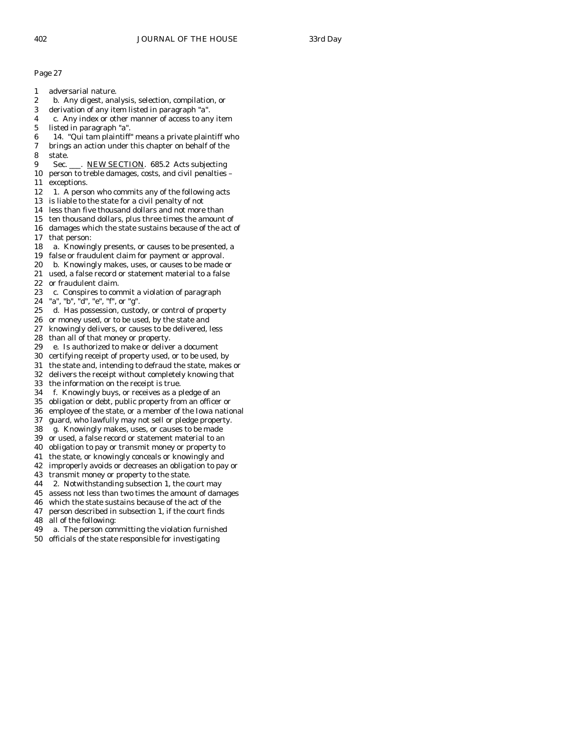Page 27

1 adversarial nature.
2 b. Any digest, analysis, selection, compilation, or
3 derivation of any item listed in paragraph "a".
4 c. Any index or other manner of access to any item
5 listed in paragraph "a".
6 14. "Qui tam plaintiff" means a private plaintiff who
7 brings an action under this chapter on behalf of the
8 state.
9 Sec. ___. NEW SECTION. 685.2 Acts subjecting
10 person to treble damages, costs, and civil penalties –
11 exceptions.
12 1. A person who commits any of the following acts
13 is liable to the state for a civil penalty of not
14 less than five thousand dollars and not more than
15 ten thousand dollars, plus three times the amount of
16 damages which the state sustains because of the act of
17 that person:
18 a. Knowingly presents, or causes to be presented, a
19 false or fraudulent claim for payment or approval.
20 b. Knowingly makes, uses, or causes to be made or
21 used, a false record or statement material to a false
22 or fraudulent claim.
23 c. Conspires to commit a violation of paragraph
24 "a", "b", "d", "e", "f", or "g".
25 d. Has possession, custody, or control of property
26 or money used, or to be used, by the state and
27 knowingly delivers, or causes to be delivered, less
28 than all of that money or property.
29 e. Is authorized to make or deliver a document
30 certifying receipt of property used, or to be used, by
31 the state and, intending to defraud the state, makes or
32 delivers the receipt without completely knowing that
33 the information on the receipt is true.
34 f. Knowingly buys, or receives as a pledge of an
35 obligation or debt, public property from an officer or
36 employee of the state, or a member of the Iowa national
37 guard, who lawfully may not sell or pledge property.
38 g. Knowingly makes, uses, or causes to be made
39 or used, a false record or statement material to an
40 obligation to pay or transmit money or property to
41 the state, or knowingly conceals or knowingly and
42 improperly avoids or decreases an obligation to pay or
43 transmit money or property to the state.
44 2. Notwithstanding subsection 1, the court may
45 assess not less than two times the amount of damages
46 which the state sustains because of the act of the
47 person described in subsection 1, if the court finds
48 all of the following:
49 a. The person committing the violation furnished
50 officials of the state responsible for investigating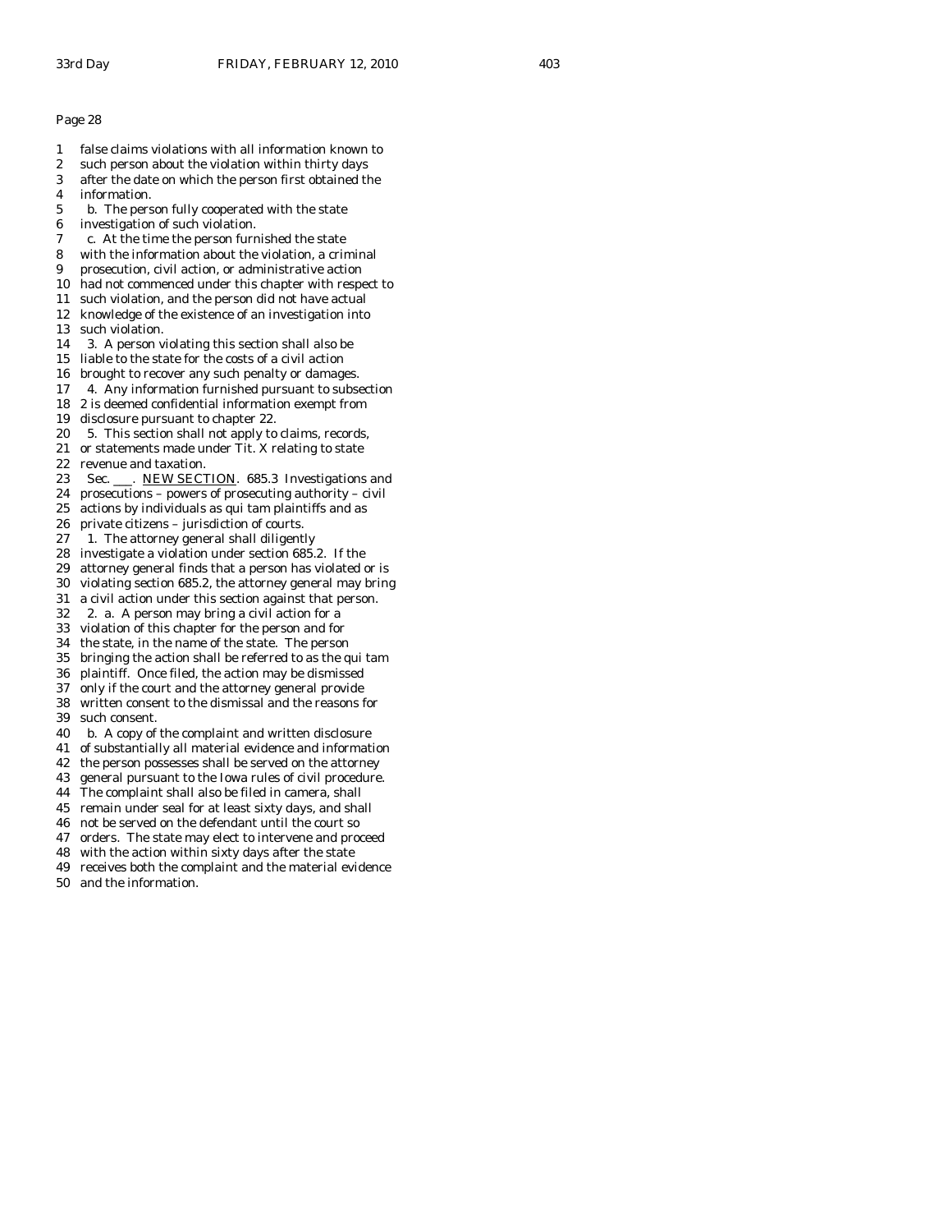Page 28

1 false claims violations with all information known to
2 such person about the violation within thirty days
3 after the date on which the person first obtained the
4 information.
5 b. The person fully cooperated with the state
6 investigation of such violation.
7 c. At the time the person furnished the state
8 with the information about the violation, a criminal
9 prosecution, civil action, or administrative action
10 had not commenced under this chapter with respect to
11 such violation, and the person did not have actual
12 knowledge of the existence of an investigation into
13 such violation.
14 3. A person violating this section shall also be
15 liable to the state for the costs of a civil action
16 brought to recover any such penalty or damages.
17 4. Any information furnished pursuant to subsection
18 2 is deemed confidential information exempt from
19 disclosure pursuant to chapter 22.
20 5. This section shall not apply to claims, records,
21 or statements made under Tit. X relating to state
22 revenue and taxation.
23 Sec. ___. NEW SECTION. 685.3 Investigations and
24 prosecutions – powers of prosecuting authority – civil
25 actions by individuals as qui tam plaintiffs and as
26 private citizens – jurisdiction of courts.
27 1. The attorney general shall diligently
28 investigate a violation under section 685.2. If the
29 attorney general finds that a person has violated or is
30 violating section 685.2, the attorney general may bring
31 a civil action under this section against that person.
32 2. a. A person may bring a civil action for a
33 violation of this chapter for the person and for
34 the state, in the name of the state. The person
35 bringing the action shall be referred to as the qui tam
36 plaintiff. Once filed, the action may be dismissed
37 only if the court and the attorney general provide
38 written consent to the dismissal and the reasons for
39 such consent.
40 b. A copy of the complaint and written disclosure
41 of substantially all material evidence and information
42 the person possesses shall be served on the attorney
43 general pursuant to the Iowa rules of civil procedure.
44 The complaint shall also be filed in camera, shall
45 remain under seal for at least sixty days, and shall
46 not be served on the defendant until the court so
47 orders. The state may elect to intervene and proceed
48 with the action within sixty days after the state
49 receives both the complaint and the material evidence
50 and the information.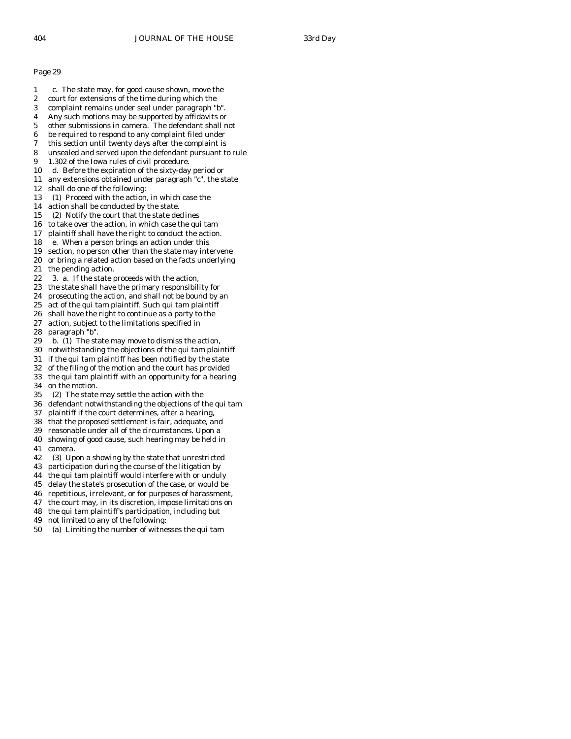Page 29

1 c. The state may, for good cause shown, move the
2 court for extensions of the time during which the
3 complaint remains under seal under paragraph "b".
4 Any such motions may be supported by affidavits or
5 other submissions in camera. The defendant shall not
6 be required to respond to any complaint filed under
7 this section until twenty days after the complaint is
8 unsealed and served upon the defendant pursuant to rule
9 1.302 of the Iowa rules of civil procedure.
10 d. Before the expiration of the sixty-day period or
11 any extensions obtained under paragraph "c", the state
12 shall do one of the following:
13 (1) Proceed with the action, in which case the
14 action shall be conducted by the state.
15 (2) Notify the court that the state declines
16 to take over the action, in which case the qui tam
17 plaintiff shall have the right to conduct the action.
18 e. When a person brings an action under this
19 section, no person other than the state may intervene
20 or bring a related action based on the facts underlying
21 the pending action.
22 3. a. If the state proceeds with the action,
23 the state shall have the primary responsibility for
24 prosecuting the action, and shall not be bound by an
25 act of the qui tam plaintiff. Such qui tam plaintiff
26 shall have the right to continue as a party to the
27 action, subject to the limitations specified in
28 paragraph "b".
29 b. (1) The state may move to dismiss the action,
30 notwithstanding the objections of the qui tam plaintiff
31 if the qui tam plaintiff has been notified by the state
32 of the filing of the motion and the court has provided
33 the qui tam plaintiff with an opportunity for a hearing
34 on the motion.
35 (2) The state may settle the action with the
36 defendant notwithstanding the objections of the qui tam
37 plaintiff if the court determines, after a hearing,
38 that the proposed settlement is fair, adequate, and
39 reasonable under all of the circumstances. Upon a
40 showing of good cause, such hearing may be held in
41 camera.
42 (3) Upon a showing by the state that unrestricted
43 participation during the course of the litigation by
44 the qui tam plaintiff would interfere with or unduly
45 delay the state's prosecution of the case, or would be
46 repetitious, irrelevant, or for purposes of harassment,
47 the court may, in its discretion, impose limitations on
48 the qui tam plaintiff's participation, including but
49 not limited to any of the following:
50 (a) Limiting the number of witnesses the qui tam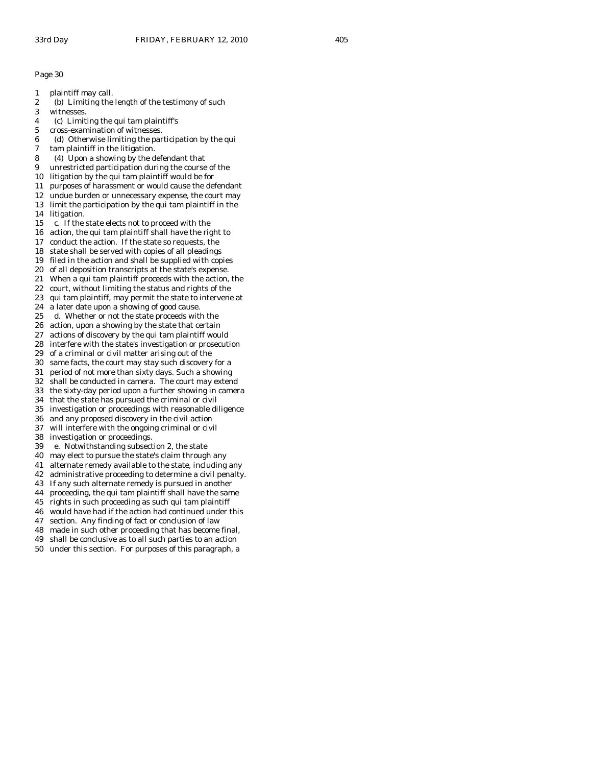Page 30

1 plaintiff may call.
2 (b) Limiting the length of the testimony of such
3 witnesses.
4 (c) Limiting the qui tam plaintiff's
5 cross-examination of witnesses.
6 (d) Otherwise limiting the participation by the qui
7 tam plaintiff in the litigation.
8 (4) Upon a showing by the defendant that
9 unrestricted participation during the course of the
10 litigation by the qui tam plaintiff would be for
11 purposes of harassment or would cause the defendant
12 undue burden or unnecessary expense, the court may
13 limit the participation by the qui tam plaintiff in the
14 litigation.
15 c. If the state elects not to proceed with the
16 action, the qui tam plaintiff shall have the right to
17 conduct the action. If the state so requests, the
18 state shall be served with copies of all pleadings
19 filed in the action and shall be supplied with copies
20 of all deposition transcripts at the state's expense.
21 When a qui tam plaintiff proceeds with the action, the
22 court, without limiting the status and rights of the
23 qui tam plaintiff, may permit the state to intervene at
24 a later date upon a showing of good cause.
25 d. Whether or not the state proceeds with the
26 action, upon a showing by the state that certain
27 actions of discovery by the qui tam plaintiff would
28 interfere with the state's investigation or prosecution
29 of a criminal or civil matter arising out of the
30 same facts, the court may stay such discovery for a
31 period of not more than sixty days. Such a showing
32 shall be conducted in camera. The court may extend
33 the sixty-day period upon a further showing in camera
34 that the state has pursued the criminal or civil
35 investigation or proceedings with reasonable diligence
36 and any proposed discovery in the civil action
37 will interfere with the ongoing criminal or civil
38 investigation or proceedings.
39 e. Notwithstanding subsection 2, the state
40 may elect to pursue the state's claim through any
41 alternate remedy available to the state, including any
42 administrative proceeding to determine a civil penalty.
43 If any such alternate remedy is pursued in another
44 proceeding, the qui tam plaintiff shall have the same
45 rights in such proceeding as such qui tam plaintiff
46 would have had if the action had continued under this
47 section. Any finding of fact or conclusion of law
48 made in such other proceeding that has become final,
49 shall be conclusive as to all such parties to an action
50 under this section. For purposes of this paragraph, a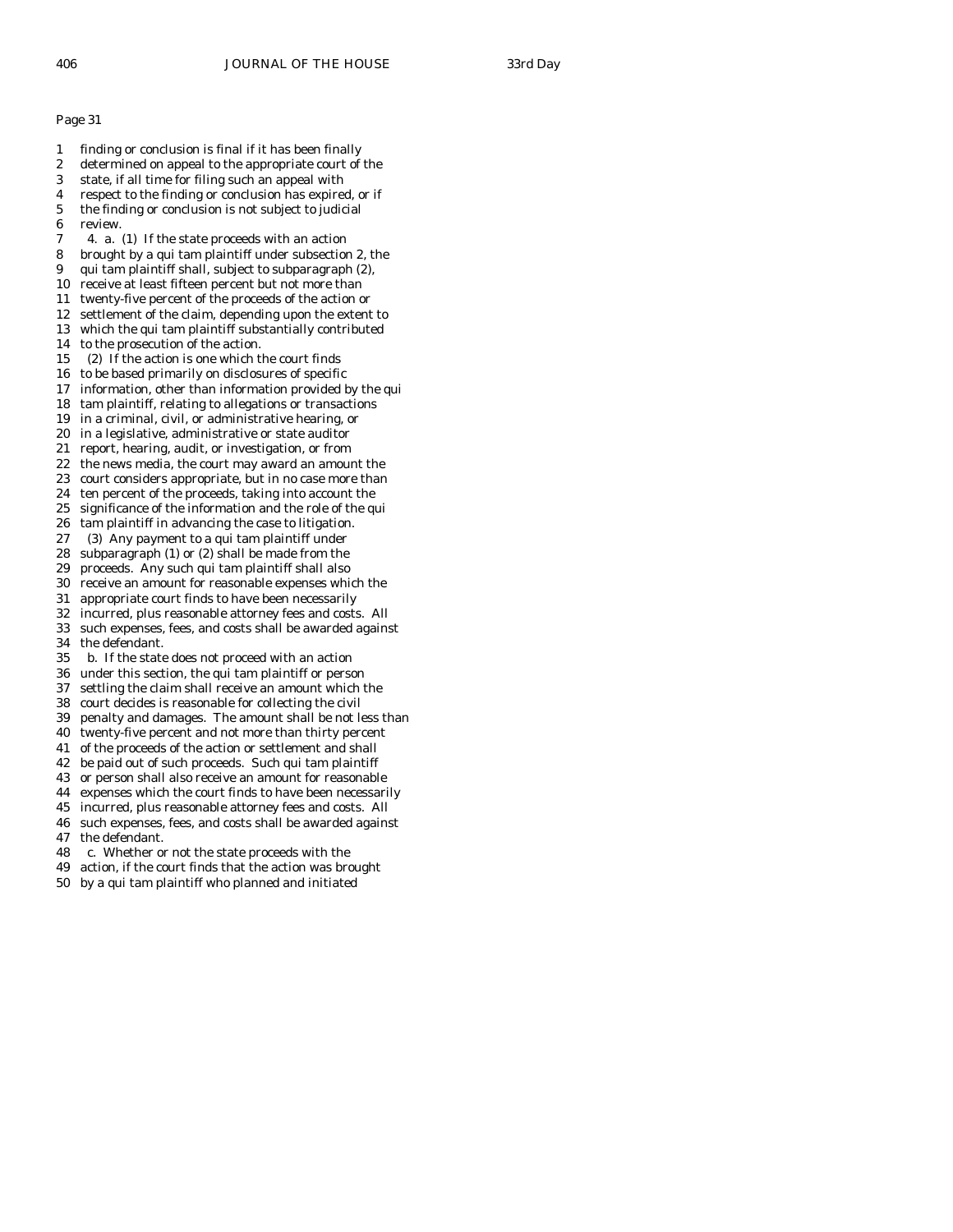Page 31

1 finding or conclusion is final if it has been finally
2 determined on appeal to the appropriate court of the
3 state, if all time for filing such an appeal with
4 respect to the finding or conclusion has expired, or if
5 the finding or conclusion is not subject to judicial
6 review.
7 4. a. (1) If the state proceeds with an action
8 brought by a qui tam plaintiff under subsection 2, the
9 qui tam plaintiff shall, subject to subparagraph (2),
10 receive at least fifteen percent but not more than
11 twenty-five percent of the proceeds of the action or
12 settlement of the claim, depending upon the extent to
13 which the qui tam plaintiff substantially contributed
14 to the prosecution of the action.
15 (2) If the action is one which the court finds
16 to be based primarily on disclosures of specific
17 information, other than information provided by the qui
18 tam plaintiff, relating to allegations or transactions
19 in a criminal, civil, or administrative hearing, or
20 in a legislative, administrative or state auditor
21 report, hearing, audit, or investigation, or from
22 the news media, the court may award an amount the
23 court considers appropriate, but in no case more than
24 ten percent of the proceeds, taking into account the
25 significance of the information and the role of the qui
26 tam plaintiff in advancing the case to litigation.
27 (3) Any payment to a qui tam plaintiff under
28 subparagraph (1) or (2) shall be made from the
29 proceeds. Any such qui tam plaintiff shall also
30 receive an amount for reasonable expenses which the
31 appropriate court finds to have been necessarily
32 incurred, plus reasonable attorney fees and costs. All
33 such expenses, fees, and costs shall be awarded against
34 the defendant.
35 b. If the state does not proceed with an action
36 under this section, the qui tam plaintiff or person
37 settling the claim shall receive an amount which the
38 court decides is reasonable for collecting the civil
39 penalty and damages. The amount shall be not less than
40 twenty-five percent and not more than thirty percent
41 of the proceeds of the action or settlement and shall
42 be paid out of such proceeds. Such qui tam plaintiff
43 or person shall also receive an amount for reasonable
44 expenses which the court finds to have been necessarily
45 incurred, plus reasonable attorney fees and costs. All
46 such expenses, fees, and costs shall be awarded against
47 the defendant.
48 c. Whether or not the state proceeds with the
49 action, if the court finds that the action was brought
50 by a qui tam plaintiff who planned and initiated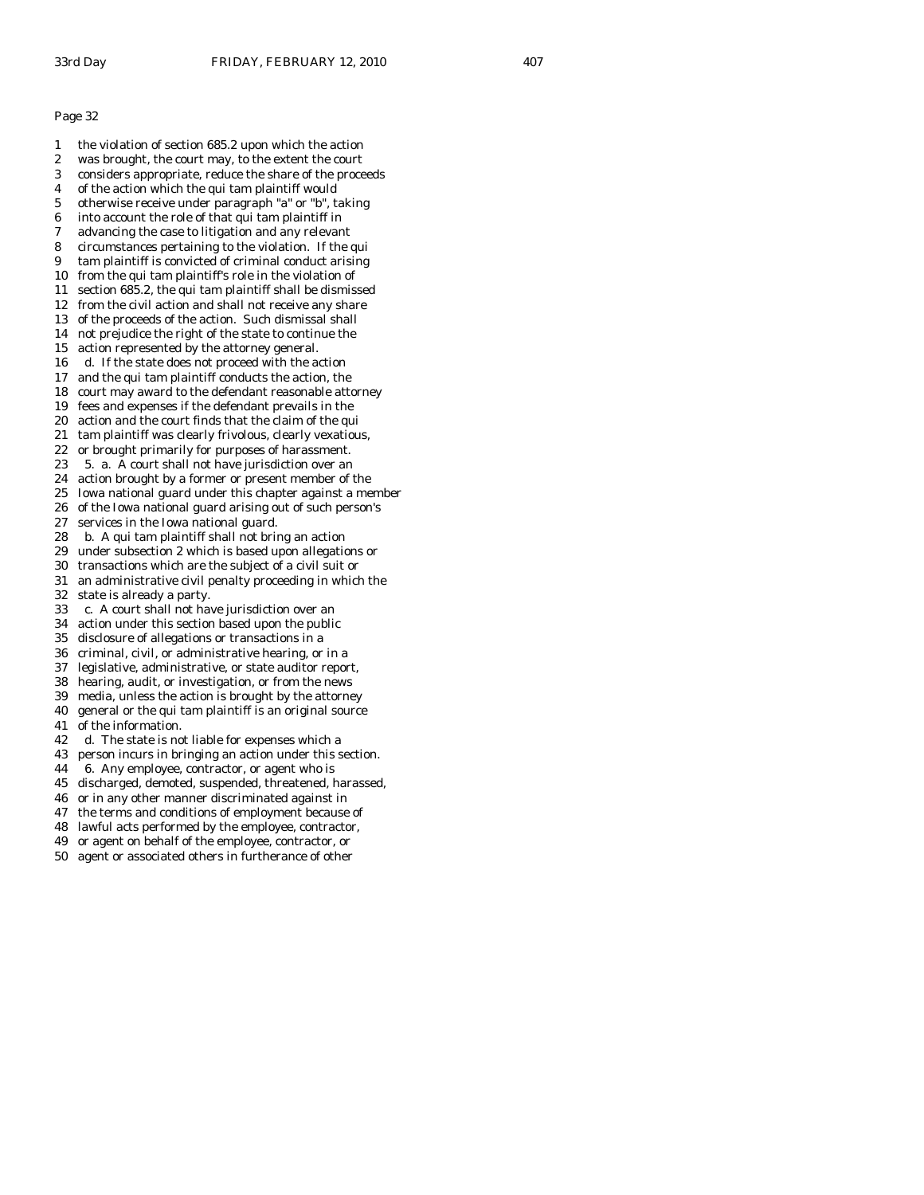Page 32

1 the violation of section 685.2 upon which the action
2 was brought, the court may, to the extent the court
3 considers appropriate, reduce the share of the proceeds
4 of the action which the qui tam plaintiff would
5 otherwise receive under paragraph "a" or "b", taking
6 into account the role of that qui tam plaintiff in
7 advancing the case to litigation and any relevant
8 circumstances pertaining to the violation. If the qui
9 tam plaintiff is convicted of criminal conduct arising
10 from the qui tam plaintiff's role in the violation of
11 section 685.2, the qui tam plaintiff shall be dismissed
12 from the civil action and shall not receive any share
13 of the proceeds of the action. Such dismissal shall
14 not prejudice the right of the state to continue the
15 action represented by the attorney general.
16 d. If the state does not proceed with the action
17 and the qui tam plaintiff conducts the action, the
18 court may award to the defendant reasonable attorney
19 fees and expenses if the defendant prevails in the
20 action and the court finds that the claim of the qui
21 tam plaintiff was clearly frivolous, clearly vexatious,
22 or brought primarily for purposes of harassment.
23 5. a. A court shall not have jurisdiction over an
24 action brought by a former or present member of the
25 Iowa national guard under this chapter against a member
26 of the Iowa national guard arising out of such person's
27 services in the Iowa national guard.
28 b. A qui tam plaintiff shall not bring an action
29 under subsection 2 which is based upon allegations or
30 transactions which are the subject of a civil suit or
31 an administrative civil penalty proceeding in which the
32 state is already a party.
33 c. A court shall not have jurisdiction over an
34 action under this section based upon the public
35 disclosure of allegations or transactions in a
36 criminal, civil, or administrative hearing, or in a
37 legislative, administrative, or state auditor report,
38 hearing, audit, or investigation, or from the news
39 media, unless the action is brought by the attorney
40 general or the qui tam plaintiff is an original source
41 of the information.
42 d. The state is not liable for expenses which a
43 person incurs in bringing an action under this section.
44 6. Any employee, contractor, or agent who is
45 discharged, demoted, suspended, threatened, harassed,
46 or in any other manner discriminated against in
47 the terms and conditions of employment because of
48 lawful acts performed by the employee, contractor,
49 or agent on behalf of the employee, contractor, or
50 agent or associated others in furtherance of other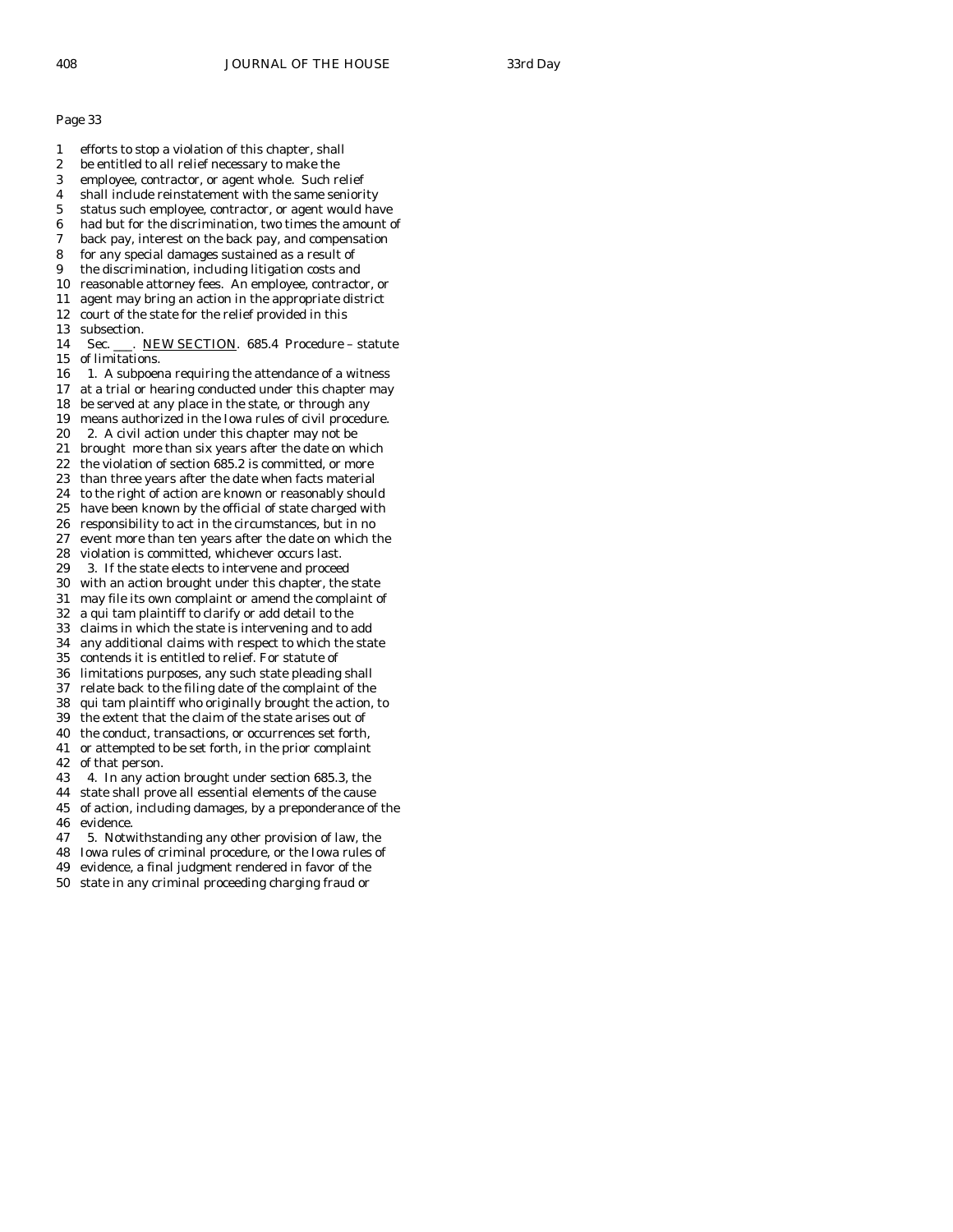Page 33

1 efforts to stop a violation of this chapter, shall
2 be entitled to all relief necessary to make the
3 employee, contractor, or agent whole. Such relief
4 shall include reinstatement with the same seniority
5 status such employee, contractor, or agent would have
6 had but for the discrimination, two times the amount of
7 back pay, interest on the back pay, and compensation
8 for any special damages sustained as a result of
9 the discrimination, including litigation costs and
10 reasonable attorney fees. An employee, contractor, or
11 agent may bring an action in the appropriate district
12 court of the state for the relief provided in this
13 subsection.
14 Sec. ___. NEW SECTION. 685.4 Procedure – statute
15 of limitations.
16 1. A subpoena requiring the attendance of a witness
17 at a trial or hearing conducted under this chapter may
18 be served at any place in the state, or through any
19 means authorized in the Iowa rules of civil procedure.
20 2. A civil action under this chapter may not be
21 brought more than six years after the date on which
22 the violation of section 685.2 is committed, or more
23 than three years after the date when facts material
24 to the right of action are known or reasonably should
25 have been known by the official of state charged with
26 responsibility to act in the circumstances, but in no
27 event more than ten years after the date on which the
28 violation is committed, whichever occurs last.
29 3. If the state elects to intervene and proceed
30 with an action brought under this chapter, the state
31 may file its own complaint or amend the complaint of
32 a qui tam plaintiff to clarify or add detail to the
33 claims in which the state is intervening and to add
34 any additional claims with respect to which the state
35 contends it is entitled to relief. For statute of
36 limitations purposes, any such state pleading shall
37 relate back to the filing date of the complaint of the
38 qui tam plaintiff who originally brought the action, to
39 the extent that the claim of the state arises out of
40 the conduct, transactions, or occurrences set forth,
41 or attempted to be set forth, in the prior complaint
42 of that person.
43 4. In any action brought under section 685.3, the
44 state shall prove all essential elements of the cause
45 of action, including damages, by a preponderance of the
46 evidence.
47 5. Notwithstanding any other provision of law, the
48 Iowa rules of criminal procedure, or the Iowa rules of
49 evidence, a final judgment rendered in favor of the
50 state in any criminal proceeding charging fraud or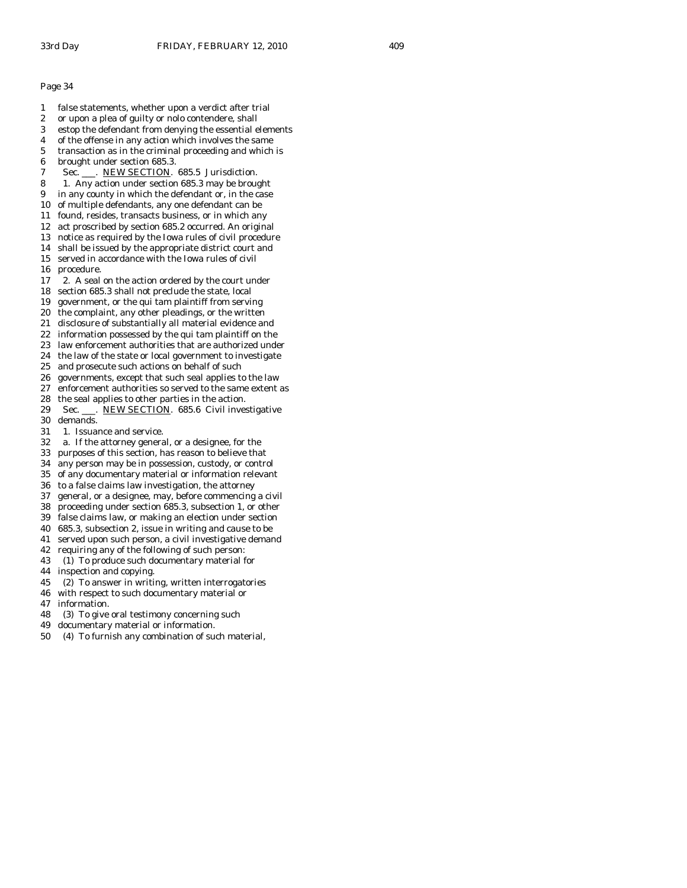Page 34

1 false statements, whether upon a verdict after trial
2 or upon a plea of guilty or nolo contendere, shall
3 estop the defendant from denying the essential elements
4 of the offense in any action which involves the same
5 transaction as in the criminal proceeding and which is
6 brought under section 685.3.
7 Sec. ___. <u>NEW SECTION</u>. 685.5 Jurisdiction.
8 1. Any action under section 685.3 may be brought
9 in any county in which the defendant or, in the case
10 of multiple defendants, any one defendant can be
11 found, resides, transacts business, or in which any
12 act proscribed by section 685.2 occurred. An original
13 notice as required by the Iowa rules of civil procedure
14 shall be issued by the appropriate district court and
15 served in accordance with the Iowa rules of civil
16 procedure.
17 2. A seal on the action ordered by the court under
18 section 685.3 shall not preclude the state, local
19 government, or the qui tam plaintiff from serving
20 the complaint, any other pleadings, or the written
21 disclosure of substantially all material evidence and
22 information possessed by the qui tam plaintiff on the
23 law enforcement authorities that are authorized under
24 the law of the state or local government to investigate
25 and prosecute such actions on behalf of such
26 governments, except that such seal applies to the law
27 enforcement authorities so served to the same extent as
28 the seal applies to other parties in the action.
29 Sec. ___. <u>NEW SECTION</u>. 685.6 Civil investigative
30 demands.
31 1. Issuance and service.
32 a. If the attorney general, or a designee, for the
33 purposes of this section, has reason to believe that
34 any person may be in possession, custody, or control
35 of any documentary material or information relevant
36 to a false claims law investigation, the attorney
37 general, or a designee, may, before commencing a civil
38 proceeding under section 685.3, subsection 1, or other
39 false claims law, or making an election under section
40 685.3, subsection 2, issue in writing and cause to be
41 served upon such person, a civil investigative demand
42 requiring any of the following of such person:
43 (1) To produce such documentary material for
44 inspection and copying.
45 (2) To answer in writing, written interrogatories
46 with respect to such documentary material or
47 information.
48 (3) To give oral testimony concerning such
49 documentary material or information.
50 (4) To furnish any combination of such material,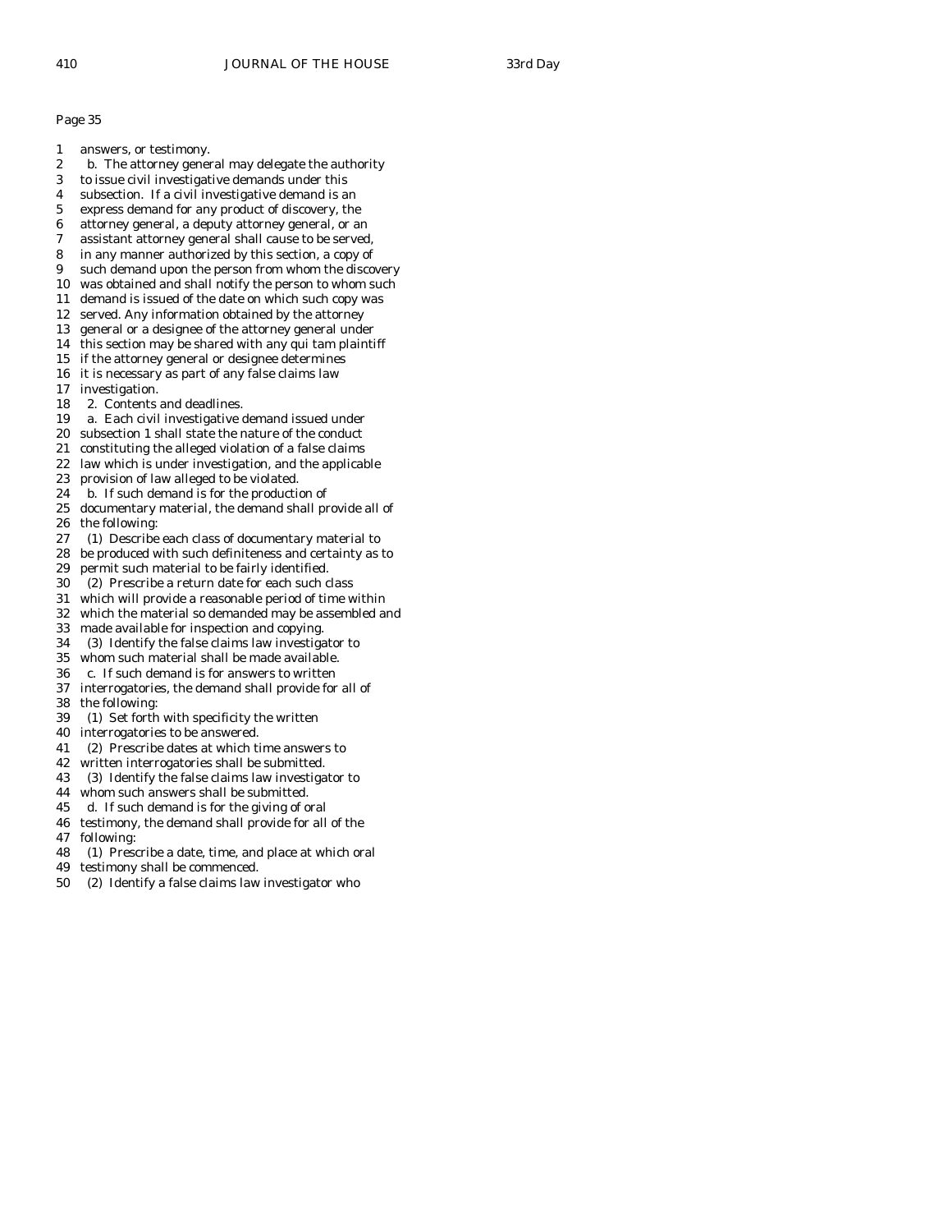Page 35

1 answers, or testimony.
2 b. The attorney general may delegate the authority
3 to issue civil investigative demands under this
4 subsection. If a civil investigative demand is an
5 express demand for any product of discovery, the
6 attorney general, a deputy attorney general, or an
7 assistant attorney general shall cause to be served,
8 in any manner authorized by this section, a copy of
9 such demand upon the person from whom the discovery
10 was obtained and shall notify the person to whom such
11 demand is issued of the date on which such copy was
12 served. Any information obtained by the attorney
13 general or a designee of the attorney general under
14 this section may be shared with any qui tam plaintiff
15 if the attorney general or designee determines
16 it is necessary as part of any false claims law
17 investigation.
18 2. Contents and deadlines.
19 a. Each civil investigative demand issued under
20 subsection 1 shall state the nature of the conduct
21 constituting the alleged violation of a false claims
22 law which is under investigation, and the applicable
23 provision of law alleged to be violated.
24 b. If such demand is for the production of
25 documentary material, the demand shall provide all of
26 the following:
27 (1) Describe each class of documentary material to
28 be produced with such definiteness and certainty as to
29 permit such material to be fairly identified.
30 (2) Prescribe a return date for each such class
31 which will provide a reasonable period of time within
32 which the material so demanded may be assembled and
33 made available for inspection and copying.
34 (3) Identify the false claims law investigator to
35 whom such material shall be made available.
36 c. If such demand is for answers to written
37 interrogatories, the demand shall provide for all of
38 the following:
39 (1) Set forth with specificity the written
40 interrogatories to be answered.
41 (2) Prescribe dates at which time answers to
42 written interrogatories shall be submitted.
43 (3) Identify the false claims law investigator to
44 whom such answers shall be submitted.
45 d. If such demand is for the giving of oral
46 testimony, the demand shall provide for all of the
47 following:
48 (1) Prescribe a date, time, and place at which oral
49 testimony shall be commenced.
50 (2) Identify a false claims law investigator who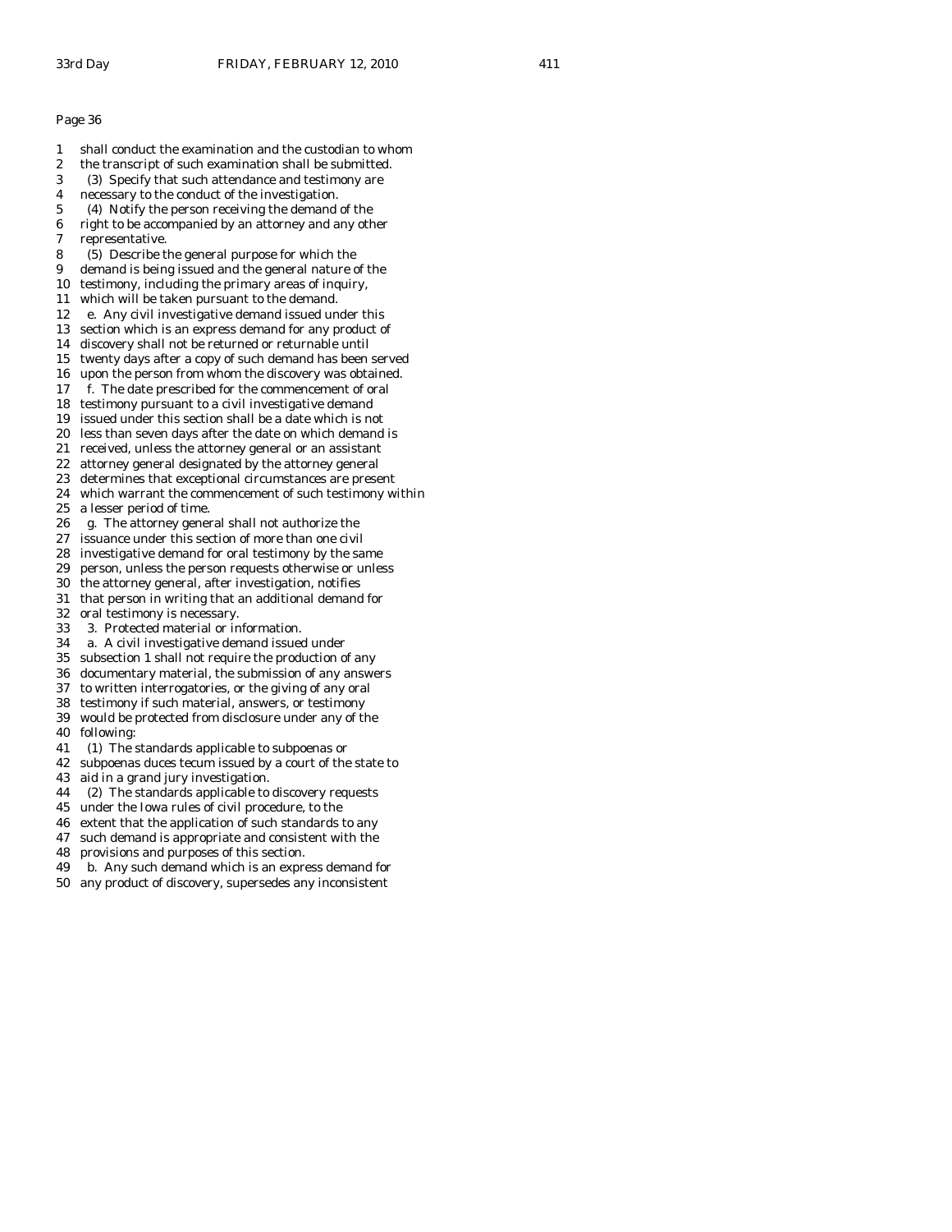Page 36

1 shall conduct the examination and the custodian to whom
2 the transcript of such examination shall be submitted.
3 (3) Specify that such attendance and testimony are
4 necessary to the conduct of the investigation.
5 (4) Notify the person receiving the demand of the
6 right to be accompanied by an attorney and any other
7 representative.
8 (5) Describe the general purpose for which the
9 demand is being issued and the general nature of the
10 testimony, including the primary areas of inquiry,
11 which will be taken pursuant to the demand.
12 e. Any civil investigative demand issued under this
13 section which is an express demand for any product of
14 discovery shall not be returned or returnable until
15 twenty days after a copy of such demand has been served
16 upon the person from whom the discovery was obtained.
17 f. The date prescribed for the commencement of oral
18 testimony pursuant to a civil investigative demand
19 issued under this section shall be a date which is not
20 less than seven days after the date on which demand is
21 received, unless the attorney general or an assistant
22 attorney general designated by the attorney general
23 determines that exceptional circumstances are present
24 which warrant the commencement of such testimony within
25 a lesser period of time.
26 g. The attorney general shall not authorize the
27 issuance under this section of more than one civil
28 investigative demand for oral testimony by the same
29 person, unless the person requests otherwise or unless
30 the attorney general, after investigation, notifies
31 that person in writing that an additional demand for
32 oral testimony is necessary.
33 3. Protected material or information.
34 a. A civil investigative demand issued under
35 subsection 1 shall not require the production of any
36 documentary material, the submission of any answers
37 to written interrogatories, or the giving of any oral
38 testimony if such material, answers, or testimony
39 would be protected from disclosure under any of the
40 following:
41 (1) The standards applicable to subpoenas or
42 subpoenas duces tecum issued by a court of the state to
43 aid in a grand jury investigation.
44 (2) The standards applicable to discovery requests
45 under the Iowa rules of civil procedure, to the
46 extent that the application of such standards to any
47 such demand is appropriate and consistent with the
48 provisions and purposes of this section.
49 b. Any such demand which is an express demand for
50 any product of discovery, supersedes any inconsistent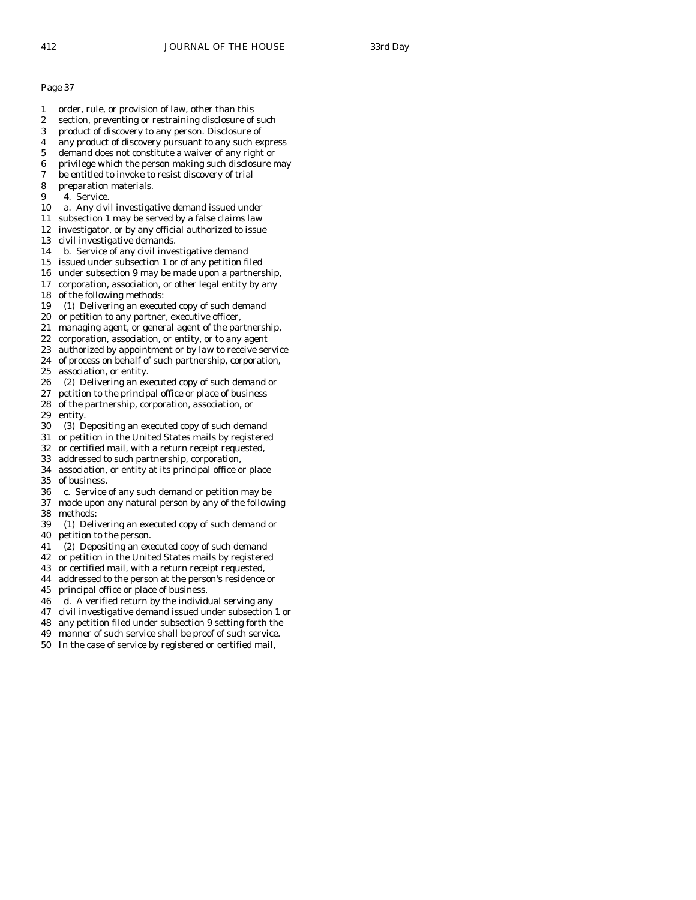Page 37

1 order, rule, or provision of law, other than this
2 section, preventing or restraining disclosure of such
3 product of discovery to any person. Disclosure of
4 any product of discovery pursuant to any such express
5 demand does not constitute a waiver of any right or
6 privilege which the person making such disclosure may
7 be entitled to invoke to resist discovery of trial
8 preparation materials.
9 4. Service.
10 a. Any civil investigative demand issued under
11 subsection 1 may be served by a false claims law
12 investigator, or by any official authorized to issue
13 civil investigative demands.
14 b. Service of any civil investigative demand
15 issued under subsection 1 or of any petition filed
16 under subsection 9 may be made upon a partnership,
17 corporation, association, or other legal entity by any
18 of the following methods:
19 (1) Delivering an executed copy of such demand
20 or petition to any partner, executive officer,
21 managing agent, or general agent of the partnership,
22 corporation, association, or entity, or to any agent
23 authorized by appointment or by law to receive service
24 of process on behalf of such partnership, corporation,
25 association, or entity.
26 (2) Delivering an executed copy of such demand or
27 petition to the principal office or place of business
28 of the partnership, corporation, association, or
29 entity.
30 (3) Depositing an executed copy of such demand
31 or petition in the United States mails by registered
32 or certified mail, with a return receipt requested,
33 addressed to such partnership, corporation,
34 association, or entity at its principal office or place
35 of business.
36 c. Service of any such demand or petition may be
37 made upon any natural person by any of the following
38 methods:
39 (1) Delivering an executed copy of such demand or
40 petition to the person.
41 (2) Depositing an executed copy of such demand
42 or petition in the United States mails by registered
43 or certified mail, with a return receipt requested,
44 addressed to the person at the person's residence or
45 principal office or place of business.
46 d. A verified return by the individual serving any
47 civil investigative demand issued under subsection 1 or
48 any petition filed under subsection 9 setting forth the
49 manner of such service shall be proof of such service.
50 In the case of service by registered or certified mail,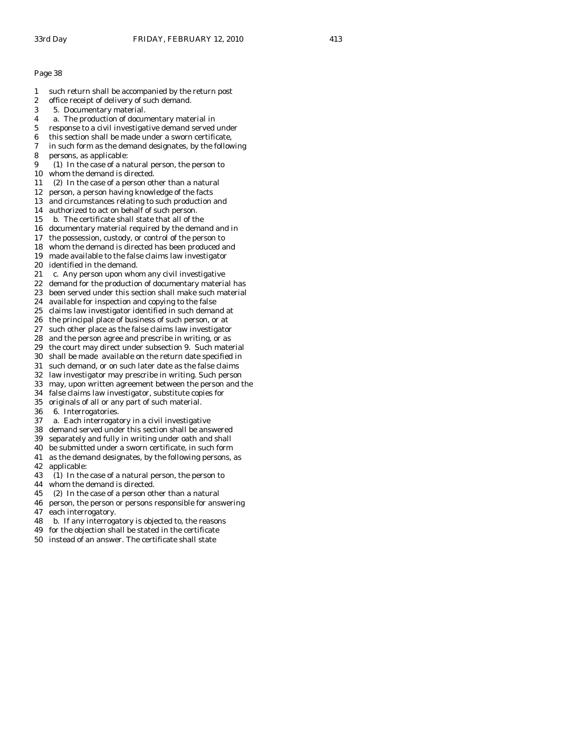Page 38

such return shall be accompanied by the return post office receipt of delivery of such demand.

5. Documentary material.

a. The production of documentary material in response to a civil investigative demand served under this section shall be made under a sworn certificate, in such form as the demand designates, by the following persons, as applicable:

(1) In the case of a natural person, the person to whom the demand is directed.

(2) In the case of a person other than a natural person, a person having knowledge of the facts and circumstances relating to such production and authorized to act on behalf of such person.

b. The certificate shall state that all of the documentary material required by the demand and in the possession, custody, or control of the person to whom the demand is directed has been produced and made available to the false claims law investigator identified in the demand.

c. Any person upon whom any civil investigative demand for the production of documentary material has been served under this section shall make such material available for inspection and copying to the false claims law investigator identified in such demand at the principal place of business of such person, or at such other place as the false claims law investigator and the person agree and prescribe in writing, or as the court may direct under subsection 9. Such material shall be made available on the return date specified in such demand, or on such later date as the false claims law investigator may prescribe in writing. Such person may, upon written agreement between the person and the false claims law investigator, substitute copies for originals of all or any part of such material.

6. Interrogatories.

a. Each interrogatory in a civil investigative demand served under this section shall be answered separately and fully in writing under oath and shall be submitted under a sworn certificate, in such form as the demand designates, by the following persons, as applicable:

(1) In the case of a natural person, the person to whom the demand is directed.

(2) In the case of a person other than a natural person, the person or persons responsible for answering each interrogatory.

b. If any interrogatory is objected to, the reasons for the objection shall be stated in the certificate instead of an answer. The certificate shall state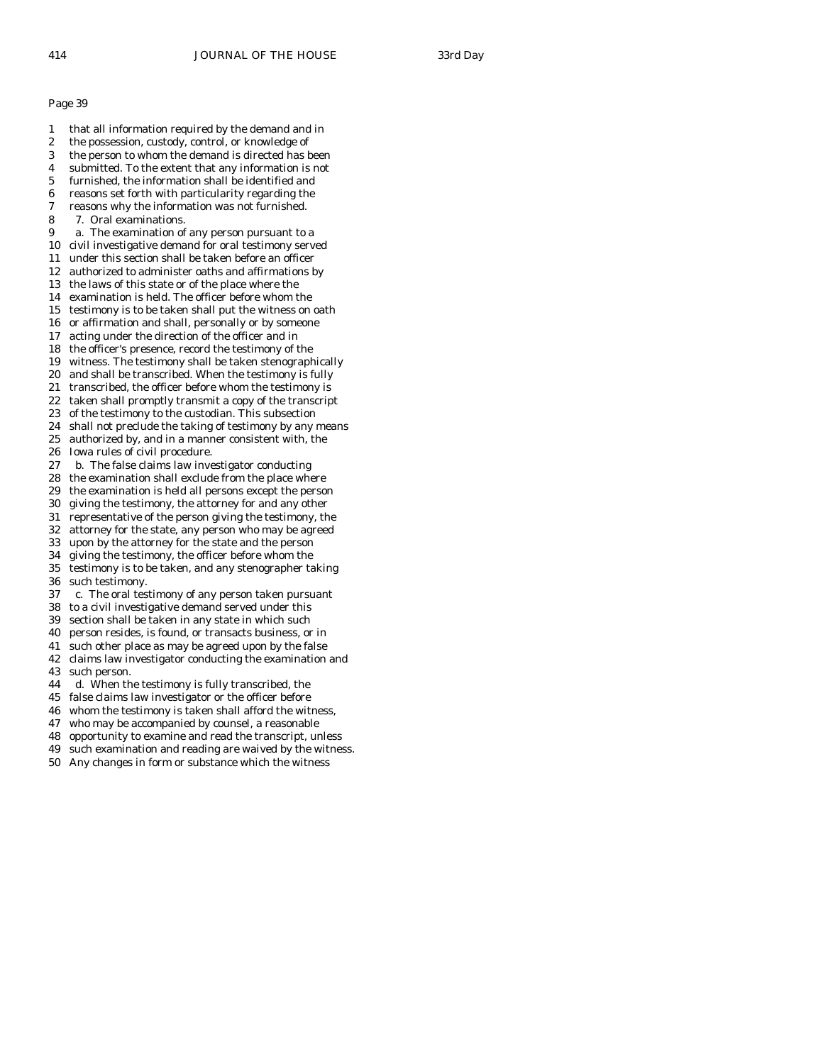Page 39

1 that all information required by the demand and in
2 the possession, custody, control, or knowledge of
3 the person to whom the demand is directed has been
4 submitted. To the extent that any information is not
5 furnished, the information shall be identified and
6 reasons set forth with particularity regarding the
7 reasons why the information was not furnished.
8 7. Oral examinations.
9 a. The examination of any person pursuant to a
10 civil investigative demand for oral testimony served
11 under this section shall be taken before an officer
12 authorized to administer oaths and affirmations by
13 the laws of this state or of the place where the
14 examination is held. The officer before whom the
15 testimony is to be taken shall put the witness on oath
16 or affirmation and shall, personally or by someone
17 acting under the direction of the officer and in
18 the officer's presence, record the testimony of the
19 witness. The testimony shall be taken stenographically
20 and shall be transcribed. When the testimony is fully
21 transcribed, the officer before whom the testimony is
22 taken shall promptly transmit a copy of the transcript
23 of the testimony to the custodian. This subsection
24 shall not preclude the taking of testimony by any means
25 authorized by, and in a manner consistent with, the
26 Iowa rules of civil procedure.
27 b. The false claims law investigator conducting
28 the examination shall exclude from the place where
29 the examination is held all persons except the person
30 giving the testimony, the attorney for and any other
31 representative of the person giving the testimony, the
32 attorney for the state, any person who may be agreed
33 upon by the attorney for the state and the person
34 giving the testimony, the officer before whom the
35 testimony is to be taken, and any stenographer taking
36 such testimony.
37 c. The oral testimony of any person taken pursuant
38 to a civil investigative demand served under this
39 section shall be taken in any state in which such
40 person resides, is found, or transacts business, or in
41 such other place as may be agreed upon by the false
42 claims law investigator conducting the examination and
43 such person.
44 d. When the testimony is fully transcribed, the
45 false claims law investigator or the officer before
46 whom the testimony is taken shall afford the witness,
47 who may be accompanied by counsel, a reasonable
48 opportunity to examine and read the transcript, unless
49 such examination and reading are waived by the witness.
50 Any changes in form or substance which the witness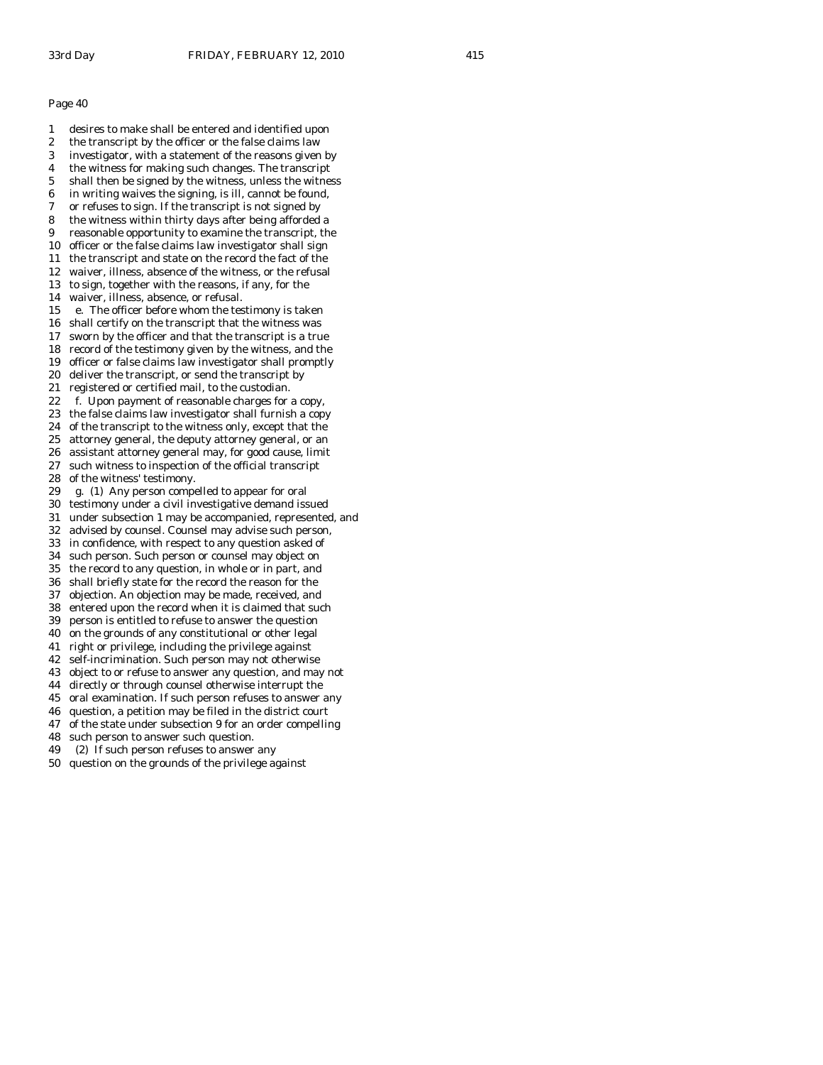Page 40

1 desires to make shall be entered and identified upon
2 the transcript by the officer or the false claims law
3 investigator, with a statement of the reasons given by
4 the witness for making such changes. The transcript
5 shall then be signed by the witness, unless the witness
6 in writing waives the signing, is ill, cannot be found,
7 or refuses to sign. If the transcript is not signed by
8 the witness within thirty days after being afforded a
9 reasonable opportunity to examine the transcript, the
10 officer or the false claims law investigator shall sign
11 the transcript and state on the record the fact of the
12 waiver, illness, absence of the witness, or the refusal
13 to sign, together with the reasons, if any, for the
14 waiver, illness, absence, or refusal.
15 e. The officer before whom the testimony is taken
16 shall certify on the transcript that the witness was
17 sworn by the officer and that the transcript is a true
18 record of the testimony given by the witness, and the
19 officer or false claims law investigator shall promptly
20 deliver the transcript, or send the transcript by
21 registered or certified mail, to the custodian.
22 f. Upon payment of reasonable charges for a copy,
23 the false claims law investigator shall furnish a copy
24 of the transcript to the witness only, except that the
25 attorney general, the deputy attorney general, or an
26 assistant attorney general may, for good cause, limit
27 such witness to inspection of the official transcript
28 of the witness' testimony.
29 g. (1) Any person compelled to appear for oral
30 testimony under a civil investigative demand issued
31 under subsection 1 may be accompanied, represented, and
32 advised by counsel. Counsel may advise such person,
33 in confidence, with respect to any question asked of
34 such person. Such person or counsel may object on
35 the record to any question, in whole or in part, and
36 shall briefly state for the record the reason for the
37 objection. An objection may be made, received, and
38 entered upon the record when it is claimed that such
39 person is entitled to refuse to answer the question
40 on the grounds of any constitutional or other legal
41 right or privilege, including the privilege against
42 self-incrimination. Such person may not otherwise
43 object to or refuse to answer any question, and may not
44 directly or through counsel otherwise interrupt the
45 oral examination. If such person refuses to answer any
46 question, a petition may be filed in the district court
47 of the state under subsection 9 for an order compelling
48 such person to answer such question.
49 (2) If such person refuses to answer any
50 question on the grounds of the privilege against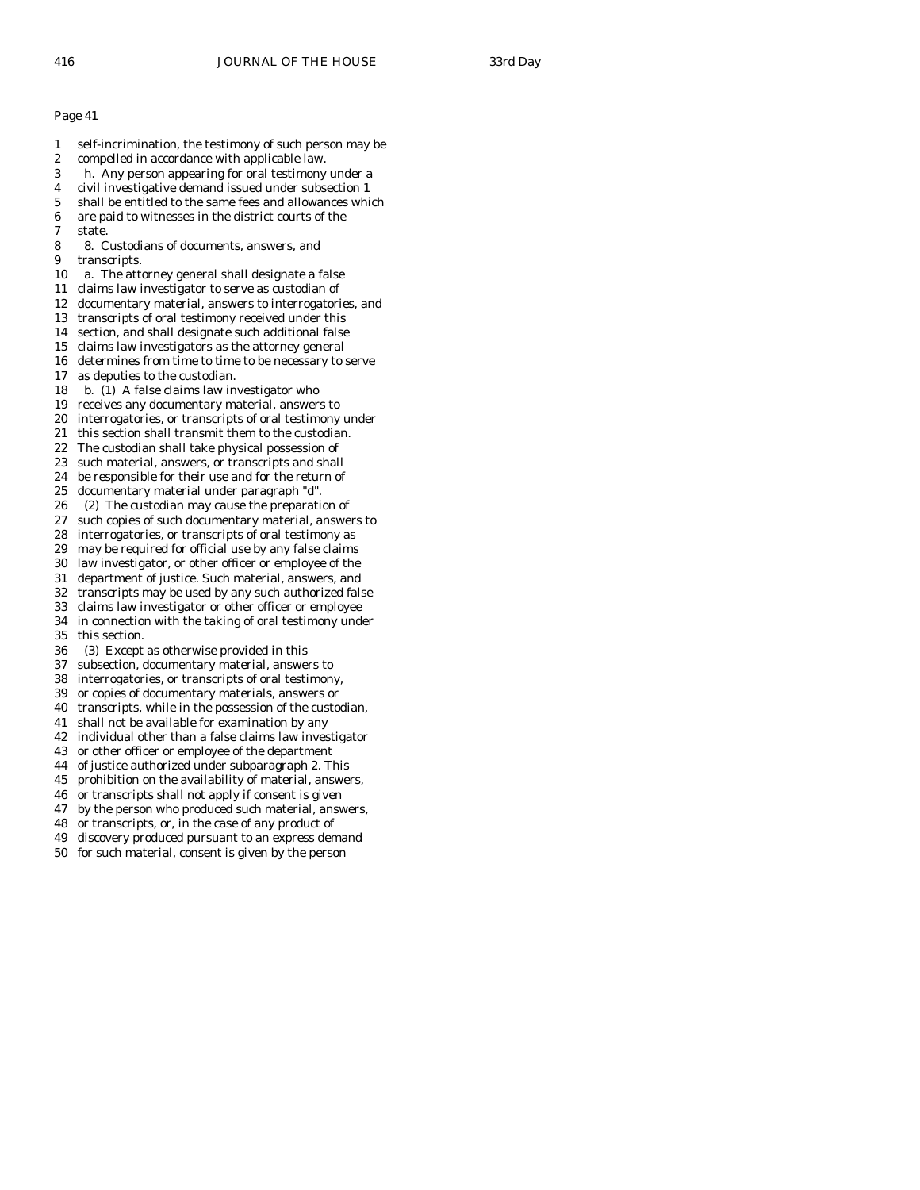Page 41

1 self-incrimination, the testimony of such person may be
2 compelled in accordance with applicable law.
3 h. Any person appearing for oral testimony under a
4 civil investigative demand issued under subsection 1
5 shall be entitled to the same fees and allowances which
6 are paid to witnesses in the district courts of the
7 state.
8 8. Custodians of documents, answers, and
9 transcripts.
10 a. The attorney general shall designate a false
11 claims law investigator to serve as custodian of
12 documentary material, answers to interrogatories, and
13 transcripts of oral testimony received under this
14 section, and shall designate such additional false
15 claims law investigators as the attorney general
16 determines from time to time to be necessary to serve
17 as deputies to the custodian.
18 b. (1) A false claims law investigator who
19 receives any documentary material, answers to
20 interrogatories, or transcripts of oral testimony under
21 this section shall transmit them to the custodian.
22 The custodian shall take physical possession of
23 such material, answers, or transcripts and shall
24 be responsible for their use and for the return of
25 documentary material under paragraph "d".
26 (2) The custodian may cause the preparation of
27 such copies of such documentary material, answers to
28 interrogatories, or transcripts of oral testimony as
29 may be required for official use by any false claims
30 law investigator, or other officer or employee of the
31 department of justice. Such material, answers, and
32 transcripts may be used by any such authorized false
33 claims law investigator or other officer or employee
34 in connection with the taking of oral testimony under
35 this section.
36 (3) Except as otherwise provided in this
37 subsection, documentary material, answers to
38 interrogatories, or transcripts of oral testimony,
39 or copies of documentary materials, answers or
40 transcripts, while in the possession of the custodian,
41 shall not be available for examination by any
42 individual other than a false claims law investigator
43 or other officer or employee of the department
44 of justice authorized under subparagraph 2. This
45 prohibition on the availability of material, answers,
46 or transcripts shall not apply if consent is given
47 by the person who produced such material, answers,
48 or transcripts, or, in the case of any product of
49 discovery produced pursuant to an express demand
50 for such material, consent is given by the person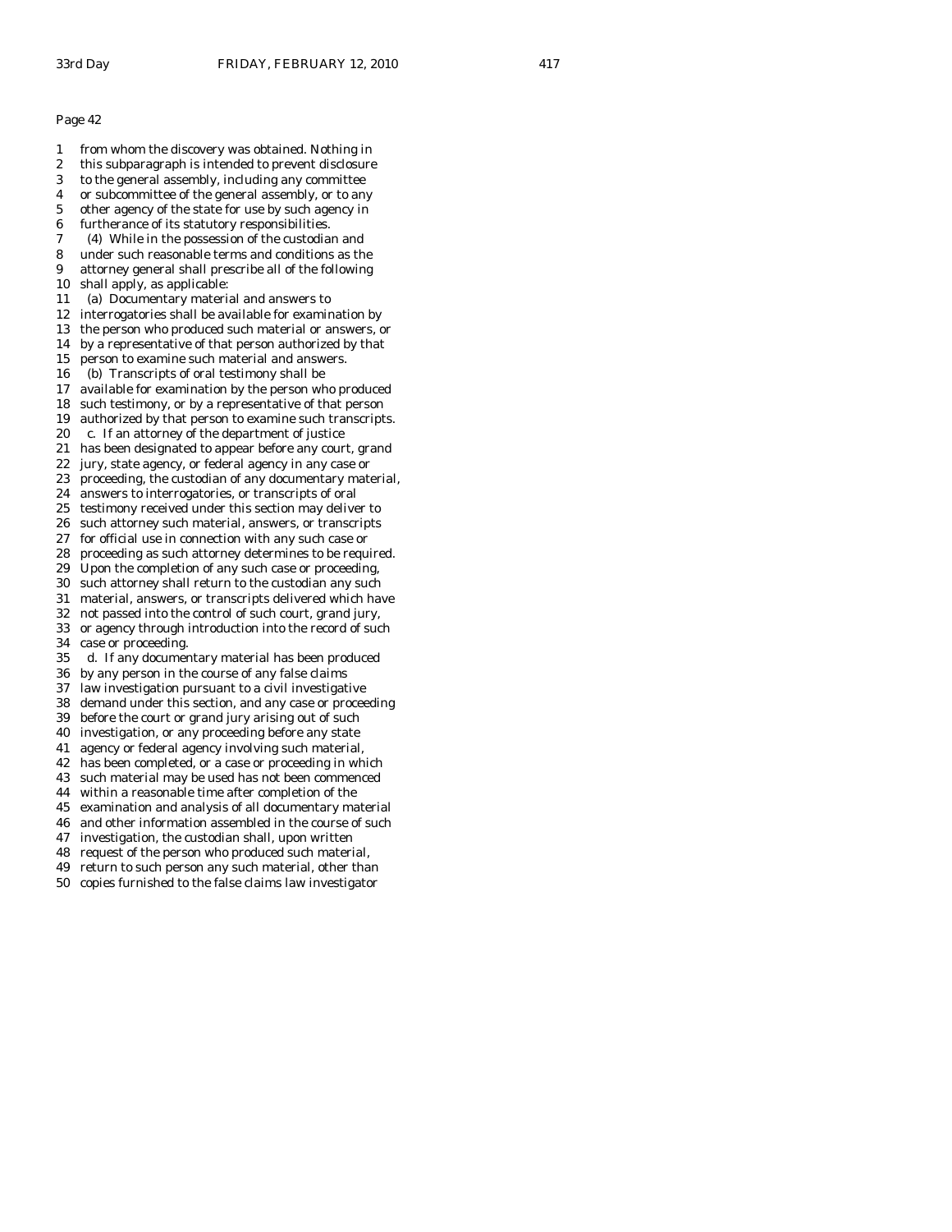Page 42

1 from whom the discovery was obtained. Nothing in
2 this subparagraph is intended to prevent disclosure
3 to the general assembly, including any committee
4 or subcommittee of the general assembly, or to any
5 other agency of the state for use by such agency in
6 furtherance of its statutory responsibilities.
7 (4) While in the possession of the custodian and
8 under such reasonable terms and conditions as the
9 attorney general shall prescribe all of the following
10 shall apply, as applicable:
11 (a) Documentary material and answers to
12 interrogatories shall be available for examination by
13 the person who produced such material or answers, or
14 by a representative of that person authorized by that
15 person to examine such material and answers.
16 (b) Transcripts of oral testimony shall be
17 available for examination by the person who produced
18 such testimony, or by a representative of that person
19 authorized by that person to examine such transcripts.
20 c. If an attorney of the department of justice
21 has been designated to appear before any court, grand
22 jury, state agency, or federal agency in any case or
23 proceeding, the custodian of any documentary material,
24 answers to interrogatories, or transcripts of oral
25 testimony received under this section may deliver to
26 such attorney such material, answers, or transcripts
27 for official use in connection with any such case or
28 proceeding as such attorney determines to be required.
29 Upon the completion of any such case or proceeding,
30 such attorney shall return to the custodian any such
31 material, answers, or transcripts delivered which have
32 not passed into the control of such court, grand jury,
33 or agency through introduction into the record of such
34 case or proceeding.
35 d. If any documentary material has been produced
36 by any person in the course of any false claims
37 law investigation pursuant to a civil investigative
38 demand under this section, and any case or proceeding
39 before the court or grand jury arising out of such
40 investigation, or any proceeding before any state
41 agency or federal agency involving such material,
42 has been completed, or a case or proceeding in which
43 such material may be used has not been commenced
44 within a reasonable time after completion of the
45 examination and analysis of all documentary material
46 and other information assembled in the course of such
47 investigation, the custodian shall, upon written
48 request of the person who produced such material,
49 return to such person any such material, other than
50 copies furnished to the false claims law investigator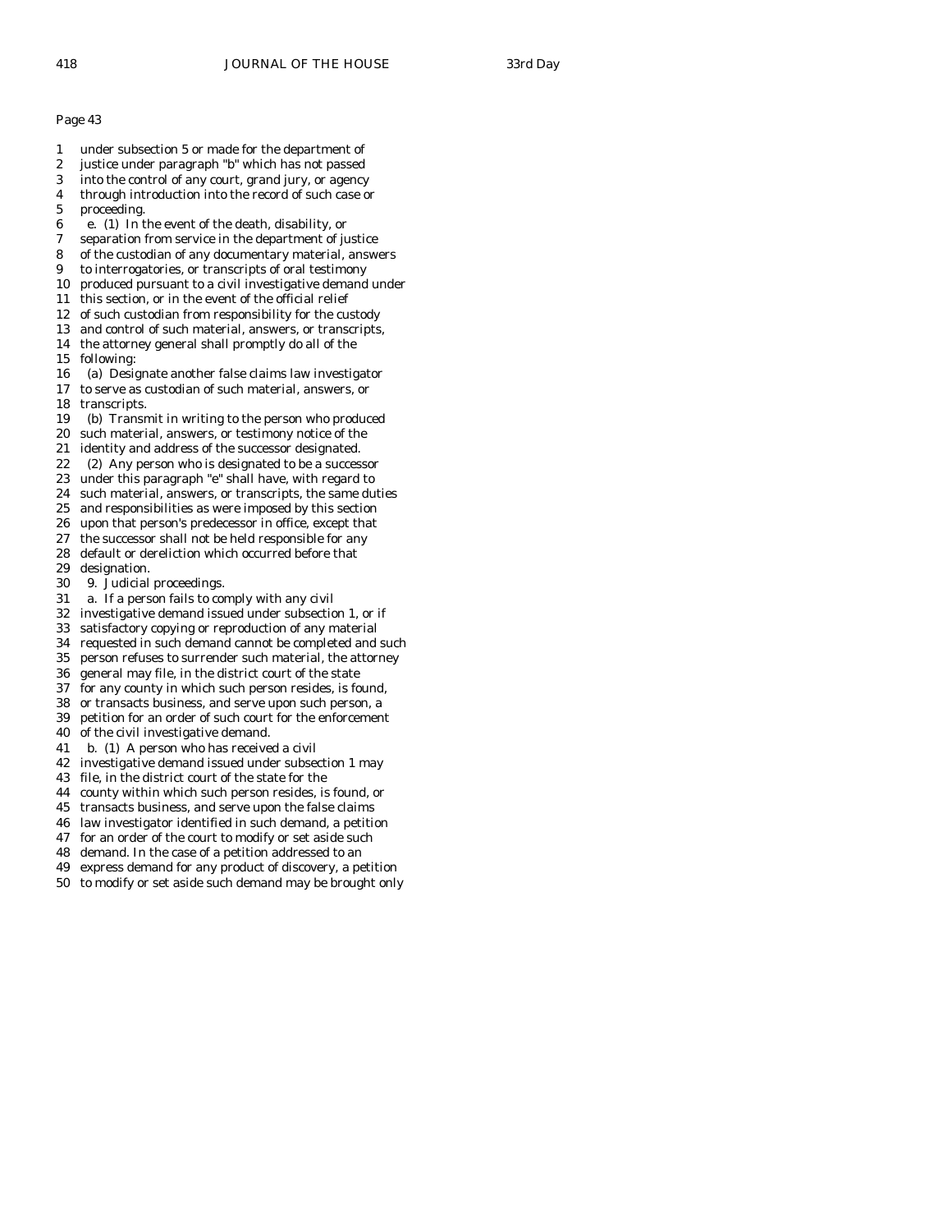Page 43

1 under subsection 5 or made for the department of
2 justice under paragraph "b" which has not passed
3 into the control of any court, grand jury, or agency
4 through introduction into the record of such case or
5 proceeding.
6 e. (1) In the event of the death, disability, or
7 separation from service in the department of justice
8 of the custodian of any documentary material, answers
9 to interrogatories, or transcripts of oral testimony
10 produced pursuant to a civil investigative demand under
11 this section, or in the event of the official relief
12 of such custodian from responsibility for the custody
13 and control of such material, answers, or transcripts,
14 the attorney general shall promptly do all of the
15 following:
16 (a) Designate another false claims law investigator
17 to serve as custodian of such material, answers, or
18 transcripts.
19 (b) Transmit in writing to the person who produced
20 such material, answers, or testimony notice of the
21 identity and address of the successor designated.
22 (2) Any person who is designated to be a successor
23 under this paragraph "e" shall have, with regard to
24 such material, answers, or transcripts, the same duties
25 and responsibilities as were imposed by this section
26 upon that person's predecessor in office, except that
27 the successor shall not be held responsible for any
28 default or dereliction which occurred before that
29 designation.
30 9. Judicial proceedings.
31 a. If a person fails to comply with any civil
32 investigative demand issued under subsection 1, or if
33 satisfactory copying or reproduction of any material
34 requested in such demand cannot be completed and such
35 person refuses to surrender such material, the attorney
36 general may file, in the district court of the state
37 for any county in which such person resides, is found,
38 or transacts business, and serve upon such person, a
39 petition for an order of such court for the enforcement
40 of the civil investigative demand.
41 b. (1) A person who has received a civil
42 investigative demand issued under subsection 1 may
43 file, in the district court of the state for the
44 county within which such person resides, is found, or
45 transacts business, and serve upon the false claims
46 law investigator identified in such demand, a petition
47 for an order of the court to modify or set aside such
48 demand. In the case of a petition addressed to an
49 express demand for any product of discovery, a petition
50 to modify or set aside such demand may be brought only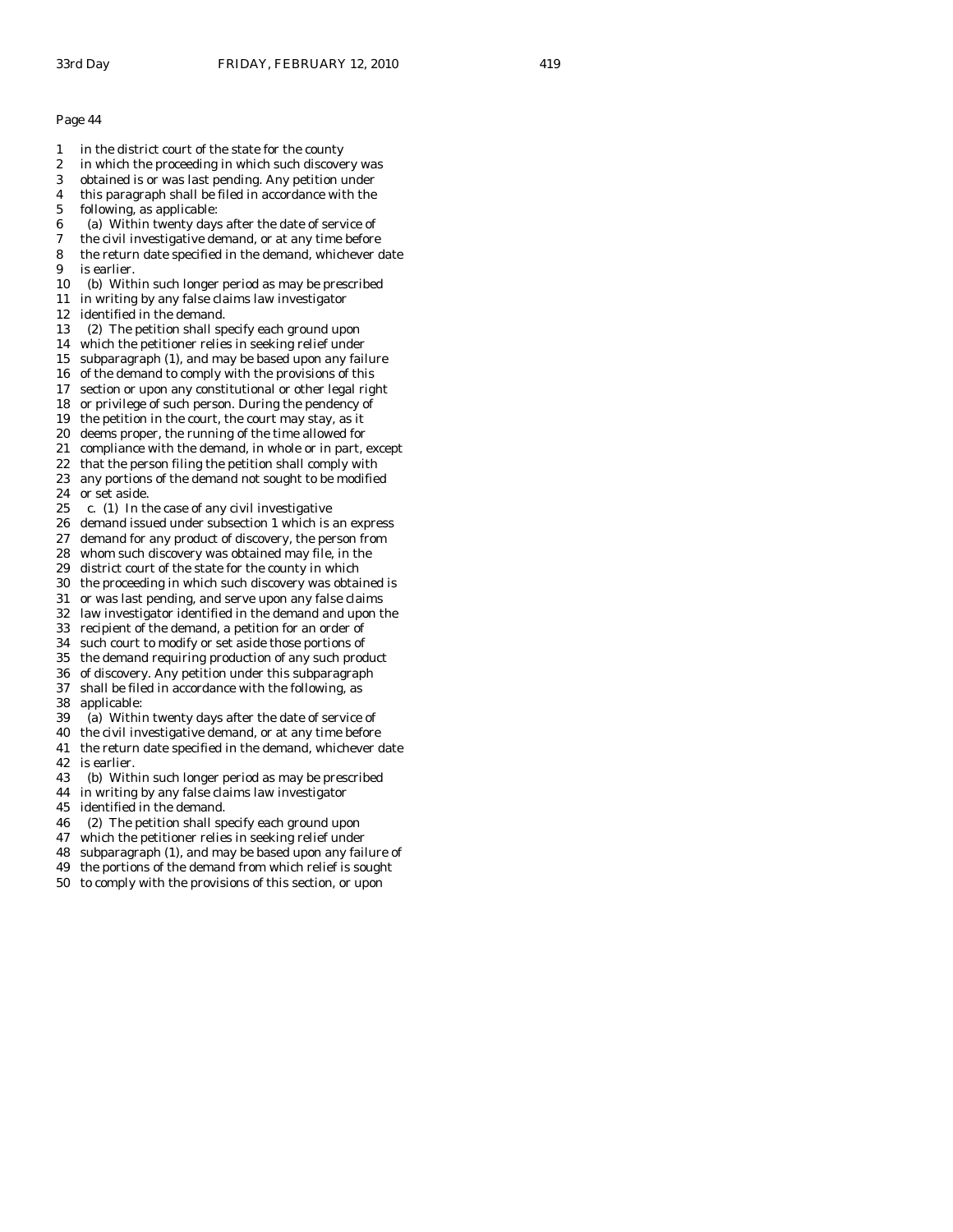Page 44

1 in the district court of the state for the county
2 in which the proceeding in which such discovery was
3 obtained is or was last pending. Any petition under
4 this paragraph shall be filed in accordance with the
5 following, as applicable:
6 (a) Within twenty days after the date of service of
7 the civil investigative demand, or at any time before
8 the return date specified in the demand, whichever date
9 is earlier.
10 (b) Within such longer period as may be prescribed
11 in writing by any false claims law investigator
12 identified in the demand.
13 (2) The petition shall specify each ground upon
14 which the petitioner relies in seeking relief under
15 subparagraph (1), and may be based upon any failure
16 of the demand to comply with the provisions of this
17 section or upon any constitutional or other legal right
18 or privilege of such person. During the pendency of
19 the petition in the court, the court may stay, as it
20 deems proper, the running of the time allowed for
21 compliance with the demand, in whole or in part, except
22 that the person filing the petition shall comply with
23 any portions of the demand not sought to be modified
24 or set aside.
25 c. (1) In the case of any civil investigative
26 demand issued under subsection 1 which is an express
27 demand for any product of discovery, the person from
28 whom such discovery was obtained may file, in the
29 district court of the state for the county in which
30 the proceeding in which such discovery was obtained is
31 or was last pending, and serve upon any false claims
32 law investigator identified in the demand and upon the
33 recipient of the demand, a petition for an order of
34 such court to modify or set aside those portions of
35 the demand requiring production of any such product
36 of discovery. Any petition under this subparagraph
37 shall be filed in accordance with the following, as
38 applicable:
39 (a) Within twenty days after the date of service of
40 the civil investigative demand, or at any time before
41 the return date specified in the demand, whichever date
42 is earlier.
43 (b) Within such longer period as may be prescribed
44 in writing by any false claims law investigator
45 identified in the demand.
46 (2) The petition shall specify each ground upon
47 which the petitioner relies in seeking relief under
48 subparagraph (1), and may be based upon any failure of
49 the portions of the demand from which relief is sought
50 to comply with the provisions of this section, or upon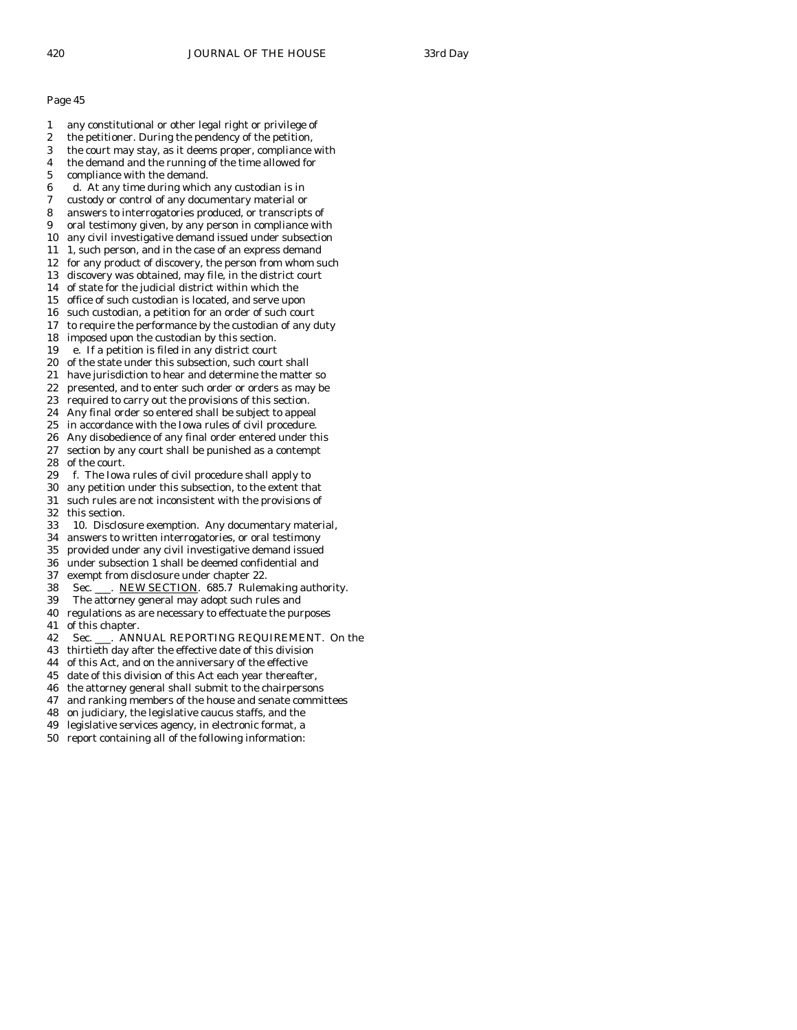Page 45

1 any constitutional or other legal right or privilege of
2 the petitioner. During the pendency of the petition,
3 the court may stay, as it deems proper, compliance with
4 the demand and the running of the time allowed for
5 compliance with the demand.
6 d. At any time during which any custodian is in
7 custody or control of any documentary material or
8 answers to interrogatories produced, or transcripts of
9 oral testimony given, by any person in compliance with
10 any civil investigative demand issued under subsection
11 1, such person, and in the case of an express demand
12 for any product of discovery, the person from whom such
13 discovery was obtained, may file, in the district court
14 of state for the judicial district within which the
15 office of such custodian is located, and serve upon
16 such custodian, a petition for an order of such court
17 to require the performance by the custodian of any duty
18 imposed upon the custodian by this section.
19 e. If a petition is filed in any district court
20 of the state under this subsection, such court shall
21 have jurisdiction to hear and determine the matter so
22 presented, and to enter such order or orders as may be
23 required to carry out the provisions of this section.
24 Any final order so entered shall be subject to appeal
25 in accordance with the Iowa rules of civil procedure.
26 Any disobedience of any final order entered under this
27 section by any court shall be punished as a contempt
28 of the court.
29 f. The Iowa rules of civil procedure shall apply to
30 any petition under this subsection, to the extent that
31 such rules are not inconsistent with the provisions of
32 this section.
33 10. Disclosure exemption. Any documentary material,
34 answers to written interrogatories, or oral testimony
35 provided under any civil investigative demand issued
36 under subsection 1 shall be deemed confidential and
37 exempt from disclosure under chapter 22.
38 Sec. \_\_\_. NEW SECTION. 685.7 Rulemaking authority.
39 The attorney general may adopt such rules and
40 regulations as are necessary to effectuate the purposes
41 of this chapter.
42 Sec. \_\_\_. ANNUAL REPORTING REQUIREMENT. On the
43 thirtieth day after the effective date of this division
44 of this Act, and on the anniversary of the effective
45 date of this division of this Act each year thereafter,
46 the attorney general shall submit to the chairpersons
47 and ranking members of the house and senate committees
48 on judiciary, the legislative caucus staffs, and the
49 legislative services agency, in electronic format, a
50 report containing all of the following information: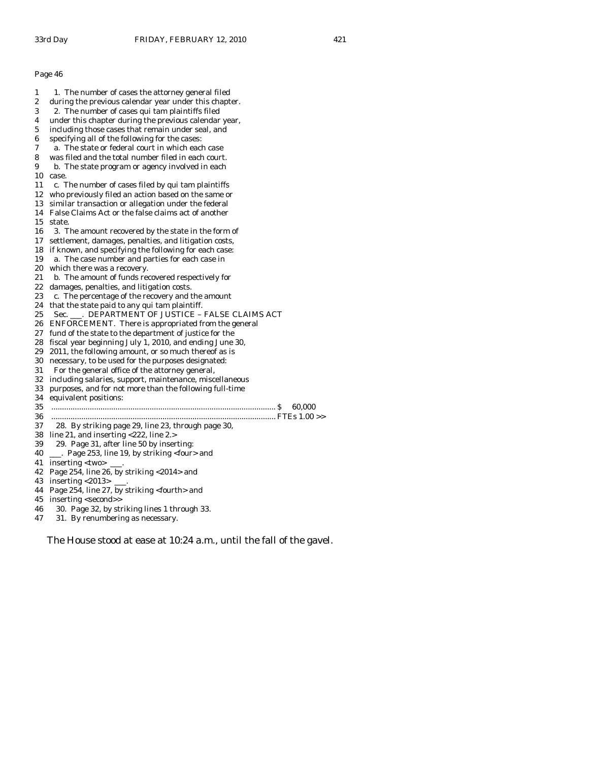Page 46

1 1. The number of cases the attorney general filed
2 during the previous calendar year under this chapter.
3 2. The number of cases qui tam plaintiffs filed
4 under this chapter during the previous calendar year,
5 including those cases that remain under seal, and
6 specifying all of the following for the cases:
7 a. The state or federal court in which each case
8 was filed and the total number filed in each court.
9 b. The state program or agency involved in each
10 case.
11 c. The number of cases filed by qui tam plaintiffs
12 who previously filed an action based on the same or
13 similar transaction or allegation under the federal
14 False Claims Act or the false claims act of another
15 state.
16 3. The amount recovered by the state in the form of
17 settlement, damages, penalties, and litigation costs,
18 if known, and specifying the following for each case:
19 a. The case number and parties for each case in
20 which there was a recovery.
21 b. The amount of funds recovered respectively for
22 damages, penalties, and litigation costs.
23 c. The percentage of the recovery and the amount
24 that the state paid to any qui tam plaintiff.
25 Sec. ___. DEPARTMENT OF JUSTICE – FALSE CLAIMS ACT
26 ENFORCEMENT. There is appropriated from the general
27 fund of the state to the department of justice for the
28 fiscal year beginning July 1, 2010, and ending June 30,
29 2011, the following amount, or so much thereof as is
30 necessary, to be used for the purposes designated:
31 For the general office of the attorney general,
32 including salaries, support, maintenance, miscellaneous
33 purposes, and for not more than the following full-time
34 equivalent positions:
35 .......................................................................................... $ 60,000
36 .......................................................................................... FTEs 1.00 >>
37 28. By striking page 29, line 23, through page 30,
38 line 21, and inserting <222, line 2.>
39 29. Page 31, after line 50 by inserting:
40 ___. Page 253, line 19, by striking <four> and
41 inserting <two> ___.
42 Page 254, line 26, by striking <2014> and
43 inserting <2013> ___.
44 Page 254, line 27, by striking <fourth> and
45 inserting <second>>
46 30. Page 32, by striking lines 1 through 33.
47 31. By renumbering as necessary.

The House stood at ease at 10:24 a.m., until the fall of the gavel.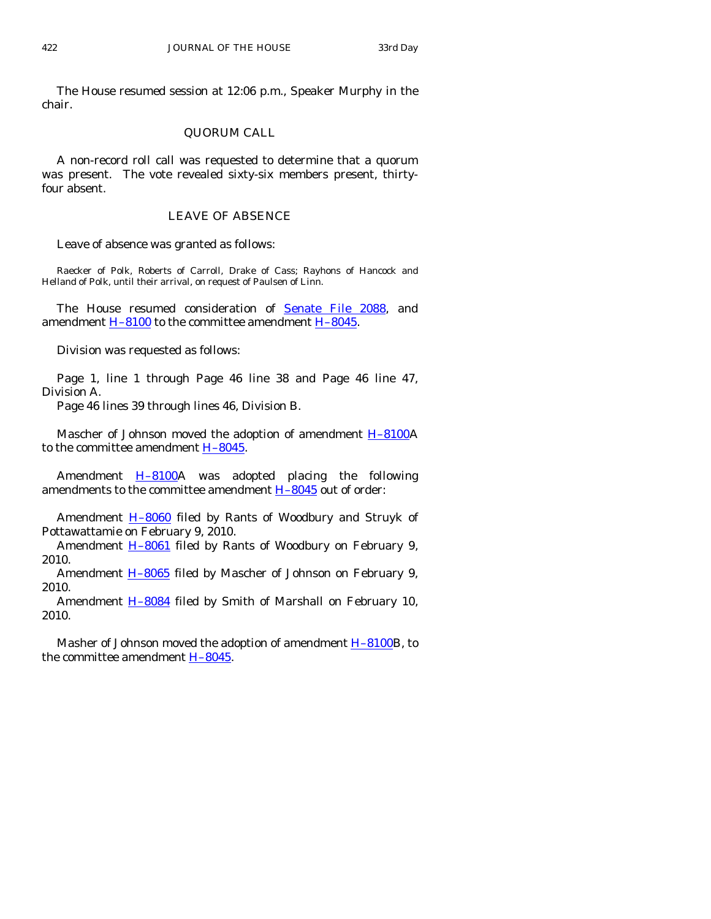The House resumed session at 12:06 p.m., Speaker Murphy in the chair.

## QUORUM CALL

A non-record roll call was requested to determine that a quorum was present. The vote revealed sixty-six members present, thirty-four absent.

## LEAVE OF ABSENCE

Leave of absence was granted as follows:

Raecker of Polk, Roberts of Carroll, Drake of Cass; Rayhons of Hancock and Helland of Polk, until their arrival, on request of Paulsen of Linn.

The House resumed consideration of Senate File 2088, and amendment H–8100 to the committee amendment H–8045.

Division was requested as follows:

Page 1, line 1 through Page 46 line 38 and Page 46 line 47, Division A.

Page 46 lines 39 through lines 46, Division B.

Mascher of Johnson moved the adoption of amendment H–8100A to the committee amendment H–8045.

Amendment H–8100A was adopted placing the following amendments to the committee amendment H–8045 out of order:

Amendment H–8060 filed by Rants of Woodbury and Struyk of Pottawattamie on February 9, 2010.

Amendment H–8061 filed by Rants of Woodbury on February 9, 2010.

Amendment H–8065 filed by Mascher of Johnson on February 9, 2010.

Amendment H–8084 filed by Smith of Marshall on February 10, 2010.

Masher of Johnson moved the adoption of amendment H–8100B, to the committee amendment H–8045.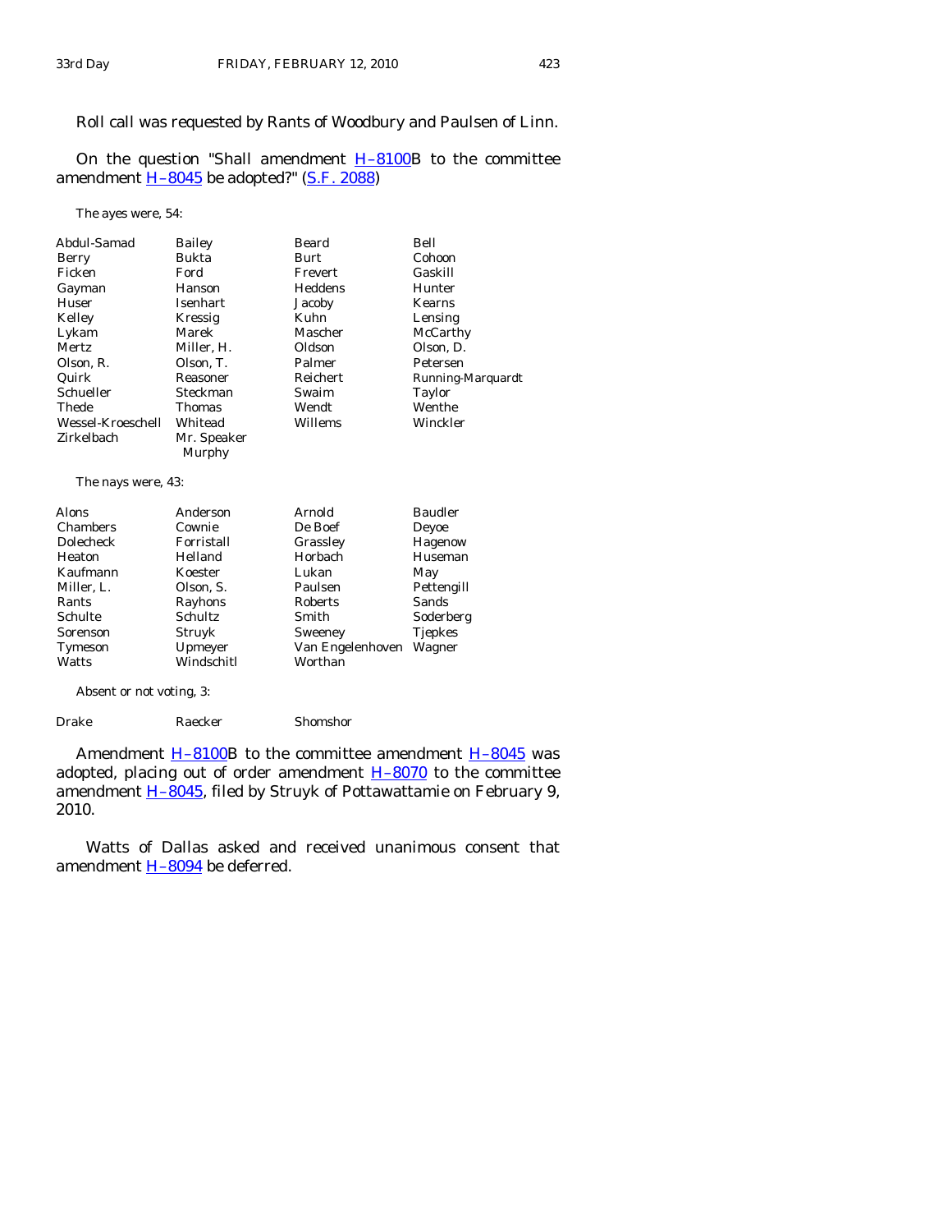Roll call was requested by Rants of Woodbury and Paulsen of Linn.

On the question "Shall amendment H–8100B to the committee amendment H–8045 be adopted?" (S.F. 2088)

The ayes were, 54:

| | | | |
|---|---|---|---|
| Abdul-Samad | Bailey | Beard | Bell |
| Berry | Bukta | Burt | Cohoon |
| Ficken | Ford | Frevert | Gaskill |
| Gayman | Hanson | Heddens | Hunter |
| Huser | Isenhart | Jacoby | Kearns |
| Kelley | Kressig | Kuhn | Lensing |
| Lykam | Marek | Mascher | McCarthy |
| Mertz | Miller, H. | Oldson | Olson, D. |
| Olson, R. | Olson, T. | Palmer | Petersen |
| Quirk | Reasoner | Reichert | Running-Marquardt |
| Schueller | Steckman | Swaim | Taylor |
| Thede | Thomas | Wendt | Wenthe |
| Wessel-Kroeschell | Whitead | Willems | Winckler |
| Zirkelbach | Mr. Speaker Murphy | | |

The nays were, 43:

| | | | |
|---|---|---|---|
| Alons | Anderson | Arnold | Baudler |
| Chambers | Cownie | De Boef | Deyoe |
| Dolecheck | Forristall | Grassley | Hagenow |
| Heaton | Helland | Horbach | Huseman |
| Kaufmann | Koester | Lukan | May |
| Miller, L. | Olson, S. | Paulsen | Pettengill |
| Rants | Rayhons | Roberts | Sands |
| Schulte | Schultz | Smith | Soderberg |
| Sorenson | Struyk | Sweeney | Tjepkes |
| Tymeson | Upmeyer | Van Engelenhoven | Wagner |
| Watts | Windschitl | Worthan | |

Absent or not voting, 3:

| | | |
|---|---|---|
| Drake | Raecker | Shomshor |

Amendment H–8100B to the committee amendment H–8045 was adopted, placing out of order amendment H–8070 to the committee amendment H–8045, filed by Struyk of Pottawattamie on February 9, 2010.

Watts of Dallas asked and received unanimous consent that amendment H–8094 be deferred.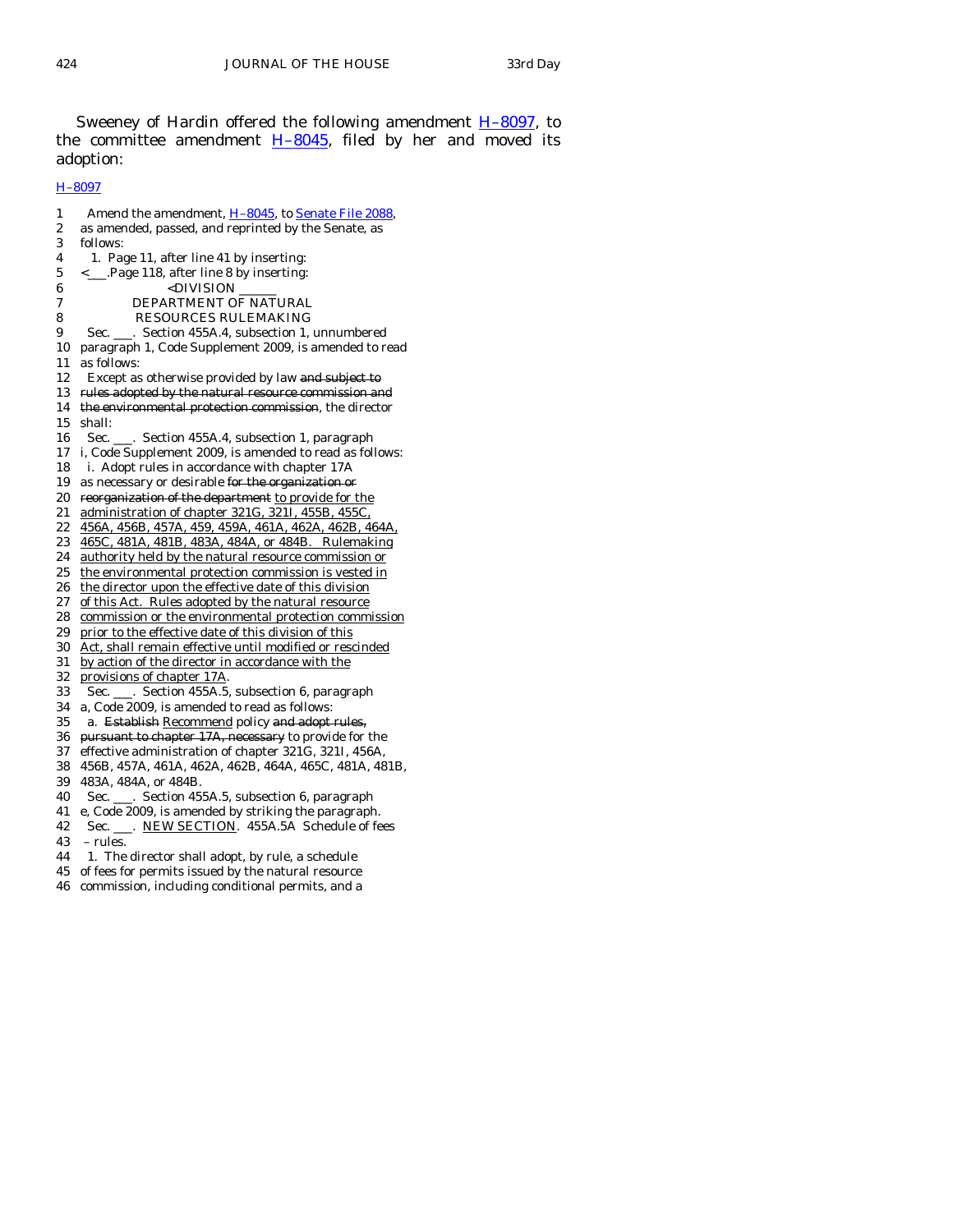Sweeney of Hardin offered the following amendment H–8097, to the committee amendment H–8045, filed by her and moved its adoption:

H–8097

1 Amend the amendment, H–8045, to Senate File 2088,
2 as amended, passed, and reprinted by the Senate, as
3 follows:
4 1. Page 11, after line 41 by inserting:
5 <\_\_\_.Page 118, after line 8 by inserting:
6 <DIVISION \_\_\_\_\_\_
7 DEPARTMENT OF NATURAL
8 RESOURCES RULEMAKING
9 Sec. \_\_\_. Section 455A.4, subsection 1, unnumbered
10 paragraph 1, Code Supplement 2009, is amended to read
11 as follows:
12 Except as otherwise provided by law ~~and subject to~~
13 ~~rules adopted by the natural resource commission and~~
14 ~~the environmental protection commission~~, the director
15 shall:
16 Sec. \_\_\_. Section 455A.4, subsection 1, paragraph
17 i, Code Supplement 2009, is amended to read as follows:
18 i. Adopt rules in accordance with chapter 17A
19 as necessary or desirable ~~for the organization or~~
20 ~~reorganization of the department~~ <u>to provide for the</u>
21 <u>administration of chapter 321G, 321I, 455B, 455C,</u>
22 <u>456A, 456B, 457A, 459, 459A, 461A, 462A, 462B, 464A,</u>
23 <u>465C, 481A, 481B, 483A, 484A, or 484B. Rulemaking</u>
24 <u>authority held by the natural resource commission or</u>
25 <u>the environmental protection commission is vested in</u>
26 <u>the director upon the effective date of this division</u>
27 <u>of this Act. Rules adopted by the natural resource</u>
28 <u>commission or the environmental protection commission</u>
29 <u>prior to the effective date of this division of this</u>
30 <u>Act, shall remain effective until modified or rescinded</u>
31 <u>by action of the director in accordance with the</u>
32 <u>provisions of chapter 17A</u>.
33 Sec. \_\_\_. Section 455A.5, subsection 6, paragraph
34 a, Code 2009, is amended to read as follows:
35 a. ~~Establish~~ <u>Recommend</u> policy ~~and adopt rules,~~
36 ~~pursuant to chapter 17A, necessary~~ to provide for the
37 effective administration of chapter 321G, 321I, 456A,
38 456B, 457A, 461A, 462A, 462B, 464A, 465C, 481A, 481B,
39 483A, 484A, or 484B.
40 Sec. \_\_\_. Section 455A.5, subsection 6, paragraph
41 e, Code 2009, is amended by striking the paragraph.
42 Sec. \_\_\_. <u>NEW SECTION</u>. 455A.5A Schedule of fees
43 – rules.
44 1. The director shall adopt, by rule, a schedule
45 of fees for permits issued by the natural resource
46 commission, including conditional permits, and a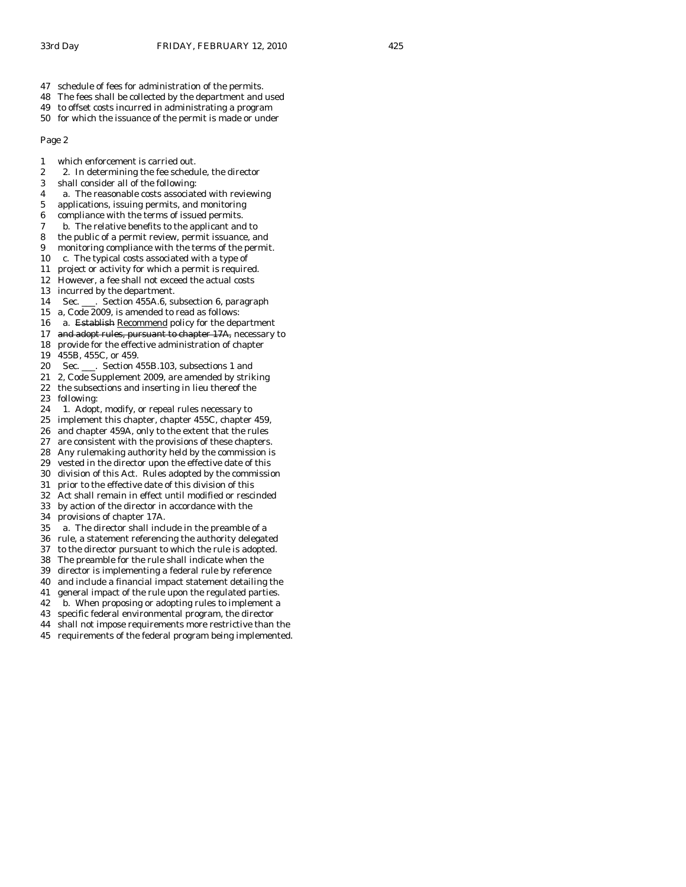47 schedule of fees for administration of the permits.
48 The fees shall be collected by the department and used
49 to offset costs incurred in administrating a program
50 for which the issuance of the permit is made or under

Page 2

1 which enforcement is carried out.
2 2. In determining the fee schedule, the director
3 shall consider all of the following:
4 a. The reasonable costs associated with reviewing
5 applications, issuing permits, and monitoring
6 compliance with the terms of issued permits.
7 b. The relative benefits to the applicant and to
8 the public of a permit review, permit issuance, and
9 monitoring compliance with the terms of the permit.
10 c. The typical costs associated with a type of
11 project or activity for which a permit is required.
12 However, a fee shall not exceed the actual costs
13 incurred by the department.
14 Sec. ___. Section 455A.6, subsection 6, paragraph
15 a, Code 2009, is amended to read as follows:
16 a. ~~Establish~~ <u>Recommend</u> policy for the department
17 ~~and adopt rules, pursuant to chapter 17A,~~ necessary to
18 provide for the effective administration of chapter
19 455B, 455C, or 459.
20 Sec. ___. Section 455B.103, subsections 1 and
21 2, Code Supplement 2009, are amended by striking
22 the subsections and inserting in lieu thereof the
23 following:
24 1. Adopt, modify, or repeal rules necessary to
25 implement this chapter, chapter 455C, chapter 459,
26 and chapter 459A, only to the extent that the rules
27 are consistent with the provisions of these chapters.
28 Any rulemaking authority held by the commission is
29 vested in the director upon the effective date of this
30 division of this Act. Rules adopted by the commission
31 prior to the effective date of this division of this
32 Act shall remain in effect until modified or rescinded
33 by action of the director in accordance with the
34 provisions of chapter 17A.
35 a. The director shall include in the preamble of a
36 rule, a statement referencing the authority delegated
37 to the director pursuant to which the rule is adopted.
38 The preamble for the rule shall indicate when the
39 director is implementing a federal rule by reference
40 and include a financial impact statement detailing the
41 general impact of the rule upon the regulated parties.
42 b. When proposing or adopting rules to implement a
43 specific federal environmental program, the director
44 shall not impose requirements more restrictive than the
45 requirements of the federal program being implemented.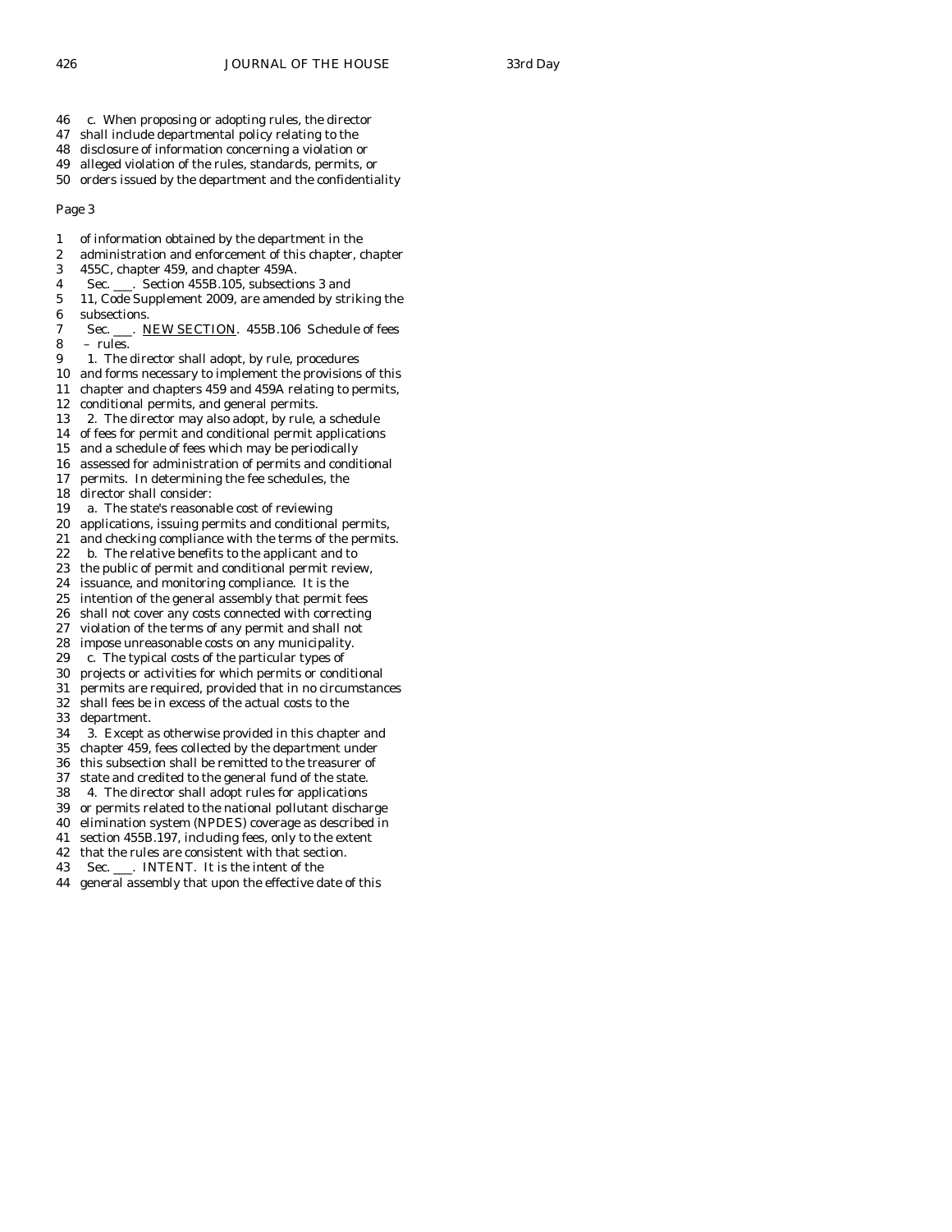46 c. When proposing or adopting rules, the director
47 shall include departmental policy relating to the
48 disclosure of information concerning a violation or
49 alleged violation of the rules, standards, permits, or
50 orders issued by the department and the confidentiality

Page 3

1 of information obtained by the department in the
2 administration and enforcement of this chapter, chapter
3 455C, chapter 459, and chapter 459A.
4 Sec. ___. Section 455B.105, subsections 3 and
5 11, Code Supplement 2009, are amended by striking the
6 subsections.
7 Sec. ___. NEW SECTION. 455B.106 Schedule of fees
8 – rules.
9 1. The director shall adopt, by rule, procedures
10 and forms necessary to implement the provisions of this
11 chapter and chapters 459 and 459A relating to permits,
12 conditional permits, and general permits.
13 2. The director may also adopt, by rule, a schedule
14 of fees for permit and conditional permit applications
15 and a schedule of fees which may be periodically
16 assessed for administration of permits and conditional
17 permits. In determining the fee schedules, the
18 director shall consider:
19 a. The state's reasonable cost of reviewing
20 applications, issuing permits and conditional permits,
21 and checking compliance with the terms of the permits.
22 b. The relative benefits to the applicant and to
23 the public of permit and conditional permit review,
24 issuance, and monitoring compliance. It is the
25 intention of the general assembly that permit fees
26 shall not cover any costs connected with correcting
27 violation of the terms of any permit and shall not
28 impose unreasonable costs on any municipality.
29 c. The typical costs of the particular types of
30 projects or activities for which permits or conditional
31 permits are required, provided that in no circumstances
32 shall fees be in excess of the actual costs to the
33 department.
34 3. Except as otherwise provided in this chapter and
35 chapter 459, fees collected by the department under
36 this subsection shall be remitted to the treasurer of
37 state and credited to the general fund of the state.
38 4. The director shall adopt rules for applications
39 or permits related to the national pollutant discharge
40 elimination system (NPDES) coverage as described in
41 section 455B.197, including fees, only to the extent
42 that the rules are consistent with that section.
43 Sec. ___. INTENT. It is the intent of the
44 general assembly that upon the effective date of this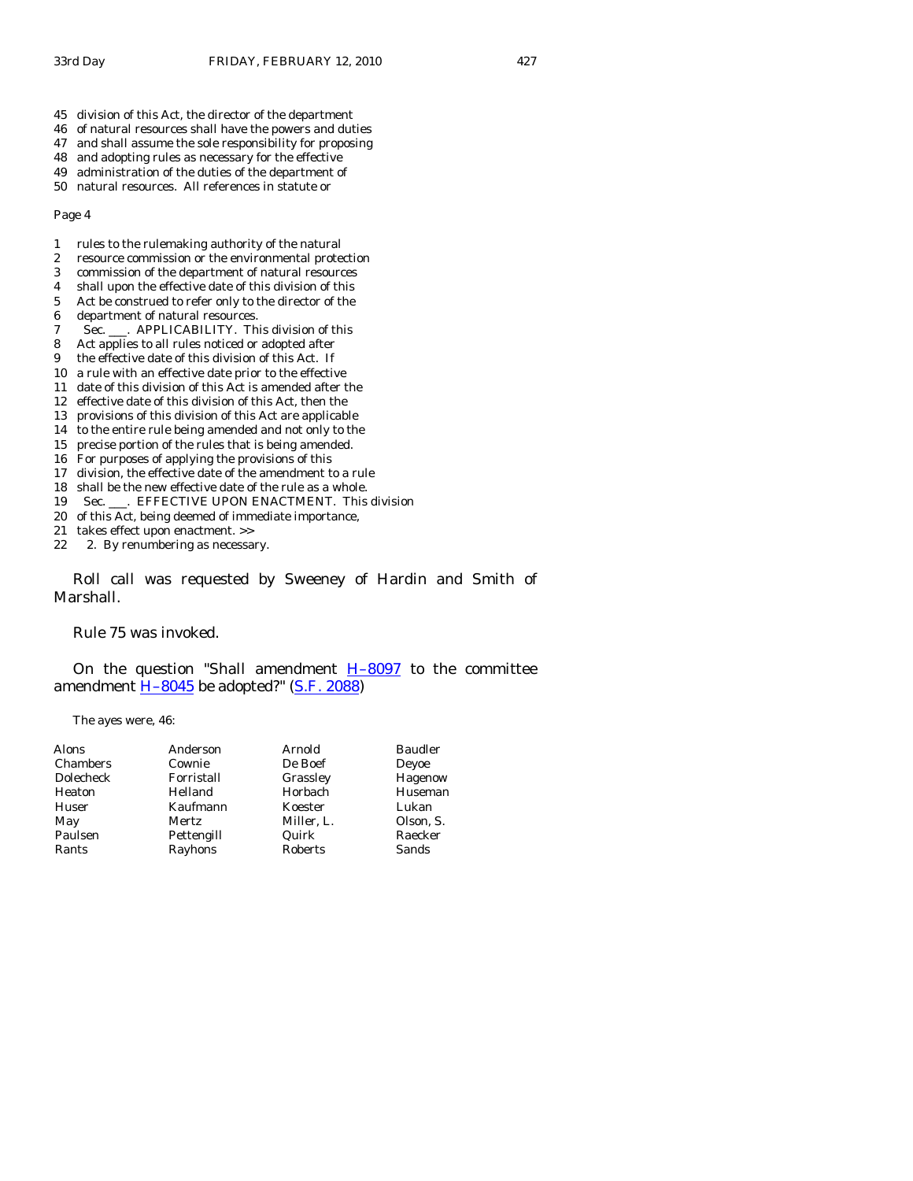45 division of this Act, the director of the department
46 of natural resources shall have the powers and duties
47 and shall assume the sole responsibility for proposing
48 and adopting rules as necessary for the effective
49 administration of the duties of the department of
50 natural resources. All references in statute or

Page 4

1 rules to the rulemaking authority of the natural
2 resource commission or the environmental protection
3 commission of the department of natural resources
4 shall upon the effective date of this division of this
5 Act be construed to refer only to the director of the
6 department of natural resources.
7 Sec. ___. APPLICABILITY. This division of this
8 Act applies to all rules noticed or adopted after
9 the effective date of this division of this Act. If
10 a rule with an effective date prior to the effective
11 date of this division of this Act is amended after the
12 effective date of this division of this Act, then the
13 provisions of this division of this Act are applicable
14 to the entire rule being amended and not only to the
15 precise portion of the rules that is being amended.
16 For purposes of applying the provisions of this
17 division, the effective date of the amendment to a rule
18 shall be the new effective date of the rule as a whole.
19 Sec. ___. EFFECTIVE UPON ENACTMENT. This division
20 of this Act, being deemed of immediate importance,
21 takes effect upon enactment. >>
22 2. By renumbering as necessary.

Roll call was requested by Sweeney of Hardin and Smith of Marshall.

Rule 75 was invoked.

On the question "Shall amendment H–8097 to the committee amendment H–8045 be adopted?" (S.F. 2088)

The ayes were, 46:

| | | | |
|---|---|---|---|
| Alons | Anderson | Arnold | Baudler |
| Chambers | Cownie | De Boef | Deyoe |
| Dolecheck | Forristall | Grassley | Hagenow |
| Heaton | Helland | Horbach | Huseman |
| Huser | Kaufmann | Koester | Lukan |
| May | Mertz | Miller, L. | Olson, S. |
| Paulsen | Pettengill | Quirk | Raecker |
| Rants | Rayhons | Roberts | Sands |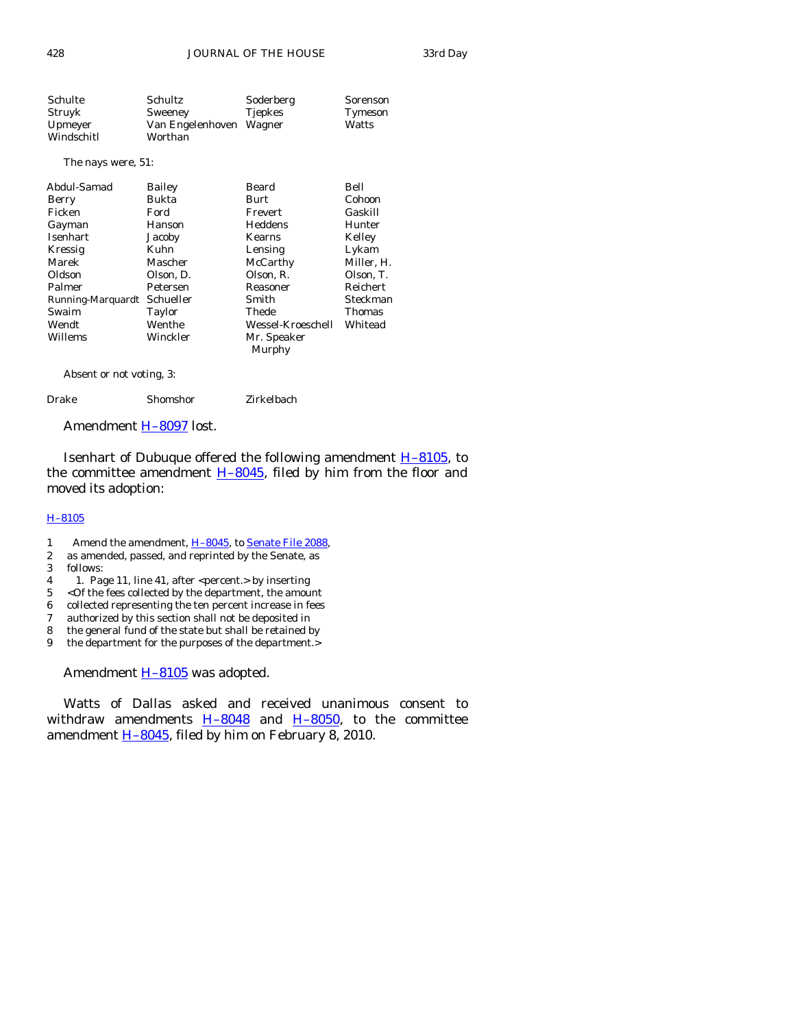| | | | |
|---|---|---|---|
| Schulte | Schultz | Soderberg | Sorenson |
| Struyk | Sweeney | Tjepkes | Tymeson |
| Upmeyer | Van Engelenhoven | Wagner | Watts |
| Windschitl | Worthan | | |

The nays were, 51:

| | | | |
|---|---|---|---|
| Abdul-Samad | Bailey | Beard | Bell |
| Berry | Bukta | Burt | Cohoon |
| Ficken | Ford | Frevert | Gaskill |
| Gayman | Hanson | Heddens | Hunter |
| Isenhart | Jacoby | Kearns | Kelley |
| Kressig | Kuhn | Lensing | Lykam |
| Marek | Mascher | McCarthy | Miller, H. |
| Oldson | Olson, D. | Olson, R. | Olson, T. |
| Palmer | Petersen | Reasoner | Reichert |
| Running-Marquardt | Schueller | Smith | Steckman |
| Swaim | Taylor | Thede | Thomas |
| Wendt | Wenthe | Wessel-Kroeschell | Whitead |
| Willems | Winckler | Mr. Speaker Murphy | |

Absent or not voting, 3:

| | | |
|---|---|---|
| Drake | Shomshor | Zirkelbach |

Amendment H–8097 lost.

Isenhart of Dubuque offered the following amendment H–8105, to the committee amendment H–8045, filed by him from the floor and moved its adoption:

H–8105

1 Amend the amendment, H–8045, to Senate File 2088,
2 as amended, passed, and reprinted by the Senate, as
3 follows:
4 1. Page 11, line 41, after <percent.> by inserting
5 <Of the fees collected by the department, the amount
6 collected representing the ten percent increase in fees
7 authorized by this section shall not be deposited in
8 the general fund of the state but shall be retained by
9 the department for the purposes of the department.>

Amendment H–8105 was adopted.

Watts of Dallas asked and received unanimous consent to withdraw amendments H–8048 and H–8050, to the committee amendment H–8045, filed by him on February 8, 2010.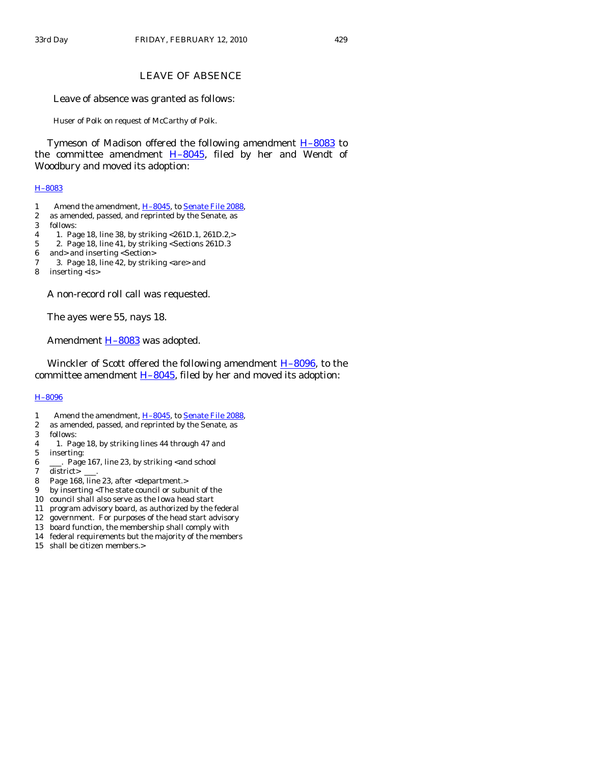## LEAVE OF ABSENCE

Leave of absence was granted as follows:

Huser of Polk on request of McCarthy of Polk.

Tymeson of Madison offered the following amendment H–8083 to the committee amendment H–8045, filed by her and Wendt of Woodbury and moved its adoption:

H–8083

1 Amend the amendment, H–8045, to Senate File 2088,
2 as amended, passed, and reprinted by the Senate, as
3 follows:
4 1. Page 18, line 38, by striking <261D.1, 261D.2,>
5 2. Page 18, line 41, by striking <Sections 261D.3
6 and> and inserting <Section>
7 3. Page 18, line 42, by striking <are> and
8 inserting <is>

A non-record roll call was requested.

The ayes were 55, nays 18.

Amendment H–8083 was adopted.

Winckler of Scott offered the following amendment H–8096, to the committee amendment H–8045, filed by her and moved its adoption:

H–8096

1 Amend the amendment, H–8045, to Senate File 2088,
2 as amended, passed, and reprinted by the Senate, as
3 follows:
4 1. Page 18, by striking lines 44 through 47 and
5 inserting:
6 ___. Page 167, line 23, by striking <and school
7 district> ___.
8 Page 168, line 23, after <department.>
9 by inserting <The state council or subunit of the
10 council shall also serve as the Iowa head start
11 program advisory board, as authorized by the federal
12 government. For purposes of the head start advisory
13 board function, the membership shall comply with
14 federal requirements but the majority of the members
15 shall be citizen members.>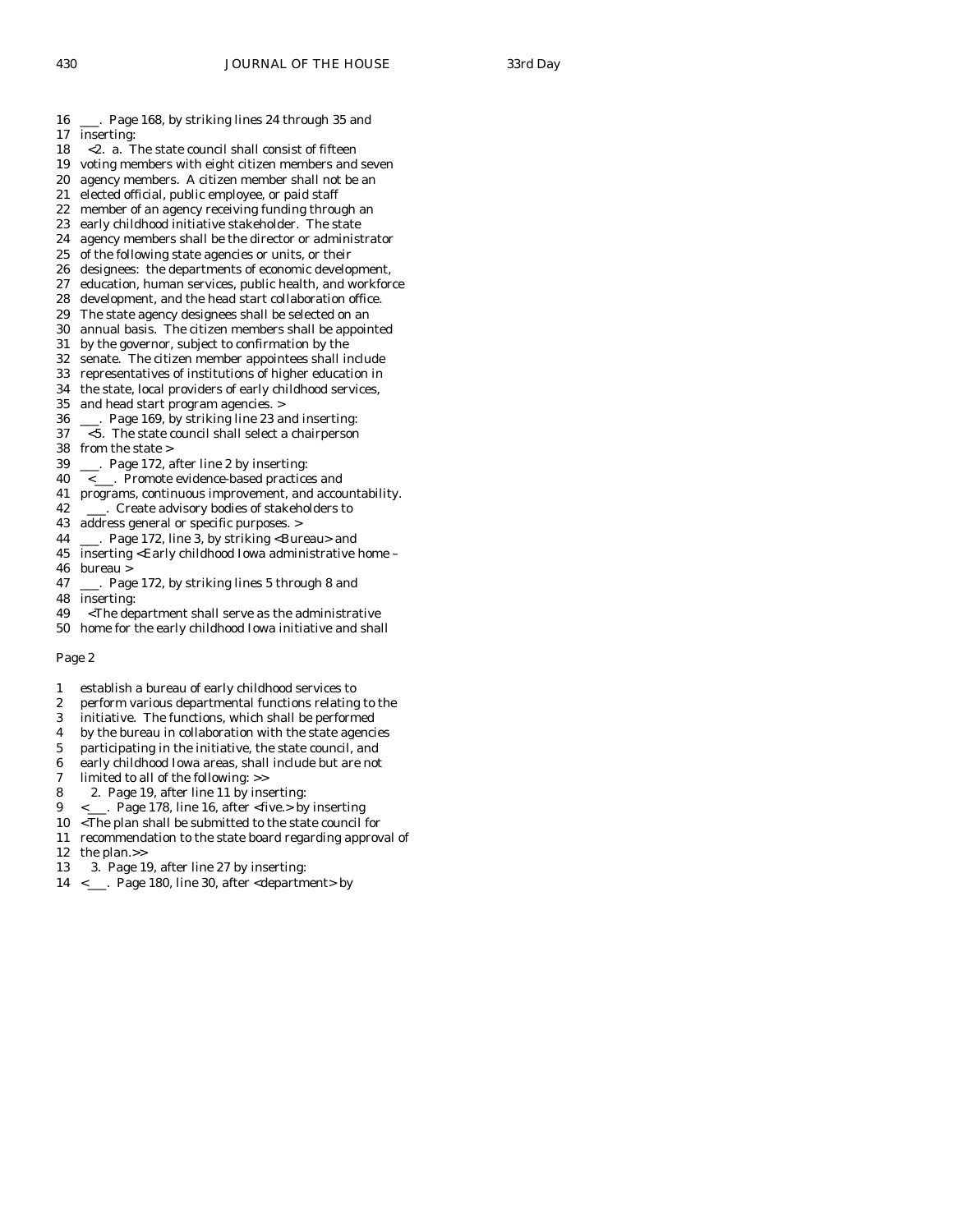16 ___. Page 168, by striking lines 24 through 35 and
17 inserting:
18 <2. a. The state council shall consist of fifteen
19 voting members with eight citizen members and seven
20 agency members. A citizen member shall not be an
21 elected official, public employee, or paid staff
22 member of an agency receiving funding through an
23 early childhood initiative stakeholder. The state
24 agency members shall be the director or administrator
25 of the following state agencies or units, or their
26 designees: the departments of economic development,
27 education, human services, public health, and workforce
28 development, and the head start collaboration office.
29 The state agency designees shall be selected on an
30 annual basis. The citizen members shall be appointed
31 by the governor, subject to confirmation by the
32 senate. The citizen member appointees shall include
33 representatives of institutions of higher education in
34 the state, local providers of early childhood services,
35 and head start program agencies. >
36 ___. Page 169, by striking line 23 and inserting:
37 <5. The state council shall select a chairperson
38 from the state >
39 ___. Page 172, after line 2 by inserting:
40 <___. Promote evidence-based practices and
41 programs, continuous improvement, and accountability.
42 ___. Create advisory bodies of stakeholders to
43 address general or specific purposes. >
44 ___. Page 172, line 3, by striking <Bureau> and
45 inserting <Early childhood Iowa administrative home –
46 bureau >
47 ___. Page 172, by striking lines 5 through 8 and
48 inserting:
49 <The department shall serve as the administrative
50 home for the early childhood Iowa initiative and shall

Page 2

1 establish a bureau of early childhood services to
2 perform various departmental functions relating to the
3 initiative. The functions, which shall be performed
4 by the bureau in collaboration with the state agencies
5 participating in the initiative, the state council, and
6 early childhood Iowa areas, shall include but are not
7 limited to all of the following: >>
8 2. Page 19, after line 11 by inserting:
9 <___. Page 178, line 16, after <five.> by inserting
10 <The plan shall be submitted to the state council for
11 recommendation to the state board regarding approval of
12 the plan.>>
13 3. Page 19, after line 27 by inserting:
14 <___. Page 180, line 30, after <department> by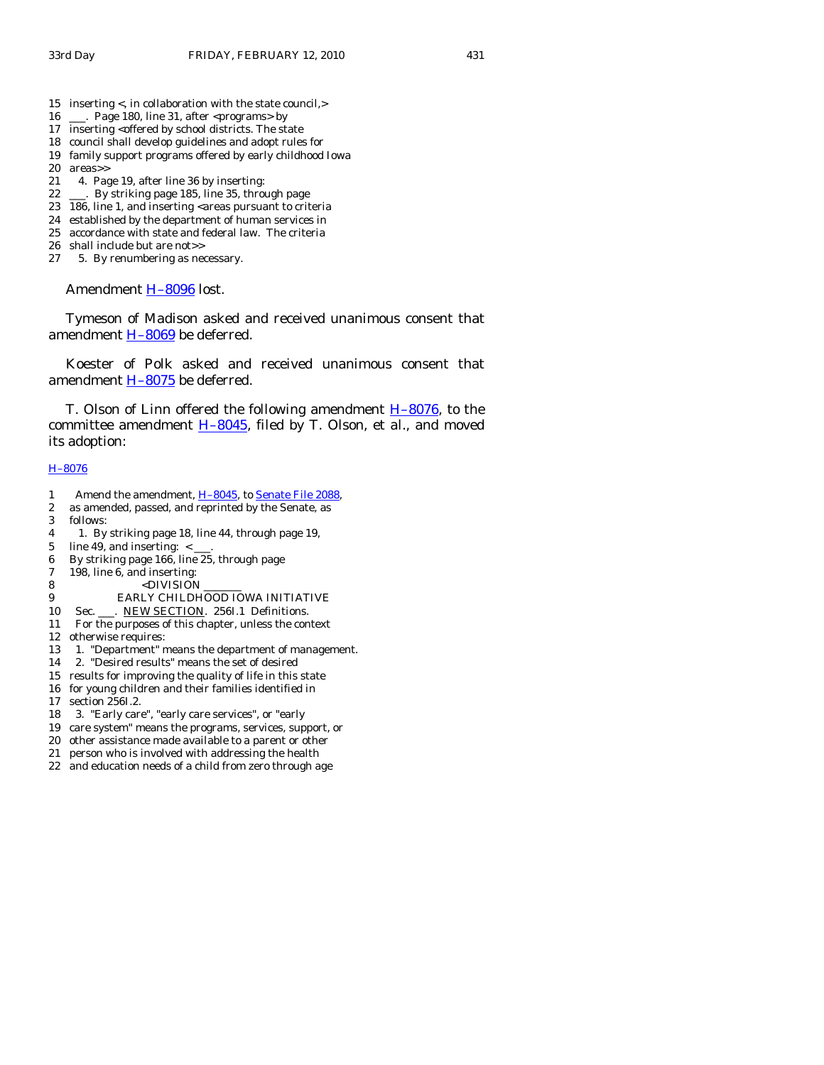15 inserting <, in collaboration with the state council,>
16 ___. Page 180, line 31, after <programs> by
17 inserting <offered by school districts. The state
18 council shall develop guidelines and adopt rules for
19 family support programs offered by early childhood Iowa
20 areas>>
21 4. Page 19, after line 36 by inserting:
22 ___. By striking page 185, line 35, through page
23 186, line 1, and inserting <areas pursuant to criteria
24 established by the department of human services in
25 accordance with state and federal law. The criteria
26 shall include but are not>>
27 5. By renumbering as necessary.

Amendment H–8096 lost.

Tymeson of Madison asked and received unanimous consent that amendment H–8069 be deferred.

Koester of Polk asked and received unanimous consent that amendment H–8075 be deferred.

T. Olson of Linn offered the following amendment H–8076, to the committee amendment H–8045, filed by T. Olson, et al., and moved its adoption:

H–8076

1 Amend the amendment, H–8045, to Senate File 2088,
2 as amended, passed, and reprinted by the Senate, as
3 follows:
4 1. By striking page 18, line 44, through page 19,
5 line 49, and inserting: < ___.
6 By striking page 166, line 25, through page
7 198, line 6, and inserting:
8 <DIVISION _______
9 EARLY CHILDHOOD IOWA INITIATIVE
10 Sec. ___. NEW SECTION. 256I.1 Definitions.
11 For the purposes of this chapter, unless the context
12 otherwise requires:
13 1. "Department" means the department of management.
14 2. "Desired results" means the set of desired
15 results for improving the quality of life in this state
16 for young children and their families identified in
17 section 256I.2.
18 3. "Early care", "early care services", or "early
19 care system" means the programs, services, support, or
20 other assistance made available to a parent or other
21 person who is involved with addressing the health
22 and education needs of a child from zero through age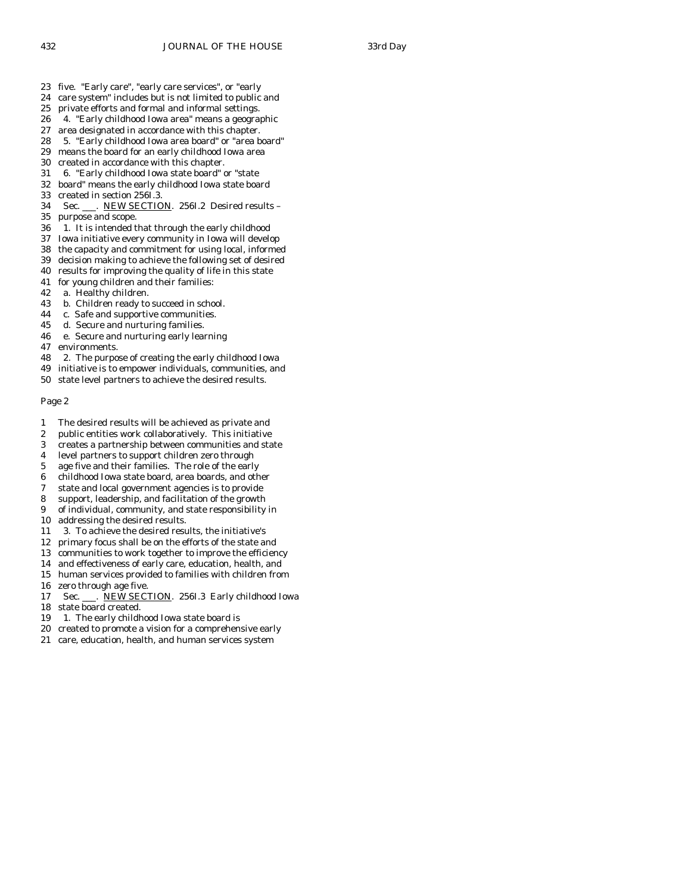23 five. "Early care", "early care services", or "early
24 care system" includes but is not limited to public and
25 private efforts and formal and informal settings.
26 4. "Early childhood Iowa area" means a geographic
27 area designated in accordance with this chapter.
28 5. "Early childhood Iowa area board" or "area board"
29 means the board for an early childhood Iowa area
30 created in accordance with this chapter.
31 6. "Early childhood Iowa state board" or "state
32 board" means the early childhood Iowa state board
33 created in section 256I.3.
34 Sec. ___. NEW SECTION. 256I.2 Desired results –
35 purpose and scope.
36 1. It is intended that through the early childhood
37 Iowa initiative every community in Iowa will develop
38 the capacity and commitment for using local, informed
39 decision making to achieve the following set of desired
40 results for improving the quality of life in this state
41 for young children and their families:
42 a. Healthy children.
43 b. Children ready to succeed in school.
44 c. Safe and supportive communities.
45 d. Secure and nurturing families.
46 e. Secure and nurturing early learning
47 environments.
48 2. The purpose of creating the early childhood Iowa
49 initiative is to empower individuals, communities, and
50 state level partners to achieve the desired results.

Page 2

1 The desired results will be achieved as private and
2 public entities work collaboratively. This initiative
3 creates a partnership between communities and state
4 level partners to support children zero through
5 age five and their families. The role of the early
6 childhood Iowa state board, area boards, and other
7 state and local government agencies is to provide
8 support, leadership, and facilitation of the growth
9 of individual, community, and state responsibility in
10 addressing the desired results.
11 3. To achieve the desired results, the initiative's
12 primary focus shall be on the efforts of the state and
13 communities to work together to improve the efficiency
14 and effectiveness of early care, education, health, and
15 human services provided to families with children from
16 zero through age five.
17 Sec. ___. NEW SECTION. 256I.3 Early childhood Iowa
18 state board created.
19 1. The early childhood Iowa state board is
20 created to promote a vision for a comprehensive early
21 care, education, health, and human services system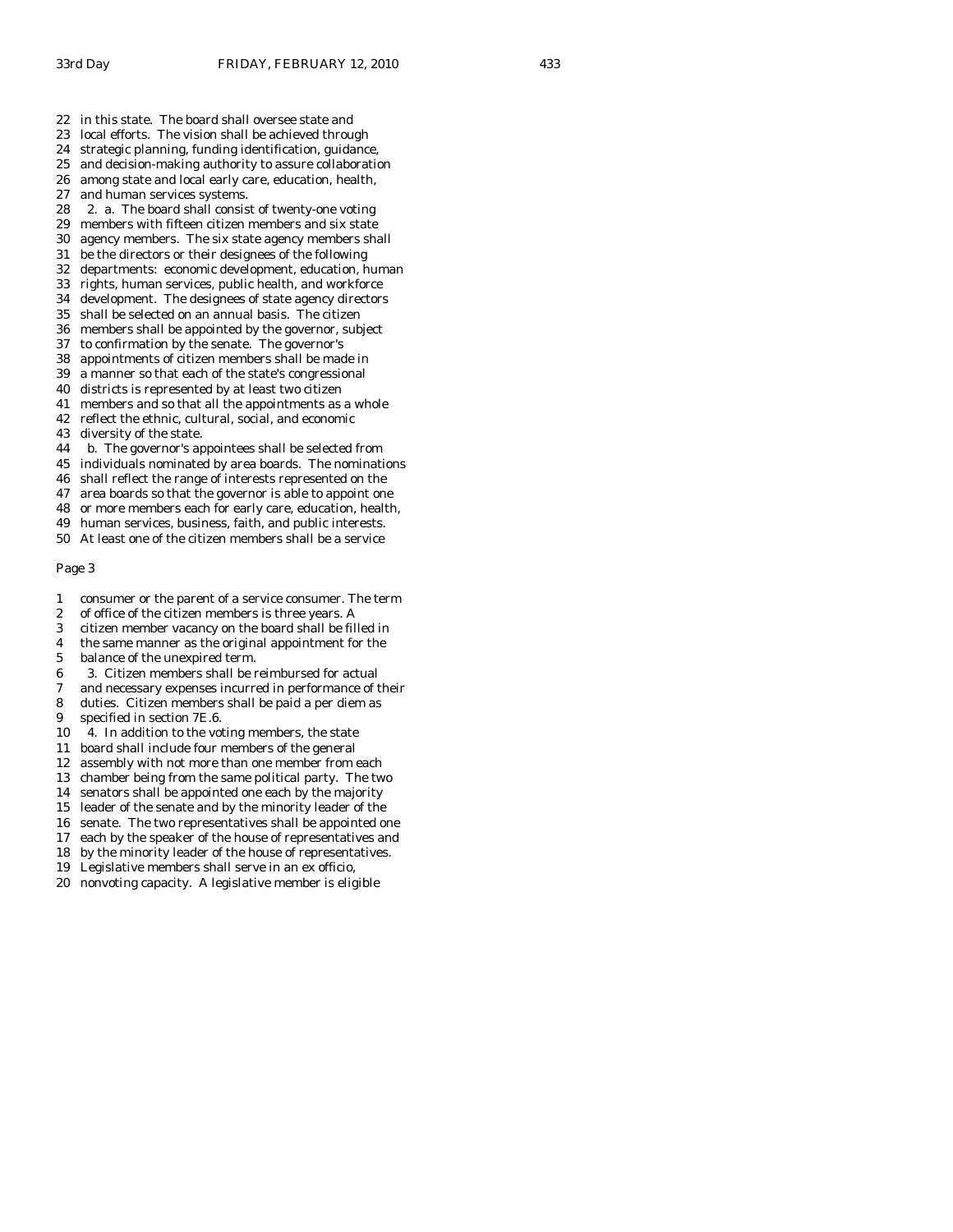22 in this state. The board shall oversee state and
23 local efforts. The vision shall be achieved through
24 strategic planning, funding identification, guidance,
25 and decision-making authority to assure collaboration
26 among state and local early care, education, health,
27 and human services systems.
28 2. a. The board shall consist of twenty-one voting
29 members with fifteen citizen members and six state
30 agency members. The six state agency members shall
31 be the directors or their designees of the following
32 departments: economic development, education, human
33 rights, human services, public health, and workforce
34 development. The designees of state agency directors
35 shall be selected on an annual basis. The citizen
36 members shall be appointed by the governor, subject
37 to confirmation by the senate. The governor's
38 appointments of citizen members shall be made in
39 a manner so that each of the state's congressional
40 districts is represented by at least two citizen
41 members and so that all the appointments as a whole
42 reflect the ethnic, cultural, social, and economic
43 diversity of the state.
44 b. The governor's appointees shall be selected from
45 individuals nominated by area boards. The nominations
46 shall reflect the range of interests represented on the
47 area boards so that the governor is able to appoint one
48 or more members each for early care, education, health,
49 human services, business, faith, and public interests.
50 At least one of the citizen members shall be a service

Page 3

1 consumer or the parent of a service consumer. The term
2 of office of the citizen members is three years. A
3 citizen member vacancy on the board shall be filled in
4 the same manner as the original appointment for the
5 balance of the unexpired term.
6 3. Citizen members shall be reimbursed for actual
7 and necessary expenses incurred in performance of their
8 duties. Citizen members shall be paid a per diem as
9 specified in section 7E.6.
10 4. In addition to the voting members, the state
11 board shall include four members of the general
12 assembly with not more than one member from each
13 chamber being from the same political party. The two
14 senators shall be appointed one each by the majority
15 leader of the senate and by the minority leader of the
16 senate. The two representatives shall be appointed one
17 each by the speaker of the house of representatives and
18 by the minority leader of the house of representatives.
19 Legislative members shall serve in an ex officio,
20 nonvoting capacity. A legislative member is eligible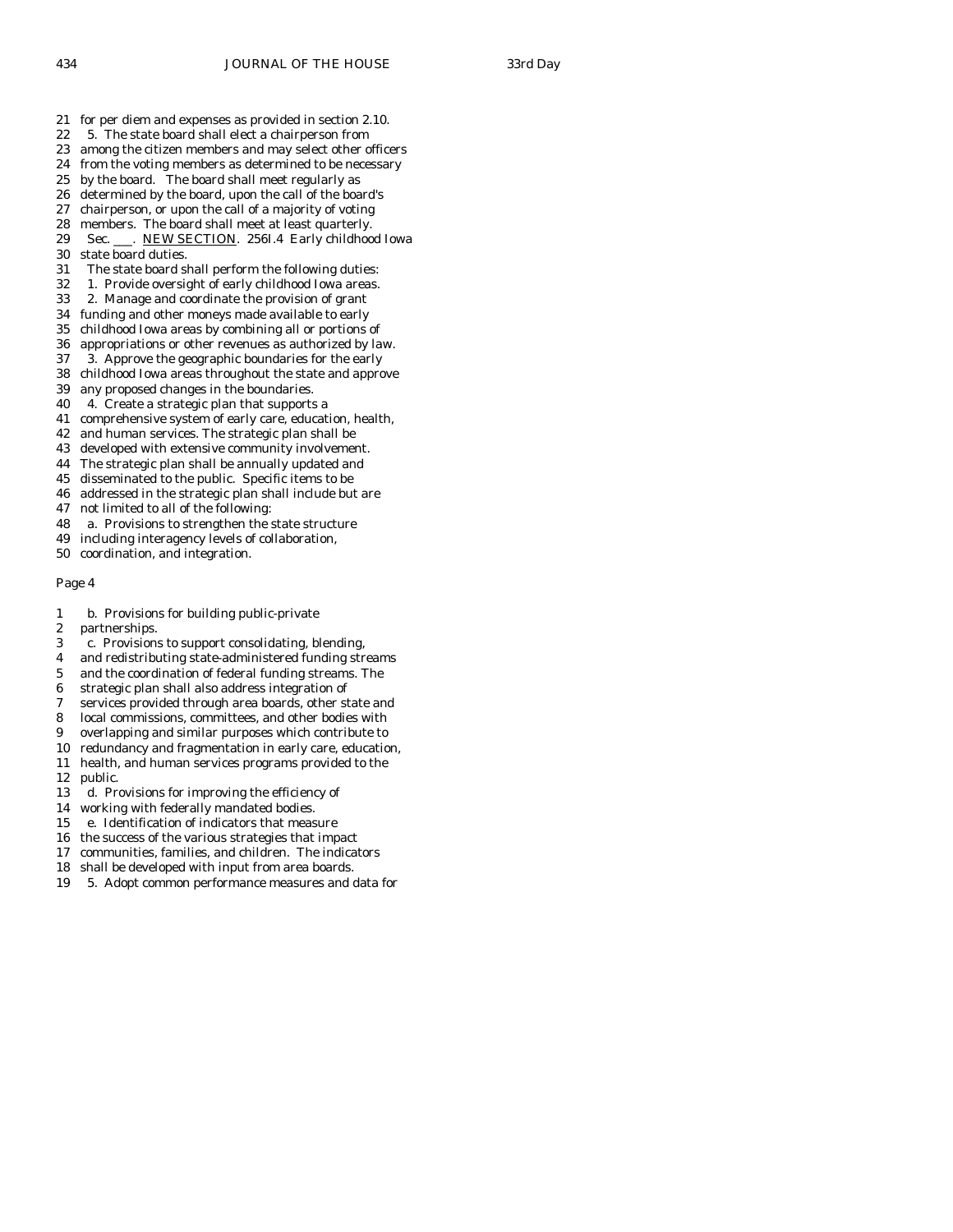21 for per diem and expenses as provided in section 2.10.
22 5. The state board shall elect a chairperson from
23 among the citizen members and may select other officers
24 from the voting members as determined to be necessary
25 by the board. The board shall meet regularly as
26 determined by the board, upon the call of the board's
27 chairperson, or upon the call of a majority of voting
28 members. The board shall meet at least quarterly.
29 Sec. ___. NEW SECTION. 256I.4 Early childhood Iowa
30 state board duties.
31 The state board shall perform the following duties:
32 1. Provide oversight of early childhood Iowa areas.
33 2. Manage and coordinate the provision of grant
34 funding and other moneys made available to early
35 childhood Iowa areas by combining all or portions of
36 appropriations or other revenues as authorized by law.
37 3. Approve the geographic boundaries for the early
38 childhood Iowa areas throughout the state and approve
39 any proposed changes in the boundaries.
40 4. Create a strategic plan that supports a
41 comprehensive system of early care, education, health,
42 and human services. The strategic plan shall be
43 developed with extensive community involvement.
44 The strategic plan shall be annually updated and
45 disseminated to the public. Specific items to be
46 addressed in the strategic plan shall include but are
47 not limited to all of the following:
48 a. Provisions to strengthen the state structure
49 including interagency levels of collaboration,
50 coordination, and integration.

Page 4

1 b. Provisions for building public-private
2 partnerships.
3 c. Provisions to support consolidating, blending,
4 and redistributing state-administered funding streams
5 and the coordination of federal funding streams. The
6 strategic plan shall also address integration of
7 services provided through area boards, other state and
8 local commissions, committees, and other bodies with
9 overlapping and similar purposes which contribute to
10 redundancy and fragmentation in early care, education,
11 health, and human services programs provided to the
12 public.
13 d. Provisions for improving the efficiency of
14 working with federally mandated bodies.
15 e. Identification of indicators that measure
16 the success of the various strategies that impact
17 communities, families, and children. The indicators
18 shall be developed with input from area boards.
19 5. Adopt common performance measures and data for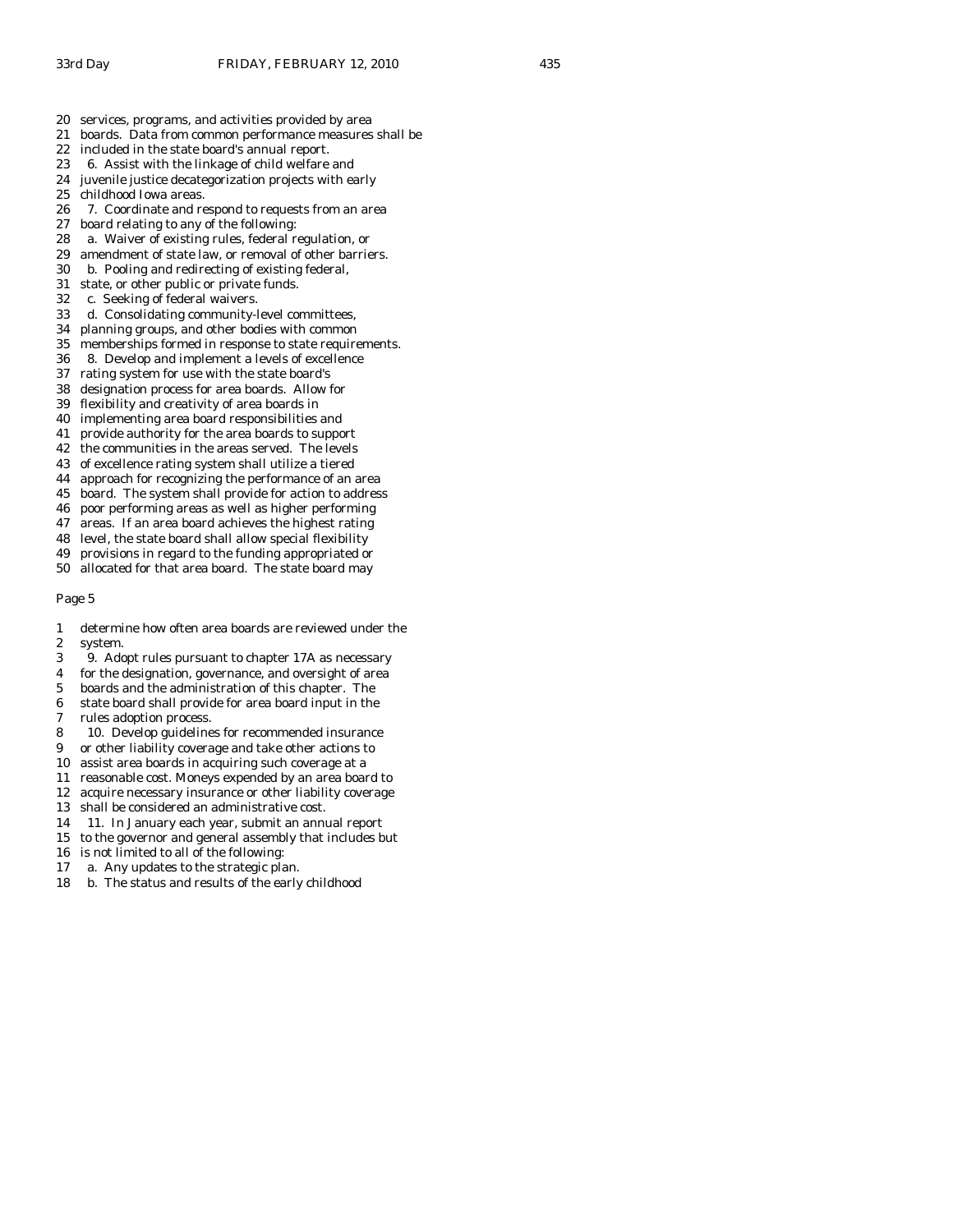20 services, programs, and activities provided by area
21 boards. Data from common performance measures shall be
22 included in the state board's annual report.
23 6. Assist with the linkage of child welfare and
24 juvenile justice decategorization projects with early
25 childhood Iowa areas.
26 7. Coordinate and respond to requests from an area
27 board relating to any of the following:
28 a. Waiver of existing rules, federal regulation, or
29 amendment of state law, or removal of other barriers.
30 b. Pooling and redirecting of existing federal,
31 state, or other public or private funds.
32 c. Seeking of federal waivers.
33 d. Consolidating community-level committees,
34 planning groups, and other bodies with common
35 memberships formed in response to state requirements.
36 8. Develop and implement a levels of excellence
37 rating system for use with the state board's
38 designation process for area boards. Allow for
39 flexibility and creativity of area boards in
40 implementing area board responsibilities and
41 provide authority for the area boards to support
42 the communities in the areas served. The levels
43 of excellence rating system shall utilize a tiered
44 approach for recognizing the performance of an area
45 board. The system shall provide for action to address
46 poor performing areas as well as higher performing
47 areas. If an area board achieves the highest rating
48 level, the state board shall allow special flexibility
49 provisions in regard to the funding appropriated or
50 allocated for that area board. The state board may

Page 5

1 determine how often area boards are reviewed under the
2 system.
3 9. Adopt rules pursuant to chapter 17A as necessary
4 for the designation, governance, and oversight of area
5 boards and the administration of this chapter. The
6 state board shall provide for area board input in the
7 rules adoption process.
8 10. Develop guidelines for recommended insurance
9 or other liability coverage and take other actions to
10 assist area boards in acquiring such coverage at a
11 reasonable cost. Moneys expended by an area board to
12 acquire necessary insurance or other liability coverage
13 shall be considered an administrative cost.
14 11. In January each year, submit an annual report
15 to the governor and general assembly that includes but
16 is not limited to all of the following:
17 a. Any updates to the strategic plan.
18 b. The status and results of the early childhood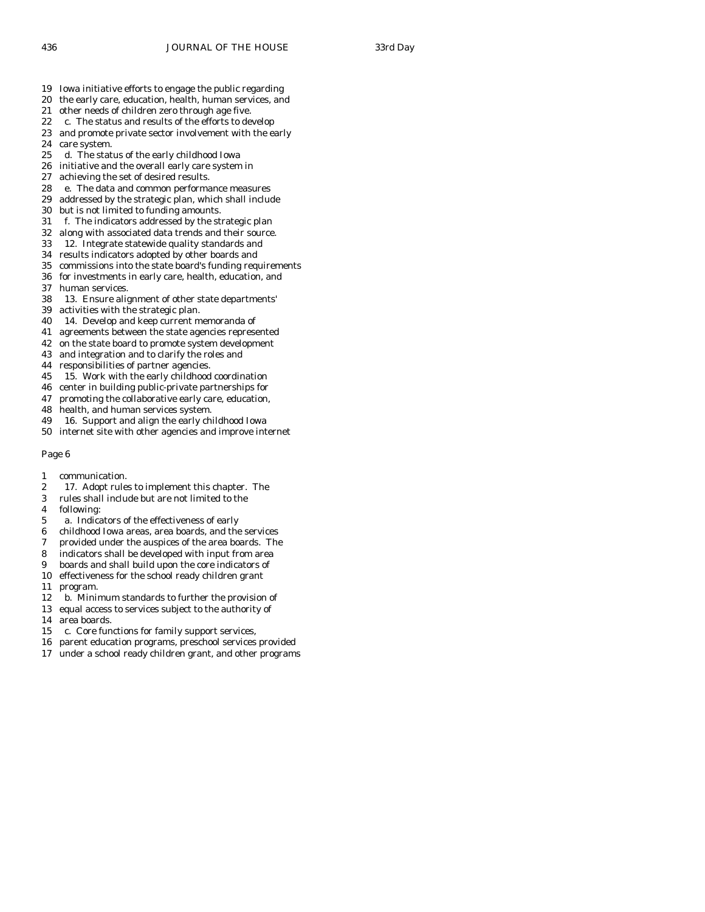19 Iowa initiative efforts to engage the public regarding
20 the early care, education, health, human services, and
21 other needs of children zero through age five.
22 c. The status and results of the efforts to develop
23 and promote private sector involvement with the early
24 care system.
25 d. The status of the early childhood Iowa
26 initiative and the overall early care system in
27 achieving the set of desired results.
28 e. The data and common performance measures
29 addressed by the strategic plan, which shall include
30 but is not limited to funding amounts.
31 f. The indicators addressed by the strategic plan
32 along with associated data trends and their source.
33 12. Integrate statewide quality standards and
34 results indicators adopted by other boards and
35 commissions into the state board's funding requirements
36 for investments in early care, health, education, and
37 human services.
38 13. Ensure alignment of other state departments'
39 activities with the strategic plan.
40 14. Develop and keep current memoranda of
41 agreements between the state agencies represented
42 on the state board to promote system development
43 and integration and to clarify the roles and
44 responsibilities of partner agencies.
45 15. Work with the early childhood coordination
46 center in building public-private partnerships for
47 promoting the collaborative early care, education,
48 health, and human services system.
49 16. Support and align the early childhood Iowa
50 internet site with other agencies and improve internet

Page 6

1 communication.
2 17. Adopt rules to implement this chapter. The
3 rules shall include but are not limited to the
4 following:
5 a. Indicators of the effectiveness of early
6 childhood Iowa areas, area boards, and the services
7 provided under the auspices of the area boards. The
8 indicators shall be developed with input from area
9 boards and shall build upon the core indicators of
10 effectiveness for the school ready children grant
11 program.
12 b. Minimum standards to further the provision of
13 equal access to services subject to the authority of
14 area boards.
15 c. Core functions for family support services,
16 parent education programs, preschool services provided
17 under a school ready children grant, and other programs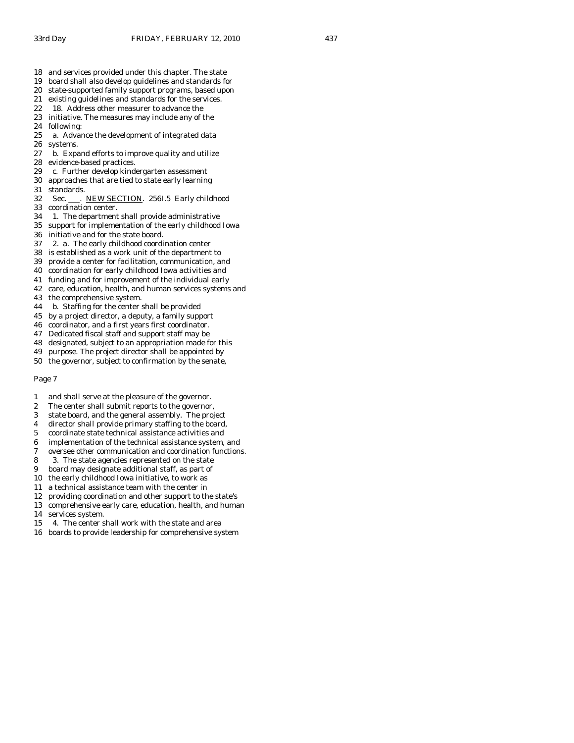18 and services provided under this chapter. The state
19 board shall also develop guidelines and standards for
20 state-supported family support programs, based upon
21 existing guidelines and standards for the services.
22 18. Address other measurer to advance the
23 initiative. The measures may include any of the
24 following:
25 a. Advance the development of integrated data
26 systems.
27 b. Expand efforts to improve quality and utilize
28 evidence-based practices.
29 c. Further develop kindergarten assessment
30 approaches that are tied to state early learning
31 standards.
32 Sec. \_\_\_. <u>NEW SECTION</u>. 256I.5 Early childhood
33 coordination center.
34 1. The department shall provide administrative
35 support for implementation of the early childhood Iowa
36 initiative and for the state board.
37 2. a. The early childhood coordination center
38 is established as a work unit of the department to
39 provide a center for facilitation, communication, and
40 coordination for early childhood Iowa activities and
41 funding and for improvement of the individual early
42 care, education, health, and human services systems and
43 the comprehensive system.
44 b. Staffing for the center shall be provided
45 by a project director, a deputy, a family support
46 coordinator, and a first years first coordinator.
47 Dedicated fiscal staff and support staff may be
48 designated, subject to an appropriation made for this
49 purpose. The project director shall be appointed by
50 the governor, subject to confirmation by the senate,

Page 7

1 and shall serve at the pleasure of the governor.
2 The center shall submit reports to the governor,
3 state board, and the general assembly. The project
4 director shall provide primary staffing to the board,
5 coordinate state technical assistance activities and
6 implementation of the technical assistance system, and
7 oversee other communication and coordination functions.
8 3. The state agencies represented on the state
9 board may designate additional staff, as part of
10 the early childhood Iowa initiative, to work as
11 a technical assistance team with the center in
12 providing coordination and other support to the state's
13 comprehensive early care, education, health, and human
14 services system.
15 4. The center shall work with the state and area
16 boards to provide leadership for comprehensive system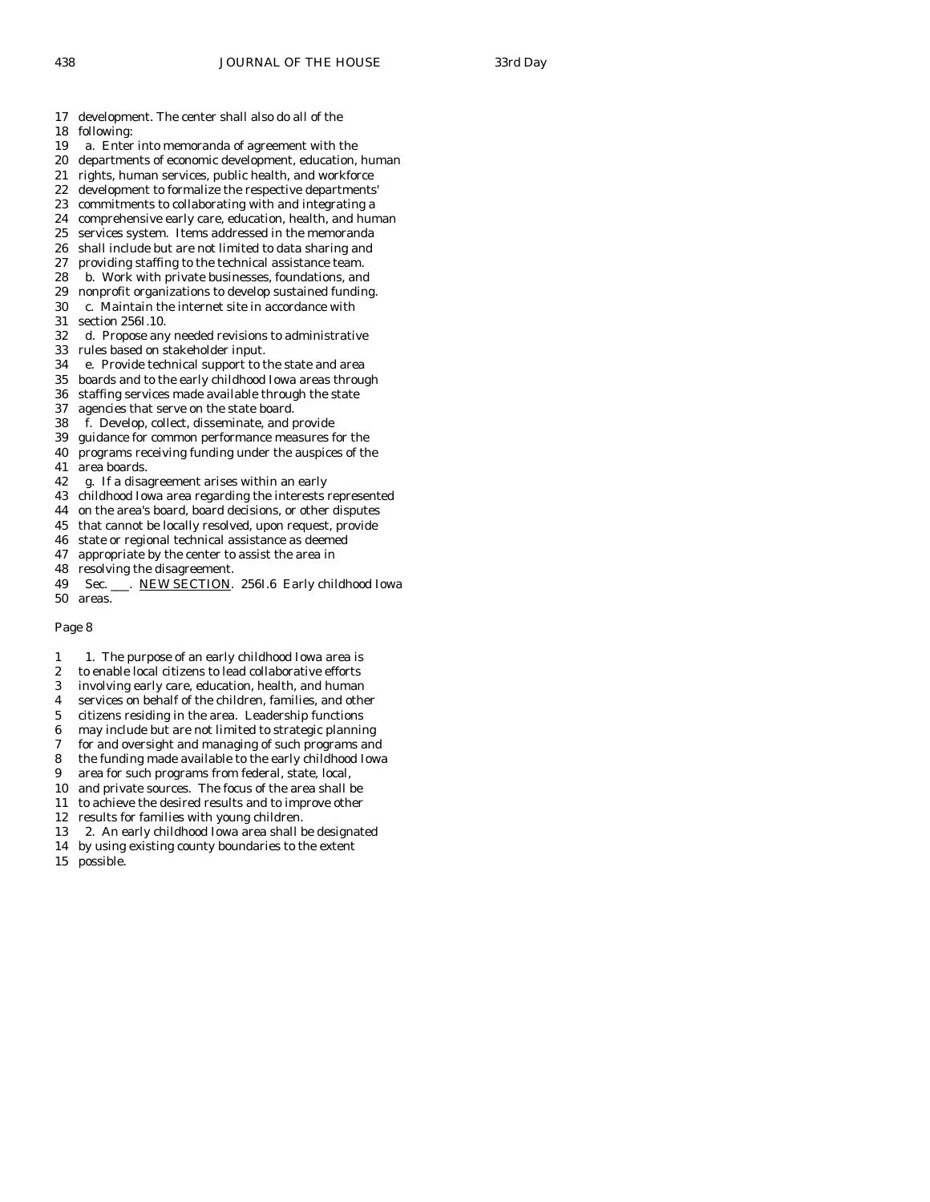17 development. The center shall also do all of the
18 following:
19 a. Enter into memoranda of agreement with the
20 departments of economic development, education, human
21 rights, human services, public health, and workforce
22 development to formalize the respective departments'
23 commitments to collaborating with and integrating a
24 comprehensive early care, education, health, and human
25 services system. Items addressed in the memoranda
26 shall include but are not limited to data sharing and
27 providing staffing to the technical assistance team.
28 b. Work with private businesses, foundations, and
29 nonprofit organizations to develop sustained funding.
30 c. Maintain the internet site in accordance with
31 section 256I.10.
32 d. Propose any needed revisions to administrative
33 rules based on stakeholder input.
34 e. Provide technical support to the state and area
35 boards and to the early childhood Iowa areas through
36 staffing services made available through the state
37 agencies that serve on the state board.
38 f. Develop, collect, disseminate, and provide
39 guidance for common performance measures for the
40 programs receiving funding under the auspices of the
41 area boards.
42 g. If a disagreement arises within an early
43 childhood Iowa area regarding the interests represented
44 on the area's board, board decisions, or other disputes
45 that cannot be locally resolved, upon request, provide
46 state or regional technical assistance as deemed
47 appropriate by the center to assist the area in
48 resolving the disagreement.
49 Sec. ___. NEW SECTION. 256I.6 Early childhood Iowa
50 areas.

Page 8

1 1. The purpose of an early childhood Iowa area is
2 to enable local citizens to lead collaborative efforts
3 involving early care, education, health, and human
4 services on behalf of the children, families, and other
5 citizens residing in the area. Leadership functions
6 may include but are not limited to strategic planning
7 for and oversight and managing of such programs and
8 the funding made available to the early childhood Iowa
9 area for such programs from federal, state, local,
10 and private sources. The focus of the area shall be
11 to achieve the desired results and to improve other
12 results for families with young children.
13 2. An early childhood Iowa area shall be designated
14 by using existing county boundaries to the extent
15 possible.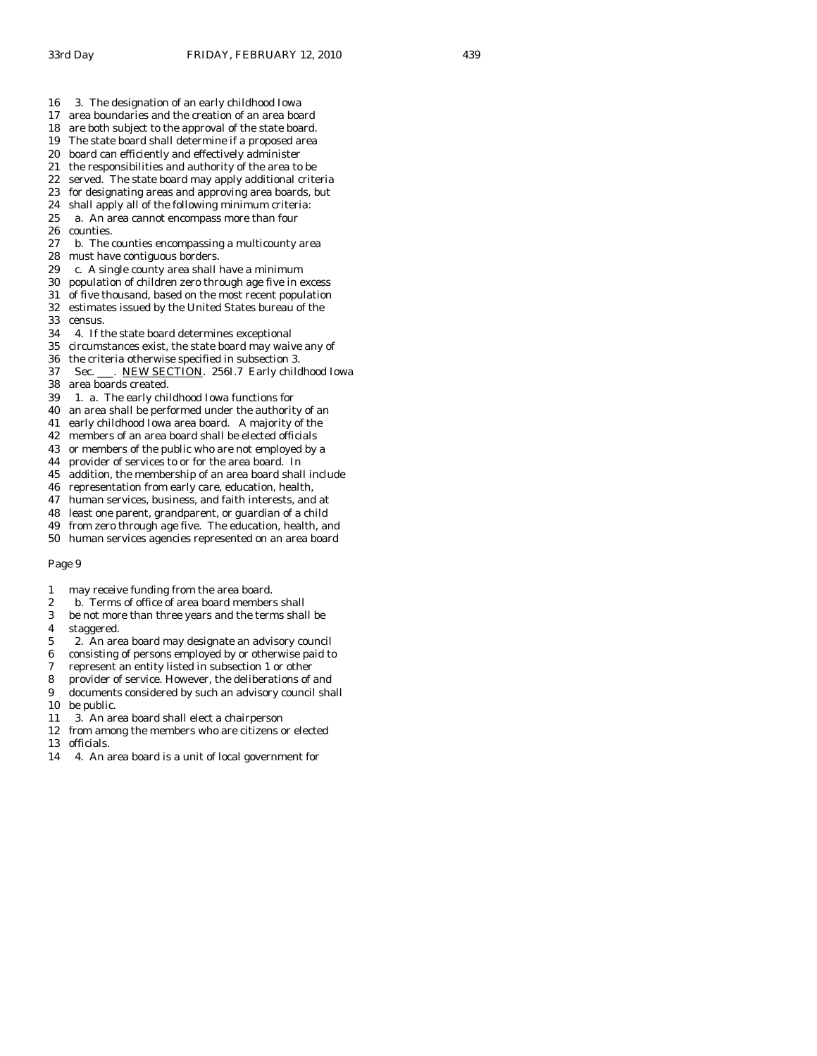16 3. The designation of an early childhood Iowa
17 area boundaries and the creation of an area board
18 are both subject to the approval of the state board.
19 The state board shall determine if a proposed area
20 board can efficiently and effectively administer
21 the responsibilities and authority of the area to be
22 served. The state board may apply additional criteria
23 for designating areas and approving area boards, but
24 shall apply all of the following minimum criteria:
25 a. An area cannot encompass more than four
26 counties.
27 b. The counties encompassing a multicounty area
28 must have contiguous borders.
29 c. A single county area shall have a minimum
30 population of children zero through age five in excess
31 of five thousand, based on the most recent population
32 estimates issued by the United States bureau of the
33 census.
34 4. If the state board determines exceptional
35 circumstances exist, the state board may waive any of
36 the criteria otherwise specified in subsection 3.
37 Sec. \_\_\_. NEW SECTION. 256I.7 Early childhood Iowa
38 area boards created.
39 1. a. The early childhood Iowa functions for
40 an area shall be performed under the authority of an
41 early childhood Iowa area board. A majority of the
42 members of an area board shall be elected officials
43 or members of the public who are not employed by a
44 provider of services to or for the area board. In
45 addition, the membership of an area board shall include
46 representation from early care, education, health,
47 human services, business, and faith interests, and at
48 least one parent, grandparent, or guardian of a child
49 from zero through age five. The education, health, and
50 human services agencies represented on an area board

Page 9

1 may receive funding from the area board.
2 b. Terms of office of area board members shall
3 be not more than three years and the terms shall be
4 staggered.
5 2. An area board may designate an advisory council
6 consisting of persons employed by or otherwise paid to
7 represent an entity listed in subsection 1 or other
8 provider of service. However, the deliberations of and
9 documents considered by such an advisory council shall
10 be public.
11 3. An area board shall elect a chairperson
12 from among the members who are citizens or elected
13 officials.
14 4. An area board is a unit of local government for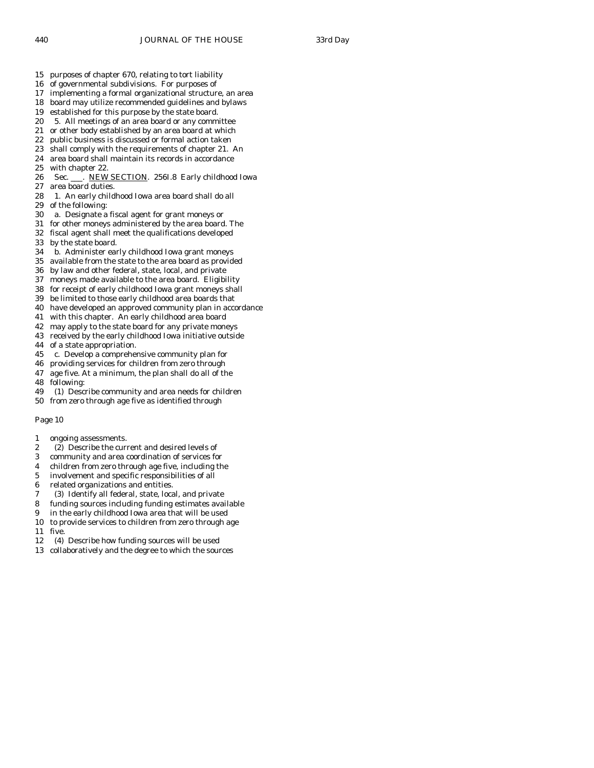15 purposes of chapter 670, relating to tort liability
16 of governmental subdivisions. For purposes of
17 implementing a formal organizational structure, an area
18 board may utilize recommended guidelines and bylaws
19 established for this purpose by the state board.
20 5. All meetings of an area board or any committee
21 or other body established by an area board at which
22 public business is discussed or formal action taken
23 shall comply with the requirements of chapter 21. An
24 area board shall maintain its records in accordance
25 with chapter 22.
26 Sec. ___. NEW SECTION. 256I.8 Early childhood Iowa
27 area board duties.
28 1. An early childhood Iowa area board shall do all
29 of the following:
30 a. Designate a fiscal agent for grant moneys or
31 for other moneys administered by the area board. The
32 fiscal agent shall meet the qualifications developed
33 by the state board.
34 b. Administer early childhood Iowa grant moneys
35 available from the state to the area board as provided
36 by law and other federal, state, local, and private
37 moneys made available to the area board. Eligibility
38 for receipt of early childhood Iowa grant moneys shall
39 be limited to those early childhood area boards that
40 have developed an approved community plan in accordance
41 with this chapter. An early childhood area board
42 may apply to the state board for any private moneys
43 received by the early childhood Iowa initiative outside
44 of a state appropriation.
45 c. Develop a comprehensive community plan for
46 providing services for children from zero through
47 age five. At a minimum, the plan shall do all of the
48 following:
49 (1) Describe community and area needs for children
50 from zero through age five as identified through

Page 10

1 ongoing assessments.
2 (2) Describe the current and desired levels of
3 community and area coordination of services for
4 children from zero through age five, including the
5 involvement and specific responsibilities of all
6 related organizations and entities.
7 (3) Identify all federal, state, local, and private
8 funding sources including funding estimates available
9 in the early childhood Iowa area that will be used
10 to provide services to children from zero through age
11 five.
12 (4) Describe how funding sources will be used
13 collaboratively and the degree to which the sources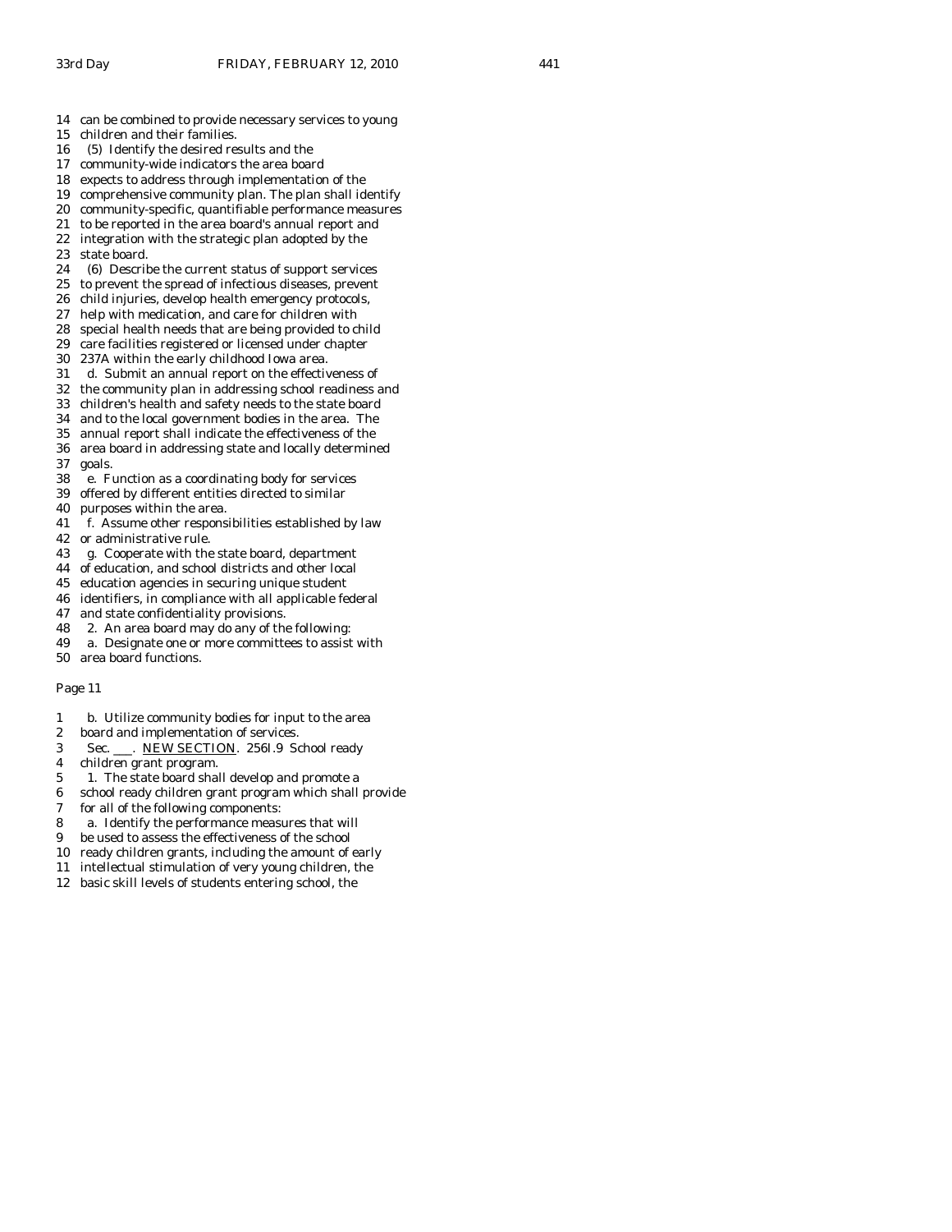14 can be combined to provide necessary services to young
15 children and their families.
16 (5) Identify the desired results and the
17 community-wide indicators the area board
18 expects to address through implementation of the
19 comprehensive community plan. The plan shall identify
20 community-specific, quantifiable performance measures
21 to be reported in the area board's annual report and
22 integration with the strategic plan adopted by the
23 state board.
24 (6) Describe the current status of support services
25 to prevent the spread of infectious diseases, prevent
26 child injuries, develop health emergency protocols,
27 help with medication, and care for children with
28 special health needs that are being provided to child
29 care facilities registered or licensed under chapter
30 237A within the early childhood Iowa area.
31 d. Submit an annual report on the effectiveness of
32 the community plan in addressing school readiness and
33 children's health and safety needs to the state board
34 and to the local government bodies in the area. The
35 annual report shall indicate the effectiveness of the
36 area board in addressing state and locally determined
37 goals.
38 e. Function as a coordinating body for services
39 offered by different entities directed to similar
40 purposes within the area.
41 f. Assume other responsibilities established by law
42 or administrative rule.
43 g. Cooperate with the state board, department
44 of education, and school districts and other local
45 education agencies in securing unique student
46 identifiers, in compliance with all applicable federal
47 and state confidentiality provisions.
48 2. An area board may do any of the following:
49 a. Designate one or more committees to assist with
50 area board functions.

Page 11

1 b. Utilize community bodies for input to the area
2 board and implementation of services.
3 Sec. ___. NEW SECTION. 256I.9 School ready
4 children grant program.
5 1. The state board shall develop and promote a
6 school ready children grant program which shall provide
7 for all of the following components:
8 a. Identify the performance measures that will
9 be used to assess the effectiveness of the school
10 ready children grants, including the amount of early
11 intellectual stimulation of very young children, the
12 basic skill levels of students entering school, the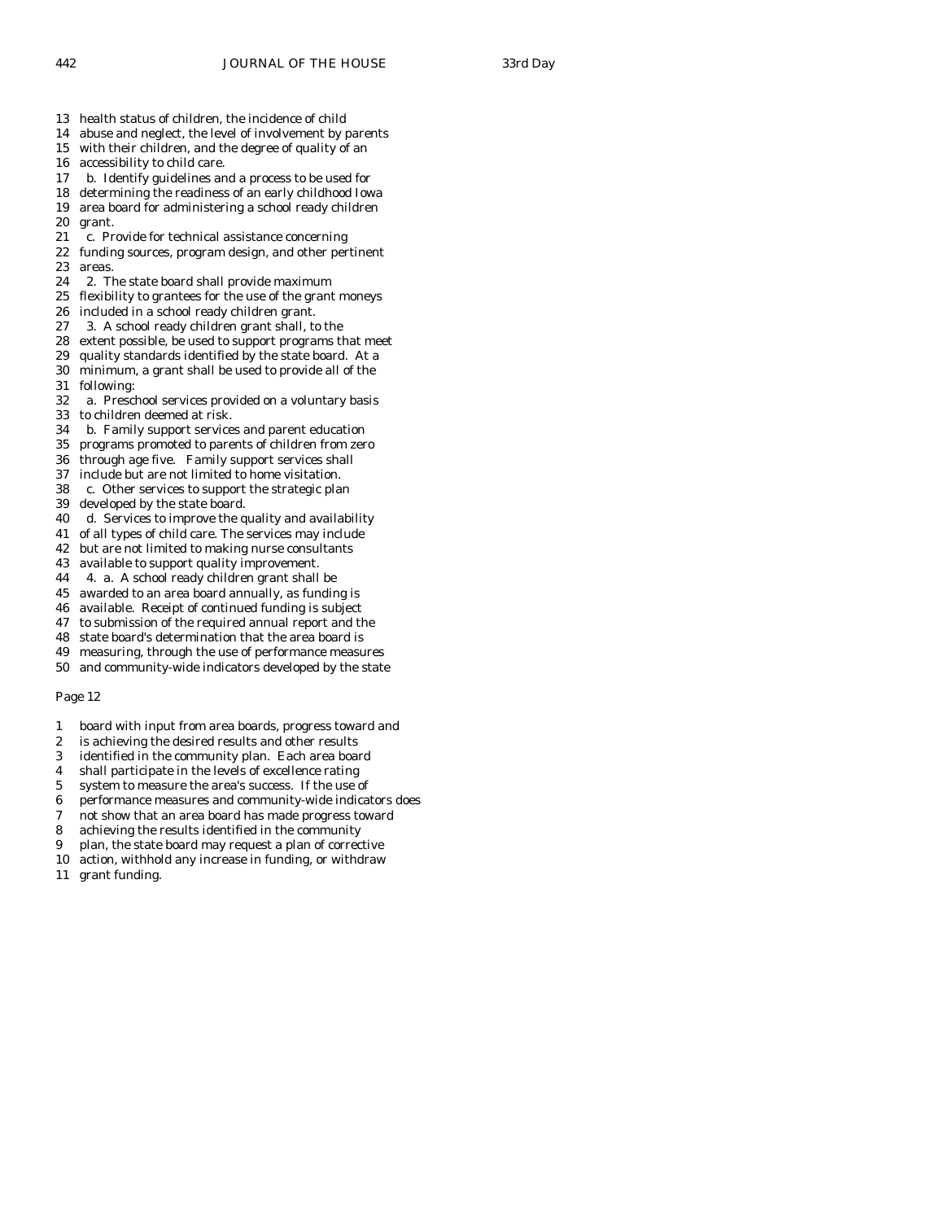13 health status of children, the incidence of child
14 abuse and neglect, the level of involvement by parents
15 with their children, and the degree of quality of an
16 accessibility to child care.
17 b. Identify guidelines and a process to be used for
18 determining the readiness of an early childhood Iowa
19 area board for administering a school ready children
20 grant.
21 c. Provide for technical assistance concerning
22 funding sources, program design, and other pertinent
23 areas.
24 2. The state board shall provide maximum
25 flexibility to grantees for the use of the grant moneys
26 included in a school ready children grant.
27 3. A school ready children grant shall, to the
28 extent possible, be used to support programs that meet
29 quality standards identified by the state board. At a
30 minimum, a grant shall be used to provide all of the
31 following:
32 a. Preschool services provided on a voluntary basis
33 to children deemed at risk.
34 b. Family support services and parent education
35 programs promoted to parents of children from zero
36 through age five. Family support services shall
37 include but are not limited to home visitation.
38 c. Other services to support the strategic plan
39 developed by the state board.
40 d. Services to improve the quality and availability
41 of all types of child care. The services may include
42 but are not limited to making nurse consultants
43 available to support quality improvement.
44 4. a. A school ready children grant shall be
45 awarded to an area board annually, as funding is
46 available. Receipt of continued funding is subject
47 to submission of the required annual report and the
48 state board's determination that the area board is
49 measuring, through the use of performance measures
50 and community-wide indicators developed by the state

Page 12

1 board with input from area boards, progress toward and
2 is achieving the desired results and other results
3 identified in the community plan. Each area board
4 shall participate in the levels of excellence rating
5 system to measure the area's success. If the use of
6 performance measures and community-wide indicators does
7 not show that an area board has made progress toward
8 achieving the results identified in the community
9 plan, the state board may request a plan of corrective
10 action, withhold any increase in funding, or withdraw
11 grant funding.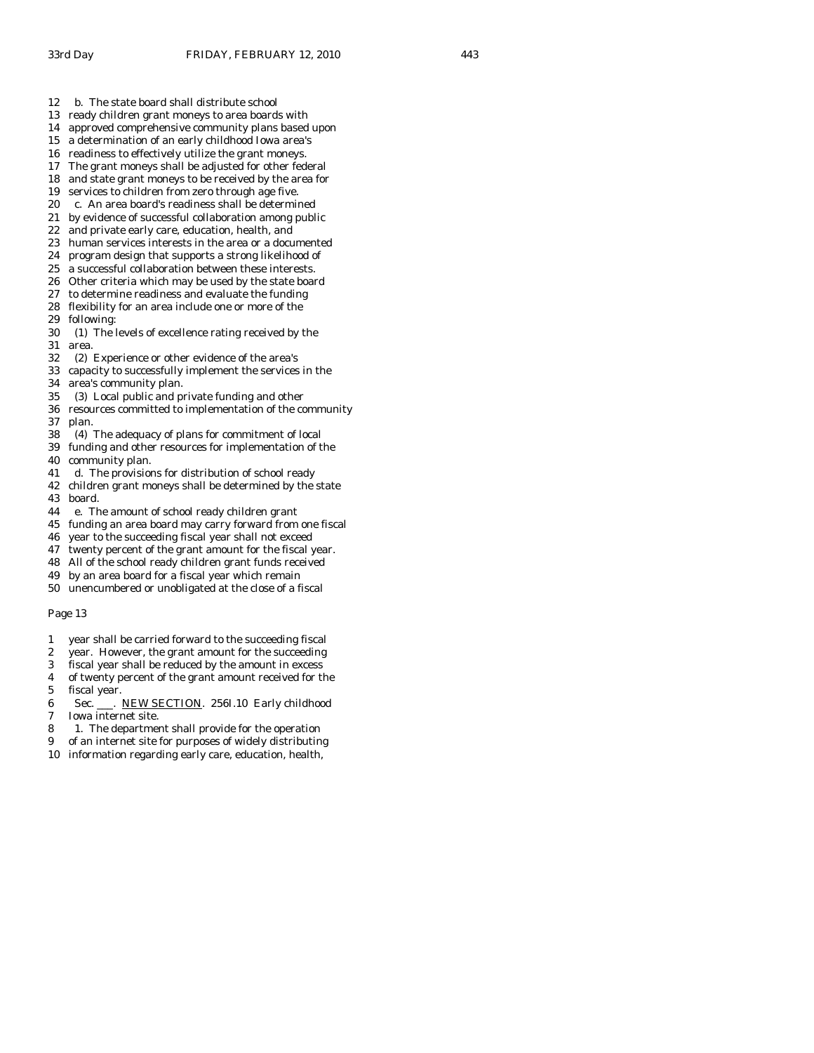b. The state board shall distribute school ready children grant moneys to area boards with approved comprehensive community plans based upon a determination of an early childhood Iowa area's readiness to effectively utilize the grant moneys. The grant moneys shall be adjusted for other federal and state grant moneys to be received by the area for services to children from zero through age five.

c. An area board's readiness shall be determined by evidence of successful collaboration among public and private early care, education, health, and human services interests in the area or a documented program design that supports a strong likelihood of a successful collaboration between these interests. Other criteria which may be used by the state board to determine readiness and evaluate the funding flexibility for an area include one or more of the following:

(1) The levels of excellence rating received by the area.

(2) Experience or other evidence of the area's capacity to successfully implement the services in the area's community plan.

(3) Local public and private funding and other resources committed to implementation of the community plan.

(4) The adequacy of plans for commitment of local funding and other resources for implementation of the community plan.

d. The provisions for distribution of school ready children grant moneys shall be determined by the state board.

e. The amount of school ready children grant funding an area board may carry forward from one fiscal year to the succeeding fiscal year shall not exceed twenty percent of the grant amount for the fiscal year. All of the school ready children grant funds received by an area board for a fiscal year which remain unencumbered or unobligated at the close of a fiscal

Page 13

year shall be carried forward to the succeeding fiscal year. However, the grant amount for the succeeding fiscal year shall be reduced by the amount in excess of twenty percent of the grant amount received for the fiscal year.

Sec. ___. NEW SECTION. 256I.10 Early childhood Iowa internet site.

1. The department shall provide for the operation of an internet site for purposes of widely distributing information regarding early care, education, health,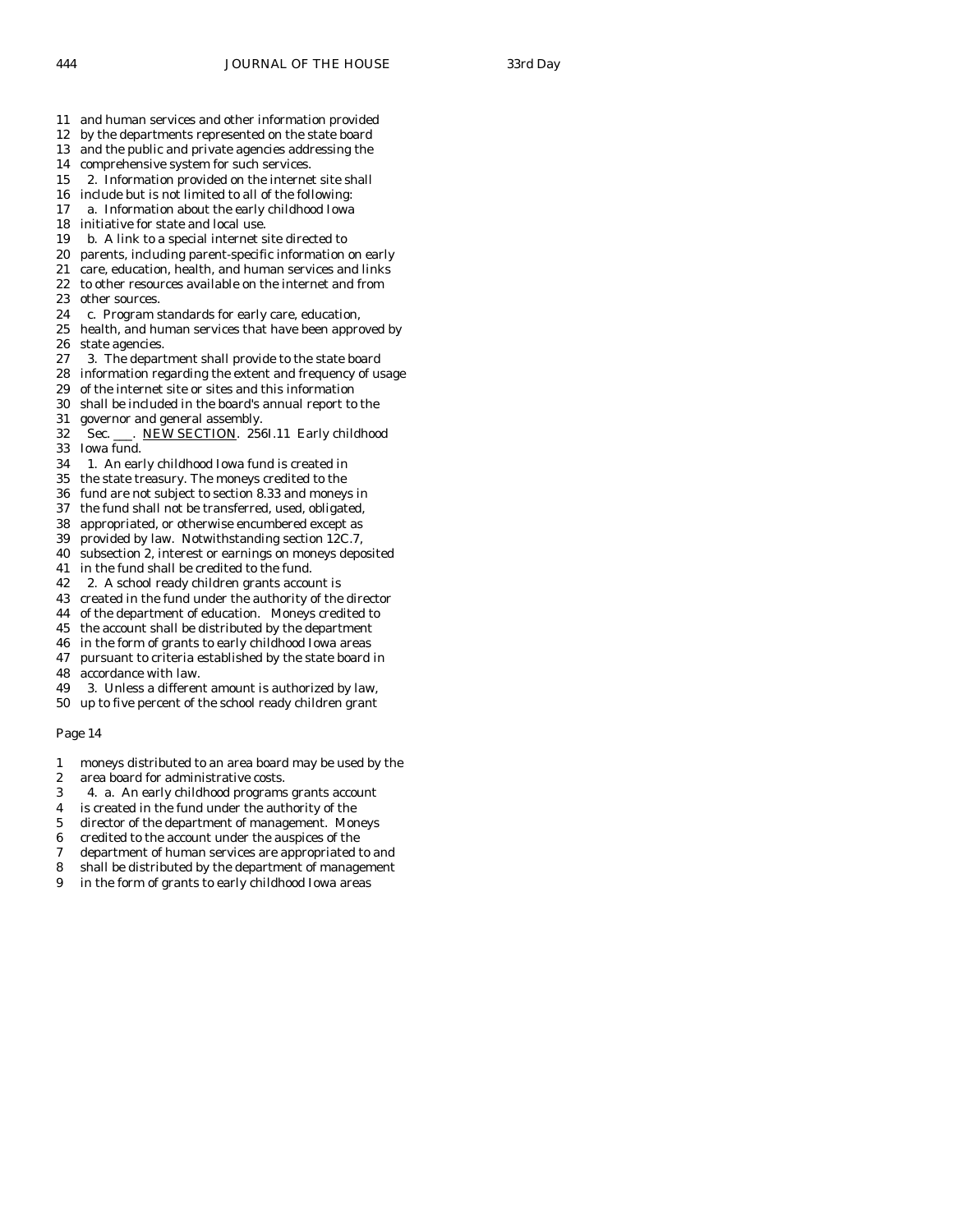11 and human services and other information provided
12 by the departments represented on the state board
13 and the public and private agencies addressing the
14 comprehensive system for such services.
15 2. Information provided on the internet site shall
16 include but is not limited to all of the following:
17 a. Information about the early childhood Iowa
18 initiative for state and local use.
19 b. A link to a special internet site directed to
20 parents, including parent-specific information on early
21 care, education, health, and human services and links
22 to other resources available on the internet and from
23 other sources.
24 c. Program standards for early care, education,
25 health, and human services that have been approved by
26 state agencies.
27 3. The department shall provide to the state board
28 information regarding the extent and frequency of usage
29 of the internet site or sites and this information
30 shall be included in the board's annual report to the
31 governor and general assembly.
32 Sec. ___. NEW SECTION. 256I.11 Early childhood
33 Iowa fund.
34 1. An early childhood Iowa fund is created in
35 the state treasury. The moneys credited to the
36 fund are not subject to section 8.33 and moneys in
37 the fund shall not be transferred, used, obligated,
38 appropriated, or otherwise encumbered except as
39 provided by law. Notwithstanding section 12C.7,
40 subsection 2, interest or earnings on moneys deposited
41 in the fund shall be credited to the fund.
42 2. A school ready children grants account is
43 created in the fund under the authority of the director
44 of the department of education. Moneys credited to
45 the account shall be distributed by the department
46 in the form of grants to early childhood Iowa areas
47 pursuant to criteria established by the state board in
48 accordance with law.
49 3. Unless a different amount is authorized by law,
50 up to five percent of the school ready children grant

Page 14

1 moneys distributed to an area board may be used by the
2 area board for administrative costs.
3 4. a. An early childhood programs grants account
4 is created in the fund under the authority of the
5 director of the department of management. Moneys
6 credited to the account under the auspices of the
7 department of human services are appropriated to and
8 shall be distributed by the department of management
9 in the form of grants to early childhood Iowa areas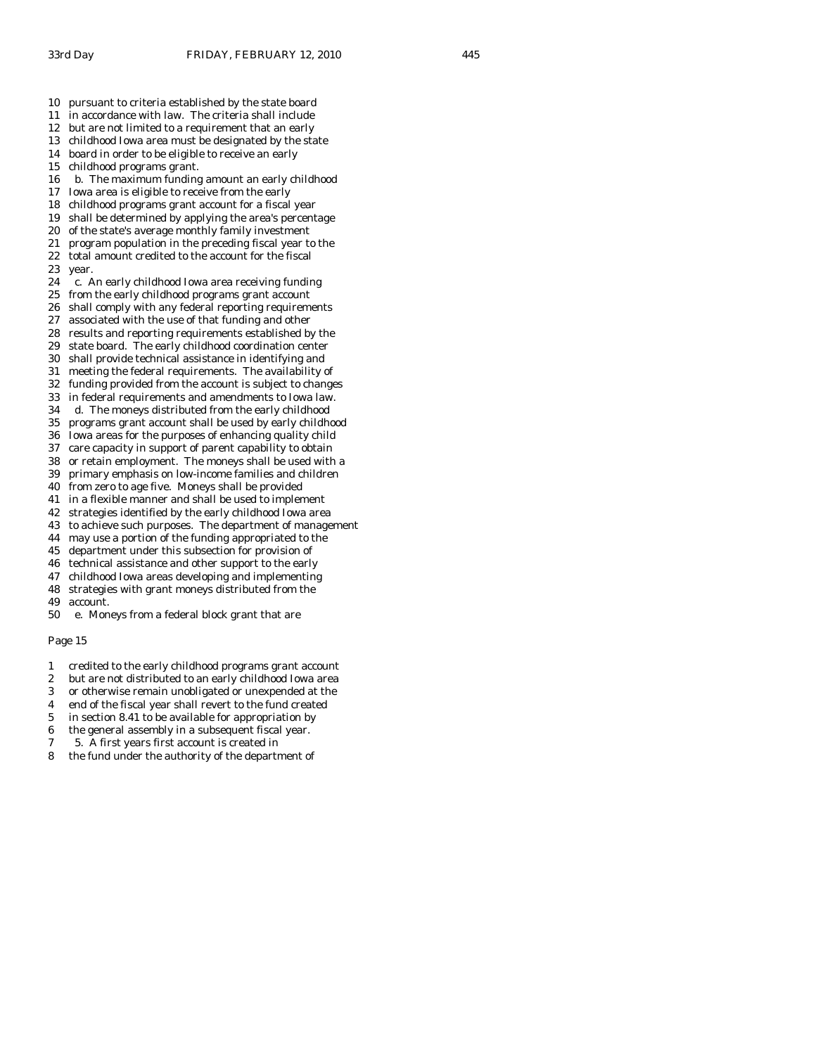10 pursuant to criteria established by the state board
11 in accordance with law. The criteria shall include
12 but are not limited to a requirement that an early
13 childhood Iowa area must be designated by the state
14 board in order to be eligible to receive an early
15 childhood programs grant.
16 b. The maximum funding amount an early childhood
17 Iowa area is eligible to receive from the early
18 childhood programs grant account for a fiscal year
19 shall be determined by applying the area's percentage
20 of the state's average monthly family investment
21 program population in the preceding fiscal year to the
22 total amount credited to the account for the fiscal
23 year.
24 c. An early childhood Iowa area receiving funding
25 from the early childhood programs grant account
26 shall comply with any federal reporting requirements
27 associated with the use of that funding and other
28 results and reporting requirements established by the
29 state board. The early childhood coordination center
30 shall provide technical assistance in identifying and
31 meeting the federal requirements. The availability of
32 funding provided from the account is subject to changes
33 in federal requirements and amendments to Iowa law.
34 d. The moneys distributed from the early childhood
35 programs grant account shall be used by early childhood
36 Iowa areas for the purposes of enhancing quality child
37 care capacity in support of parent capability to obtain
38 or retain employment. The moneys shall be used with a
39 primary emphasis on low-income families and children
40 from zero to age five. Moneys shall be provided
41 in a flexible manner and shall be used to implement
42 strategies identified by the early childhood Iowa area
43 to achieve such purposes. The department of management
44 may use a portion of the funding appropriated to the
45 department under this subsection for provision of
46 technical assistance and other support to the early
47 childhood Iowa areas developing and implementing
48 strategies with grant moneys distributed from the
49 account.
50 e. Moneys from a federal block grant that are

Page 15

1 credited to the early childhood programs grant account
2 but are not distributed to an early childhood Iowa area
3 or otherwise remain unobligated or unexpended at the
4 end of the fiscal year shall revert to the fund created
5 in section 8.41 to be available for appropriation by
6 the general assembly in a subsequent fiscal year.
7 5. A first years first account is created in
8 the fund under the authority of the department of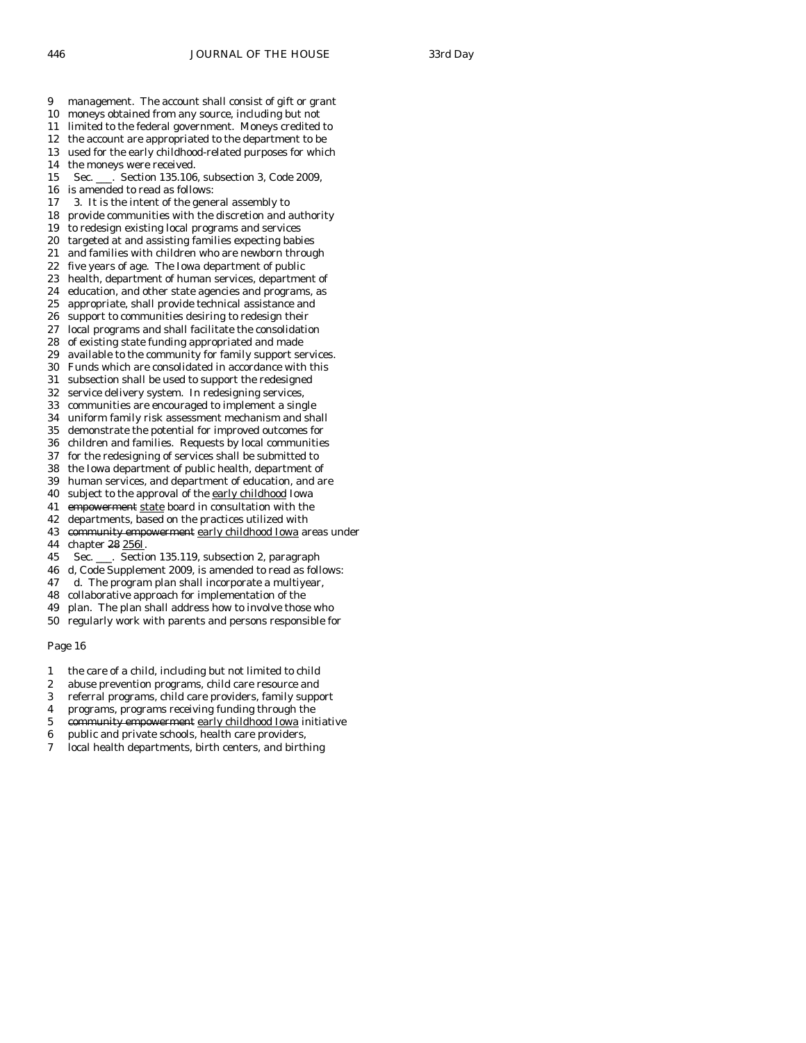9 management. The account shall consist of gift or grant
10 moneys obtained from any source, including but not
11 limited to the federal government. Moneys credited to
12 the account are appropriated to the department to be
13 used for the early childhood-related purposes for which
14 the moneys were received.
15 Sec. ___. Section 135.106, subsection 3, Code 2009,
16 is amended to read as follows:
17 3. It is the intent of the general assembly to
18 provide communities with the discretion and authority
19 to redesign existing local programs and services
20 targeted at and assisting families expecting babies
21 and families with children who are newborn through
22 five years of age. The Iowa department of public
23 health, department of human services, department of
24 education, and other state agencies and programs, as
25 appropriate, shall provide technical assistance and
26 support to communities desiring to redesign their
27 local programs and shall facilitate the consolidation
28 of existing state funding appropriated and made
29 available to the community for family support services.
30 Funds which are consolidated in accordance with this
31 subsection shall be used to support the redesigned
32 service delivery system. In redesigning services,
33 communities are encouraged to implement a single
34 uniform family risk assessment mechanism and shall
35 demonstrate the potential for improved outcomes for
36 children and families. Requests by local communities
37 for the redesigning of services shall be submitted to
38 the Iowa department of public health, department of
39 human services, and department of education, and are
40 subject to the approval of the early childhood Iowa
41 ~~empowerment~~ state board in consultation with the
42 departments, based on the practices utilized with
43 ~~community empowerment~~ early childhood Iowa areas under
44 chapter ~~28~~ 256I.
45 Sec. ___. Section 135.119, subsection 2, paragraph
46 d, Code Supplement 2009, is amended to read as follows:
47 d. The program plan shall incorporate a multiyear,
48 collaborative approach for implementation of the
49 plan. The plan shall address how to involve those who
50 regularly work with parents and persons responsible for

Page 16

1 the care of a child, including but not limited to child
2 abuse prevention programs, child care resource and
3 referral programs, child care providers, family support
4 programs, programs receiving funding through the
5 ~~community empowerment~~ early childhood Iowa initiative
6 public and private schools, health care providers,
7 local health departments, birth centers, and birthing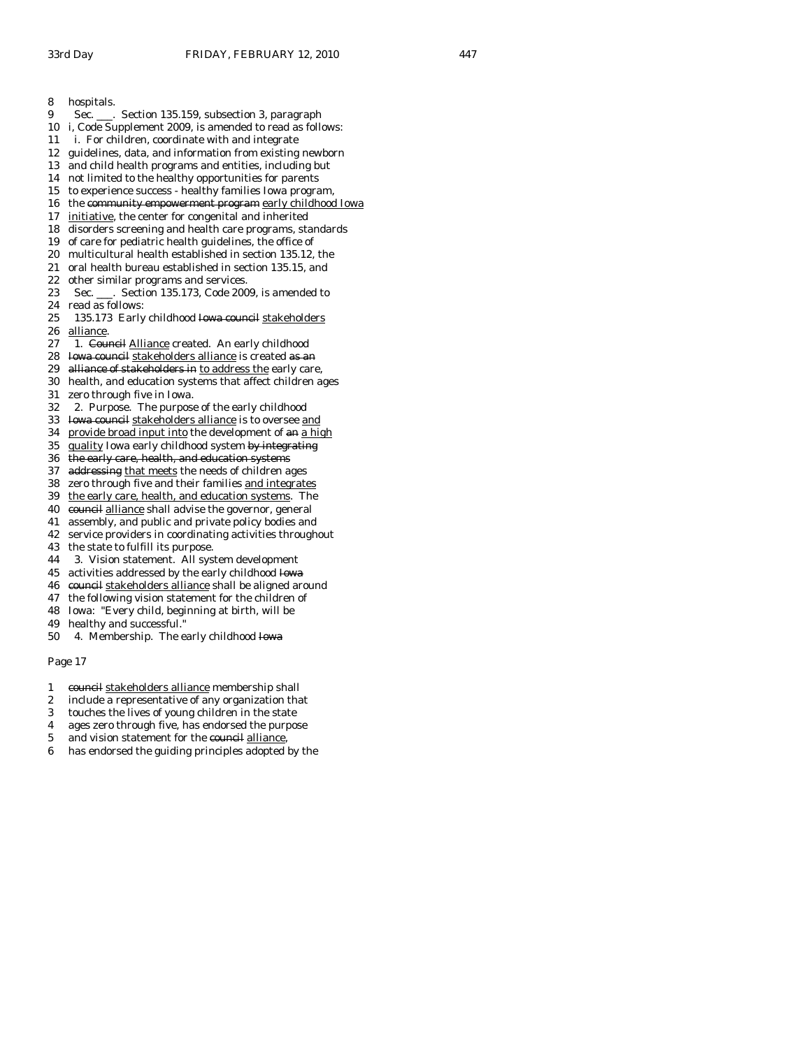8 hospitals.

9 Sec. \_\_\_. Section 135.159, subsection 3, paragraph
10 i, Code Supplement 2009, is amended to read as follows:
11 i. For children, coordinate with and integrate
12 guidelines, data, and information from existing newborn
13 and child health programs and entities, including but
14 not limited to the healthy opportunities for parents
15 to experience success - healthy families Iowa program,
16 the ~~community empowerment program~~ early childhood Iowa
17 initiative, the center for congenital and inherited
18 disorders screening and health care programs, standards
19 of care for pediatric health guidelines, the office of
20 multicultural health established in section 135.12, the
21 oral health bureau established in section 135.15, and
22 other similar programs and services.

23 Sec. \_\_\_. Section 135.173, Code 2009, is amended to
24 read as follows:
25 135.173 Early childhood ~~Iowa council~~ stakeholders
26 alliance.
27 1. ~~Council~~ Alliance created. An early childhood
28 ~~Iowa council~~ stakeholders alliance is created ~~as an~~
29 ~~alliance of stakeholders in~~ to address the early care,
30 health, and education systems that affect children ages
31 zero through five in Iowa.
32 2. Purpose. The purpose of the early childhood
33 ~~Iowa council~~ stakeholders alliance is to oversee and
34 provide broad input into the development of ~~an~~ a high
35 quality Iowa early childhood system ~~by integrating~~
36 ~~the early care, health, and education systems~~
37 ~~addressing~~ that meets the needs of children ages
38 zero through five and their families and integrates
39 the early care, health, and education systems. The
40 ~~council~~ alliance shall advise the governor, general
41 assembly, and public and private policy bodies and
42 service providers in coordinating activities throughout
43 the state to fulfill its purpose.
44 3. Vision statement. All system development
45 activities addressed by the early childhood ~~Iowa~~
46 ~~council~~ stakeholders alliance shall be aligned around
47 the following vision statement for the children of
48 Iowa: "Every child, beginning at birth, will be
49 healthy and successful."
50 4. Membership. The early childhood ~~Iowa~~

Page 17

1 ~~council~~ stakeholders alliance membership shall
2 include a representative of any organization that
3 touches the lives of young children in the state
4 ages zero through five, has endorsed the purpose
5 and vision statement for the ~~council~~ alliance,
6 has endorsed the guiding principles adopted by the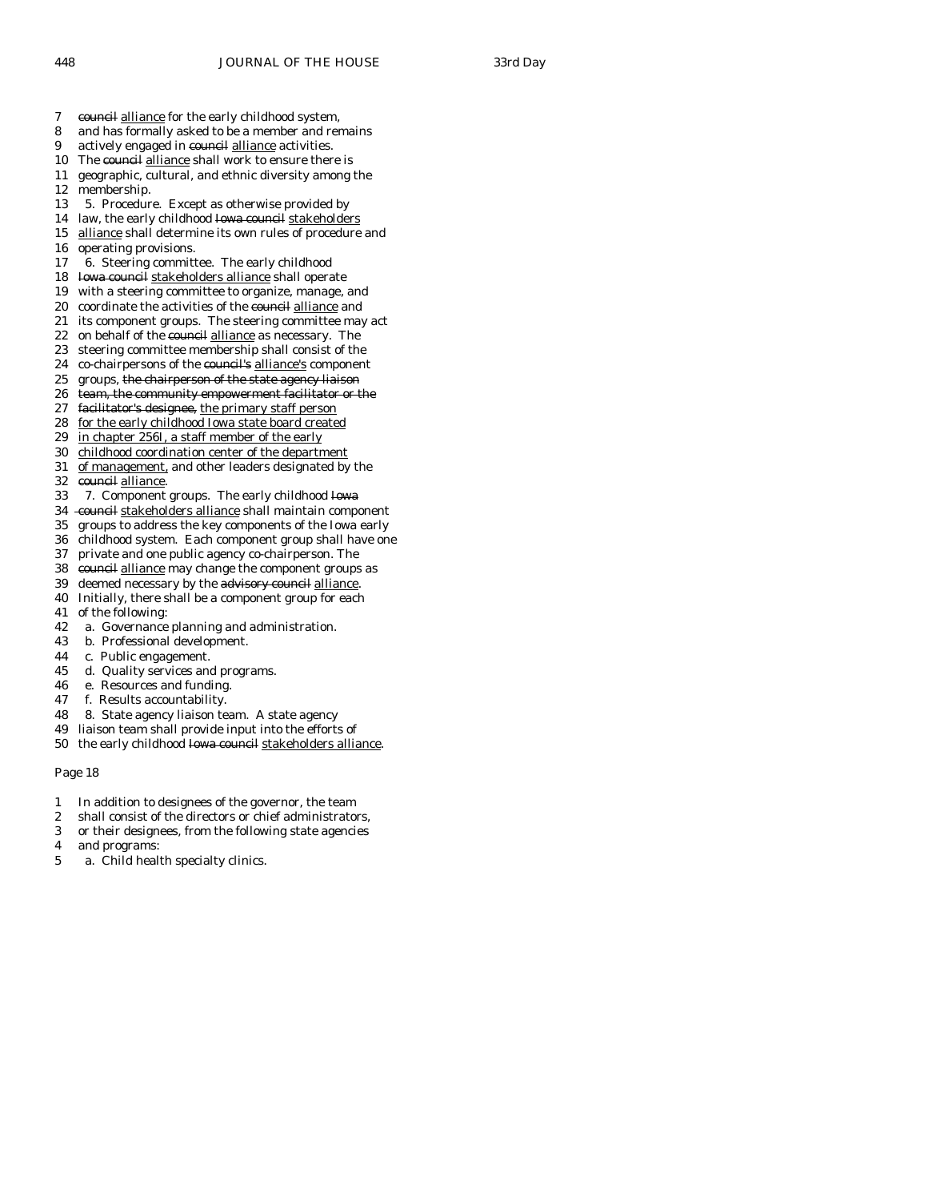7 ~~council~~ <u>alliance</u> for the early childhood system,
8 and has formally asked to be a member and remains
9 actively engaged in ~~council~~ <u>alliance</u> activities.
10 The ~~council~~ <u>alliance</u> shall work to ensure there is
11 geographic, cultural, and ethnic diversity among the
12 membership.
13 5. Procedure. Except as otherwise provided by
14 law, the early childhood ~~Iowa council~~ <u>stakeholders</u>
15 <u>alliance</u> shall determine its own rules of procedure and
16 operating provisions.
17 6. Steering committee. The early childhood
18 ~~Iowa council~~ <u>stakeholders alliance</u> shall operate
19 with a steering committee to organize, manage, and
20 coordinate the activities of the ~~council~~ <u>alliance</u> and
21 its component groups. The steering committee may act
22 on behalf of the ~~council~~ <u>alliance</u> as necessary. The
23 steering committee membership shall consist of the
24 co-chairpersons of the ~~council's~~ <u>alliance's</u> component
25 groups, ~~the chairperson of the state agency liaison~~
26 ~~team, the community empowerment facilitator or the~~
27 ~~facilitator's designee,~~ <u>the primary staff person</u>
28 <u>for the early childhood Iowa state board created</u>
29 <u>in chapter 256I, a staff member of the early</u>
30 <u>childhood coordination center of the department</u>
31 <u>of management,</u> and other leaders designated by the
32 ~~council~~ <u>alliance</u>.
33 7. Component groups. The early childhood ~~Iowa~~
34 ~~council~~ <u>stakeholders alliance</u> shall maintain component
35 groups to address the key components of the Iowa early
36 childhood system. Each component group shall have one
37 private and one public agency co-chairperson. The
38 ~~council~~ <u>alliance</u> may change the component groups as
39 deemed necessary by the ~~advisory council~~ <u>alliance</u>.
40 Initially, there shall be a component group for each
41 of the following:
42 a. Governance planning and administration.
43 b. Professional development.
44 c. Public engagement.
45 d. Quality services and programs.
46 e. Resources and funding.
47 f. Results accountability.
48 8. State agency liaison team. A state agency
49 liaison team shall provide input into the efforts of
50 the early childhood ~~Iowa council~~ <u>stakeholders alliance</u>.

Page 18

1 In addition to designees of the governor, the team
2 shall consist of the directors or chief administrators,
3 or their designees, from the following state agencies
4 and programs:
5 a. Child health specialty clinics.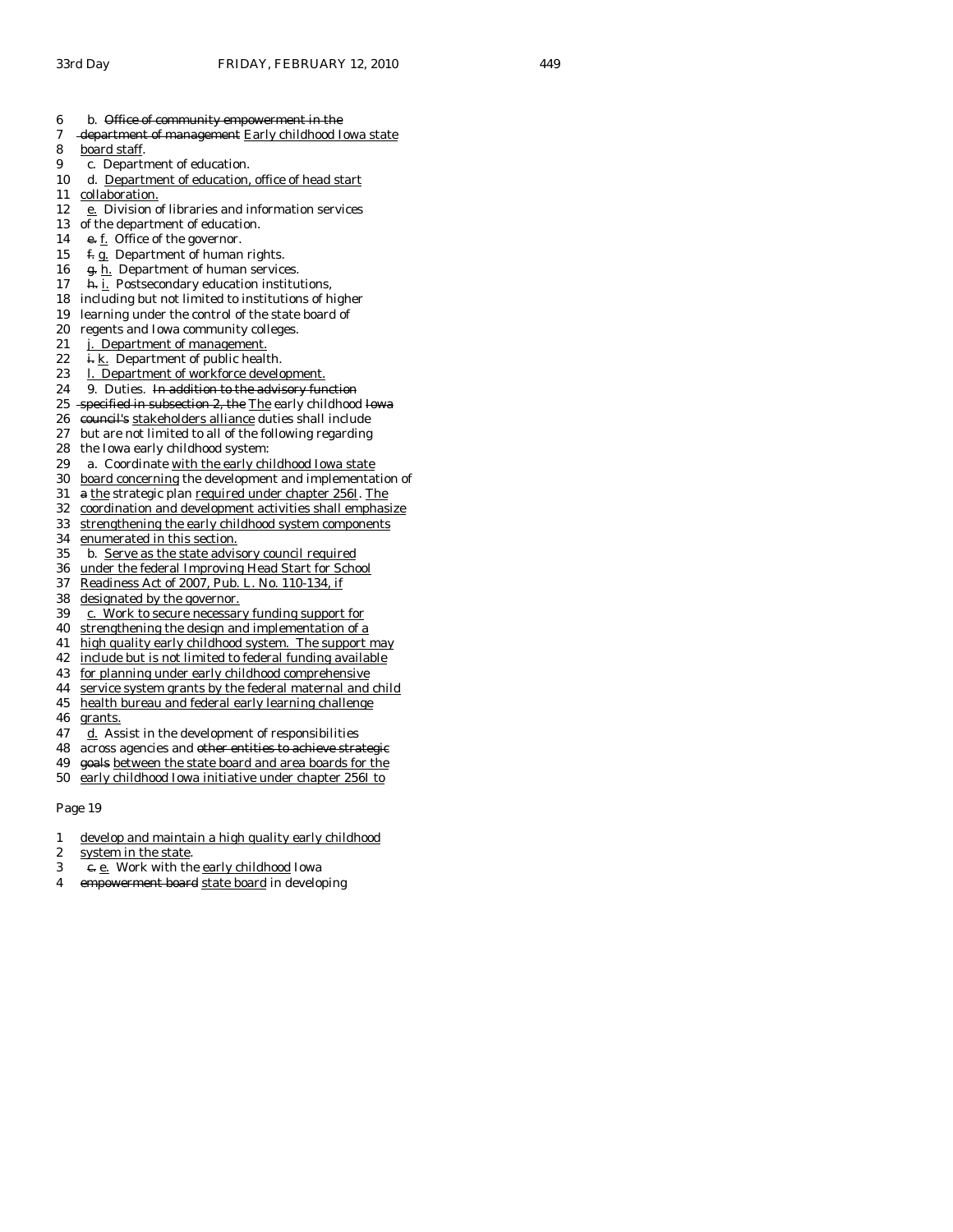6 b. ~~Office of community empowerment in the~~
7 ~~department of management~~ <u>Early childhood Iowa state</u>
8 <u>board staff</u>.
9 c. Department of education.
10 d. <u>Department of education, office of head start</u>
11 <u>collaboration.</u>
12 <u>e.</u> Division of libraries and information services
13 of the department of education.
14 ~~e.~~ <u>f.</u> Office of the governor.
15 ~~f.~~ <u>g.</u> Department of human rights.
16 ~~g.~~ <u>h.</u> Department of human services.
17 ~~h.~~ <u>i.</u> Postsecondary education institutions,
18 including but not limited to institutions of higher
19 learning under the control of the state board of
20 regents and Iowa community colleges.
21 <u>j. Department of management.</u>
22 ~~i.~~ <u>k.</u> Department of public health.
23 <u>l. Department of workforce development.</u>
24 9. Duties. ~~In addition to the advisory function~~
25 ~~specified in subsection 2, the~~ <u>The</u> early childhood ~~Iowa~~
26 ~~council's~~ <u>stakeholders alliance</u> duties shall include
27 but are not limited to all of the following regarding
28 the Iowa early childhood system:
29 a. Coordinate <u>with the early childhood Iowa state</u>
30 <u>board concerning</u> the development and implementation of
31 ~~a~~ <u>the</u> strategic plan <u>required under chapter 256I</u>. <u>The</u>
32 <u>coordination and development activities shall emphasize</u>
33 <u>strengthening the early childhood system components</u>
34 <u>enumerated in this section.</u>
35 b. <u>Serve as the state advisory council required</u>
36 <u>under the federal Improving Head Start for School</u>
37 <u>Readiness Act of 2007, Pub. L. No. 110-134, if</u>
38 <u>designated by the governor.</u>
39 <u>c. Work to secure necessary funding support for</u>
40 <u>strengthening the design and implementation of a</u>
41 <u>high quality early childhood system. The support may</u>
42 <u>include but is not limited to federal funding available</u>
43 <u>for planning under early childhood comprehensive</u>
44 <u>service system grants by the federal maternal and child</u>
45 <u>health bureau and federal early learning challenge</u>
46 <u>grants.</u>
47 <u>d.</u> Assist in the development of responsibilities
48 across agencies and ~~other entities to achieve strategic~~
49 ~~goals~~ <u>between the state board and area boards for the</u>
50 <u>early childhood Iowa initiative under chapter 256I to</u>

Page 19

1 <u>develop and maintain a high quality early childhood</u>
2 <u>system in the state</u>.
3 ~~c.~~ <u>e.</u> Work with the <u>early childhood</u> Iowa
4 ~~empowerment board~~ <u>state board</u> in developing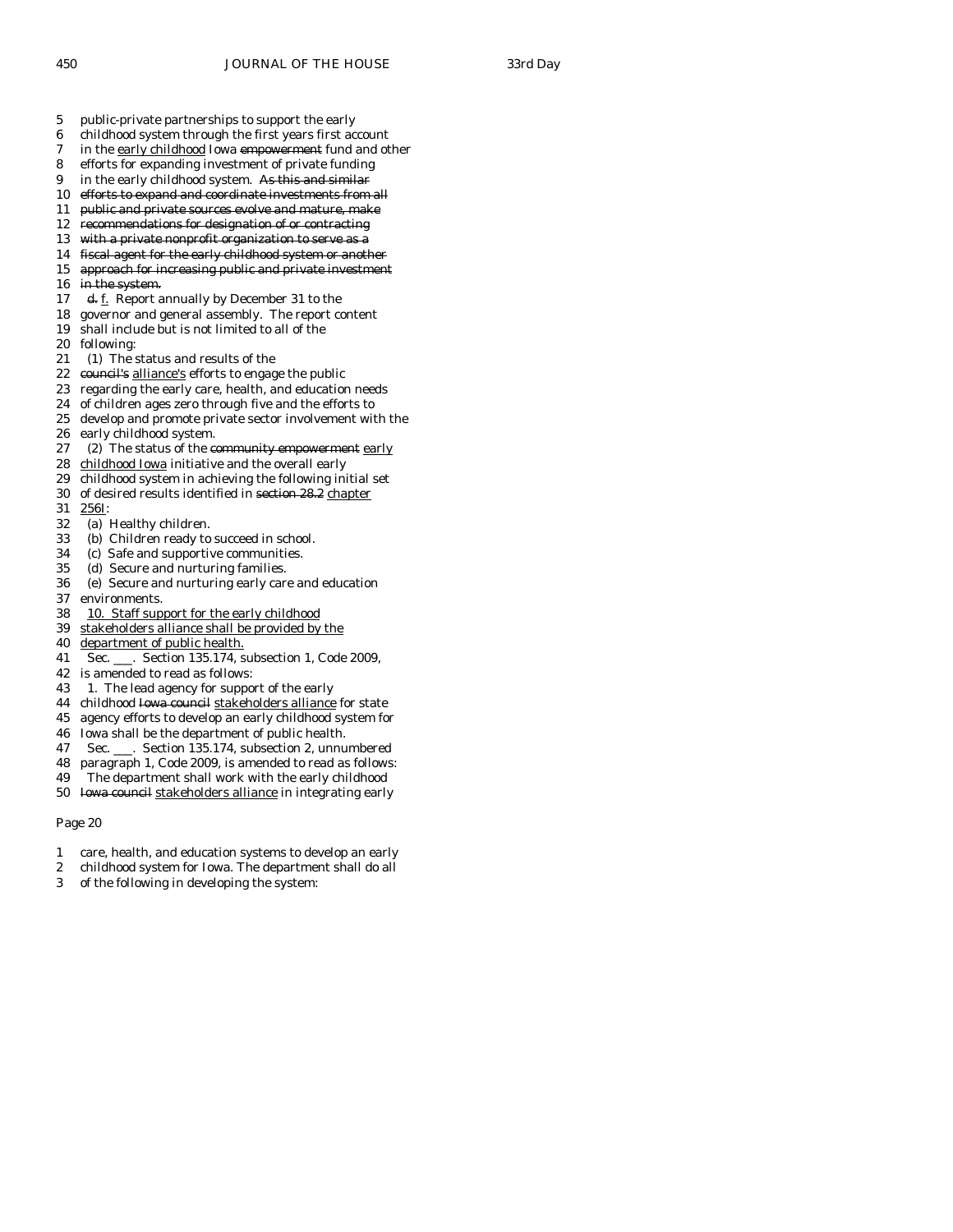5 public-private partnerships to support the early
6 childhood system through the first years first account
7 in the <u>early childhood</u> Iowa ~~empowerment~~ fund and other
8 efforts for expanding investment of private funding
9 in the early childhood system. ~~As this and similar~~
10 ~~efforts to expand and coordinate investments from all~~
11 ~~public and private sources evolve and mature, make~~
12 ~~recommendations for designation of or contracting~~
13 ~~with a private nonprofit organization to serve as a~~
14 ~~fiscal agent for the early childhood system or another~~
15 ~~approach for increasing public and private investment~~
16 ~~in the system.~~
17 ~~d.~~ <u>f.</u> Report annually by December 31 to the
18 governor and general assembly. The report content
19 shall include but is not limited to all of the
20 following:
21 (1) The status and results of the
22 ~~council's~~ <u>alliance's</u> efforts to engage the public
23 regarding the early care, health, and education needs
24 of children ages zero through five and the efforts to
25 develop and promote private sector involvement with the
26 early childhood system.
27 (2) The status of the ~~community empowerment~~ <u>early</u>
28 <u>childhood Iowa</u> initiative and the overall early
29 childhood system in achieving the following initial set
30 of desired results identified in ~~section 28.2~~ <u>chapter</u>
31 <u>256I</u>:
32 (a) Healthy children.
33 (b) Children ready to succeed in school.
34 (c) Safe and supportive communities.
35 (d) Secure and nurturing families.
36 (e) Secure and nurturing early care and education
37 environments.
38 <u>10. Staff support for the early childhood</u>
39 <u>stakeholders alliance shall be provided by the</u>
40 <u>department of public health.</u>
41 Sec. ___. Section 135.174, subsection 1, Code 2009,
42 is amended to read as follows:
43 1. The lead agency for support of the early
44 childhood ~~Iowa council~~ <u>stakeholders alliance</u> for state
45 agency efforts to develop an early childhood system for
46 Iowa shall be the department of public health.
47 Sec. ___. Section 135.174, subsection 2, unnumbered
48 paragraph 1, Code 2009, is amended to read as follows:
49 The department shall work with the early childhood
50 ~~Iowa council~~ <u>stakeholders alliance</u> in integrating early

Page 20

1 care, health, and education systems to develop an early
2 childhood system for Iowa. The department shall do all
3 of the following in developing the system: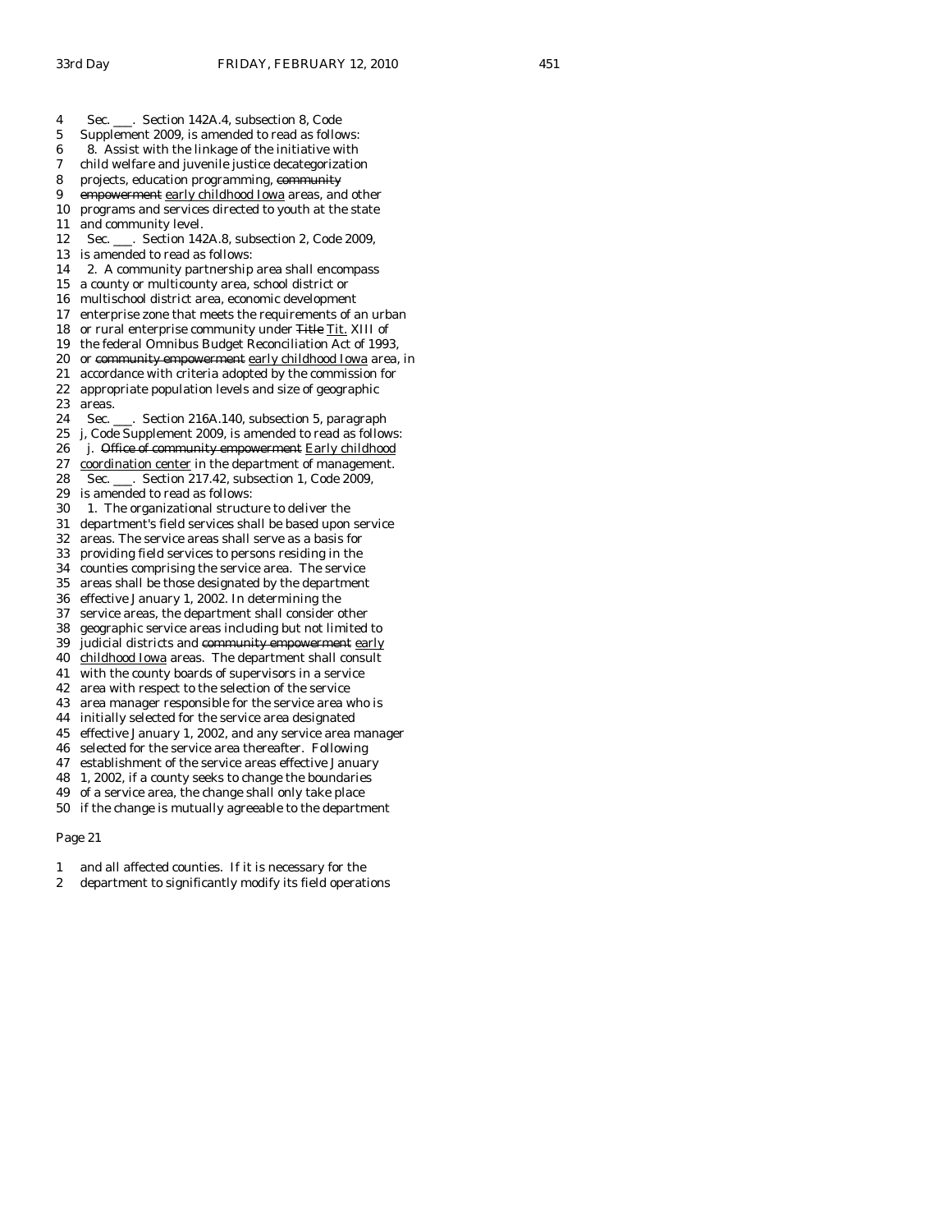4 Sec. ___. Section 142A.4, subsection 8, Code
5 Supplement 2009, is amended to read as follows:
6 8. Assist with the linkage of the initiative with
7 child welfare and juvenile justice decategorization
8 projects, education programming, ~~community~~
9 ~~empowerment~~ early childhood Iowa areas, and other
10 programs and services directed to youth at the state
11 and community level.
12 Sec. ___. Section 142A.8, subsection 2, Code 2009,
13 is amended to read as follows:
14 2. A community partnership area shall encompass
15 a county or multicounty area, school district or
16 multischool district area, economic development
17 enterprise zone that meets the requirements of an urban
18 or rural enterprise community under ~~Title~~ Tit. XIII of
19 the federal Omnibus Budget Reconciliation Act of 1993,
20 or ~~community empowerment~~ early childhood Iowa area, in
21 accordance with criteria adopted by the commission for
22 appropriate population levels and size of geographic
23 areas.
24 Sec. ___. Section 216A.140, subsection 5, paragraph
25 j, Code Supplement 2009, is amended to read as follows:
26 j. ~~Office of community empowerment~~ Early childhood
27 coordination center in the department of management.
28 Sec. ___. Section 217.42, subsection 1, Code 2009,
29 is amended to read as follows:
30 1. The organizational structure to deliver the
31 department's field services shall be based upon service
32 areas. The service areas shall serve as a basis for
33 providing field services to persons residing in the
34 counties comprising the service area. The service
35 areas shall be those designated by the department
36 effective January 1, 2002. In determining the
37 service areas, the department shall consider other
38 geographic service areas including but not limited to
39 judicial districts and ~~community empowerment~~ early
40 childhood Iowa areas. The department shall consult
41 with the county boards of supervisors in a service
42 area with respect to the selection of the service
43 area manager responsible for the service area who is
44 initially selected for the service area designated
45 effective January 1, 2002, and any service area manager
46 selected for the service area thereafter. Following
47 establishment of the service areas effective January
48 1, 2002, if a county seeks to change the boundaries
49 of a service area, the change shall only take place
50 if the change is mutually agreeable to the department

Page 21

1 and all affected counties. If it is necessary for the
2 department to significantly modify its field operations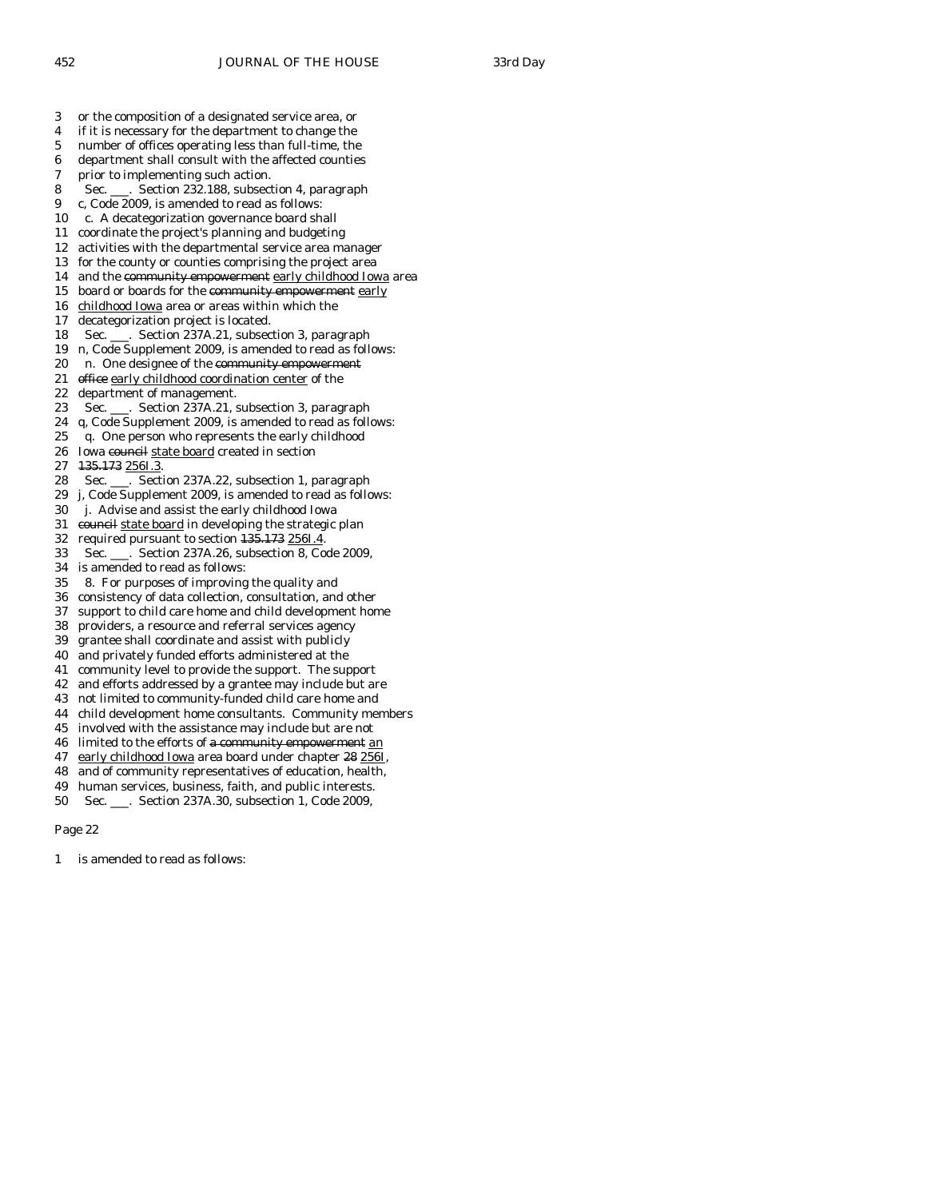3 or the composition of a designated service area, or
4 if it is necessary for the department to change the
5 number of offices operating less than full-time, the
6 department shall consult with the affected counties
7 prior to implementing such action.
8 Sec. ___. Section 232.188, subsection 4, paragraph
9 c, Code 2009, is amended to read as follows:
10 c. A decategorization governance board shall
11 coordinate the project's planning and budgeting
12 activities with the departmental service area manager
13 for the county or counties comprising the project area
14 and the ~~community empowerment~~ early childhood Iowa area
15 board or boards for the ~~community empowerment~~ early
16 childhood Iowa area or areas within which the
17 decategorization project is located.
18 Sec. ___. Section 237A.21, subsection 3, paragraph
19 n, Code Supplement 2009, is amended to read as follows:
20 n. One designee of the ~~community empowerment~~
21 ~~office~~ early childhood coordination center of the
22 department of management.
23 Sec. ___. Section 237A.21, subsection 3, paragraph
24 q, Code Supplement 2009, is amended to read as follows:
25 q. One person who represents the early childhood
26 Iowa ~~council~~ state board created in section
27 ~~135.173~~ 256I.3.
28 Sec. ___. Section 237A.22, subsection 1, paragraph
29 j, Code Supplement 2009, is amended to read as follows:
30 j. Advise and assist the early childhood Iowa
31 ~~council~~ state board in developing the strategic plan
32 required pursuant to section ~~135.173~~ 256I.4.
33 Sec. ___. Section 237A.26, subsection 8, Code 2009,
34 is amended to read as follows:
35 8. For purposes of improving the quality and
36 consistency of data collection, consultation, and other
37 support to child care home and child development home
38 providers, a resource and referral services agency
39 grantee shall coordinate and assist with publicly
40 and privately funded efforts administered at the
41 community level to provide the support. The support
42 and efforts addressed by a grantee may include but are
43 not limited to community-funded child care home and
44 child development home consultants. Community members
45 involved with the assistance may include but are not
46 limited to the efforts of ~~a community empowerment~~ an
47 early childhood Iowa area board under chapter ~~28~~ 256I,
48 and of community representatives of education, health,
49 human services, business, faith, and public interests.
50 Sec. ___. Section 237A.30, subsection 1, Code 2009,

Page 22

1 is amended to read as follows: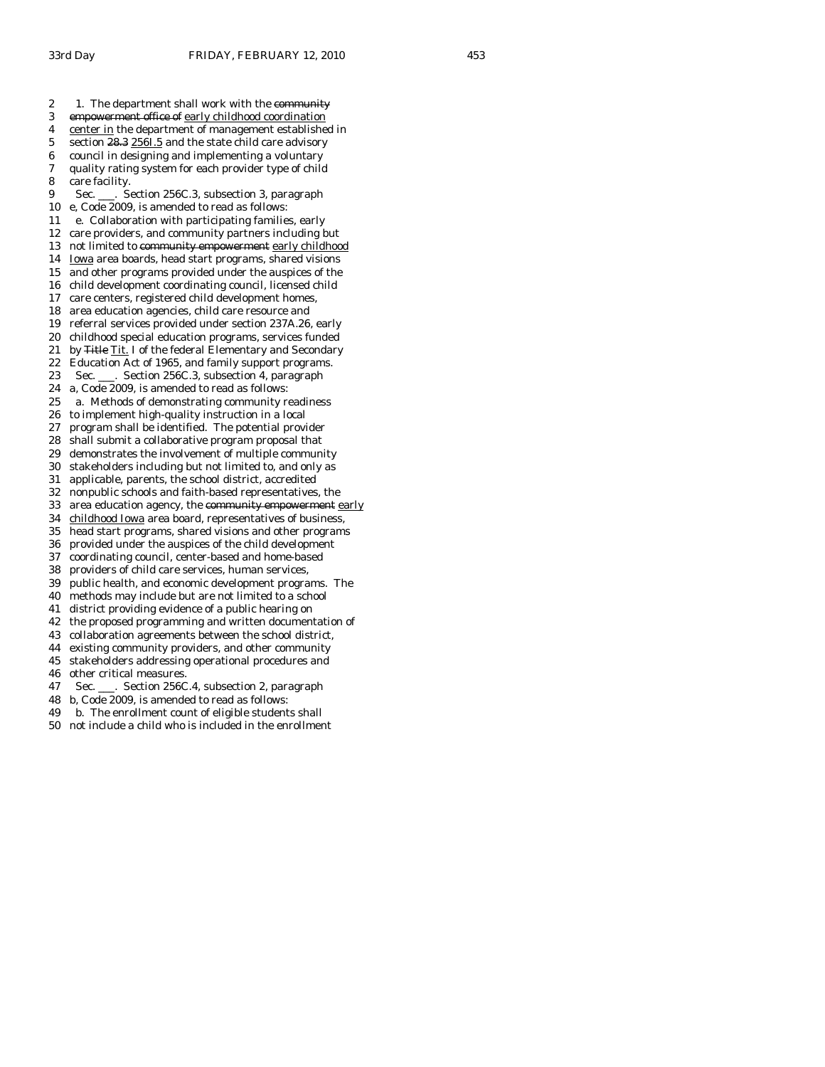2 1. The department shall work with the ~~community~~
3 ~~empowerment office of~~ early childhood coordination
4 center in the department of management established in
5 section ~~28.3~~ 256I.5 and the state child care advisory
6 council in designing and implementing a voluntary
7 quality rating system for each provider type of child
8 care facility.
9 Sec. ___. Section 256C.3, subsection 3, paragraph
10 e, Code 2009, is amended to read as follows:
11 e. Collaboration with participating families, early
12 care providers, and community partners including but
13 not limited to ~~community empowerment~~ early childhood
14 Iowa area boards, head start programs, shared visions
15 and other programs provided under the auspices of the
16 child development coordinating council, licensed child
17 care centers, registered child development homes,
18 area education agencies, child care resource and
19 referral services provided under section 237A.26, early
20 childhood special education programs, services funded
21 by ~~Title~~ Tit. I of the federal Elementary and Secondary
22 Education Act of 1965, and family support programs.
23 Sec. ___. Section 256C.3, subsection 4, paragraph
24 a, Code 2009, is amended to read as follows:
25 a. Methods of demonstrating community readiness
26 to implement high-quality instruction in a local
27 program shall be identified. The potential provider
28 shall submit a collaborative program proposal that
29 demonstrates the involvement of multiple community
30 stakeholders including but not limited to, and only as
31 applicable, parents, the school district, accredited
32 nonpublic schools and faith-based representatives, the
33 area education agency, the ~~community empowerment~~ early
34 childhood Iowa area board, representatives of business,
35 head start programs, shared visions and other programs
36 provided under the auspices of the child development
37 coordinating council, center-based and home-based
38 providers of child care services, human services,
39 public health, and economic development programs. The
40 methods may include but are not limited to a school
41 district providing evidence of a public hearing on
42 the proposed programming and written documentation of
43 collaboration agreements between the school district,
44 existing community providers, and other community
45 stakeholders addressing operational procedures and
46 other critical measures.
47 Sec. ___. Section 256C.4, subsection 2, paragraph
48 b, Code 2009, is amended to read as follows:
49 b. The enrollment count of eligible students shall
50 not include a child who is included in the enrollment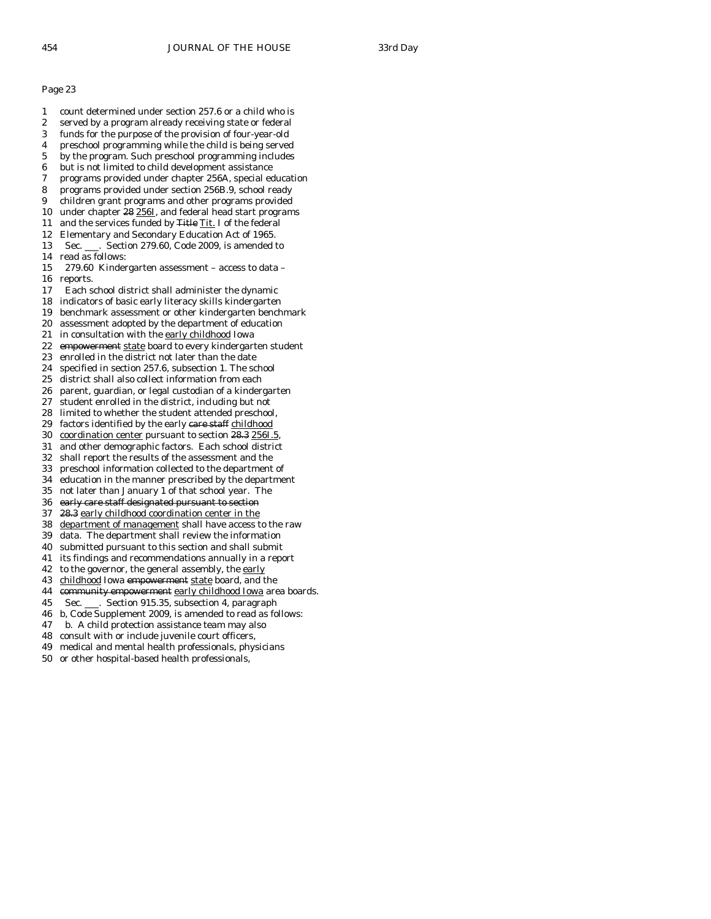Page 23

1 count determined under section 257.6 or a child who is
2 served by a program already receiving state or federal
3 funds for the purpose of the provision of four-year-old
4 preschool programming while the child is being served
5 by the program. Such preschool programming includes
6 but is not limited to child development assistance
7 programs provided under chapter 256A, special education
8 programs provided under section 256B.9, school ready
9 children grant programs and other programs provided
10 under chapter ~~28~~ <u>256I</u>, and federal head start programs
11 and the services funded by ~~Title~~ <u>Tit.</u> I of the federal
12 Elementary and Secondary Education Act of 1965.
13 Sec. \_\_\_. Section 279.60, Code 2009, is amended to
14 read as follows:
15 279.60 Kindergarten assessment – access to data –
16 reports.
17 Each school district shall administer the dynamic
18 indicators of basic early literacy skills kindergarten
19 benchmark assessment or other kindergarten benchmark
20 assessment adopted by the department of education
21 in consultation with the <u>early childhood</u> Iowa
22 ~~empowerment~~ <u>state</u> board to every kindergarten student
23 enrolled in the district not later than the date
24 specified in section 257.6, subsection 1. The school
25 district shall also collect information from each
26 parent, guardian, or legal custodian of a kindergarten
27 student enrolled in the district, including but not
28 limited to whether the student attended preschool,
29 factors identified by the early ~~care staff~~ <u>childhood</u>
30 <u>coordination center</u> pursuant to section ~~28.3~~ <u>256I.5</u>,
31 and other demographic factors. Each school district
32 shall report the results of the assessment and the
33 preschool information collected to the department of
34 education in the manner prescribed by the department
35 not later than January 1 of that school year. The
36 ~~early care staff designated pursuant to section~~
37 ~~28.3~~ <u>early childhood coordination center in the</u>
38 <u>department of management</u> shall have access to the raw
39 data. The department shall review the information
40 submitted pursuant to this section and shall submit
41 its findings and recommendations annually in a report
42 to the governor, the general assembly, the <u>early</u>
43 <u>childhood</u> Iowa ~~empowerment~~ <u>state</u> board, and the
44 ~~community empowerment~~ <u>early childhood Iowa</u> area boards.
45 Sec. \_\_\_. Section 915.35, subsection 4, paragraph
46 b, Code Supplement 2009, is amended to read as follows:
47 b. A child protection assistance team may also
48 consult with or include juvenile court officers,
49 medical and mental health professionals, physicians
50 or other hospital-based health professionals,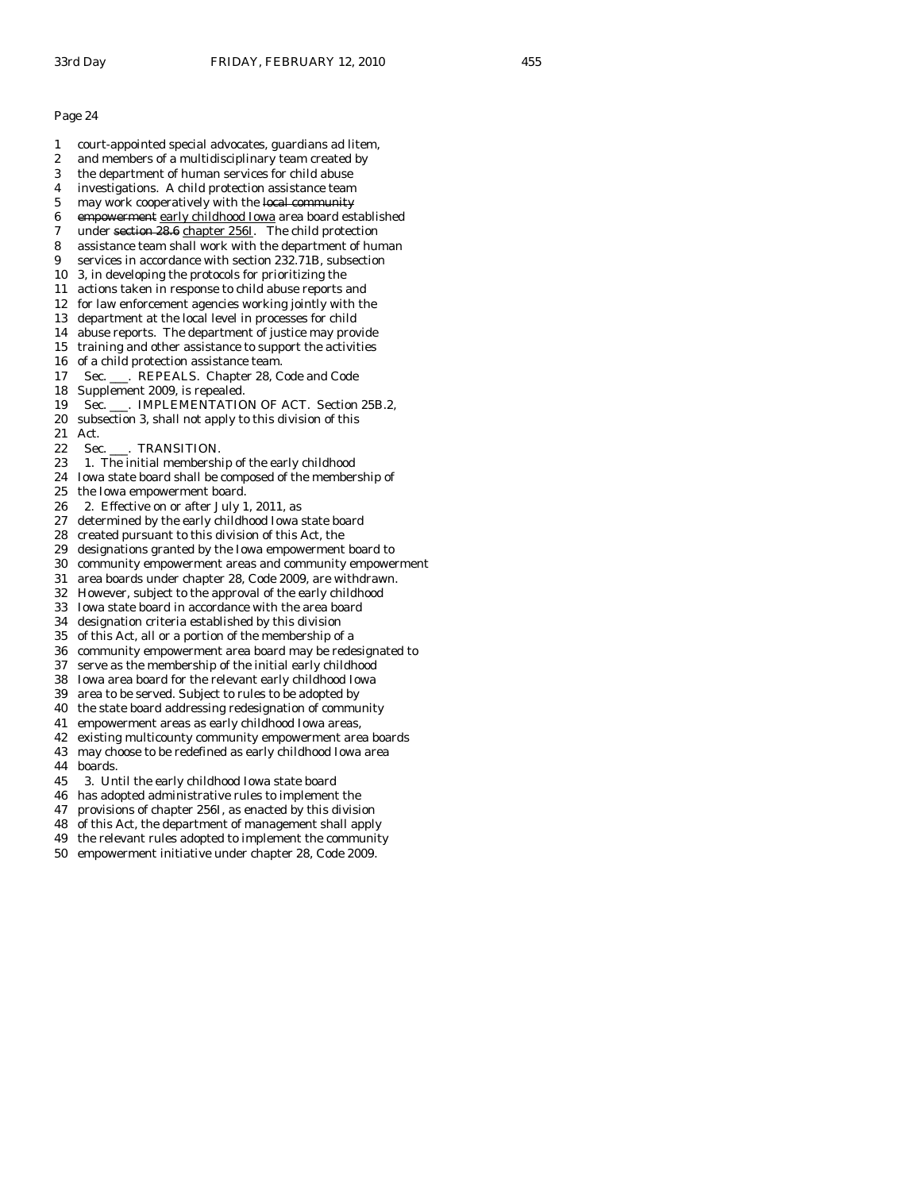Page 24

1 court-appointed special advocates, guardians ad litem,
2 and members of a multidisciplinary team created by
3 the department of human services for child abuse
4 investigations. A child protection assistance team
5 may work cooperatively with the ~~local community~~
6 ~~empowerment~~ early childhood Iowa area board established
7 under ~~section 28.6~~ chapter 256I. The child protection
8 assistance team shall work with the department of human
9 services in accordance with section 232.71B, subsection
10 3, in developing the protocols for prioritizing the
11 actions taken in response to child abuse reports and
12 for law enforcement agencies working jointly with the
13 department at the local level in processes for child
14 abuse reports. The department of justice may provide
15 training and other assistance to support the activities
16 of a child protection assistance team.
17 Sec. ___. REPEALS. Chapter 28, Code and Code
18 Supplement 2009, is repealed.
19 Sec. ___. IMPLEMENTATION OF ACT. Section 25B.2,
20 subsection 3, shall not apply to this division of this
21 Act.
22 Sec. ___. TRANSITION.
23 1. The initial membership of the early childhood
24 Iowa state board shall be composed of the membership of
25 the Iowa empowerment board.
26 2. Effective on or after July 1, 2011, as
27 determined by the early childhood Iowa state board
28 created pursuant to this division of this Act, the
29 designations granted by the Iowa empowerment board to
30 community empowerment areas and community empowerment
31 area boards under chapter 28, Code 2009, are withdrawn.
32 However, subject to the approval of the early childhood
33 Iowa state board in accordance with the area board
34 designation criteria established by this division
35 of this Act, all or a portion of the membership of a
36 community empowerment area board may be redesignated to
37 serve as the membership of the initial early childhood
38 Iowa area board for the relevant early childhood Iowa
39 area to be served. Subject to rules to be adopted by
40 the state board addressing redesignation of community
41 empowerment areas as early childhood Iowa areas,
42 existing multicounty community empowerment area boards
43 may choose to be redefined as early childhood Iowa area
44 boards.
45 3. Until the early childhood Iowa state board
46 has adopted administrative rules to implement the
47 provisions of chapter 256I, as enacted by this division
48 of this Act, the department of management shall apply
49 the relevant rules adopted to implement the community
50 empowerment initiative under chapter 28, Code 2009.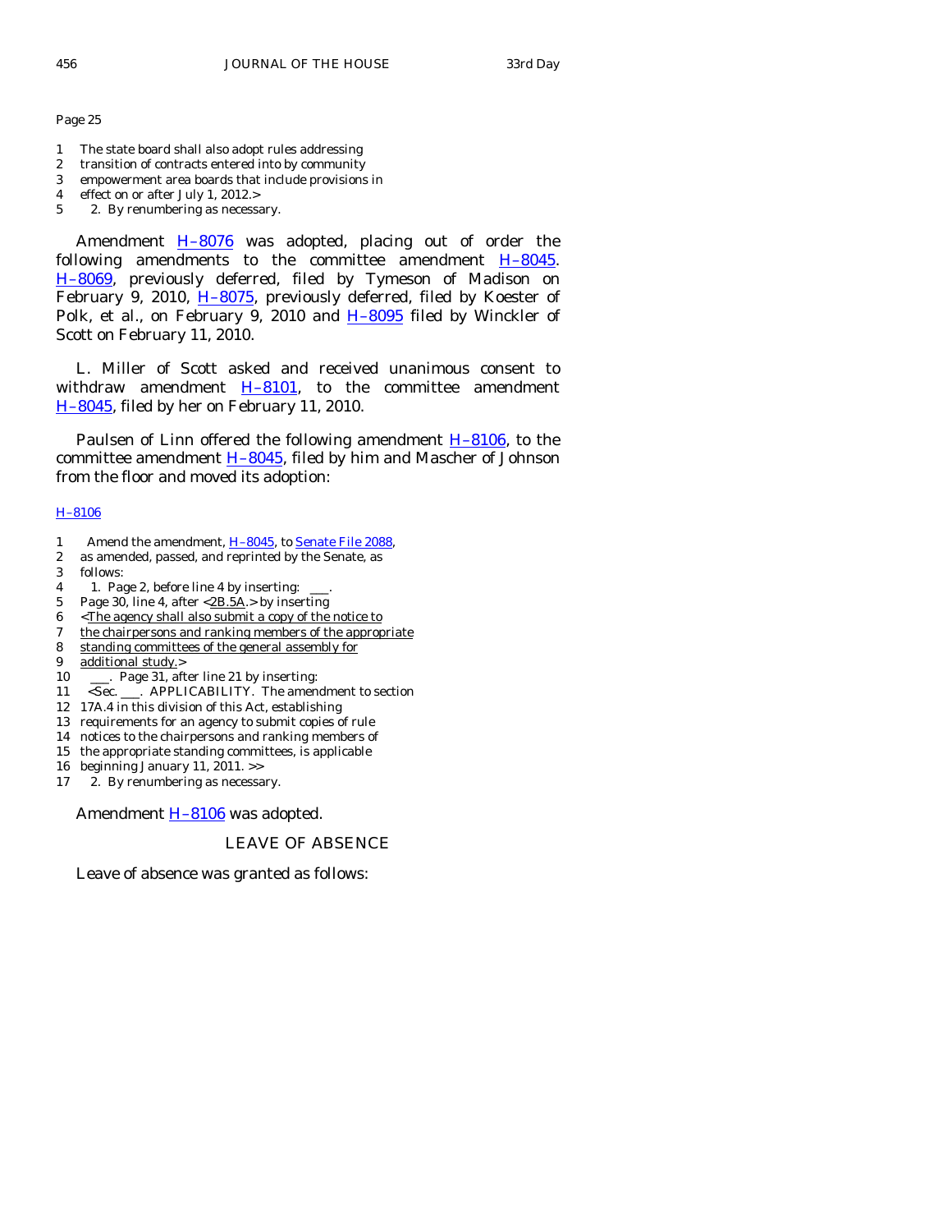Page 25

1 The state board shall also adopt rules addressing
2 transition of contracts entered into by community
3 empowerment area boards that include provisions in
4 effect on or after July 1, 2012.>
5 2. By renumbering as necessary.

Amendment H–8076 was adopted, placing out of order the following amendments to the committee amendment H–8045. H–8069, previously deferred, filed by Tymeson of Madison on February 9, 2010, H–8075, previously deferred, filed by Koester of Polk, et al., on February 9, 2010 and H–8095 filed by Winckler of Scott on February 11, 2010.

L. Miller of Scott asked and received unanimous consent to withdraw amendment H–8101, to the committee amendment H–8045, filed by her on February 11, 2010.

Paulsen of Linn offered the following amendment H–8106, to the committee amendment H–8045, filed by him and Mascher of Johnson from the floor and moved its adoption:

H–8106

1 Amend the amendment, H–8045, to Senate File 2088,
2 as amended, passed, and reprinted by the Senate, as
3 follows:
4 1. Page 2, before line 4 by inserting: \_\_\_.
5 Page 30, line 4, after <2B.5A.> by inserting
6 <The agency shall also submit a copy of the notice to
7 the chairpersons and ranking members of the appropriate
8 standing committees of the general assembly for
9 additional study.>
10 \_\_\_. Page 31, after line 21 by inserting:
11 <Sec. \_\_\_. APPLICABILITY. The amendment to section
12 17A.4 in this division of this Act, establishing
13 requirements for an agency to submit copies of rule
14 notices to the chairpersons and ranking members of
15 the appropriate standing committees, is applicable
16 beginning January 11, 2011. >>
17 2. By renumbering as necessary.

Amendment H–8106 was adopted.

## LEAVE OF ABSENCE

Leave of absence was granted as follows: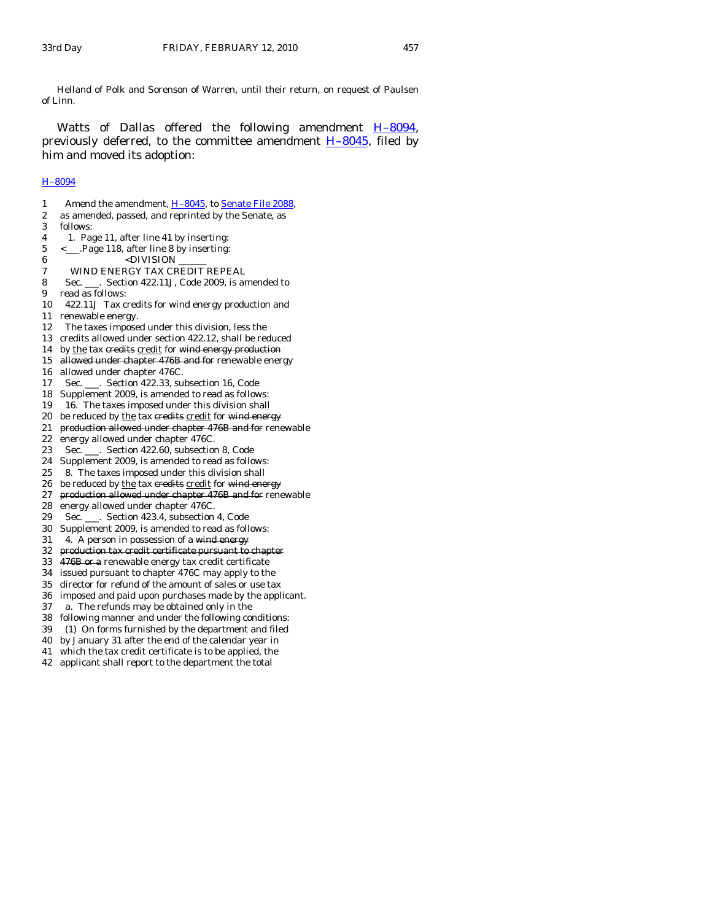Helland of Polk and Sorenson of Warren, until their return, on request of Paulsen of Linn.

Watts of Dallas offered the following amendment H–8094, previously deferred, to the committee amendment H–8045, filed by him and moved its adoption:

H–8094

1 Amend the amendment, H–8045, to Senate File 2088,
2 as amended, passed, and reprinted by the Senate, as
3 follows:
4 1. Page 11, after line 41 by inserting:
5 <___.Page 118, after line 8 by inserting:
6 <DIVISION ______
7 WIND ENERGY TAX CREDIT REPEAL
8 Sec. ___. Section 422.11J, Code 2009, is amended to
9 read as follows:
10 422.11J Tax credits for wind energy production and
11 renewable energy.
12 The taxes imposed under this division, less the
13 credits allowed under section 422.12, shall be reduced
14 by the tax ~~credits~~ credit for ~~wind energy production~~
15 ~~allowed under chapter 476B and for~~ renewable energy
16 allowed under chapter 476C.
17 Sec. ___. Section 422.33, subsection 16, Code
18 Supplement 2009, is amended to read as follows:
19 16. The taxes imposed under this division shall
20 be reduced by the tax ~~credits~~ credit for ~~wind energy~~
21 ~~production allowed under chapter 476B and for~~ renewable
22 energy allowed under chapter 476C.
23 Sec. ___. Section 422.60, subsection 8, Code
24 Supplement 2009, is amended to read as follows:
25 8. The taxes imposed under this division shall
26 be reduced by the tax ~~credits~~ credit for ~~wind energy~~
27 ~~production allowed under chapter 476B and for~~ renewable
28 energy allowed under chapter 476C.
29 Sec. ___. Section 423.4, subsection 4, Code
30 Supplement 2009, is amended to read as follows:
31 4. A person in possession of a ~~wind energy~~
32 ~~production tax credit certificate pursuant to chapter~~
33 ~~476B or a~~ renewable energy tax credit certificate
34 issued pursuant to chapter 476C may apply to the
35 director for refund of the amount of sales or use tax
36 imposed and paid upon purchases made by the applicant.
37 a. The refunds may be obtained only in the
38 following manner and under the following conditions:
39 (1) On forms furnished by the department and filed
40 by January 31 after the end of the calendar year in
41 which the tax credit certificate is to be applied, the
42 applicant shall report to the department the total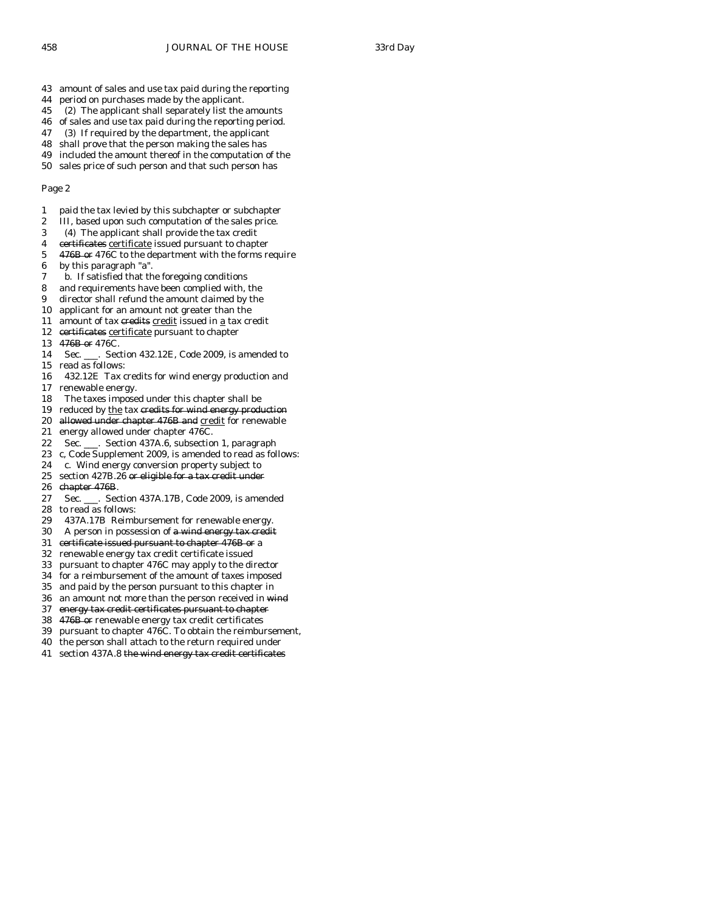43 amount of sales and use tax paid during the reporting
44 period on purchases made by the applicant.
45 (2) The applicant shall separately list the amounts
46 of sales and use tax paid during the reporting period.
47 (3) If required by the department, the applicant
48 shall prove that the person making the sales has
49 included the amount thereof in the computation of the
50 sales price of such person and that such person has

Page 2

1 paid the tax levied by this subchapter or subchapter
2 III, based upon such computation of the sales price.
3 (4) The applicant shall provide the tax credit
4 ~~certificates~~ <u>certificate</u> issued pursuant to chapter
5 ~~476B or~~ 476C to the department with the forms require
6 by this paragraph "a".
7 b. If satisfied that the foregoing conditions
8 and requirements have been complied with, the
9 director shall refund the amount claimed by the
10 applicant for an amount not greater than the
11 amount of tax ~~credits~~ <u>credit</u> issued in <u>a</u> tax credit
12 ~~certificates~~ <u>certificate</u> pursuant to chapter
13 ~~476B or~~ 476C.
14 Sec. ___. Section 432.12E, Code 2009, is amended to
15 read as follows:
16 432.12E Tax credits for wind energy production and
17 renewable energy.
18 The taxes imposed under this chapter shall be
19 reduced by <u>the</u> tax ~~credits for wind energy production~~
20 ~~allowed under chapter 476B and~~ <u>credit</u> for renewable
21 energy allowed under chapter 476C.
22 Sec. ___. Section 437A.6, subsection 1, paragraph
23 c, Code Supplement 2009, is amended to read as follows:
24 c. Wind energy conversion property subject to
25 section 427B.26 ~~or eligible for a tax credit under~~
26 ~~chapter 476B~~.
27 Sec. ___. Section 437A.17B, Code 2009, is amended
28 to read as follows:
29 437A.17B Reimbursement for renewable energy.
30 A person in possession of ~~a wind energy tax credit~~
31 ~~certificate issued pursuant to chapter 476B or~~ a
32 renewable energy tax credit certificate issued
33 pursuant to chapter 476C may apply to the director
34 for a reimbursement of the amount of taxes imposed
35 and paid by the person pursuant to this chapter in
36 an amount not more than the person received in ~~wind~~
37 ~~energy tax credit certificates pursuant to chapter~~
38 ~~476B or~~ renewable energy tax credit certificates
39 pursuant to chapter 476C. To obtain the reimbursement,
40 the person shall attach to the return required under
41 section 437A.8 ~~the wind energy tax credit certificates~~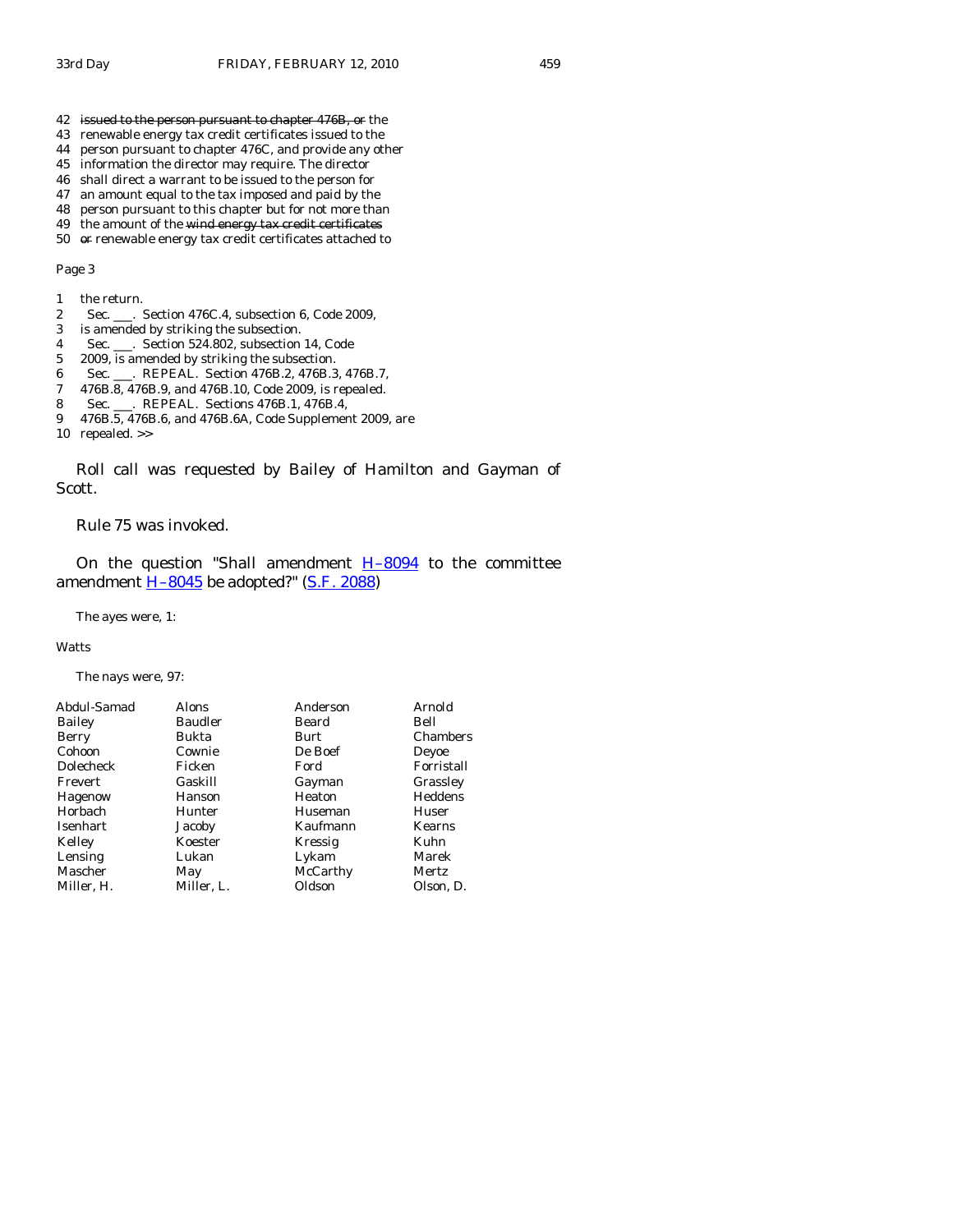42 ~~issued to the person pursuant to chapter 476B, or~~ the
43 renewable energy tax credit certificates issued to the
44 person pursuant to chapter 476C, and provide any other
45 information the director may require. The director
46 shall direct a warrant to be issued to the person for
47 an amount equal to the tax imposed and paid by the
48 person pursuant to this chapter but for not more than
49 the amount of the ~~wind energy tax credit certificates~~
50 ~~or~~ renewable energy tax credit certificates attached to

Page 3

1 the return.
2 Sec. ___. Section 476C.4, subsection 6, Code 2009,
3 is amended by striking the subsection.
4 Sec. ___. Section 524.802, subsection 14, Code
5 2009, is amended by striking the subsection.
6 Sec. ___. REPEAL. Section 476B.2, 476B.3, 476B.7,
7 476B.8, 476B.9, and 476B.10, Code 2009, is repealed.
8 Sec. ___. REPEAL. Sections 476B.1, 476B.4,
9 476B.5, 476B.6, and 476B.6A, Code Supplement 2009, are
10 repealed. >>

Roll call was requested by Bailey of Hamilton and Gayman of Scott.

Rule 75 was invoked.

On the question "Shall amendment H–8094 to the committee amendment H–8045 be adopted?" (S.F. 2088)

The ayes were, 1:

Watts

The nays were, 97:

| | | | |
|---|---|---|---|
| Abdul-Samad | Alons | Anderson | Arnold |
| Bailey | Baudler | Beard | Bell |
| Berry | Bukta | Burt | Chambers |
| Cohoon | Cownie | De Boef | Deyoe |
| Dolecheck | Ficken | Ford | Forristall |
| Frevert | Gaskill | Gayman | Grassley |
| Hagenow | Hanson | Heaton | Heddens |
| Horbach | Hunter | Huseman | Huser |
| Isenhart | Jacoby | Kaufmann | Kearns |
| Kelley | Koester | Kressig | Kuhn |
| Lensing | Lukan | Lykam | Marek |
| Mascher | May | McCarthy | Mertz |
| Miller, H. | Miller, L. | Oldson | Olson, D. |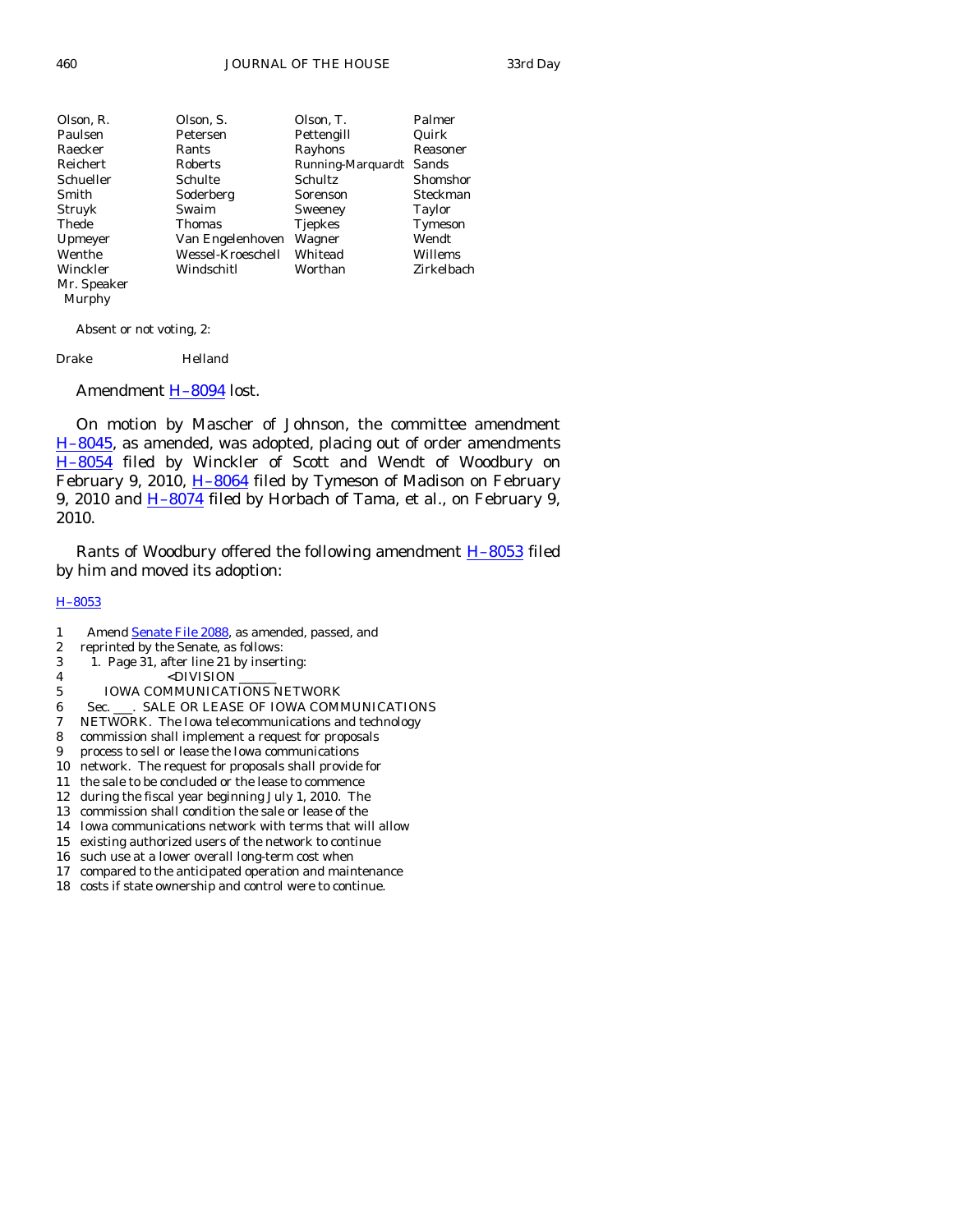| | | | |
|---|---|---|---|
| Olson, R. | Olson, S. | Olson, T. | Palmer |
| Paulsen | Petersen | Pettengill | Quirk |
| Raecker | Rants | Rayhons | Reasoner |
| Reichert | Roberts | Running-Marquardt | Sands |
| Schueller | Schulte | Schultz | Shomshor |
| Smith | Soderberg | Sorenson | Steckman |
| Struyk | Swaim | Sweeney | Taylor |
| Thede | Thomas | Tjepkes | Tymeson |
| Upmeyer | Van Engelenhoven | Wagner | Wendt |
| Wenthe | Wessel-Kroeschell | Whitead | Willems |
| Winckler | Windschitl | Worthan | Zirkelbach |
| Mr. Speaker Murphy | | | |

Absent or not voting, 2:

| | |
|---|---|
| Drake | Helland |

Amendment H–8094 lost.

On motion by Mascher of Johnson, the committee amendment H–8045, as amended, was adopted, placing out of order amendments H–8054 filed by Winckler of Scott and Wendt of Woodbury on February 9, 2010, H–8064 filed by Tymeson of Madison on February 9, 2010 and H–8074 filed by Horbach of Tama, et al., on February 9, 2010.

Rants of Woodbury offered the following amendment H–8053 filed by him and moved its adoption:

H–8053

1 Amend Senate File 2088, as amended, passed, and
2 reprinted by the Senate, as follows:
3 1. Page 31, after line 21 by inserting:
4 <DIVISION \_\_\_\_\_\_
5 IOWA COMMUNICATIONS NETWORK
6 Sec. \_\_\_. SALE OR LEASE OF IOWA COMMUNICATIONS
7 NETWORK. The Iowa telecommunications and technology
8 commission shall implement a request for proposals
9 process to sell or lease the Iowa communications
10 network. The request for proposals shall provide for
11 the sale to be concluded or the lease to commence
12 during the fiscal year beginning July 1, 2010. The
13 commission shall condition the sale or lease of the
14 Iowa communications network with terms that will allow
15 existing authorized users of the network to continue
16 such use at a lower overall long-term cost when
17 compared to the anticipated operation and maintenance
18 costs if state ownership and control were to continue.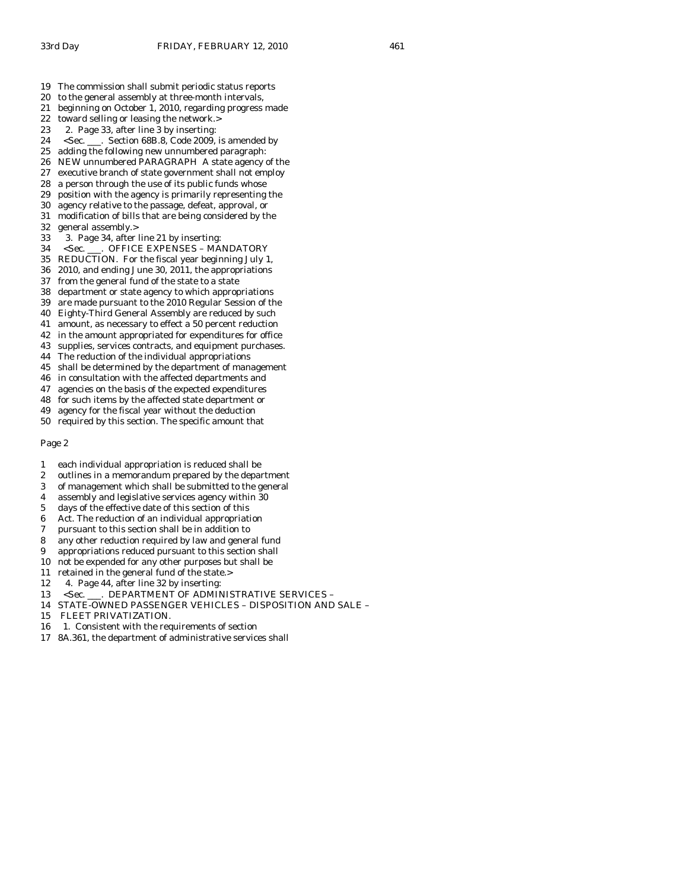19 The commission shall submit periodic status reports
20 to the general assembly at three-month intervals,
21 beginning on October 1, 2010, regarding progress made
22 toward selling or leasing the network.>
23 2. Page 33, after line 3 by inserting:
24 <Sec. ___. Section 68B.8, Code 2009, is amended by
25 adding the following new unnumbered paragraph:
26 NEW unnumbered PARAGRAPH A state agency of the
27 executive branch of state government shall not employ
28 a person through the use of its public funds whose
29 position with the agency is primarily representing the
30 agency relative to the passage, defeat, approval, or
31 modification of bills that are being considered by the
32 general assembly.>
33 3. Page 34, after line 21 by inserting:
34 <Sec. ___. OFFICE EXPENSES – MANDATORY
35 REDUCTION. For the fiscal year beginning July 1,
36 2010, and ending June 30, 2011, the appropriations
37 from the general fund of the state to a state
38 department or state agency to which appropriations
39 are made pursuant to the 2010 Regular Session of the
40 Eighty-Third General Assembly are reduced by such
41 amount, as necessary to effect a 50 percent reduction
42 in the amount appropriated for expenditures for office
43 supplies, services contracts, and equipment purchases.
44 The reduction of the individual appropriations
45 shall be determined by the department of management
46 in consultation with the affected departments and
47 agencies on the basis of the expected expenditures
48 for such items by the affected state department or
49 agency for the fiscal year without the deduction
50 required by this section. The specific amount that

Page 2

1 each individual appropriation is reduced shall be
2 outlines in a memorandum prepared by the department
3 of management which shall be submitted to the general
4 assembly and legislative services agency within 30
5 days of the effective date of this section of this
6 Act. The reduction of an individual appropriation
7 pursuant to this section shall be in addition to
8 any other reduction required by law and general fund
9 appropriations reduced pursuant to this section shall
10 not be expended for any other purposes but shall be
11 retained in the general fund of the state.>
12 4. Page 44, after line 32 by inserting:
13 <Sec. ___. DEPARTMENT OF ADMINISTRATIVE SERVICES –
14 STATE-OWNED PASSENGER VEHICLES – DISPOSITION AND SALE –
15 FLEET PRIVATIZATION.
16 1. Consistent with the requirements of section
17 8A.361, the department of administrative services shall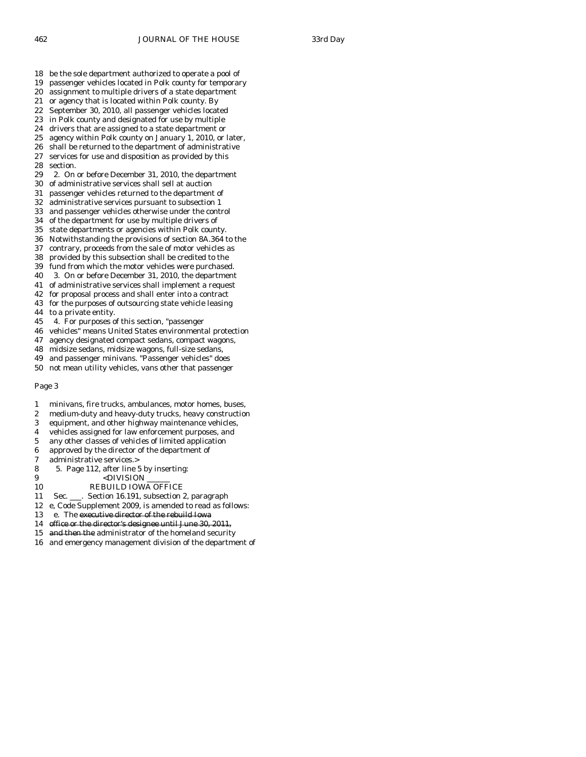18 be the sole department authorized to operate a pool of
19 passenger vehicles located in Polk county for temporary
20 assignment to multiple drivers of a state department
21 or agency that is located within Polk county. By
22 September 30, 2010, all passenger vehicles located
23 in Polk county and designated for use by multiple
24 drivers that are assigned to a state department or
25 agency within Polk county on January 1, 2010, or later,
26 shall be returned to the department of administrative
27 services for use and disposition as provided by this
28 section.
29 2. On or before December 31, 2010, the department
30 of administrative services shall sell at auction
31 passenger vehicles returned to the department of
32 administrative services pursuant to subsection 1
33 and passenger vehicles otherwise under the control
34 of the department for use by multiple drivers of
35 state departments or agencies within Polk county.
36 Notwithstanding the provisions of section 8A.364 to the
37 contrary, proceeds from the sale of motor vehicles as
38 provided by this subsection shall be credited to the
39 fund from which the motor vehicles were purchased.
40 3. On or before December 31, 2010, the department
41 of administrative services shall implement a request
42 for proposal process and shall enter into a contract
43 for the purposes of outsourcing state vehicle leasing
44 to a private entity.
45 4. For purposes of this section, "passenger
46 vehicles" means United States environmental protection
47 agency designated compact sedans, compact wagons,
48 midsize sedans, midsize wagons, full-size sedans,
49 and passenger minivans. "Passenger vehicles" does
50 not mean utility vehicles, vans other that passenger

Page 3

1 minivans, fire trucks, ambulances, motor homes, buses,
2 medium-duty and heavy-duty trucks, heavy construction
3 equipment, and other highway maintenance vehicles,
4 vehicles assigned for law enforcement purposes, and
5 any other classes of vehicles of limited application
6 approved by the director of the department of
7 administrative services.>
8 5. Page 112, after line 5 by inserting:
9 <DIVISION \_\_\_\_\_\_
10 REBUILD IOWA OFFICE
11 Sec. \_\_\_. Section 16.191, subsection 2, paragraph
12 e, Code Supplement 2009, is amended to read as follows:
13 e. The ~~executive director of the rebuild Iowa~~
14 ~~office or the director's designee until June 30, 2011,~~
15 ~~and then the~~ administrator of the homeland security
16 and emergency management division of the department of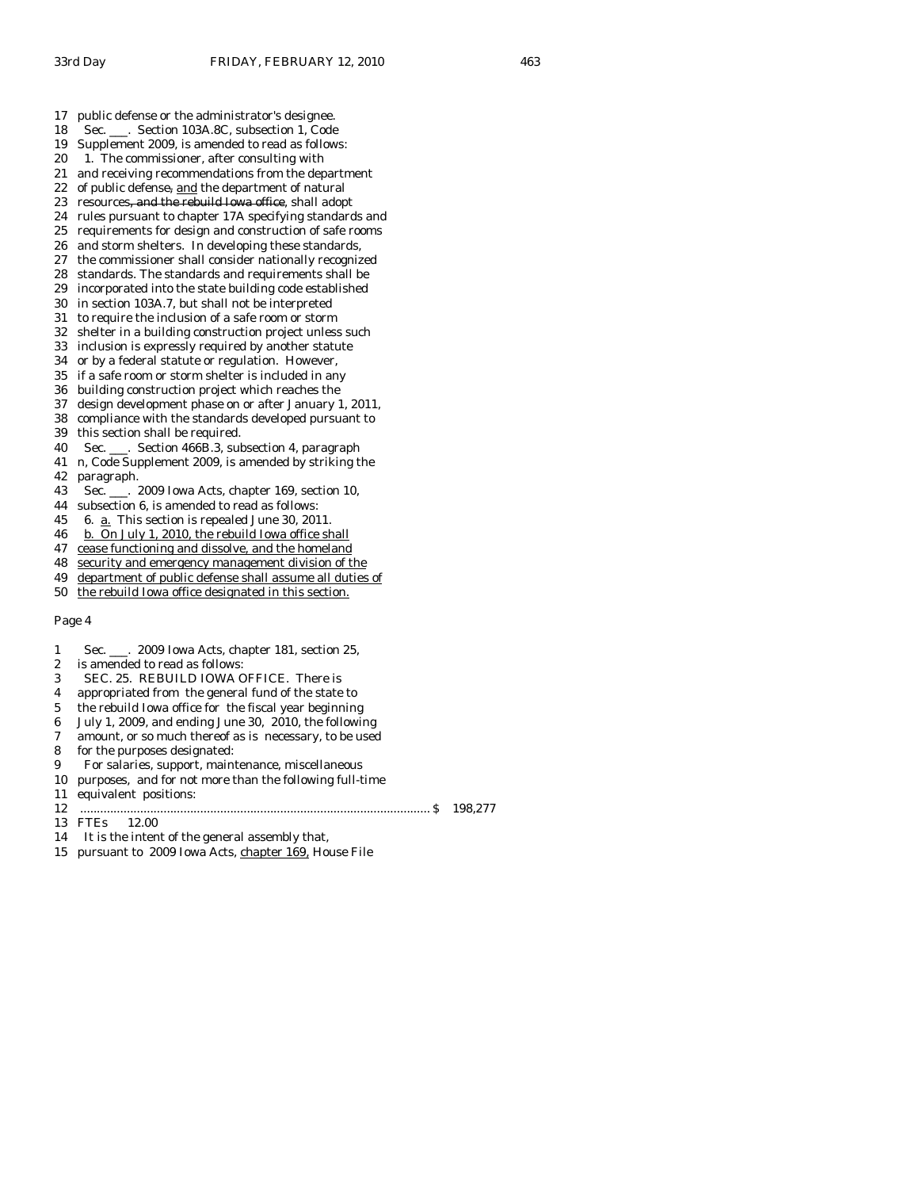17 public defense or the administrator's designee.
18 Sec. ___. Section 103A.8C, subsection 1, Code
19 Supplement 2009, is amended to read as follows:
20 1. The commissioner, after consulting with
21 and receiving recommendations from the department
22 of public defense, and the department of natural
23 resources, and the rebuild Iowa office, shall adopt
24 rules pursuant to chapter 17A specifying standards and
25 requirements for design and construction of safe rooms
26 and storm shelters. In developing these standards,
27 the commissioner shall consider nationally recognized
28 standards. The standards and requirements shall be
29 incorporated into the state building code established
30 in section 103A.7, but shall not be interpreted
31 to require the inclusion of a safe room or storm
32 shelter in a building construction project unless such
33 inclusion is expressly required by another statute
34 or by a federal statute or regulation. However,
35 if a safe room or storm shelter is included in any
36 building construction project which reaches the
37 design development phase on or after January 1, 2011,
38 compliance with the standards developed pursuant to
39 this section shall be required.
40 Sec. ___. Section 466B.3, subsection 4, paragraph
41 n, Code Supplement 2009, is amended by striking the
42 paragraph.
43 Sec. ___. 2009 Iowa Acts, chapter 169, section 10,
44 subsection 6, is amended to read as follows:
45 6. a. This section is repealed June 30, 2011.
46 b. On July 1, 2010, the rebuild Iowa office shall
47 cease functioning and dissolve, and the homeland
48 security and emergency management division of the
49 department of public defense shall assume all duties of
50 the rebuild Iowa office designated in this section.

Page 4

1 Sec. ___. 2009 Iowa Acts, chapter 181, section 25,
2 is amended to read as follows:
3 SEC. 25. REBUILD IOWA OFFICE. There is
4 appropriated from the general fund of the state to
5 the rebuild Iowa office for the fiscal year beginning
6 July 1, 2009, and ending June 30, 2010, the following
7 amount, or so much thereof as is necessary, to be used
8 for the purposes designated:
9 For salaries, support, maintenance, miscellaneous
10 purposes, and for not more than the following full-time
11 equivalent positions:
12 .......................................................................................................... $ 198,277
13 FTEs 12.00
14 It is the intent of the general assembly that,
15 pursuant to 2009 Iowa Acts, chapter 169, House File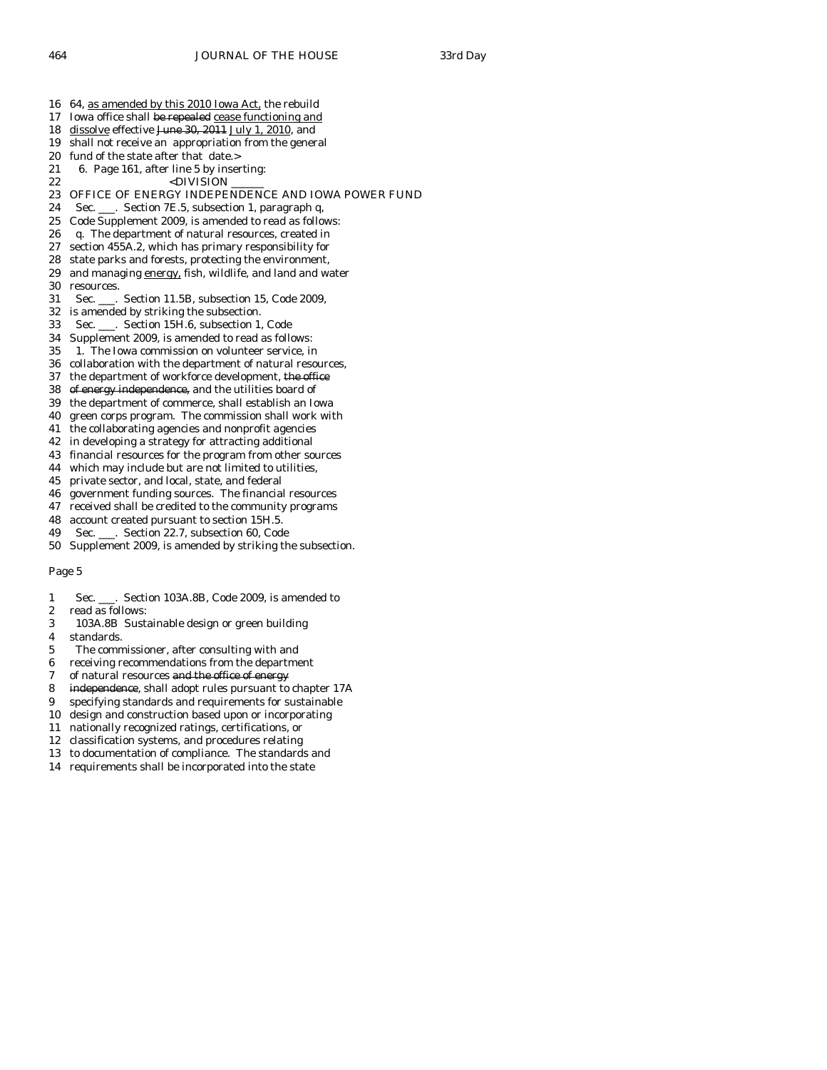16 64, <u>as amended by this 2010 Iowa Act,</u> the rebuild
17 Iowa office shall ~~be repealed~~ <u>cease functioning and</u>
18 <u>dissolve</u> effective ~~June 30, 2011~~ <u>July 1, 2010</u>, and
19 shall not receive an appropriation from the general
20 fund of the state after that date.>
21 6. Page 161, after line 5 by inserting:
22 <DIVISION \_\_\_\_\_\_
23 OFFICE OF ENERGY INDEPENDENCE AND IOWA POWER FUND
24 Sec. \_\_\_. Section 7E.5, subsection 1, paragraph q,
25 Code Supplement 2009, is amended to read as follows:
26 q. The department of natural resources, created in
27 section 455A.2, which has primary responsibility for
28 state parks and forests, protecting the environment,
29 and managing <u>energy,</u> fish, wildlife, and land and water
30 resources.
31 Sec. \_\_\_. Section 11.5B, subsection 15, Code 2009,
32 is amended by striking the subsection.
33 Sec. \_\_\_. Section 15H.6, subsection 1, Code
34 Supplement 2009, is amended to read as follows:
35 1. The Iowa commission on volunteer service, in
36 collaboration with the department of natural resources,
37 the department of workforce development, ~~the office~~
38 ~~of energy independence,~~ and the utilities board of
39 the department of commerce, shall establish an Iowa
40 green corps program. The commission shall work with
41 the collaborating agencies and nonprofit agencies
42 in developing a strategy for attracting additional
43 financial resources for the program from other sources
44 which may include but are not limited to utilities,
45 private sector, and local, state, and federal
46 government funding sources. The financial resources
47 received shall be credited to the community programs
48 account created pursuant to section 15H.5.
49 Sec. \_\_\_. Section 22.7, subsection 60, Code
50 Supplement 2009, is amended by striking the subsection.

Page 5

1 Sec. \_\_\_. Section 103A.8B, Code 2009, is amended to
2 read as follows:
3 103A.8B Sustainable design or green building
4 standards.
5 The commissioner, after consulting with and
6 receiving recommendations from the department
7 of natural resources ~~and the office of energy~~
8 ~~independence~~, shall adopt rules pursuant to chapter 17A
9 specifying standards and requirements for sustainable
10 design and construction based upon or incorporating
11 nationally recognized ratings, certifications, or
12 classification systems, and procedures relating
13 to documentation of compliance. The standards and
14 requirements shall be incorporated into the state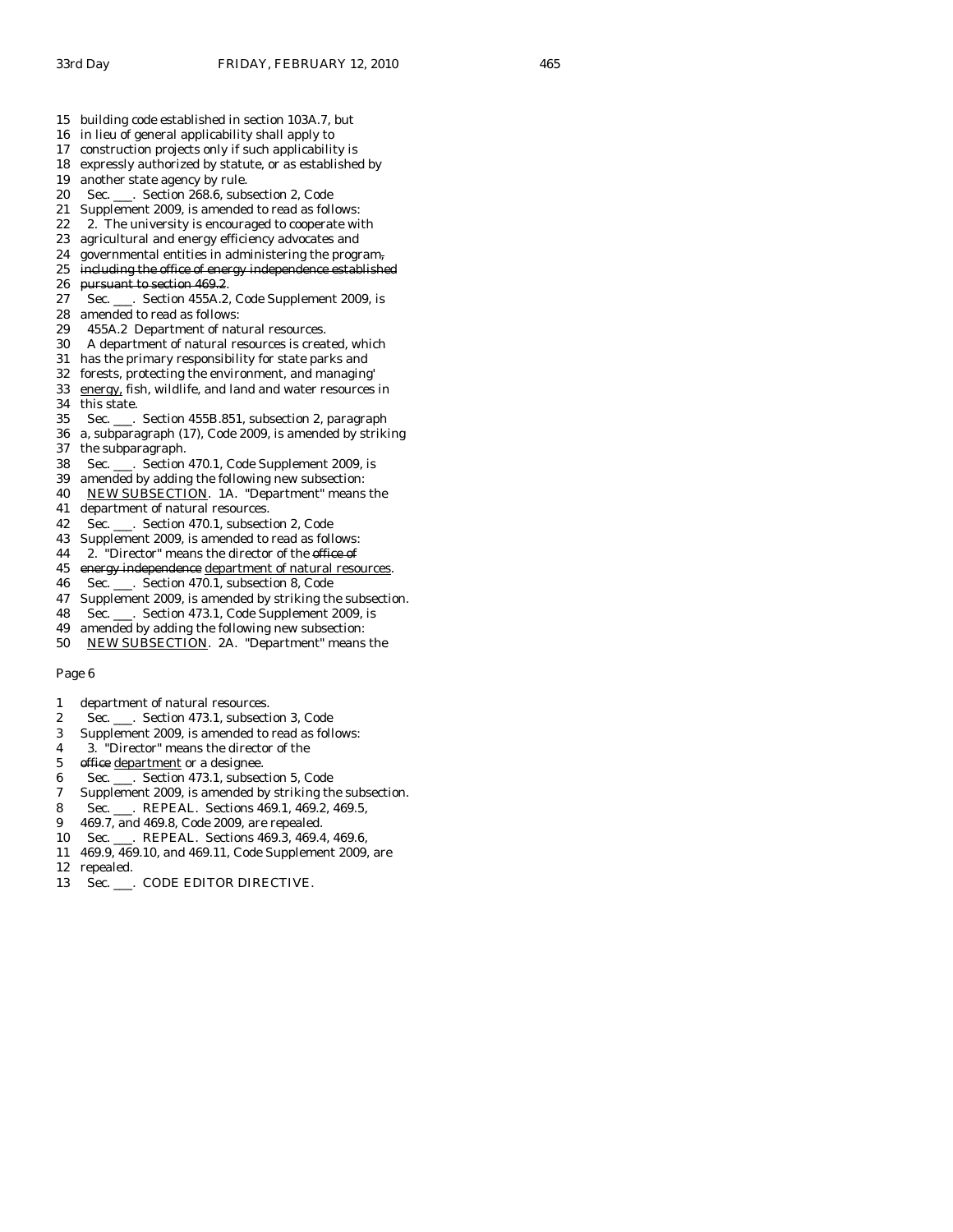15 building code established in section 103A.7, but
16 in lieu of general applicability shall apply to
17 construction projects only if such applicability is
18 expressly authorized by statute, or as established by
19 another state agency by rule.
20 Sec. ___. Section 268.6, subsection 2, Code
21 Supplement 2009, is amended to read as follows:
22 2. The university is encouraged to cooperate with
23 agricultural and energy efficiency advocates and
24 governmental entities in administering the program~~,~~
25 ~~including the office of energy independence established~~
26 ~~pursuant to section 469.2~~.
27 Sec. ___. Section 455A.2, Code Supplement 2009, is
28 amended to read as follows:
29 455A.2 Department of natural resources.
30 A department of natural resources is created, which
31 has the primary responsibility for state parks and
32 forests, protecting the environment, and managing'
33 energy, fish, wildlife, and land and water resources in
34 this state.
35 Sec. ___. Section 455B.851, subsection 2, paragraph
36 a, subparagraph (17), Code 2009, is amended by striking
37 the subparagraph.
38 Sec. ___. Section 470.1, Code Supplement 2009, is
39 amended by adding the following new subsection:
40 NEW SUBSECTION. 1A. "Department" means the
41 department of natural resources.
42 Sec. ___. Section 470.1, subsection 2, Code
43 Supplement 2009, is amended to read as follows:
44 2. "Director" means the director of the ~~office of~~
45 ~~energy independence~~ department of natural resources.
46 Sec. ___. Section 470.1, subsection 8, Code
47 Supplement 2009, is amended by striking the subsection.
48 Sec. ___. Section 473.1, Code Supplement 2009, is
49 amended by adding the following new subsection:
50 NEW SUBSECTION. 2A. "Department" means the

Page 6

1 department of natural resources.
2 Sec. ___. Section 473.1, subsection 3, Code
3 Supplement 2009, is amended to read as follows:
4 3. "Director" means the director of the
5 ~~office~~ department or a designee.
6 Sec. ___. Section 473.1, subsection 5, Code
7 Supplement 2009, is amended by striking the subsection.
8 Sec. ___. REPEAL. Sections 469.1, 469.2, 469.5,
9 469.7, and 469.8, Code 2009, are repealed.
10 Sec. ___. REPEAL. Sections 469.3, 469.4, 469.6,
11 469.9, 469.10, and 469.11, Code Supplement 2009, are
12 repealed.
13 Sec. ___. CODE EDITOR DIRECTIVE.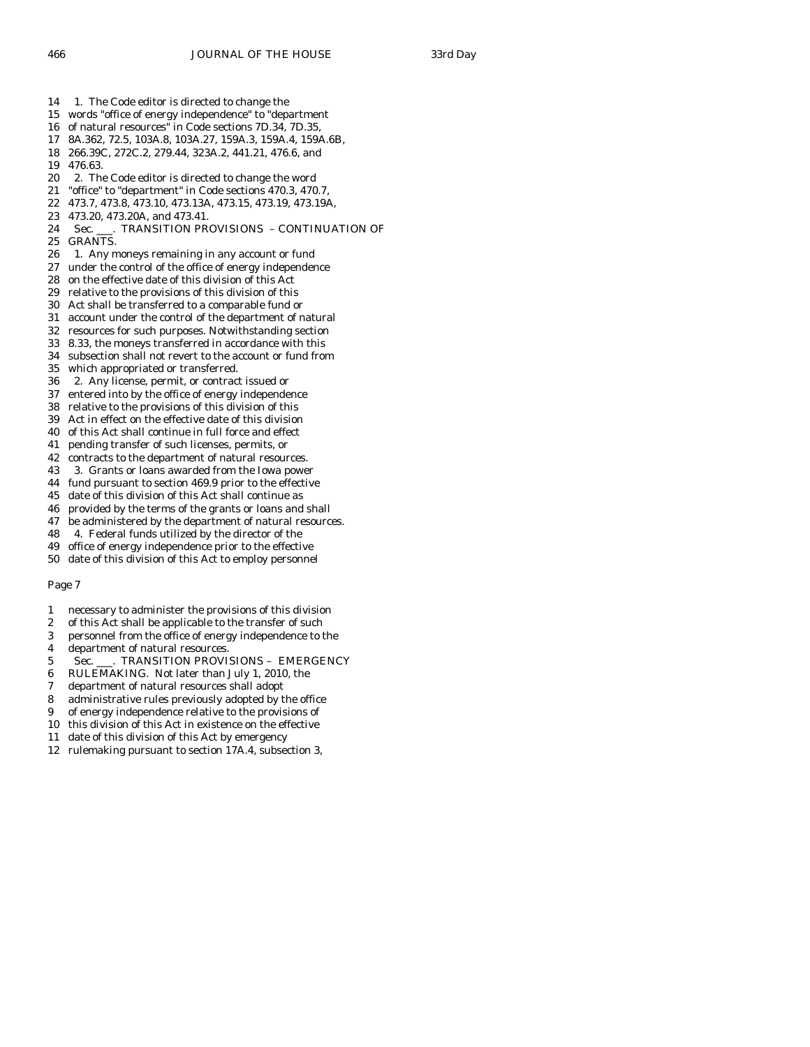14 1. The Code editor is directed to change the
15 words "office of energy independence" to "department
16 of natural resources" in Code sections 7D.34, 7D.35,
17 8A.362, 72.5, 103A.8, 103A.27, 159A.3, 159A.4, 159A.6B,
18 266.39C, 272C.2, 279.44, 323A.2, 441.21, 476.6, and
19 476.63.
20 2. The Code editor is directed to change the word
21 "office" to "department" in Code sections 470.3, 470.7,
22 473.7, 473.8, 473.10, 473.13A, 473.15, 473.19, 473.19A,
23 473.20, 473.20A, and 473.41.
24 Sec. ___. TRANSITION PROVISIONS – CONTINUATION OF
25 GRANTS.
26 1. Any moneys remaining in any account or fund
27 under the control of the office of energy independence
28 on the effective date of this division of this Act
29 relative to the provisions of this division of this
30 Act shall be transferred to a comparable fund or
31 account under the control of the department of natural
32 resources for such purposes. Notwithstanding section
33 8.33, the moneys transferred in accordance with this
34 subsection shall not revert to the account or fund from
35 which appropriated or transferred.
36 2. Any license, permit, or contract issued or
37 entered into by the office of energy independence
38 relative to the provisions of this division of this
39 Act in effect on the effective date of this division
40 of this Act shall continue in full force and effect
41 pending transfer of such licenses, permits, or
42 contracts to the department of natural resources.
43 3. Grants or loans awarded from the Iowa power
44 fund pursuant to section 469.9 prior to the effective
45 date of this division of this Act shall continue as
46 provided by the terms of the grants or loans and shall
47 be administered by the department of natural resources.
48 4. Federal funds utilized by the director of the
49 office of energy independence prior to the effective
50 date of this division of this Act to employ personnel

Page 7

1 necessary to administer the provisions of this division
2 of this Act shall be applicable to the transfer of such
3 personnel from the office of energy independence to the
4 department of natural resources.
5 Sec. ___. TRANSITION PROVISIONS – EMERGENCY
6 RULEMAKING. Not later than July 1, 2010, the
7 department of natural resources shall adopt
8 administrative rules previously adopted by the office
9 of energy independence relative to the provisions of
10 this division of this Act in existence on the effective
11 date of this division of this Act by emergency
12 rulemaking pursuant to section 17A.4, subsection 3,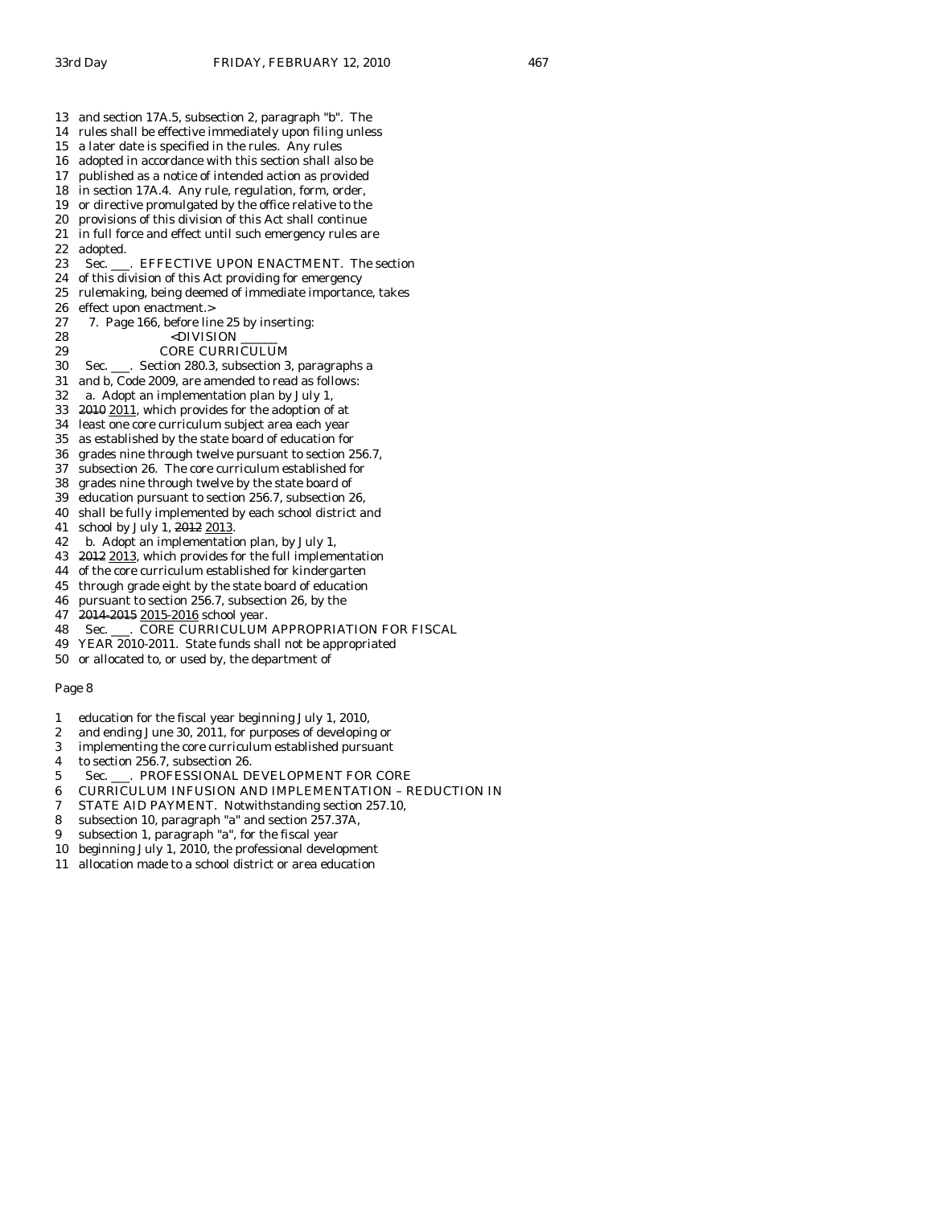13 and section 17A.5, subsection 2, paragraph "b". The
14 rules shall be effective immediately upon filing unless
15 a later date is specified in the rules. Any rules
16 adopted in accordance with this section shall also be
17 published as a notice of intended action as provided
18 in section 17A.4. Any rule, regulation, form, order,
19 or directive promulgated by the office relative to the
20 provisions of this division of this Act shall continue
21 in full force and effect until such emergency rules are
22 adopted.
23 Sec. ___. EFFECTIVE UPON ENACTMENT. The section
24 of this division of this Act providing for emergency
25 rulemaking, being deemed of immediate importance, takes
26 effect upon enactment.>
27 7. Page 166, before line 25 by inserting:
28 <DIVISION ______
29 CORE CURRICULUM
30 Sec. ___. Section 280.3, subsection 3, paragraphs a
31 and b, Code 2009, are amended to read as follows:
32 a. Adopt an implementation plan by July 1,
33 ~~2010~~ 2011, which provides for the adoption of at
34 least one core curriculum subject area each year
35 as established by the state board of education for
36 grades nine through twelve pursuant to section 256.7,
37 subsection 26. The core curriculum established for
38 grades nine through twelve by the state board of
39 education pursuant to section 256.7, subsection 26,
40 shall be fully implemented by each school district and
41 school by July 1, ~~2012~~ 2013.
42 b. Adopt an implementation plan, by July 1,
43 ~~2012~~ 2013, which provides for the full implementation
44 of the core curriculum established for kindergarten
45 through grade eight by the state board of education
46 pursuant to section 256.7, subsection 26, by the
47 ~~2014-2015~~ 2015-2016 school year.
48 Sec. ___. CORE CURRICULUM APPROPRIATION FOR FISCAL
49 YEAR 2010-2011. State funds shall not be appropriated
50 or allocated to, or used by, the department of

Page 8

1 education for the fiscal year beginning July 1, 2010,
2 and ending June 30, 2011, for purposes of developing or
3 implementing the core curriculum established pursuant
4 to section 256.7, subsection 26.
5 Sec. ___. PROFESSIONAL DEVELOPMENT FOR CORE
6 CURRICULUM INFUSION AND IMPLEMENTATION – REDUCTION IN
7 STATE AID PAYMENT. Notwithstanding section 257.10,
8 subsection 10, paragraph "a" and section 257.37A,
9 subsection 1, paragraph "a", for the fiscal year
10 beginning July 1, 2010, the professional development
11 allocation made to a school district or area education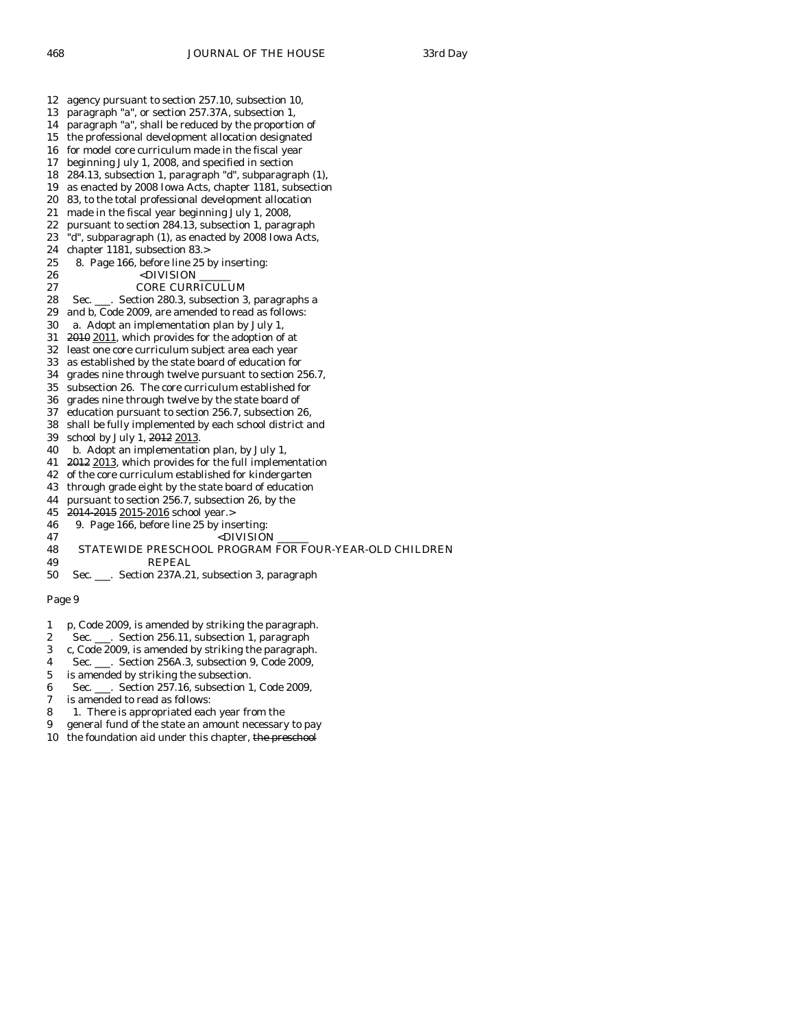12 agency pursuant to section 257.10, subsection 10,
13 paragraph "a", or section 257.37A, subsection 1,
14 paragraph "a", shall be reduced by the proportion of
15 the professional development allocation designated
16 for model core curriculum made in the fiscal year
17 beginning July 1, 2008, and specified in section
18 284.13, subsection 1, paragraph "d", subparagraph (1),
19 as enacted by 2008 Iowa Acts, chapter 1181, subsection
20 83, to the total professional development allocation
21 made in the fiscal year beginning July 1, 2008,
22 pursuant to section 284.13, subsection 1, paragraph
23 "d", subparagraph (1), as enacted by 2008 Iowa Acts,
24 chapter 1181, subsection 83.>
25 8. Page 166, before line 25 by inserting:
26 <DIVISION ______
27 CORE CURRICULUM
28 Sec. ___. Section 280.3, subsection 3, paragraphs a
29 and b, Code 2009, are amended to read as follows:
30 a. Adopt an implementation plan by July 1,
31 ~~2010~~ 2011, which provides for the adoption of at
32 least one core curriculum subject area each year
33 as established by the state board of education for
34 grades nine through twelve pursuant to section 256.7,
35 subsection 26. The core curriculum established for
36 grades nine through twelve by the state board of
37 education pursuant to section 256.7, subsection 26,
38 shall be fully implemented by each school district and
39 school by July 1, ~~2012~~ 2013.
40 b. Adopt an implementation plan, by July 1,
41 ~~2012~~ 2013, which provides for the full implementation
42 of the core curriculum established for kindergarten
43 through grade eight by the state board of education
44 pursuant to section 256.7, subsection 26, by the
45 ~~2014-2015~~ 2015-2016 school year.>
46 9. Page 166, before line 25 by inserting:
47 <DIVISION ______
48 STATEWIDE PRESCHOOL PROGRAM FOR FOUR-YEAR-OLD CHILDREN
49 REPEAL
50 Sec. ___. Section 237A.21, subsection 3, paragraph

Page 9

1 p, Code 2009, is amended by striking the paragraph.
2 Sec. ___. Section 256.11, subsection 1, paragraph
3 c, Code 2009, is amended by striking the paragraph.
4 Sec. ___. Section 256A.3, subsection 9, Code 2009,
5 is amended by striking the subsection.
6 Sec. ___. Section 257.16, subsection 1, Code 2009,
7 is amended to read as follows:
8 1. There is appropriated each year from the
9 general fund of the state an amount necessary to pay
10 the foundation aid under this chapter, ~~the preschool~~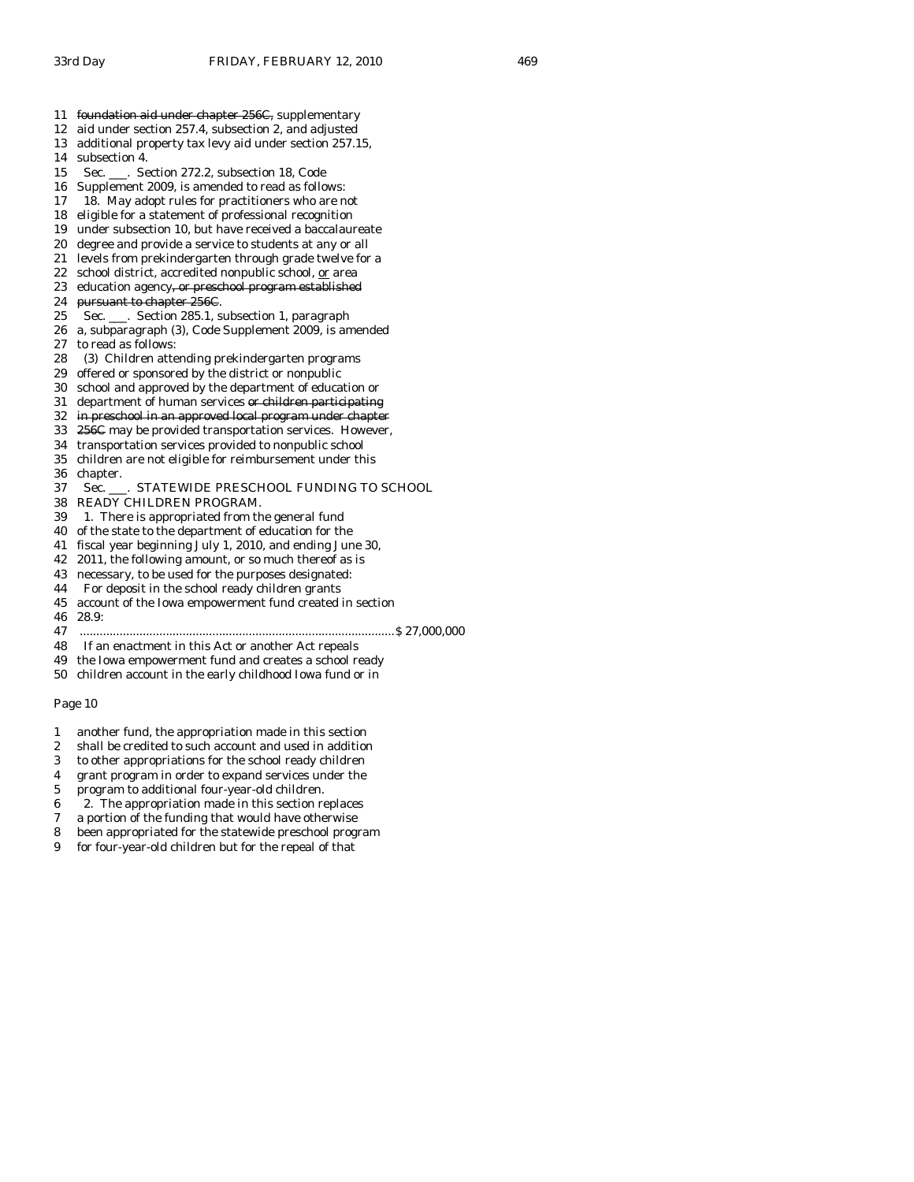11 ~~foundation aid under chapter 256C,~~ supplementary
12 aid under section 257.4, subsection 2, and adjusted
13 additional property tax levy aid under section 257.15,
14 subsection 4.
15 Sec. ___. Section 272.2, subsection 18, Code
16 Supplement 2009, is amended to read as follows:
17 18. May adopt rules for practitioners who are not
18 eligible for a statement of professional recognition
19 under subsection 10, but have received a baccalaureate
20 degree and provide a service to students at any or all
21 levels from prekindergarten through grade twelve for a
22 school district, accredited nonpublic school, <u>or</u> area
23 education agency~~, or preschool program established~~
24 ~~pursuant to chapter 256C~~.
25 Sec. ___. Section 285.1, subsection 1, paragraph
26 a, subparagraph (3), Code Supplement 2009, is amended
27 to read as follows:
28 (3) Children attending prekindergarten programs
29 offered or sponsored by the district or nonpublic
30 school and approved by the department of education or
31 department of human services ~~or children participating~~
32 ~~in preschool in an approved local program under chapter~~
33 ~~256C~~ may be provided transportation services. However,
34 transportation services provided to nonpublic school
35 children are not eligible for reimbursement under this
36 chapter.
37 Sec. ___. STATEWIDE PRESCHOOL FUNDING TO SCHOOL
38 READY CHILDREN PROGRAM.
39 1. There is appropriated from the general fund
40 of the state to the department of education for the
41 fiscal year beginning July 1, 2010, and ending June 30,
42 2011, the following amount, or so much thereof as is
43 necessary, to be used for the purposes designated:
44 For deposit in the school ready children grants
45 account of the Iowa empowerment fund created in section
46 28.9:
47 .............................................................................................. $ 27,000,000
48 If an enactment in this Act or another Act repeals
49 the Iowa empowerment fund and creates a school ready
50 children account in the early childhood Iowa fund or in

Page 10

1 another fund, the appropriation made in this section
2 shall be credited to such account and used in addition
3 to other appropriations for the school ready children
4 grant program in order to expand services under the
5 program to additional four-year-old children.
6 2. The appropriation made in this section replaces
7 a portion of the funding that would have otherwise
8 been appropriated for the statewide preschool program
9 for four-year-old children but for the repeal of that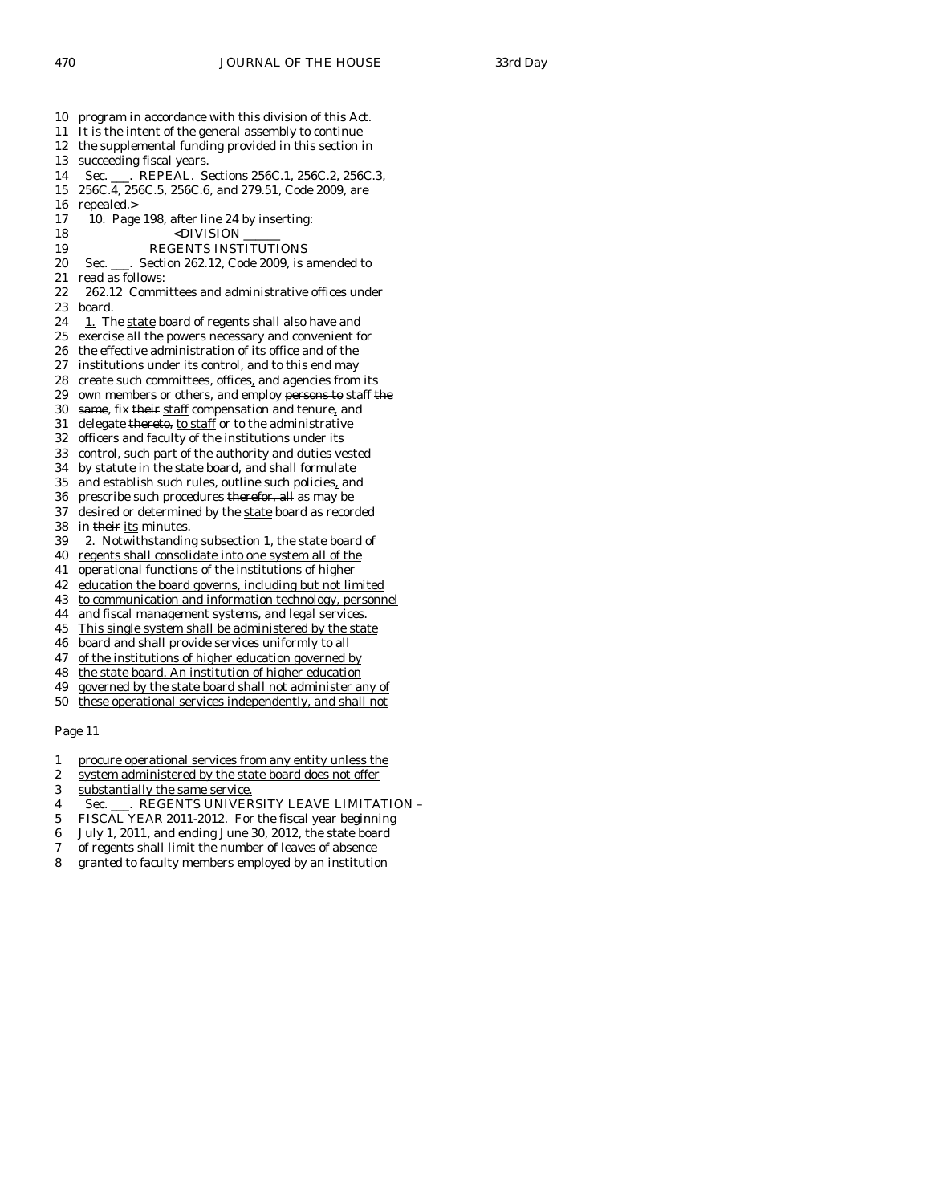10 program in accordance with this division of this Act.
11 It is the intent of the general assembly to continue
12 the supplemental funding provided in this section in
13 succeeding fiscal years.
14 Sec. ___. REPEAL. Sections 256C.1, 256C.2, 256C.3,
15 256C.4, 256C.5, 256C.6, and 279.51, Code 2009, are
16 repealed.>
17 10. Page 198, after line 24 by inserting:
18 <DIVISION ______
19 REGENTS INSTITUTIONS
20 Sec. ___. Section 262.12, Code 2009, is amended to
21 read as follows:
22 262.12 Committees and administrative offices under
23 board.
24 1. The state board of regents shall ~~also~~ have and
25 exercise all the powers necessary and convenient for
26 the effective administration of its office and of the
27 institutions under its control, and to this end may
28 create such committees, offices, and agencies from its
29 own members or others, and employ ~~persons to~~ staff ~~the~~
30 ~~same~~, fix ~~their~~ staff compensation and tenure, and
31 delegate ~~thereto,~~ to staff or to the administrative
32 officers and faculty of the institutions under its
33 control, such part of the authority and duties vested
34 by statute in the state board, and shall formulate
35 and establish such rules, outline such policies, and
36 prescribe such procedures ~~therefor, all~~ as may be
37 desired or determined by the state board as recorded
38 in ~~their~~ its minutes.
39 2. Notwithstanding subsection 1, the state board of
40 regents shall consolidate into one system all of the
41 operational functions of the institutions of higher
42 education the board governs, including but not limited
43 to communication and information technology, personnel
44 and fiscal management systems, and legal services.
45 This single system shall be administered by the state
46 board and shall provide services uniformly to all
47 of the institutions of higher education governed by
48 the state board. An institution of higher education
49 governed by the state board shall not administer any of
50 these operational services independently, and shall not

Page 11

1 procure operational services from any entity unless the
2 system administered by the state board does not offer
3 substantially the same service.
4 Sec. ___. REGENTS UNIVERSITY LEAVE LIMITATION –
5 FISCAL YEAR 2011-2012. For the fiscal year beginning
6 July 1, 2011, and ending June 30, 2012, the state board
7 of regents shall limit the number of leaves of absence
8 granted to faculty members employed by an institution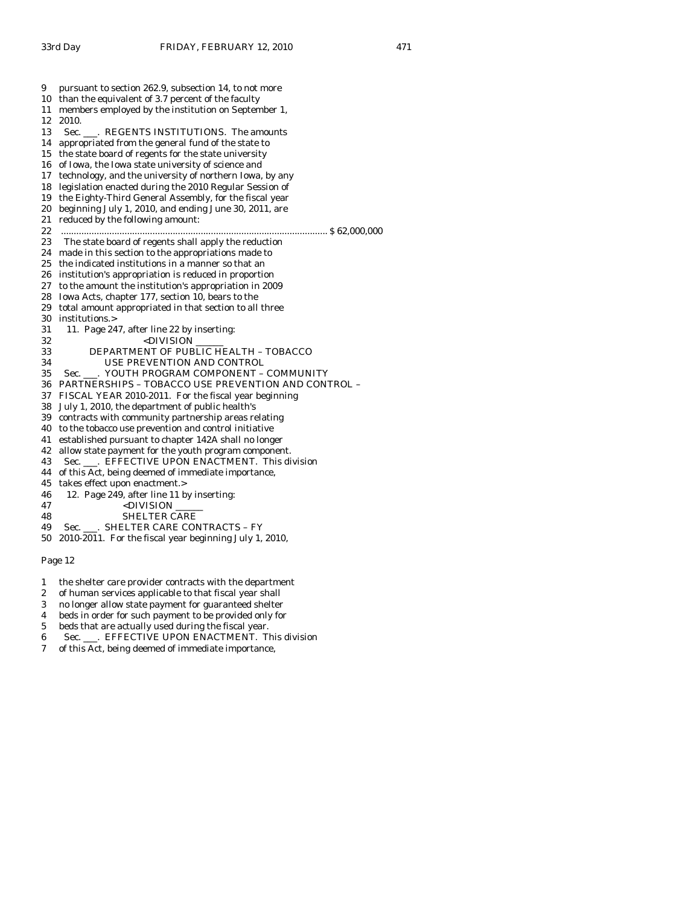9 pursuant to section 262.9, subsection 14, to not more
10 than the equivalent of 3.7 percent of the faculty
11 members employed by the institution on September 1,
12 2010.
13 Sec. ___. REGENTS INSTITUTIONS. The amounts
14 appropriated from the general fund of the state to
15 the state board of regents for the state university
16 of Iowa, the Iowa state university of science and
17 technology, and the university of northern Iowa, by any
18 legislation enacted during the 2010 Regular Session of
19 the Eighty-Third General Assembly, for the fiscal year
20 beginning July 1, 2010, and ending June 30, 2011, are
21 reduced by the following amount:
22 ........................................................................................................ $ 62,000,000
23 The state board of regents shall apply the reduction
24 made in this section to the appropriations made to
25 the indicated institutions in a manner so that an
26 institution's appropriation is reduced in proportion
27 to the amount the institution's appropriation in 2009
28 Iowa Acts, chapter 177, section 10, bears to the
29 total amount appropriated in that section to all three
30 institutions.>
31 11. Page 247, after line 22 by inserting:
32 <DIVISION ______
33 DEPARTMENT OF PUBLIC HEALTH – TOBACCO
34 USE PREVENTION AND CONTROL
35 Sec. ___. YOUTH PROGRAM COMPONENT – COMMUNITY
36 PARTNERSHIPS – TOBACCO USE PREVENTION AND CONTROL –
37 FISCAL YEAR 2010-2011. For the fiscal year beginning
38 July 1, 2010, the department of public health's
39 contracts with community partnership areas relating
40 to the tobacco use prevention and control initiative
41 established pursuant to chapter 142A shall no longer
42 allow state payment for the youth program component.
43 Sec. ___. EFFECTIVE UPON ENACTMENT. This division
44 of this Act, being deemed of immediate importance,
45 takes effect upon enactment.>
46 12. Page 249, after line 11 by inserting:
47 <DIVISION ______
48 SHELTER CARE
49 Sec. ___. SHELTER CARE CONTRACTS – FY
50 2010-2011. For the fiscal year beginning July 1, 2010,

Page 12

1 the shelter care provider contracts with the department
2 of human services applicable to that fiscal year shall
3 no longer allow state payment for guaranteed shelter
4 beds in order for such payment to be provided only for
5 beds that are actually used during the fiscal year.
6 Sec. ___. EFFECTIVE UPON ENACTMENT. This division
7 of this Act, being deemed of immediate importance,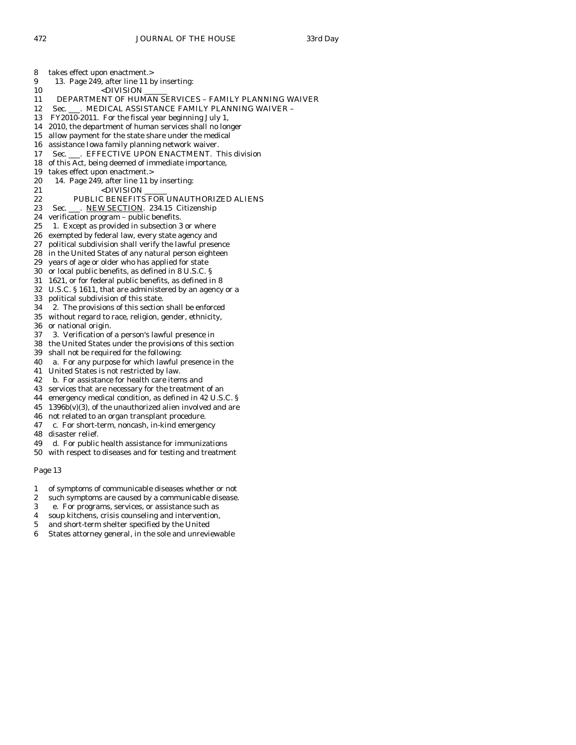8 takes effect upon enactment.>

9 13. Page 249, after line 11 by inserting:

10 <DIVISION ______

11 DEPARTMENT OF HUMAN SERVICES – FAMILY PLANNING WAIVER

12 Sec. ___. MEDICAL ASSISTANCE FAMILY PLANNING WAIVER –
13 FY2010-2011. For the fiscal year beginning July 1,
14 2010, the department of human services shall no longer
15 allow payment for the state share under the medical
16 assistance Iowa family planning network waiver.

17 Sec. ___. EFFECTIVE UPON ENACTMENT. This division
18 of this Act, being deemed of immediate importance,
19 takes effect upon enactment.>

20 14. Page 249, after line 11 by inserting:

21 <DIVISION ______

22 PUBLIC BENEFITS FOR UNAUTHORIZED ALIENS

23 Sec. ___. NEW SECTION. 234.15 Citizenship
24 verification program – public benefits.

25 1. Except as provided in subsection 3 or where
26 exempted by federal law, every state agency and
27 political subdivision shall verify the lawful presence
28 in the United States of any natural person eighteen
29 years of age or older who has applied for state
30 or local public benefits, as defined in 8 U.S.C. §
31 1621, or for federal public benefits, as defined in 8
32 U.S.C. § 1611, that are administered by an agency or a
33 political subdivision of this state.

34 2. The provisions of this section shall be enforced
35 without regard to race, religion, gender, ethnicity,
36 or national origin.

37 3. Verification of a person's lawful presence in
38 the United States under the provisions of this section
39 shall not be required for the following:

40 a. For any purpose for which lawful presence in the
41 United States is not restricted by law.

42 b. For assistance for health care items and
43 services that are necessary for the treatment of an
44 emergency medical condition, as defined in 42 U.S.C. §
45 1396b(v)(3), of the unauthorized alien involved and are
46 not related to an organ transplant procedure.

47 c. For short-term, noncash, in-kind emergency
48 disaster relief.

49 d. For public health assistance for immunizations
50 with respect to diseases and for testing and treatment

Page 13

1 of symptoms of communicable diseases whether or not
2 such symptoms are caused by a communicable disease.

3 e. For programs, services, or assistance such as
4 soup kitchens, crisis counseling and intervention,
5 and short-term shelter specified by the United
6 States attorney general, in the sole and unreviewable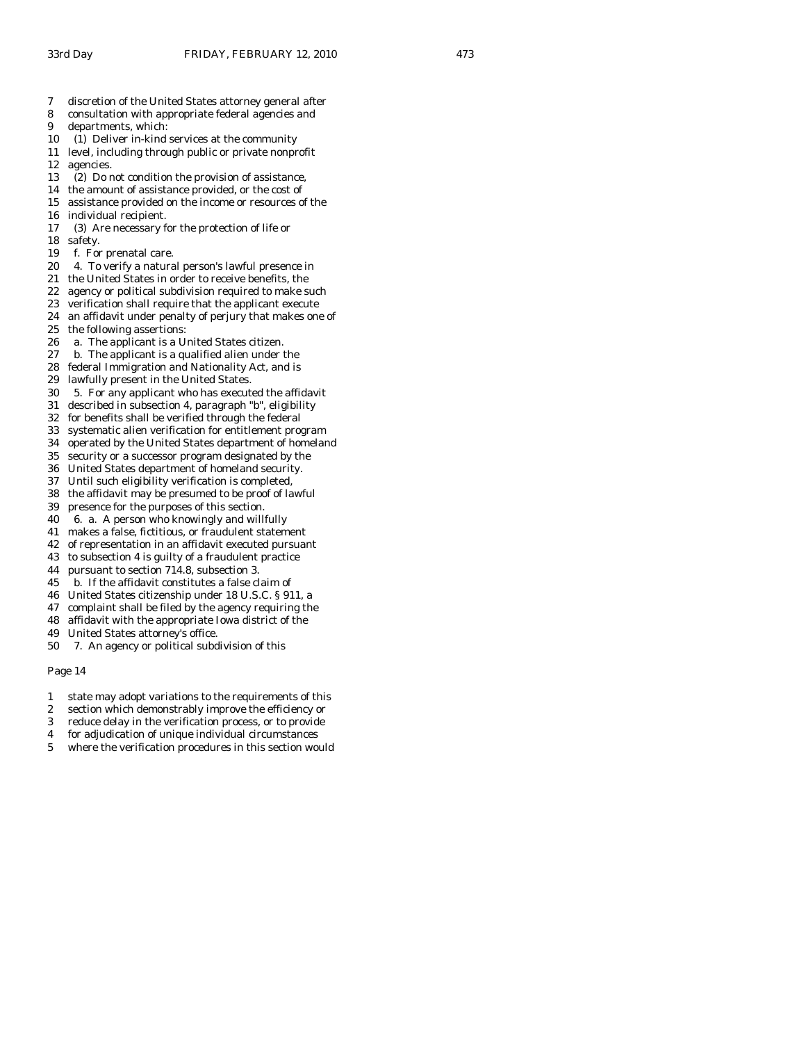7 discretion of the United States attorney general after
8 consultation with appropriate federal agencies and
9 departments, which:
10 (1) Deliver in-kind services at the community
11 level, including through public or private nonprofit
12 agencies.
13 (2) Do not condition the provision of assistance,
14 the amount of assistance provided, or the cost of
15 assistance provided on the income or resources of the
16 individual recipient.
17 (3) Are necessary for the protection of life or
18 safety.
19 f. For prenatal care.
20 4. To verify a natural person's lawful presence in
21 the United States in order to receive benefits, the
22 agency or political subdivision required to make such
23 verification shall require that the applicant execute
24 an affidavit under penalty of perjury that makes one of
25 the following assertions:
26 a. The applicant is a United States citizen.
27 b. The applicant is a qualified alien under the
28 federal Immigration and Nationality Act, and is
29 lawfully present in the United States.
30 5. For any applicant who has executed the affidavit
31 described in subsection 4, paragraph "b", eligibility
32 for benefits shall be verified through the federal
33 systematic alien verification for entitlement program
34 operated by the United States department of homeland
35 security or a successor program designated by the
36 United States department of homeland security.
37 Until such eligibility verification is completed,
38 the affidavit may be presumed to be proof of lawful
39 presence for the purposes of this section.
40 6. a. A person who knowingly and willfully
41 makes a false, fictitious, or fraudulent statement
42 of representation in an affidavit executed pursuant
43 to subsection 4 is guilty of a fraudulent practice
44 pursuant to section 714.8, subsection 3.
45 b. If the affidavit constitutes a false claim of
46 United States citizenship under 18 U.S.C. § 911, a
47 complaint shall be filed by the agency requiring the
48 affidavit with the appropriate Iowa district of the
49 United States attorney's office.
50 7. An agency or political subdivision of this

Page 14

1 state may adopt variations to the requirements of this
2 section which demonstrably improve the efficiency or
3 reduce delay in the verification process, or to provide
4 for adjudication of unique individual circumstances
5 where the verification procedures in this section would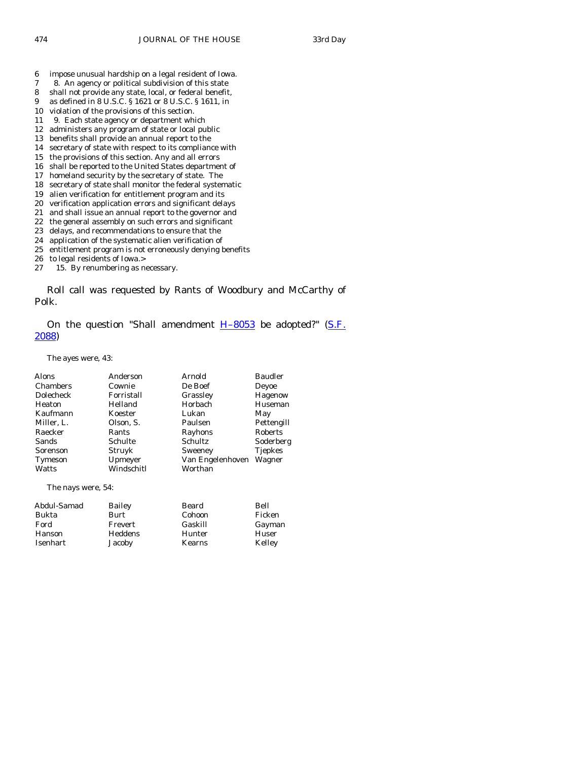6 impose unusual hardship on a legal resident of Iowa.
7 8. An agency or political subdivision of this state
8 shall not provide any state, local, or federal benefit,
9 as defined in 8 U.S.C. § 1621 or 8 U.S.C. § 1611, in
10 violation of the provisions of this section.
11 9. Each state agency or department which
12 administers any program of state or local public
13 benefits shall provide an annual report to the
14 secretary of state with respect to its compliance with
15 the provisions of this section. Any and all errors
16 shall be reported to the United States department of
17 homeland security by the secretary of state. The
18 secretary of state shall monitor the federal systematic
19 alien verification for entitlement program and its
20 verification application errors and significant delays
21 and shall issue an annual report to the governor and
22 the general assembly on such errors and significant
23 delays, and recommendations to ensure that the
24 application of the systematic alien verification of
25 entitlement program is not erroneously denying benefits
26 to legal residents of Iowa.>
27 15. By renumbering as necessary.

Roll call was requested by Rants of Woodbury and McCarthy of Polk.

On the question "Shall amendment H–8053 be adopted?" (S.F. 2088)

The ayes were, 43:

| | | | |
|---|---|---|---|
| Alons | Anderson | Arnold | Baudler |
| Chambers | Cownie | De Boef | Deyoe |
| Dolecheck | Forristall | Grassley | Hagenow |
| Heaton | Helland | Horbach | Huseman |
| Kaufmann | Koester | Lukan | May |
| Miller, L. | Olson, S. | Paulsen | Pettengill |
| Raecker | Rants | Rayhons | Roberts |
| Sands | Schulte | Schultz | Soderberg |
| Sorenson | Struyk | Sweeney | Tjepkes |
| Tymeson | Upmeyer | Van Engelenhoven | Wagner |
| Watts | Windschitl | Worthan | |

The nays were, 54:

| | | | |
|---|---|---|---|
| Abdul-Samad | Bailey | Beard | Bell |
| Bukta | Burt | Cohoon | Ficken |
| Ford | Frevert | Gaskill | Gayman |
| Hanson | Heddens | Hunter | Huser |
| Isenhart | Jacoby | Kearns | Kelley |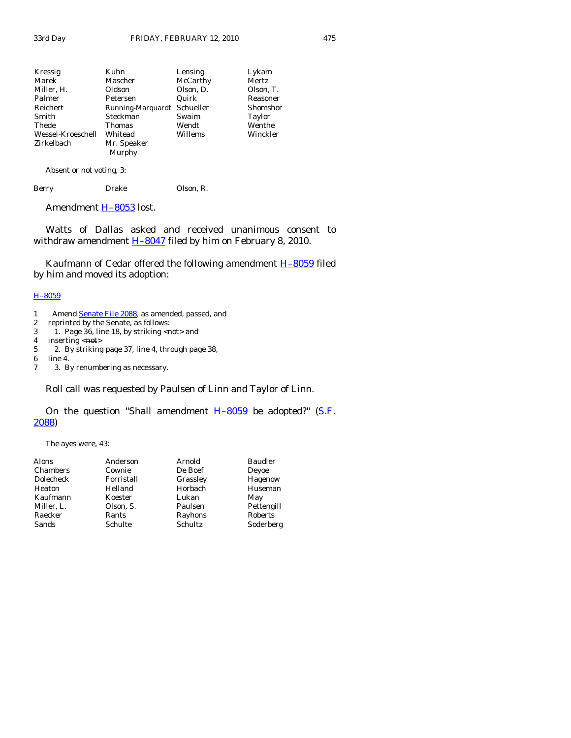| | | | |
|---|---|---|---|
| Kressig | Kuhn | Lensing | Lykam |
| Marek | Mascher | McCarthy | Mertz |
| Miller, H. | Oldson | Olson, D. | Olson, T. |
| Palmer | Petersen | Quirk | Reasoner |
| Reichert | Running-Marquardt | Schueller | Shomshor |
| Smith | Steckman | Swaim | Taylor |
| Thede | Thomas | Wendt | Wenthe |
| Wessel-Kroeschell | Whitead | Willems | Winckler |
| Zirkelbach | Mr. Speaker Murphy | | |

Absent or not voting, 3:

| | | |
|---|---|---|
| Berry | Drake | Olson, R. |

Amendment H–8053 lost.

Watts of Dallas asked and received unanimous consent to withdraw amendment H–8047 filed by him on February 8, 2010.

Kaufmann of Cedar offered the following amendment H–8059 filed by him and moved its adoption:

H–8059

1 Amend Senate File 2088, as amended, passed, and
2 reprinted by the Senate, as follows:
3 1. Page 36, line 18, by striking <not> and
4 inserting <~~not~~>
5 2. By striking page 37, line 4, through page 38,
6 line 4.
7 3. By renumbering as necessary.

Roll call was requested by Paulsen of Linn and Taylor of Linn.

On the question "Shall amendment H–8059 be adopted?" (S.F. 2088)

The ayes were, 43:

| | | | |
|---|---|---|---|
| Alons | Anderson | Arnold | Baudler |
| Chambers | Cownie | De Boef | Deyoe |
| Dolecheck | Forristall | Grassley | Hagenow |
| Heaton | Helland | Horbach | Huseman |
| Kaufmann | Koester | Lukan | May |
| Miller, L. | Olson, S. | Paulsen | Pettengill |
| Raecker | Rants | Rayhons | Roberts |
| Sands | Schulte | Schultz | Soderberg |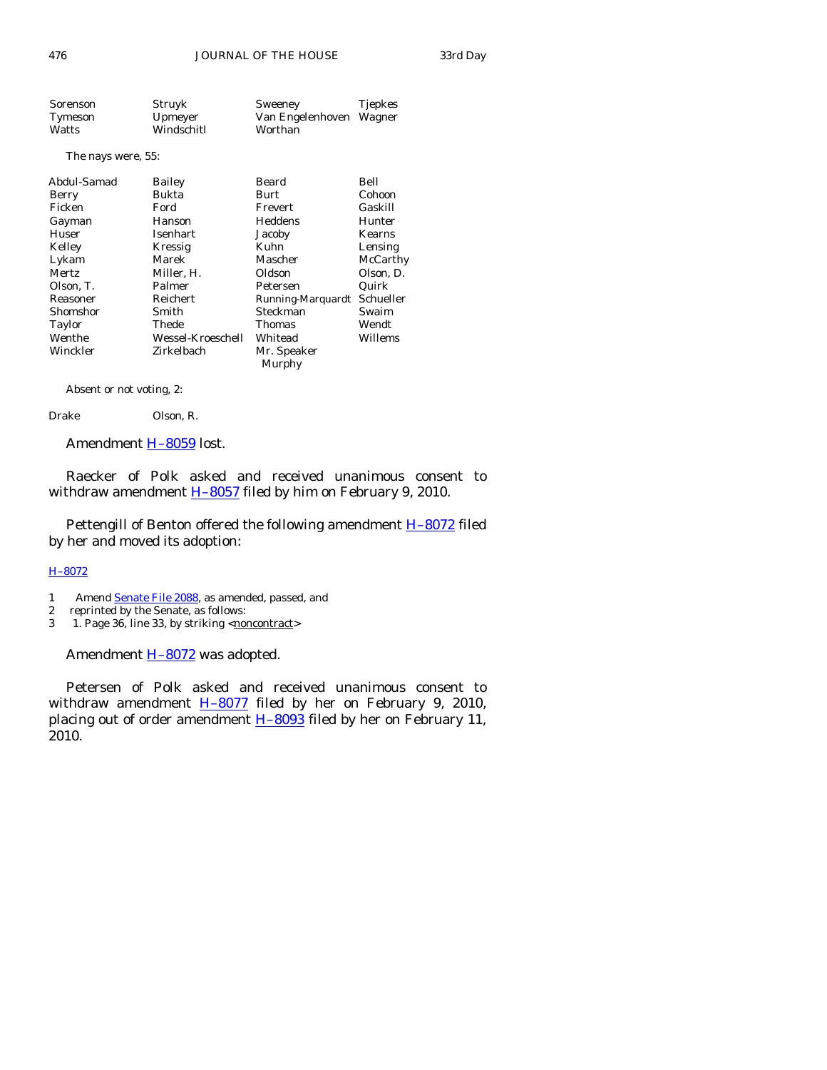| Sorenson | Struyk | Sweeney | Tjepkes |
|---|---|---|---|
| Tymeson | Upmeyer | Van Engelenhoven | Wagner |
| Watts | Windschitl | Worthan | |

The nays were, 55:

| Abdul-Samad | Bailey | Beard | Bell |
|---|---|---|---|
| Berry | Bukta | Burt | Cohoon |
| Ficken | Ford | Frevert | Gaskill |
| Gayman | Hanson | Heddens | Hunter |
| Huser | Isenhart | Jacoby | Kearns |
| Kelley | Kressig | Kuhn | Lensing |
| Lykam | Marek | Mascher | McCarthy |
| Mertz | Miller, H. | Oldson | Olson, D. |
| Olson, T. | Palmer | Petersen | Quirk |
| Reasoner | Reichert | Running-Marquardt | Schueller |
| Shomshor | Smith | Steckman | Swaim |
| Taylor | Thede | Thomas | Wendt |
| Wenthe | Wessel-Kroeschell | Whitead | Willems |
| Winckler | Zirkelbach | Mr. Speaker Murphy | |

Absent or not voting, 2:

| Drake | Olson, R. |
|---|---|

Amendment H–8059 lost.

Raecker of Polk asked and received unanimous consent to withdraw amendment H–8057 filed by him on February 9, 2010.

Pettengill of Benton offered the following amendment H–8072 filed by her and moved its adoption:

H–8072

1 Amend Senate File 2088, as amended, passed, and
2 reprinted by the Senate, as follows:
3 1. Page 36, line 33, by striking <noncontract>

Amendment H–8072 was adopted.

Petersen of Polk asked and received unanimous consent to withdraw amendment H–8077 filed by her on February 9, 2010, placing out of order amendment H–8093 filed by her on February 11, 2010.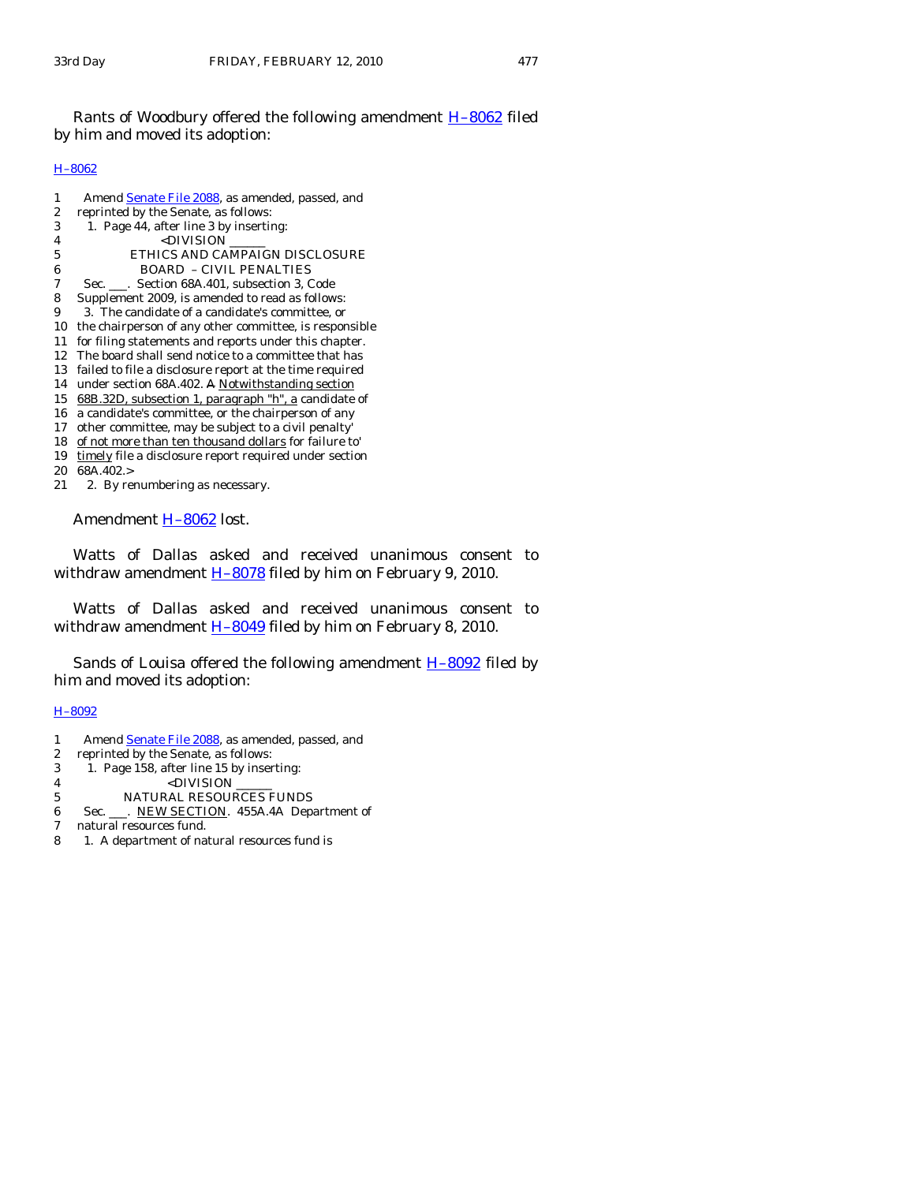Rants of Woodbury offered the following amendment H–8062 filed by him and moved its adoption:

H–8062

1 Amend Senate File 2088, as amended, passed, and
2 reprinted by the Senate, as follows:
3 1. Page 44, after line 3 by inserting:
4 <DIVISION ______
5 ETHICS AND CAMPAIGN DISCLOSURE
6 BOARD – CIVIL PENALTIES
7 Sec. ___. Section 68A.401, subsection 3, Code
8 Supplement 2009, is amended to read as follows:
9 3. The candidate of a candidate's committee, or
10 the chairperson of any other committee, is responsible
11 for filing statements and reports under this chapter.
12 The board shall send notice to a committee that has
13 failed to file a disclosure report at the time required
14 under section 68A.402. ~~A~~ Notwithstanding section
15 68B.32D, subsection 1, paragraph "h", a candidate of
16 a candidate's committee, or the chairperson of any
17 other committee, may be subject to a civil penalty'
18 of not more than ten thousand dollars for failure to'
19 timely file a disclosure report required under section
20 68A.402.>
21 2. By renumbering as necessary.

Amendment H–8062 lost.

Watts of Dallas asked and received unanimous consent to withdraw amendment H–8078 filed by him on February 9, 2010.

Watts of Dallas asked and received unanimous consent to withdraw amendment H–8049 filed by him on February 8, 2010.

Sands of Louisa offered the following amendment H–8092 filed by him and moved its adoption:

H–8092

1 Amend Senate File 2088, as amended, passed, and
2 reprinted by the Senate, as follows:
3 1. Page 158, after line 15 by inserting:
4 <DIVISION ______
5 NATURAL RESOURCES FUNDS
6 Sec. ___. NEW SECTION. 455A.4A Department of
7 natural resources fund.
8 1. A department of natural resources fund is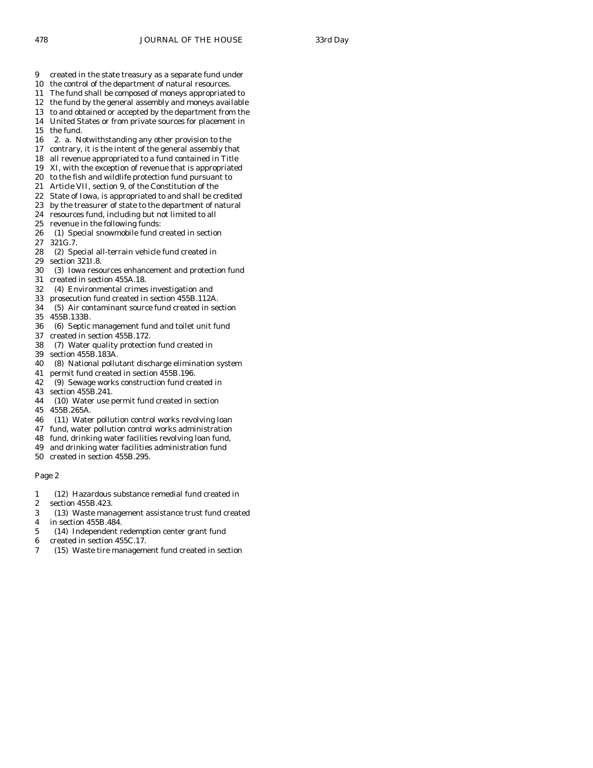9 created in the state treasury as a separate fund under
10 the control of the department of natural resources.
11 The fund shall be composed of moneys appropriated to
12 the fund by the general assembly and moneys available
13 to and obtained or accepted by the department from the
14 United States or from private sources for placement in
15 the fund.
16 2. a. Notwithstanding any other provision to the
17 contrary, it is the intent of the general assembly that
18 all revenue appropriated to a fund contained in Title
19 XI, with the exception of revenue that is appropriated
20 to the fish and wildlife protection fund pursuant to
21 Article VII, section 9, of the Constitution of the
22 State of Iowa, is appropriated to and shall be credited
23 by the treasurer of state to the department of natural
24 resources fund, including but not limited to all
25 revenue in the following funds:
26 (1) Special snowmobile fund created in section
27 321G.7.
28 (2) Special all-terrain vehicle fund created in
29 section 321I.8.
30 (3) Iowa resources enhancement and protection fund
31 created in section 455A.18.
32 (4) Environmental crimes investigation and
33 prosecution fund created in section 455B.112A.
34 (5) Air contaminant source fund created in section
35 455B.133B.
36 (6) Septic management fund and toilet unit fund
37 created in section 455B.172.
38 (7) Water quality protection fund created in
39 section 455B.183A.
40 (8) National pollutant discharge elimination system
41 permit fund created in section 455B.196.
42 (9) Sewage works construction fund created in
43 section 455B.241.
44 (10) Water use permit fund created in section
45 455B.265A.
46 (11) Water pollution control works revolving loan
47 fund, water pollution control works administration
48 fund, drinking water facilities revolving loan fund,
49 and drinking water facilities administration fund
50 created in section 455B.295.

Page 2

1 (12) Hazardous substance remedial fund created in
2 section 455B.423.
3 (13) Waste management assistance trust fund created
4 in section 455B.484.
5 (14) Independent redemption center grant fund
6 created in section 455C.17.
7 (15) Waste tire management fund created in section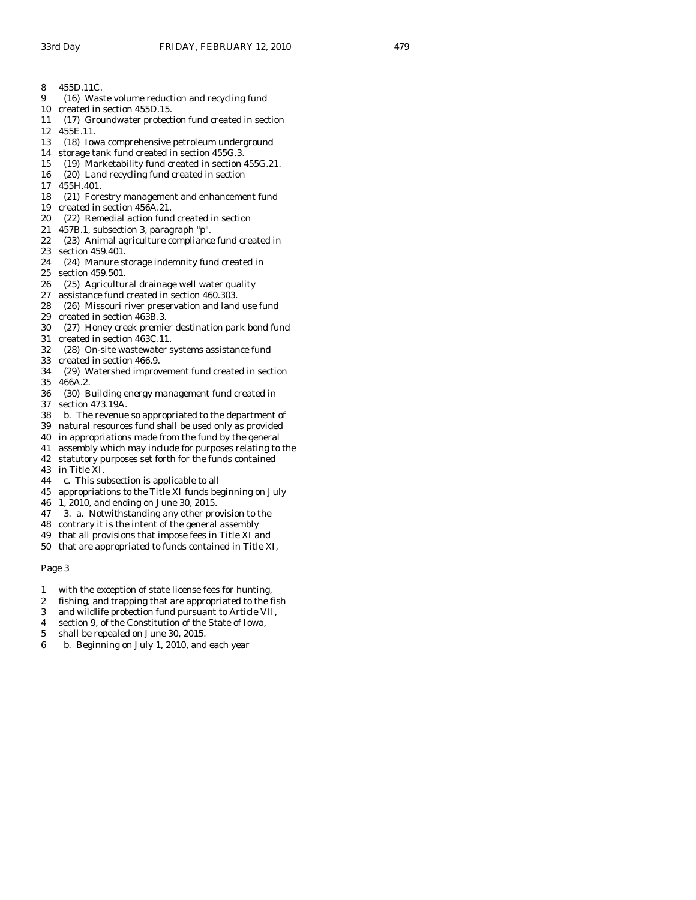8 455D.11C.
9 (16) Waste volume reduction and recycling fund
10 created in section 455D.15.
11 (17) Groundwater protection fund created in section
12 455E.11.
13 (18) Iowa comprehensive petroleum underground
14 storage tank fund created in section 455G.3.
15 (19) Marketability fund created in section 455G.21.
16 (20) Land recycling fund created in section
17 455H.401.
18 (21) Forestry management and enhancement fund
19 created in section 456A.21.
20 (22) Remedial action fund created in section
21 457B.1, subsection 3, paragraph "p".
22 (23) Animal agriculture compliance fund created in
23 section 459.401.
24 (24) Manure storage indemnity fund created in
25 section 459.501.
26 (25) Agricultural drainage well water quality
27 assistance fund created in section 460.303.
28 (26) Missouri river preservation and land use fund
29 created in section 463B.3.
30 (27) Honey creek premier destination park bond fund
31 created in section 463C.11.
32 (28) On-site wastewater systems assistance fund
33 created in section 466.9.
34 (29) Watershed improvement fund created in section
35 466A.2.
36 (30) Building energy management fund created in
37 section 473.19A.
38 b. The revenue so appropriated to the department of
39 natural resources fund shall be used only as provided
40 in appropriations made from the fund by the general
41 assembly which may include for purposes relating to the
42 statutory purposes set forth for the funds contained
43 in Title XI.
44 c. This subsection is applicable to all
45 appropriations to the Title XI funds beginning on July
46 1, 2010, and ending on June 30, 2015.
47 3. a. Notwithstanding any other provision to the
48 contrary it is the intent of the general assembly
49 that all provisions that impose fees in Title XI and
50 that are appropriated to funds contained in Title XI,

Page 3

1 with the exception of state license fees for hunting,
2 fishing, and trapping that are appropriated to the fish
3 and wildlife protection fund pursuant to Article VII,
4 section 9, of the Constitution of the State of Iowa,
5 shall be repealed on June 30, 2015.
6 b. Beginning on July 1, 2010, and each year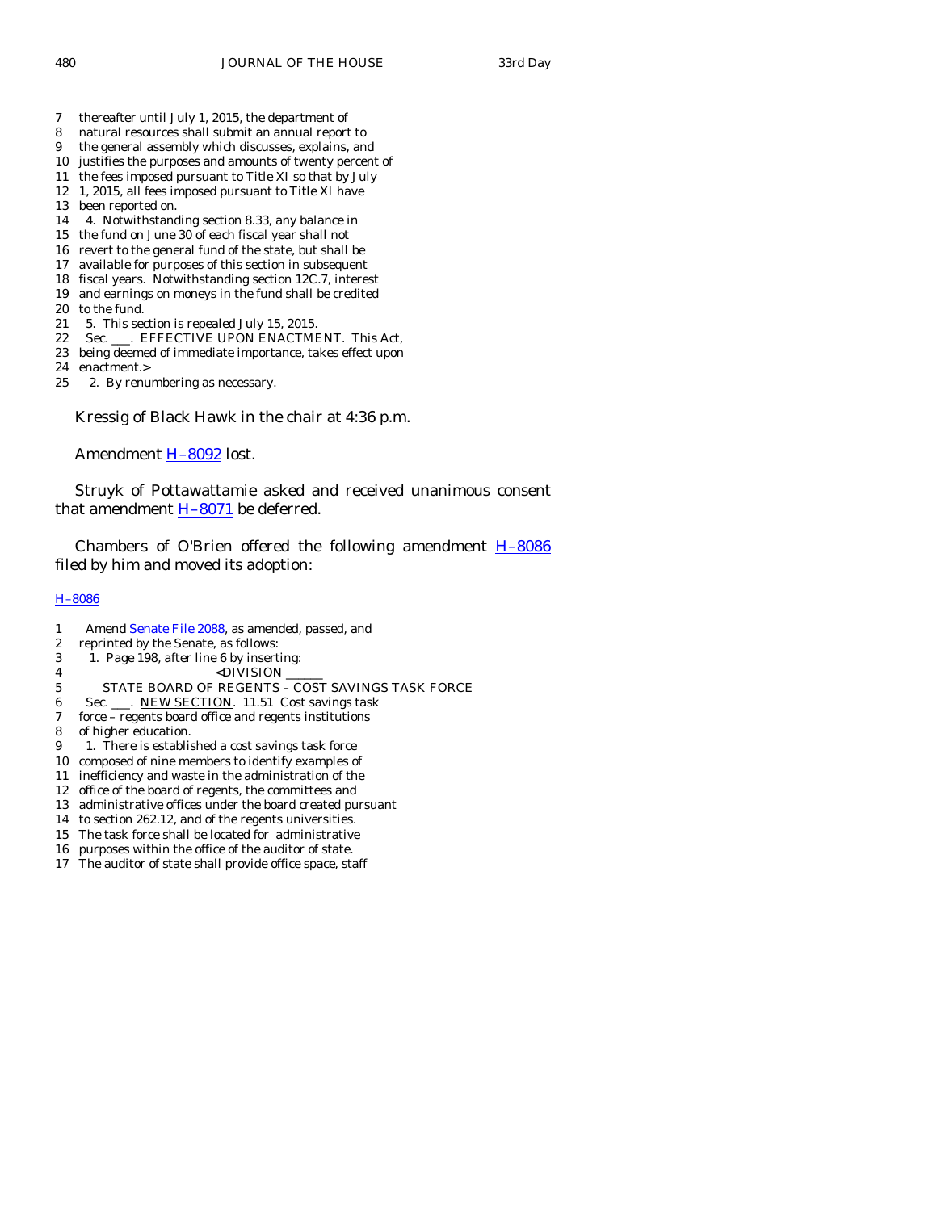7 thereafter until July 1, 2015, the department of
8 natural resources shall submit an annual report to
9 the general assembly which discusses, explains, and
10 justifies the purposes and amounts of twenty percent of
11 the fees imposed pursuant to Title XI so that by July
12 1, 2015, all fees imposed pursuant to Title XI have
13 been reported on.
14 4. Notwithstanding section 8.33, any balance in
15 the fund on June 30 of each fiscal year shall not
16 revert to the general fund of the state, but shall be
17 available for purposes of this section in subsequent
18 fiscal years. Notwithstanding section 12C.7, interest
19 and earnings on moneys in the fund shall be credited
20 to the fund.
21 5. This section is repealed July 15, 2015.
22 Sec. ___. EFFECTIVE UPON ENACTMENT. This Act,
23 being deemed of immediate importance, takes effect upon
24 enactment.>
25 2. By renumbering as necessary.

Kressig of Black Hawk in the chair at 4:36 p.m.

Amendment H–8092 lost.

Struyk of Pottawattamie asked and received unanimous consent that amendment H–8071 be deferred.

Chambers of O'Brien offered the following amendment H–8086 filed by him and moved its adoption:

H–8086

1 Amend Senate File 2088, as amended, passed, and
2 reprinted by the Senate, as follows:
3 1. Page 198, after line 6 by inserting:
4 <DIVISION ______
5 STATE BOARD OF REGENTS – COST SAVINGS TASK FORCE
6 Sec. ___. NEW SECTION. 11.51 Cost savings task
7 force – regents board office and regents institutions
8 of higher education.
9 1. There is established a cost savings task force
10 composed of nine members to identify examples of
11 inefficiency and waste in the administration of the
12 office of the board of regents, the committees and
13 administrative offices under the board created pursuant
14 to section 262.12, and of the regents universities.
15 The task force shall be located for administrative
16 purposes within the office of the auditor of state.
17 The auditor of state shall provide office space, staff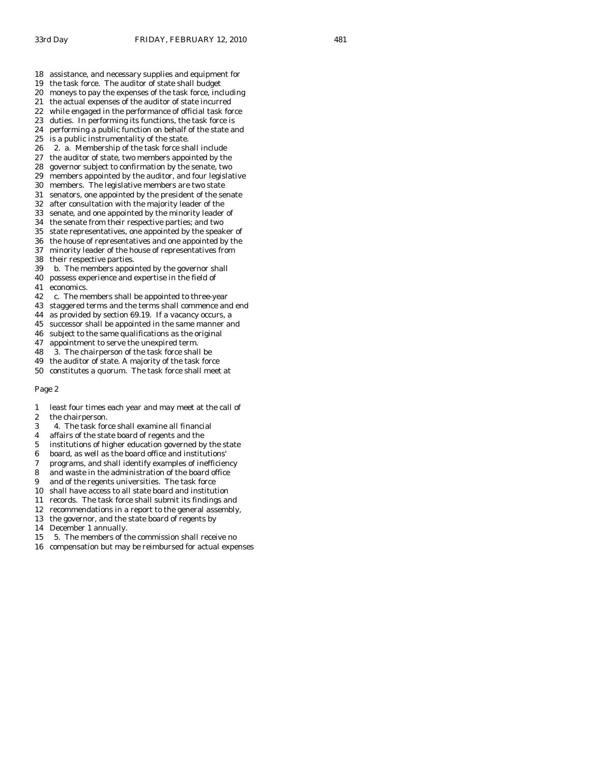18 assistance, and necessary supplies and equipment for
19 the task force. The auditor of state shall budget
20 moneys to pay the expenses of the task force, including
21 the actual expenses of the auditor of state incurred
22 while engaged in the performance of official task force
23 duties. In performing its functions, the task force is
24 performing a public function on behalf of the state and
25 is a public instrumentality of the state.
26 2. a. Membership of the task force shall include
27 the auditor of state, two members appointed by the
28 governor subject to confirmation by the senate, two
29 members appointed by the auditor, and four legislative
30 members. The legislative members are two state
31 senators, one appointed by the president of the senate
32 after consultation with the majority leader of the
33 senate, and one appointed by the minority leader of
34 the senate from their respective parties; and two
35 state representatives, one appointed by the speaker of
36 the house of representatives and one appointed by the
37 minority leader of the house of representatives from
38 their respective parties.
39 b. The members appointed by the governor shall
40 possess experience and expertise in the field of
41 economics.
42 c. The members shall be appointed to three-year
43 staggered terms and the terms shall commence and end
44 as provided by section 69.19. If a vacancy occurs, a
45 successor shall be appointed in the same manner and
46 subject to the same qualifications as the original
47 appointment to serve the unexpired term.
48 3. The chairperson of the task force shall be
49 the auditor of state. A majority of the task force
50 constitutes a quorum. The task force shall meet at

Page 2

1 least four times each year and may meet at the call of
2 the chairperson.
3 4. The task force shall examine all financial
4 affairs of the state board of regents and the
5 institutions of higher education governed by the state
6 board, as well as the board office and institutions'
7 programs, and shall identify examples of inefficiency
8 and waste in the administration of the board office
9 and of the regents universities. The task force
10 shall have access to all state board and institution
11 records. The task force shall submit its findings and
12 recommendations in a report to the general assembly,
13 the governor, and the state board of regents by
14 December 1 annually.
15 5. The members of the commission shall receive no
16 compensation but may be reimbursed for actual expenses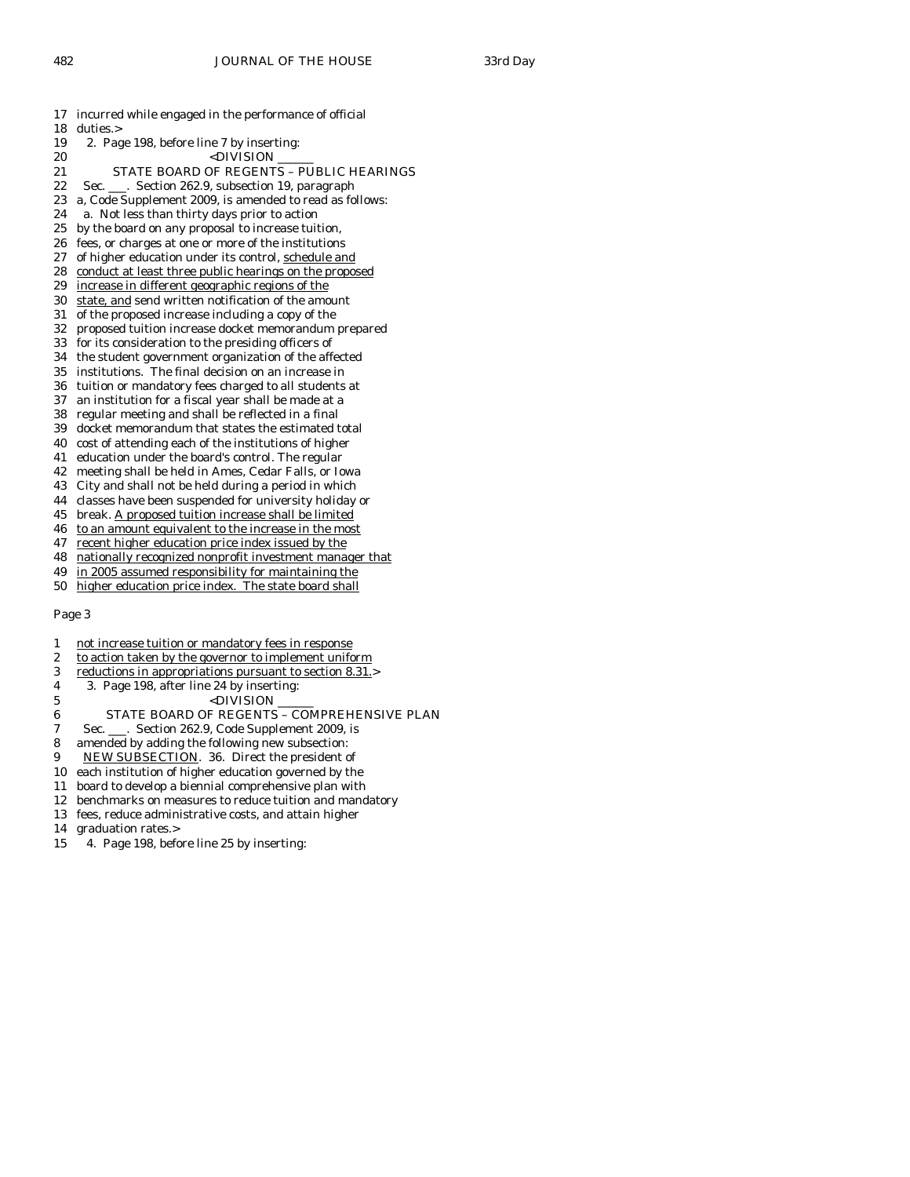17 incurred while engaged in the performance of official
18 duties.>
19 2. Page 198, before line 7 by inserting:
20 <DIVISION \_\_\_\_\_\_
21 STATE BOARD OF REGENTS – PUBLIC HEARINGS
22 Sec. \_\_\_. Section 262.9, subsection 19, paragraph
23 a, Code Supplement 2009, is amended to read as follows:
24 a. Not less than thirty days prior to action
25 by the board on any proposal to increase tuition,
26 fees, or charges at one or more of the institutions
27 of higher education under its control, <u>schedule and</u>
28 <u>conduct at least three public hearings on the proposed</u>
29 <u>increase in different geographic regions of the</u>
30 <u>state, and</u> send written notification of the amount
31 of the proposed increase including a copy of the
32 proposed tuition increase docket memorandum prepared
33 for its consideration to the presiding officers of
34 the student government organization of the affected
35 institutions. The final decision on an increase in
36 tuition or mandatory fees charged to all students at
37 an institution for a fiscal year shall be made at a
38 regular meeting and shall be reflected in a final
39 docket memorandum that states the estimated total
40 cost of attending each of the institutions of higher
41 education under the board's control. The regular
42 meeting shall be held in Ames, Cedar Falls, or Iowa
43 City and shall not be held during a period in which
44 classes have been suspended for university holiday or
45 break. <u>A proposed tuition increase shall be limited</u>
46 <u>to an amount equivalent to the increase in the most</u>
47 <u>recent higher education price index issued by the</u>
48 <u>nationally recognized nonprofit investment manager that</u>
49 <u>in 2005 assumed responsibility for maintaining the</u>
50 <u>higher education price index. The state board shall</u>

Page 3

1 <u>not increase tuition or mandatory fees in response</u>
2 <u>to action taken by the governor to implement uniform</u>
3 <u>reductions in appropriations pursuant to section 8.31.</u>>
4 3. Page 198, after line 24 by inserting:
5 <DIVISION \_\_\_\_\_\_
6 STATE BOARD OF REGENTS – COMPREHENSIVE PLAN
7 Sec. \_\_\_. Section 262.9, Code Supplement 2009, is
8 amended by adding the following new subsection:
9 <u>NEW SUBSECTION</u>. 36. Direct the president of
10 each institution of higher education governed by the
11 board to develop a biennial comprehensive plan with
12 benchmarks on measures to reduce tuition and mandatory
13 fees, reduce administrative costs, and attain higher
14 graduation rates.>
15 4. Page 198, before line 25 by inserting: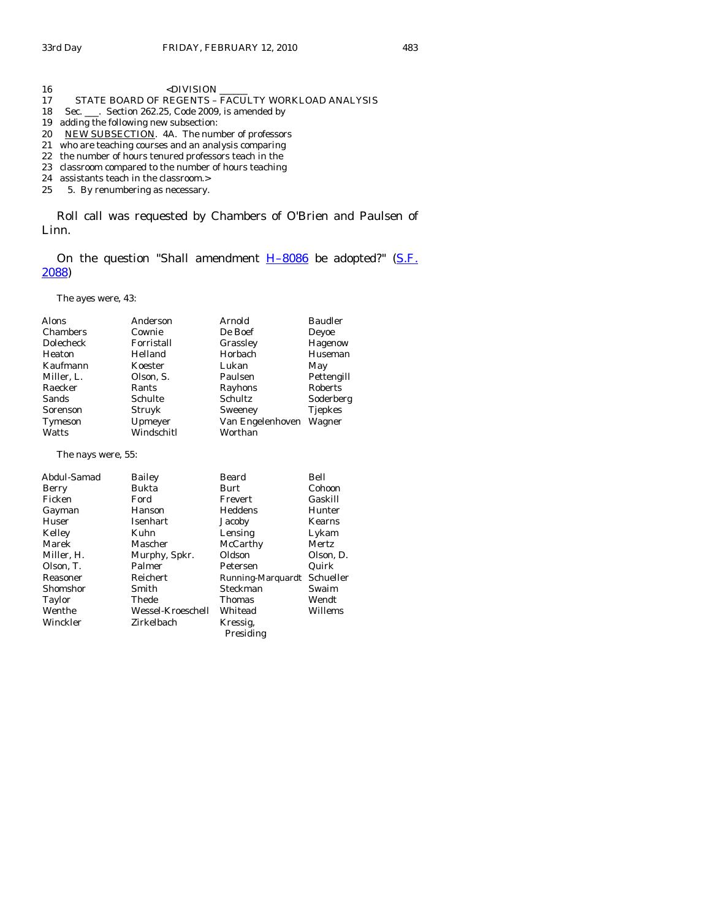16 <DIVISION ______

17 STATE BOARD OF REGENTS – FACULTY WORKLOAD ANALYSIS

18 Sec. ___. Section 262.25, Code 2009, is amended by

19 adding the following new subsection:

20 NEW SUBSECTION. 4A. The number of professors

21 who are teaching courses and an analysis comparing

22 the number of hours tenured professors teach in the

23 classroom compared to the number of hours teaching

24 assistants teach in the classroom.>

25 5. By renumbering as necessary.

Roll call was requested by Chambers of O'Brien and Paulsen of Linn.

On the question "Shall amendment H–8086 be adopted?" (S.F. 2088)

The ayes were, 43:

| | | | |
|---|---|---|---|
| Alons | Anderson | Arnold | Baudler |
| Chambers | Cownie | De Boef | Deyoe |
| Dolecheck | Forristall | Grassley | Hagenow |
| Heaton | Helland | Horbach | Huseman |
| Kaufmann | Koester | Lukan | May |
| Miller, L. | Olson, S. | Paulsen | Pettengill |
| Raecker | Rants | Rayhons | Roberts |
| Sands | Schulte | Schultz | Soderberg |
| Sorenson | Struyk | Sweeney | Tjepkes |
| Tymeson | Upmeyer | Van Engelenhoven | Wagner |
| Watts | Windschitl | Worthan | |

The nays were, 55:

| | | | |
|---|---|---|---|
| Abdul-Samad | Bailey | Beard | Bell |
| Berry | Bukta | Burt | Cohoon |
| Ficken | Ford | Frevert | Gaskill |
| Gayman | Hanson | Heddens | Hunter |
| Huser | Isenhart | Jacoby | Kearns |
| Kelley | Kuhn | Lensing | Lykam |
| Marek | Mascher | McCarthy | Mertz |
| Miller, H. | Murphy, Spkr. | Oldson | Olson, D. |
| Olson, T. | Palmer | Petersen | Quirk |
| Reasoner | Reichert | Running-Marquardt | Schueller |
| Shomshor | Smith | Steckman | Swaim |
| Taylor | Thede | Thomas | Wendt |
| Wenthe | Wessel-Kroeschell | Whitead | Willems |
| Winckler | Zirkelbach | Kressig, Presiding | |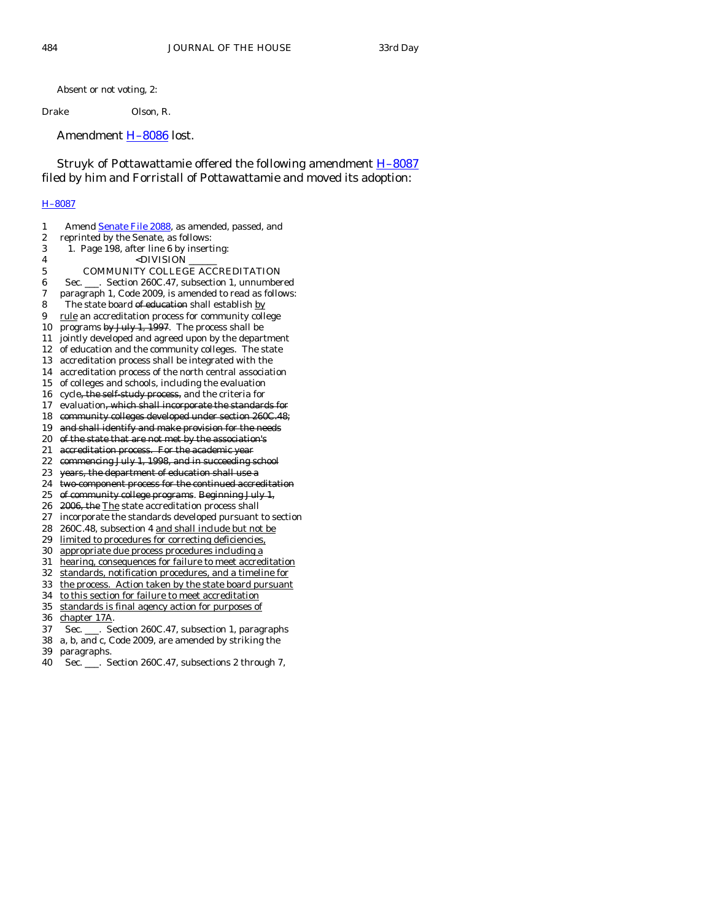Absent or not voting, 2:

Drake Olson, R.

Amendment H–8086 lost.

Struyk of Pottawattamie offered the following amendment H–8087 filed by him and Forristall of Pottawattamie and moved its adoption:

H–8087

1 Amend Senate File 2088, as amended, passed, and
2 reprinted by the Senate, as follows:
3 1. Page 198, after line 6 by inserting:
4 <DIVISION \_\_\_\_\_\_
5 COMMUNITY COLLEGE ACCREDITATION
6 Sec. \_\_\_. Section 260C.47, subsection 1, unnumbered
7 paragraph 1, Code 2009, is amended to read as follows:
8 The state board ~~of education~~ shall establish <u>by</u>
9 <u>rule</u> an accreditation process for community college
10 programs ~~by July 1, 1997~~. The process shall be
11 jointly developed and agreed upon by the department
12 of education and the community colleges. The state
13 accreditation process shall be integrated with the
14 accreditation process of the north central association
15 of colleges and schools, including the evaluation
16 cycle~~, the self-study process,~~ and the criteria for
17 evaluation~~, which shall incorporate the standards for~~
18 ~~community colleges developed under section 260C.48;~~
19 ~~and shall identify and make provision for the needs~~
20 ~~of the state that are not met by the association's~~
21 ~~accreditation process. For the academic year~~
22 ~~commencing July 1, 1998, and in succeeding school~~
23 ~~years, the department of education shall use a~~
24 ~~two-component process for the continued accreditation~~
25 ~~of community college programs~~. ~~Beginning July 1,~~
26 ~~2006, the~~ <u>The</u> state accreditation process shall
27 incorporate the standards developed pursuant to section
28 260C.48, subsection 4 <u>and shall include but not be</u>
29 <u>limited to procedures for correcting deficiencies,</u>
30 <u>appropriate due process procedures including a</u>
31 <u>hearing, consequences for failure to meet accreditation</u>
32 <u>standards, notification procedures, and a timeline for</u>
33 <u>the process. Action taken by the state board pursuant</u>
34 <u>to this section for failure to meet accreditation</u>
35 <u>standards is final agency action for purposes of</u>
36 <u>chapter 17A</u>.
37 Sec. \_\_\_. Section 260C.47, subsection 1, paragraphs
38 a, b, and c, Code 2009, are amended by striking the
39 paragraphs.
40 Sec. \_\_\_. Section 260C.47, subsections 2 through 7,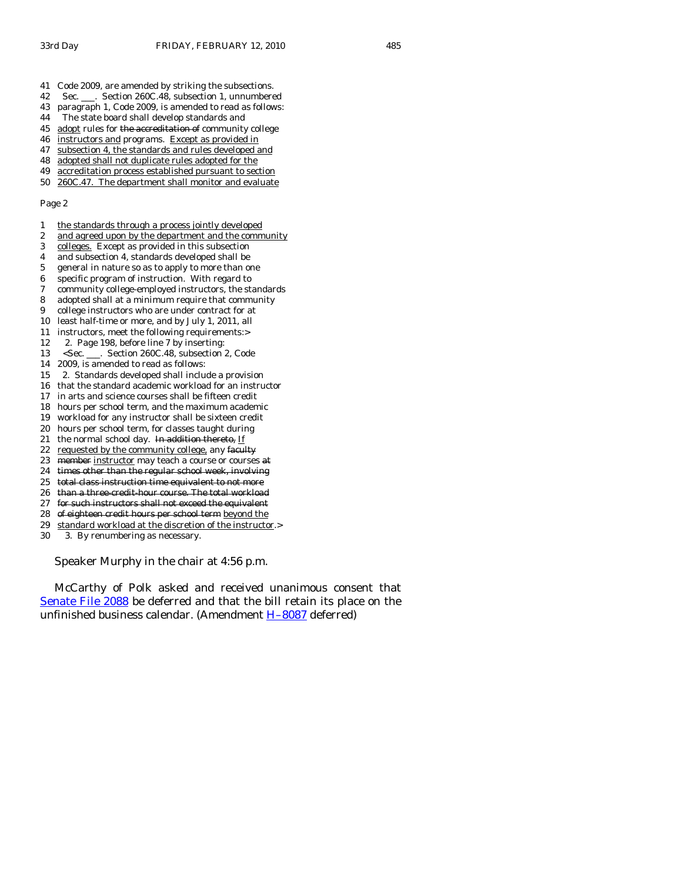41 Code 2009, are amended by striking the subsections.
42 Sec. ___. Section 260C.48, subsection 1, unnumbered
43 paragraph 1, Code 2009, is amended to read as follows:
44 The state board shall develop standards and
45 adopt rules for ~~the accreditation of~~ community college
46 instructors and programs. Except as provided in
47 subsection 4, the standards and rules developed and
48 adopted shall not duplicate rules adopted for the
49 accreditation process established pursuant to section
50 260C.47. The department shall monitor and evaluate

Page 2

1 the standards through a process jointly developed
2 and agreed upon by the department and the community
3 colleges. Except as provided in this subsection
4 and subsection 4, standards developed shall be
5 general in nature so as to apply to more than one
6 specific program of instruction. With regard to
7 community college-employed instructors, the standards
8 adopted shall at a minimum require that community
9 college instructors who are under contract for at
10 least half-time or more, and by July 1, 2011, all
11 instructors, meet the following requirements:>
12 2. Page 198, before line 7 by inserting:
13 <Sec. ___. Section 260C.48, subsection 2, Code
14 2009, is amended to read as follows:
15 2. Standards developed shall include a provision
16 that the standard academic workload for an instructor
17 in arts and science courses shall be fifteen credit
18 hours per school term, and the maximum academic
19 workload for any instructor shall be sixteen credit
20 hours per school term, for classes taught during
21 the normal school day. ~~In addition thereto,~~ If
22 requested by the community college, any ~~faculty~~
23 ~~member~~ instructor may teach a course or courses ~~at~~
24 ~~times other than the regular school week, involving~~
25 ~~total class instruction time equivalent to not more~~
26 ~~than a three-credit-hour course. The total workload~~
27 ~~for such instructors shall not exceed the equivalent~~
28 ~~of eighteen credit hours per school term~~ beyond the
29 standard workload at the discretion of the instructor.>
30 3. By renumbering as necessary.

Speaker Murphy in the chair at 4:56 p.m.

McCarthy of Polk asked and received unanimous consent that Senate File 2088 be deferred and that the bill retain its place on the unfinished business calendar. (Amendment H–8087 deferred)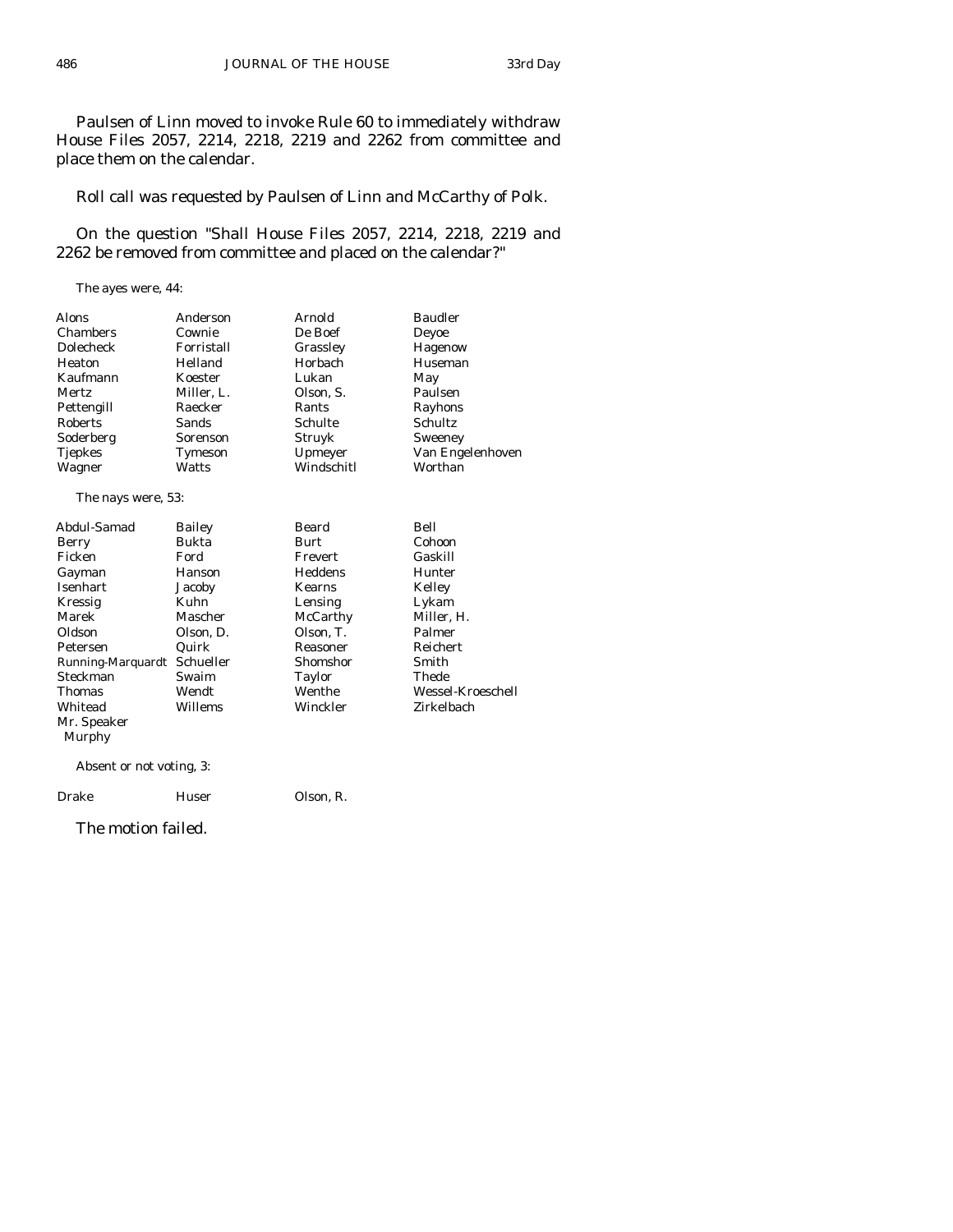Paulsen of Linn moved to invoke Rule 60 to immediately withdraw House Files 2057, 2214, 2218, 2219 and 2262 from committee and place them on the calendar.

Roll call was requested by Paulsen of Linn and McCarthy of Polk.

On the question "Shall House Files 2057, 2214, 2218, 2219 and 2262 be removed from committee and placed on the calendar?"

The ayes were, 44:

| | | | |
|---|---|---|---|
| Alons | Anderson | Arnold | Baudler |
| Chambers | Cownie | De Boef | Deyoe |
| Dolecheck | Forristall | Grassley | Hagenow |
| Heaton | Helland | Horbach | Huseman |
| Kaufmann | Koester | Lukan | May |
| Mertz | Miller, L. | Olson, S. | Paulsen |
| Pettengill | Raecker | Rants | Rayhons |
| Roberts | Sands | Schulte | Schultz |
| Soderberg | Sorenson | Struyk | Sweeney |
| Tjepkes | Tymeson | Upmeyer | Van Engelenhoven |
| Wagner | Watts | Windschitl | Worthan |

The nays were, 53:

| | | | |
|---|---|---|---|
| Abdul-Samad | Bailey | Beard | Bell |
| Berry | Bukta | Burt | Cohoon |
| Ficken | Ford | Frevert | Gaskill |
| Gayman | Hanson | Heddens | Hunter |
| Isenhart | Jacoby | Kearns | Kelley |
| Kressig | Kuhn | Lensing | Lykam |
| Marek | Mascher | McCarthy | Miller, H. |
| Oldson | Olson, D. | Olson, T. | Palmer |
| Petersen | Quirk | Reasoner | Reichert |
| Running-Marquardt | Schueller | Shomshor | Smith |
| Steckman | Swaim | Taylor | Thede |
| Thomas | Wendt | Wenthe | Wessel-Kroeschell |
| Whitead | Willems | Winckler | Zirkelbach |
| Mr. Speaker Murphy | | | |

Absent or not voting, 3:

| | | |
|---|---|---|
| Drake | Huser | Olson, R. |

The motion failed.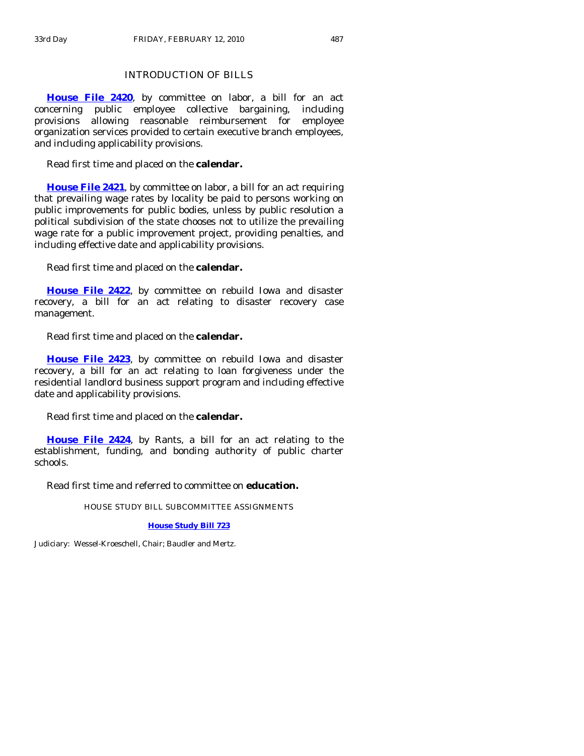## INTRODUCTION OF BILLS

**House File 2420**, by committee on labor, a bill for an act concerning public employee collective bargaining, including provisions allowing reasonable reimbursement for employee organization services provided to certain executive branch employees, and including applicability provisions.

Read first time and placed on the **calendar.**

**House File 2421**, by committee on labor, a bill for an act requiring that prevailing wage rates by locality be paid to persons working on public improvements for public bodies, unless by public resolution a political subdivision of the state chooses not to utilize the prevailing wage rate for a public improvement project, providing penalties, and including effective date and applicability provisions.

Read first time and placed on the **calendar.**

**House File 2422**, by committee on rebuild Iowa and disaster recovery, a bill for an act relating to disaster recovery case management.

Read first time and placed on the **calendar.**

**House File 2423**, by committee on rebuild Iowa and disaster recovery, a bill for an act relating to loan forgiveness under the residential landlord business support program and including effective date and applicability provisions.

Read first time and placed on the **calendar.**

**House File 2424**, by Rants, a bill for an act relating to the establishment, funding, and bonding authority of public charter schools.

Read first time and referred to committee on **education.**

### HOUSE STUDY BILL SUBCOMMITTEE ASSIGNMENTS

**House Study Bill 723**

Judiciary: Wessel-Kroeschell, Chair; Baudler and Mertz.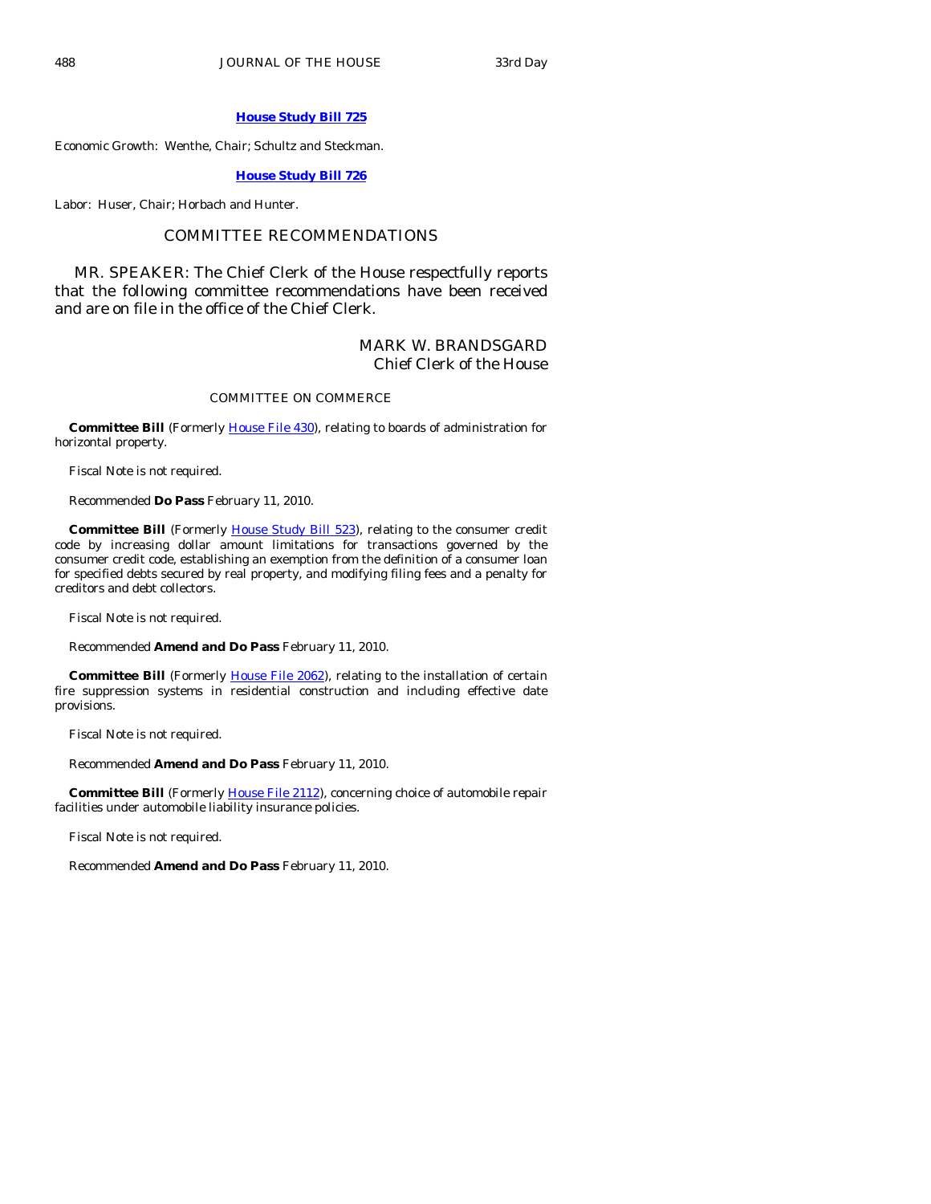**House Study Bill 725**

Economic Growth: Wenthe, Chair; Schultz and Steckman.

**House Study Bill 726**

Labor: Huser, Chair; Horbach and Hunter.

## COMMITTEE RECOMMENDATIONS

MR. SPEAKER: The Chief Clerk of the House respectfully reports that the following committee recommendations have been received and are on file in the office of the Chief Clerk.

MARK W. BRANDSGARD
Chief Clerk of the House

### COMMITTEE ON COMMERCE

**Committee Bill** (Formerly House File 430), relating to boards of administration for horizontal property.

Fiscal Note is not required.

Recommended **Do Pass** February 11, 2010.

**Committee Bill** (Formerly House Study Bill 523), relating to the consumer credit code by increasing dollar amount limitations for transactions governed by the consumer credit code, establishing an exemption from the definition of a consumer loan for specified debts secured by real property, and modifying filing fees and a penalty for creditors and debt collectors.

Fiscal Note is not required.

Recommended **Amend and Do Pass** February 11, 2010.

**Committee Bill** (Formerly House File 2062), relating to the installation of certain fire suppression systems in residential construction and including effective date provisions.

Fiscal Note is not required.

Recommended **Amend and Do Pass** February 11, 2010.

**Committee Bill** (Formerly House File 2112), concerning choice of automobile repair facilities under automobile liability insurance policies.

Fiscal Note is not required.

Recommended **Amend and Do Pass** February 11, 2010.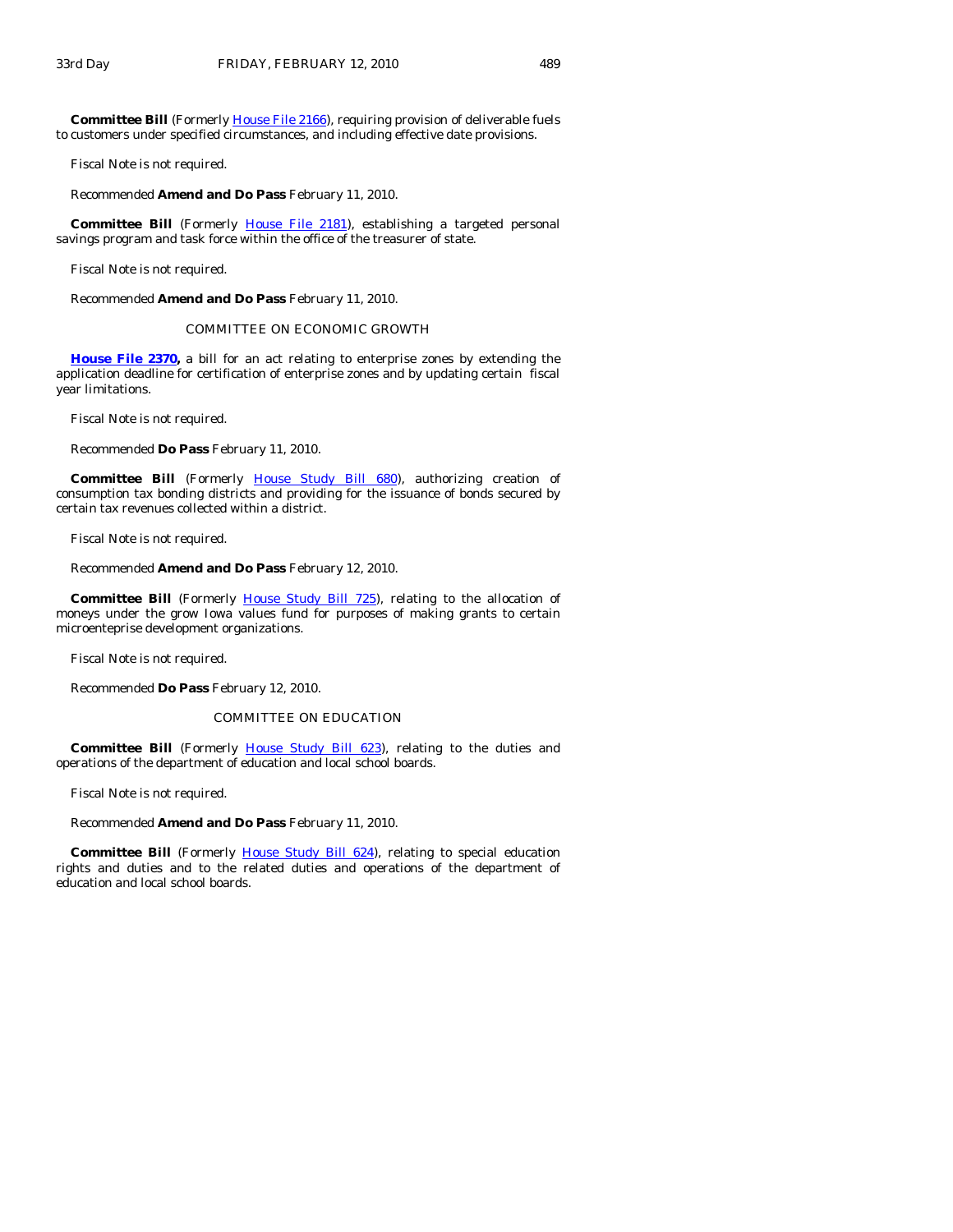**Committee Bill** (Formerly House File 2166), requiring provision of deliverable fuels to customers under specified circumstances, and including effective date provisions.

Fiscal Note is not required.

Recommended **Amend and Do Pass** February 11, 2010.

**Committee Bill** (Formerly House File 2181), establishing a targeted personal savings program and task force within the office of the treasurer of state.

Fiscal Note is not required.

Recommended **Amend and Do Pass** February 11, 2010.

COMMITTEE ON ECONOMIC GROWTH

**House File 2370,** a bill for an act relating to enterprise zones by extending the application deadline for certification of enterprise zones and by updating certain fiscal year limitations.

Fiscal Note is not required.

Recommended **Do Pass** February 11, 2010.

**Committee Bill** (Formerly House Study Bill 680), authorizing creation of consumption tax bonding districts and providing for the issuance of bonds secured by certain tax revenues collected within a district.

Fiscal Note is not required.

Recommended **Amend and Do Pass** February 12, 2010.

**Committee Bill** (Formerly House Study Bill 725), relating to the allocation of moneys under the grow Iowa values fund for purposes of making grants to certain microenteprise development organizations.

Fiscal Note is not required.

Recommended **Do Pass** February 12, 2010.

COMMITTEE ON EDUCATION

**Committee Bill** (Formerly House Study Bill 623), relating to the duties and operations of the department of education and local school boards.

Fiscal Note is not required.

Recommended **Amend and Do Pass** February 11, 2010.

**Committee Bill** (Formerly House Study Bill 624), relating to special education rights and duties and to the related duties and operations of the department of education and local school boards.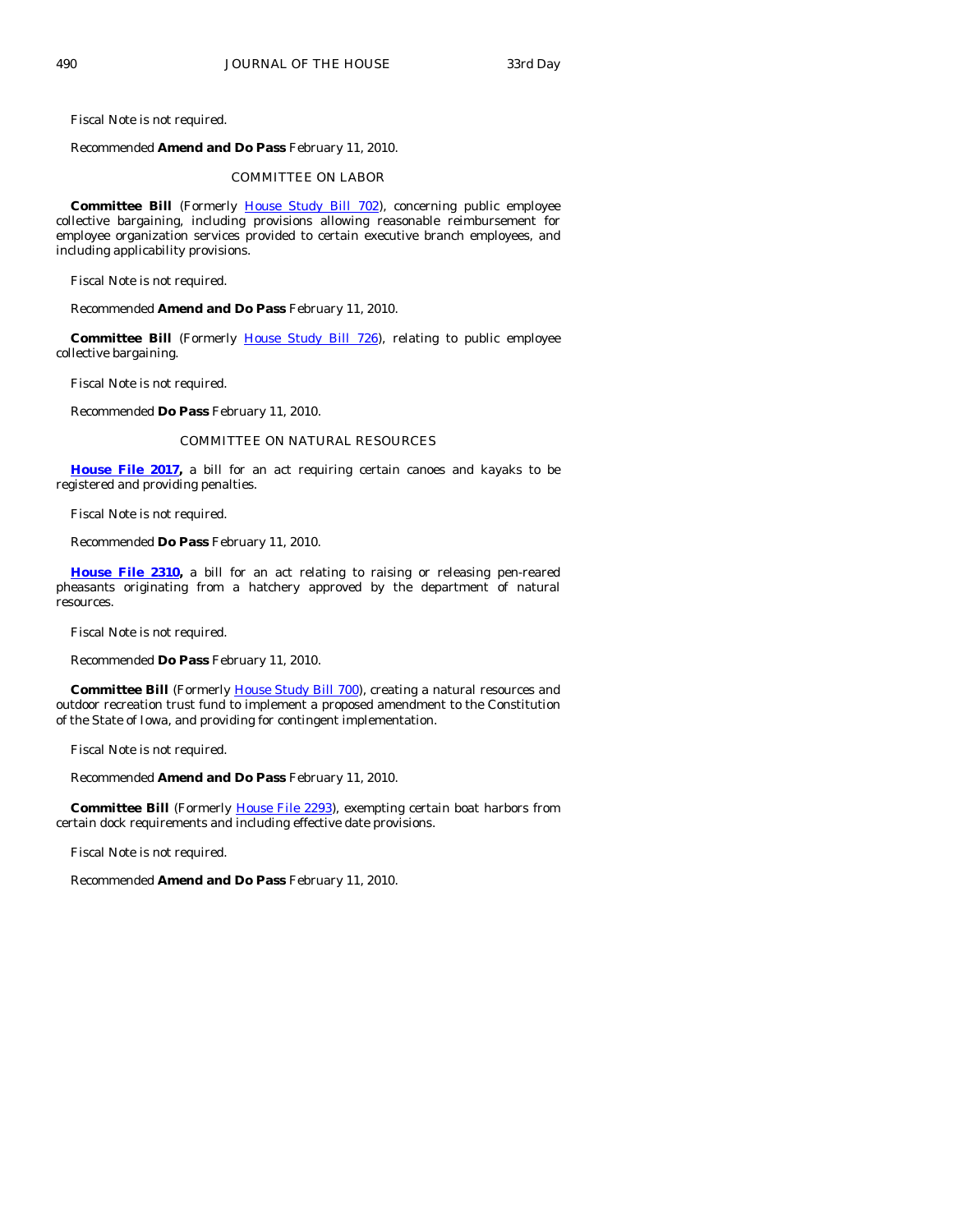Fiscal Note is not required.

Recommended **Amend and Do Pass** February 11, 2010.

COMMITTEE ON LABOR

**Committee Bill** (Formerly House Study Bill 702), concerning public employee collective bargaining, including provisions allowing reasonable reimbursement for employee organization services provided to certain executive branch employees, and including applicability provisions.

Fiscal Note is not required.

Recommended **Amend and Do Pass** February 11, 2010.

**Committee Bill** (Formerly House Study Bill 726), relating to public employee collective bargaining.

Fiscal Note is not required.

Recommended **Do Pass** February 11, 2010.

COMMITTEE ON NATURAL RESOURCES

**House File 2017,** a bill for an act requiring certain canoes and kayaks to be registered and providing penalties.

Fiscal Note is not required.

Recommended **Do Pass** February 11, 2010.

**House File 2310,** a bill for an act relating to raising or releasing pen-reared pheasants originating from a hatchery approved by the department of natural resources.

Fiscal Note is not required.

Recommended **Do Pass** February 11, 2010.

**Committee Bill** (Formerly House Study Bill 700), creating a natural resources and outdoor recreation trust fund to implement a proposed amendment to the Constitution of the State of Iowa, and providing for contingent implementation.

Fiscal Note is not required.

Recommended **Amend and Do Pass** February 11, 2010.

**Committee Bill** (Formerly House File 2293), exempting certain boat harbors from certain dock requirements and including effective date provisions.

Fiscal Note is not required.

Recommended **Amend and Do Pass** February 11, 2010.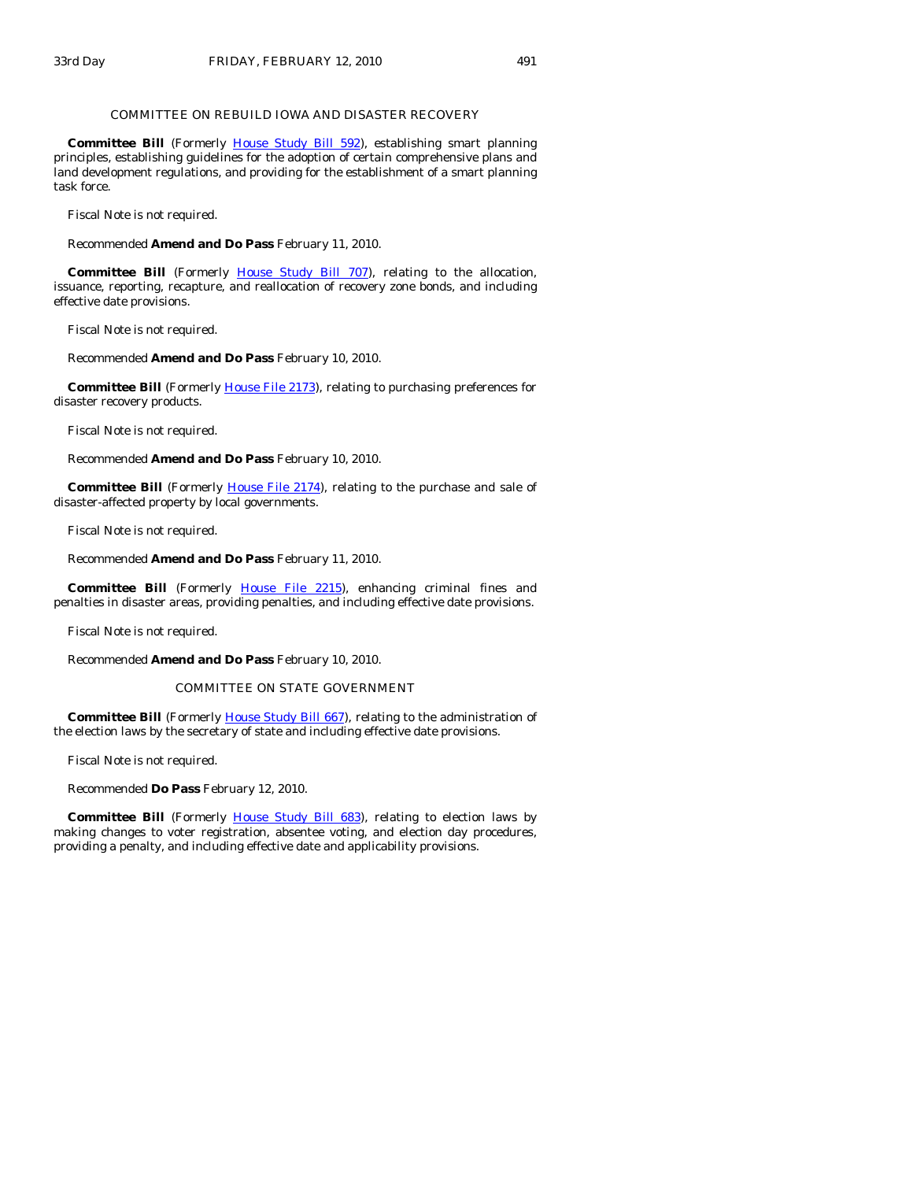COMMITTEE ON REBUILD IOWA AND DISASTER RECOVERY

**Committee Bill** (Formerly House Study Bill 592), establishing smart planning principles, establishing guidelines for the adoption of certain comprehensive plans and land development regulations, and providing for the establishment of a smart planning task force.

Fiscal Note is not required.

Recommended **Amend and Do Pass** February 11, 2010.

**Committee Bill** (Formerly House Study Bill 707), relating to the allocation, issuance, reporting, recapture, and reallocation of recovery zone bonds, and including effective date provisions.

Fiscal Note is not required.

Recommended **Amend and Do Pass** February 10, 2010.

**Committee Bill** (Formerly House File 2173), relating to purchasing preferences for disaster recovery products.

Fiscal Note is not required.

Recommended **Amend and Do Pass** February 10, 2010.

**Committee Bill** (Formerly House File 2174), relating to the purchase and sale of disaster-affected property by local governments.

Fiscal Note is not required.

Recommended **Amend and Do Pass** February 11, 2010.

**Committee Bill** (Formerly House File 2215), enhancing criminal fines and penalties in disaster areas, providing penalties, and including effective date provisions.

Fiscal Note is not required.

Recommended **Amend and Do Pass** February 10, 2010.

COMMITTEE ON STATE GOVERNMENT

**Committee Bill** (Formerly House Study Bill 667), relating to the administration of the election laws by the secretary of state and including effective date provisions.

Fiscal Note is not required.

Recommended **Do Pass** February 12, 2010.

**Committee Bill** (Formerly House Study Bill 683), relating to election laws by making changes to voter registration, absentee voting, and election day procedures, providing a penalty, and including effective date and applicability provisions.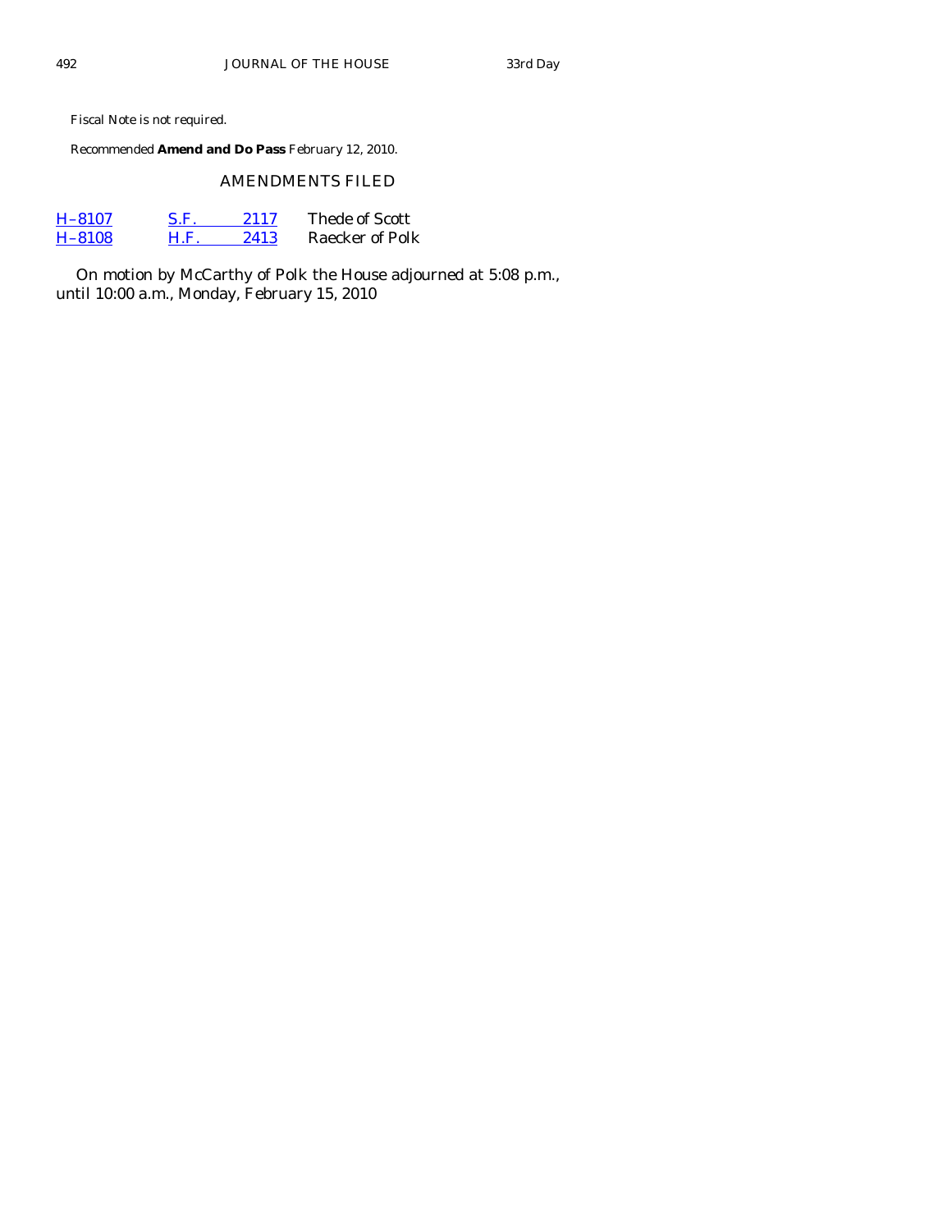Fiscal Note is not required.

Recommended **Amend and Do Pass** February 12, 2010.

## AMENDMENTS FILED

| | | |
|---|---|---|
| H–8107 | S.F. 2117 | Thede of Scott |
| H–8108 | H.F. 2413 | Raecker of Polk |

On motion by McCarthy of Polk the House adjourned at 5:08 p.m., until 10:00 a.m., Monday, February 15, 2010